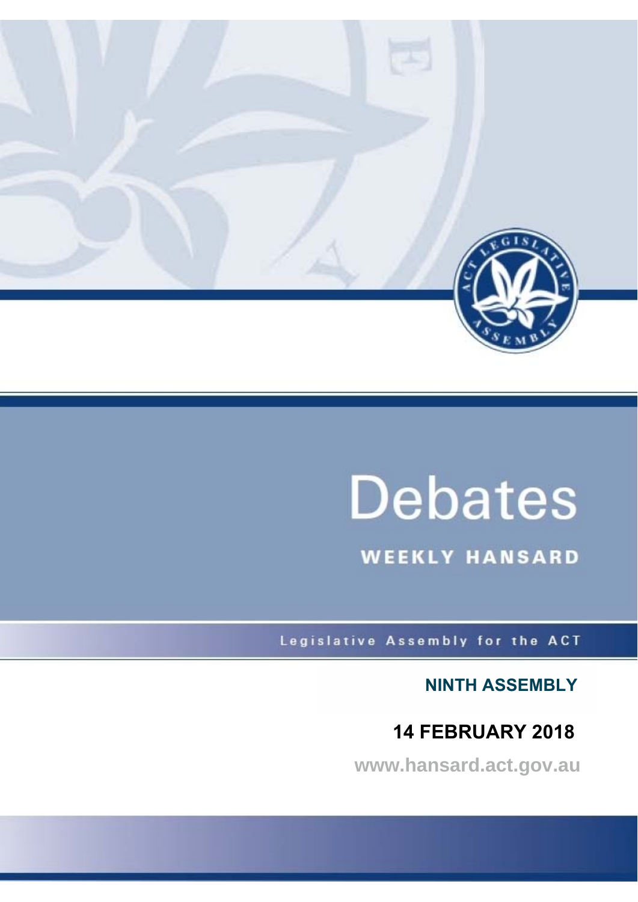# Debates

## WEEKLY HANSARD

Legislative Assembly for the ACT

**NINTH ASSEMBLY**

**14 FEBRUARY 2018**

www.hansard.act.gov.au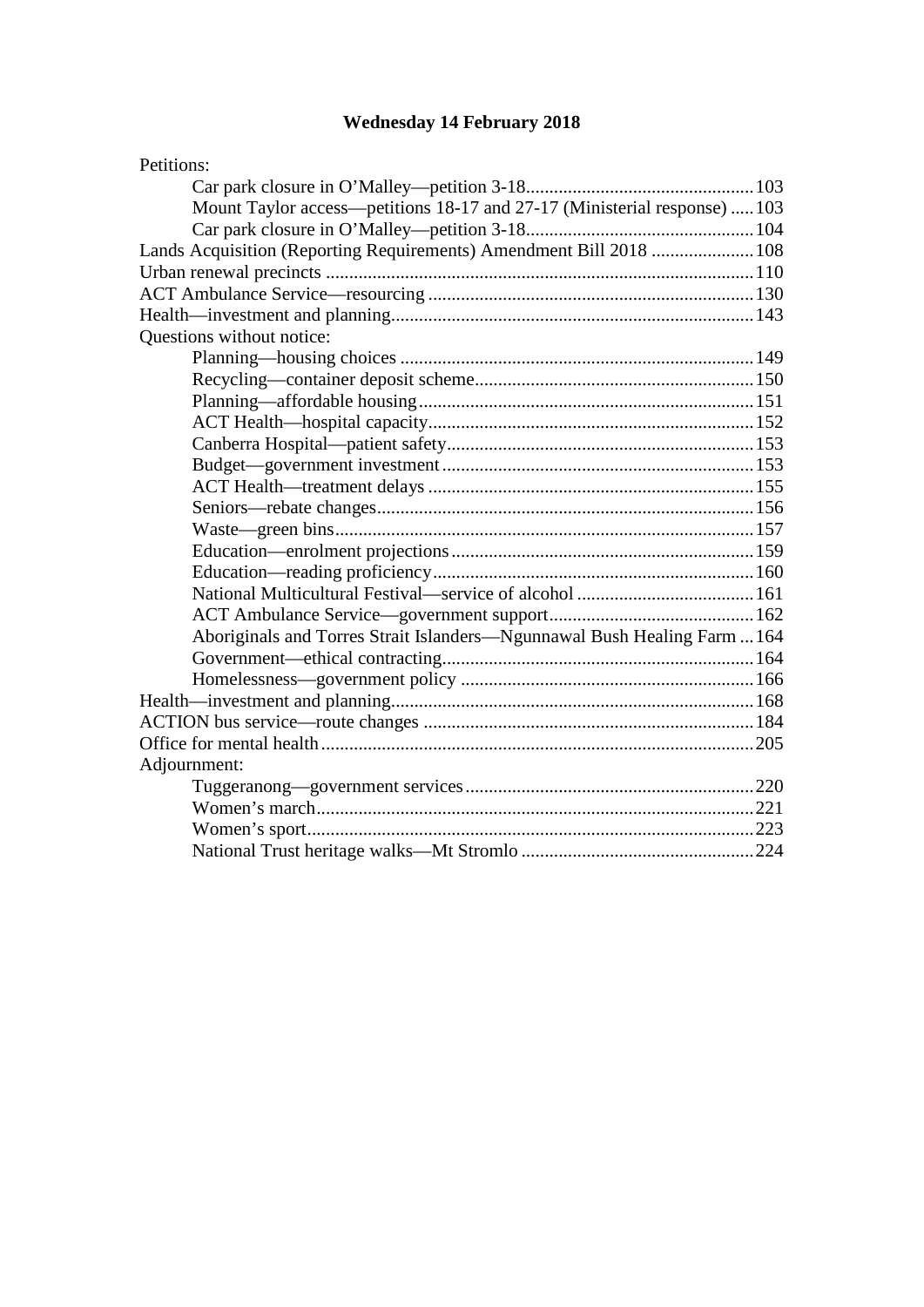**Wednesday 14 February 2018**

Petitions:

- Car park closure in O'Malley—petition 3-18 ... 103
- Mount Taylor access—petitions 18-17 and 27-17 (Ministerial response) ... 103
- Car park closure in O'Malley—petition 3-18 ... 104

Lands Acquisition (Reporting Requirements) Amendment Bill 2018 ... 108

Urban renewal precincts ... 110

ACT Ambulance Service—resourcing ... 130

Health—investment and planning ... 143

Questions without notice:

- Planning—housing choices ... 149
- Recycling—container deposit scheme ... 150
- Planning—affordable housing ... 151
- ACT Health—hospital capacity ... 152
- Canberra Hospital—patient safety ... 153
- Budget—government investment ... 153
- ACT Health—treatment delays ... 155
- Seniors—rebate changes ... 156
- Waste—green bins ... 157
- Education—enrolment projections ... 159
- Education—reading proficiency ... 160
- National Multicultural Festival—service of alcohol ... 161
- ACT Ambulance Service—government support ... 162
- Aboriginals and Torres Strait Islanders—Ngunnawal Bush Healing Farm ... 164
- Government—ethical contracting ... 164
- Homelessness—government policy ... 166

Health—investment and planning ... 168

ACTION bus service—route changes ... 184

Office for mental health ... 205

Adjournment:

- Tuggeranong—government services ... 220
- Women's march ... 221
- Women's sport ... 223
- National Trust heritage walks—Mt Stromlo ... 224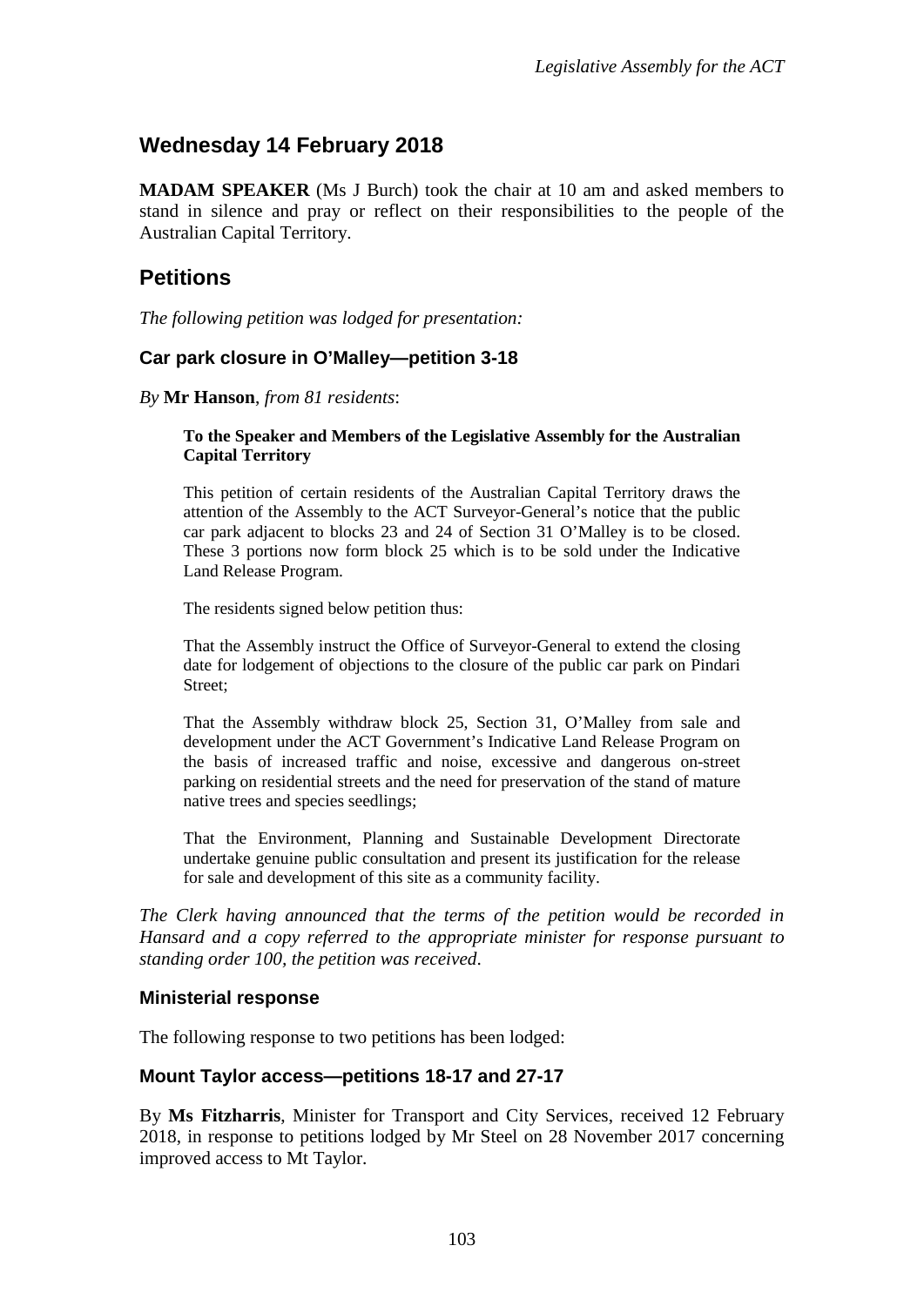# Wednesday 14 February 2018

**MADAM SPEAKER** (Ms J Burch) took the chair at 10 am and asked members to stand in silence and pray or reflect on their responsibilities to the people of the Australian Capital Territory.

# Petitions

*The following petition was lodged for presentation:*

## Car park closure in O'Malley—petition 3-18

*By* **Mr Hanson**, *from 81 residents*:

> **To the Speaker and Members of the Legislative Assembly for the Australian Capital Territory**
>
> This petition of certain residents of the Australian Capital Territory draws the attention of the Assembly to the ACT Surveyor-General's notice that the public car park adjacent to blocks 23 and 24 of Section 31 O'Malley is to be closed. These 3 portions now form block 25 which is to be sold under the Indicative Land Release Program.
>
> The residents signed below petition thus:
>
> That the Assembly instruct the Office of Surveyor-General to extend the closing date for lodgement of objections to the closure of the public car park on Pindari Street;
>
> That the Assembly withdraw block 25, Section 31, O'Malley from sale and development under the ACT Government's Indicative Land Release Program on the basis of increased traffic and noise, excessive and dangerous on-street parking on residential streets and the need for preservation of the stand of mature native trees and species seedlings;
>
> That the Environment, Planning and Sustainable Development Directorate undertake genuine public consultation and present its justification for the release for sale and development of this site as a community facility.

*The Clerk having announced that the terms of the petition would be recorded in Hansard and a copy referred to the appropriate minister for response pursuant to standing order 100, the petition was received.*

## Ministerial response

The following response to two petitions has been lodged:

## Mount Taylor access—petitions 18-17 and 27-17

By **Ms Fitzharris**, Minister for Transport and City Services, received 12 February 2018, in response to petitions lodged by Mr Steel on 28 November 2017 concerning improved access to Mt Taylor.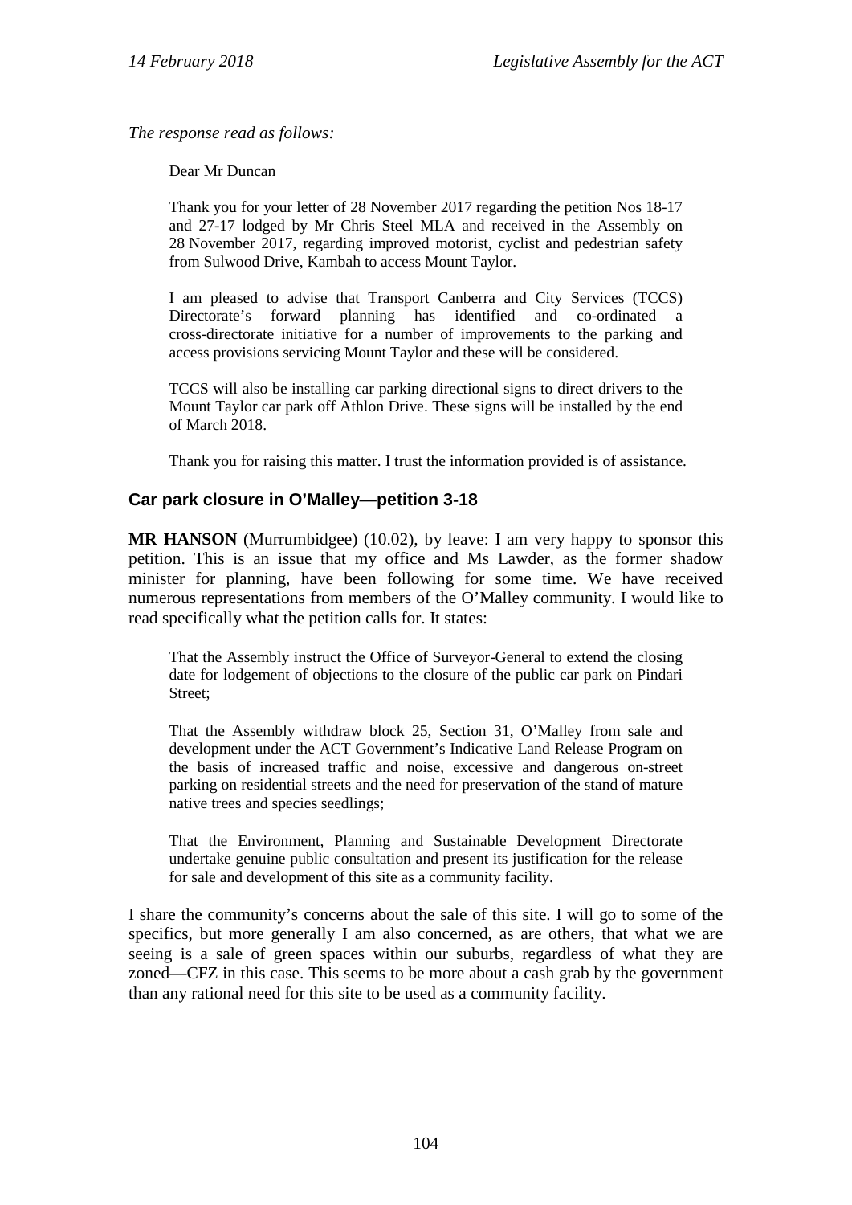*The response read as follows:*

> Dear Mr Duncan
>
> Thank you for your letter of 28 November 2017 regarding the petition Nos 18-17 and 27-17 lodged by Mr Chris Steel MLA and received in the Assembly on 28 November 2017, regarding improved motorist, cyclist and pedestrian safety from Sulwood Drive, Kambah to access Mount Taylor.
>
> I am pleased to advise that Transport Canberra and City Services (TCCS) Directorate's forward planning has identified and co-ordinated a cross-directorate initiative for a number of improvements to the parking and access provisions servicing Mount Taylor and these will be considered.
>
> TCCS will also be installing car parking directional signs to direct drivers to the Mount Taylor car park off Athlon Drive. These signs will be installed by the end of March 2018.
>
> Thank you for raising this matter. I trust the information provided is of assistance.

## Car park closure in O'Malley—petition 3-18

**MR HANSON** (Murrumbidgee) (10.02), by leave: I am very happy to sponsor this petition. This is an issue that my office and Ms Lawder, as the former shadow minister for planning, have been following for some time. We have received numerous representations from members of the O'Malley community. I would like to read specifically what the petition calls for. It states:

> That the Assembly instruct the Office of Surveyor-General to extend the closing date for lodgement of objections to the closure of the public car park on Pindari Street;
>
> That the Assembly withdraw block 25, Section 31, O'Malley from sale and development under the ACT Government's Indicative Land Release Program on the basis of increased traffic and noise, excessive and dangerous on-street parking on residential streets and the need for preservation of the stand of mature native trees and species seedlings;
>
> That the Environment, Planning and Sustainable Development Directorate undertake genuine public consultation and present its justification for the release for sale and development of this site as a community facility.

I share the community's concerns about the sale of this site. I will go to some of the specifics, but more generally I am also concerned, as are others, that what we are seeing is a sale of green spaces within our suburbs, regardless of what they are zoned—CFZ in this case. This seems to be more about a cash grab by the government than any rational need for this site to be used as a community facility.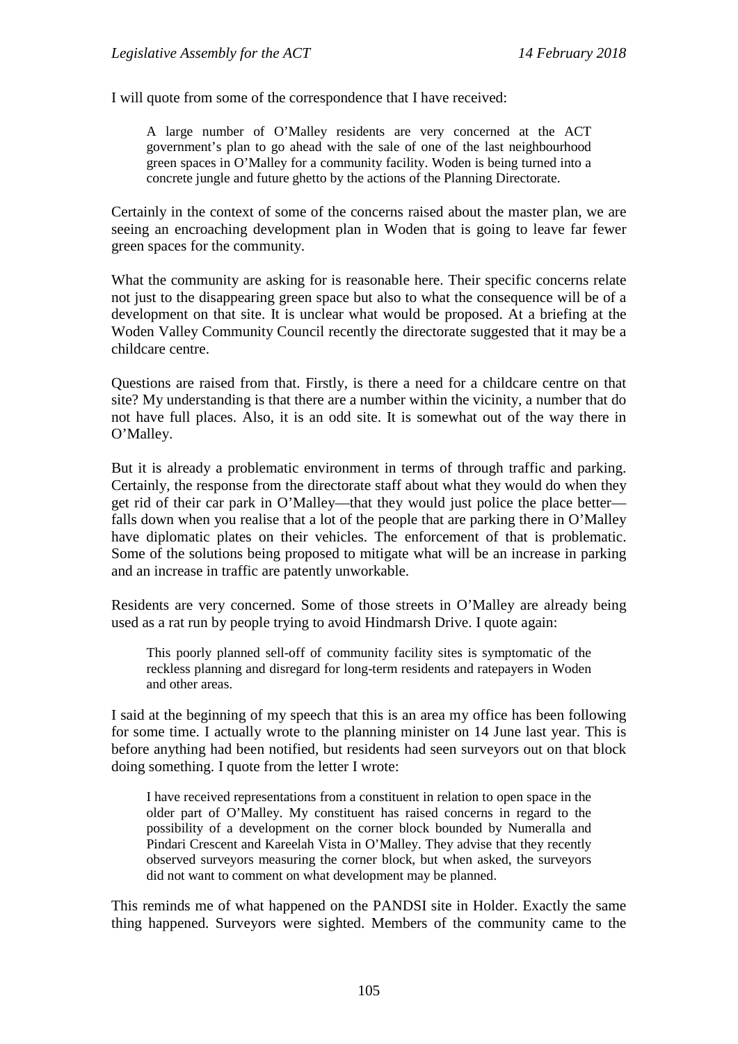I will quote from some of the correspondence that I have received:

> A large number of O'Malley residents are very concerned at the ACT government's plan to go ahead with the sale of one of the last neighbourhood green spaces in O'Malley for a community facility. Woden is being turned into a concrete jungle and future ghetto by the actions of the Planning Directorate.

Certainly in the context of some of the concerns raised about the master plan, we are seeing an encroaching development plan in Woden that is going to leave far fewer green spaces for the community.

What the community are asking for is reasonable here. Their specific concerns relate not just to the disappearing green space but also to what the consequence will be of a development on that site. It is unclear what would be proposed. At a briefing at the Woden Valley Community Council recently the directorate suggested that it may be a childcare centre.

Questions are raised from that. Firstly, is there a need for a childcare centre on that site? My understanding is that there are a number within the vicinity, a number that do not have full places. Also, it is an odd site. It is somewhat out of the way there in O'Malley.

But it is already a problematic environment in terms of through traffic and parking. Certainly, the response from the directorate staff about what they would do when they get rid of their car park in O'Malley—that they would just police the place better—falls down when you realise that a lot of the people that are parking there in O'Malley have diplomatic plates on their vehicles. The enforcement of that is problematic. Some of the solutions being proposed to mitigate what will be an increase in parking and an increase in traffic are patently unworkable.

Residents are very concerned. Some of those streets in O'Malley are already being used as a rat run by people trying to avoid Hindmarsh Drive. I quote again:

> This poorly planned sell-off of community facility sites is symptomatic of the reckless planning and disregard for long-term residents and ratepayers in Woden and other areas.

I said at the beginning of my speech that this is an area my office has been following for some time. I actually wrote to the planning minister on 14 June last year. This is before anything had been notified, but residents had seen surveyors out on that block doing something. I quote from the letter I wrote:

> I have received representations from a constituent in relation to open space in the older part of O'Malley. My constituent has raised concerns in regard to the possibility of a development on the corner block bounded by Numeralla and Pindari Crescent and Kareelah Vista in O'Malley. They advise that they recently observed surveyors measuring the corner block, but when asked, the surveyors did not want to comment on what development may be planned.

This reminds me of what happened on the PANDSI site in Holder. Exactly the same thing happened. Surveyors were sighted. Members of the community came to the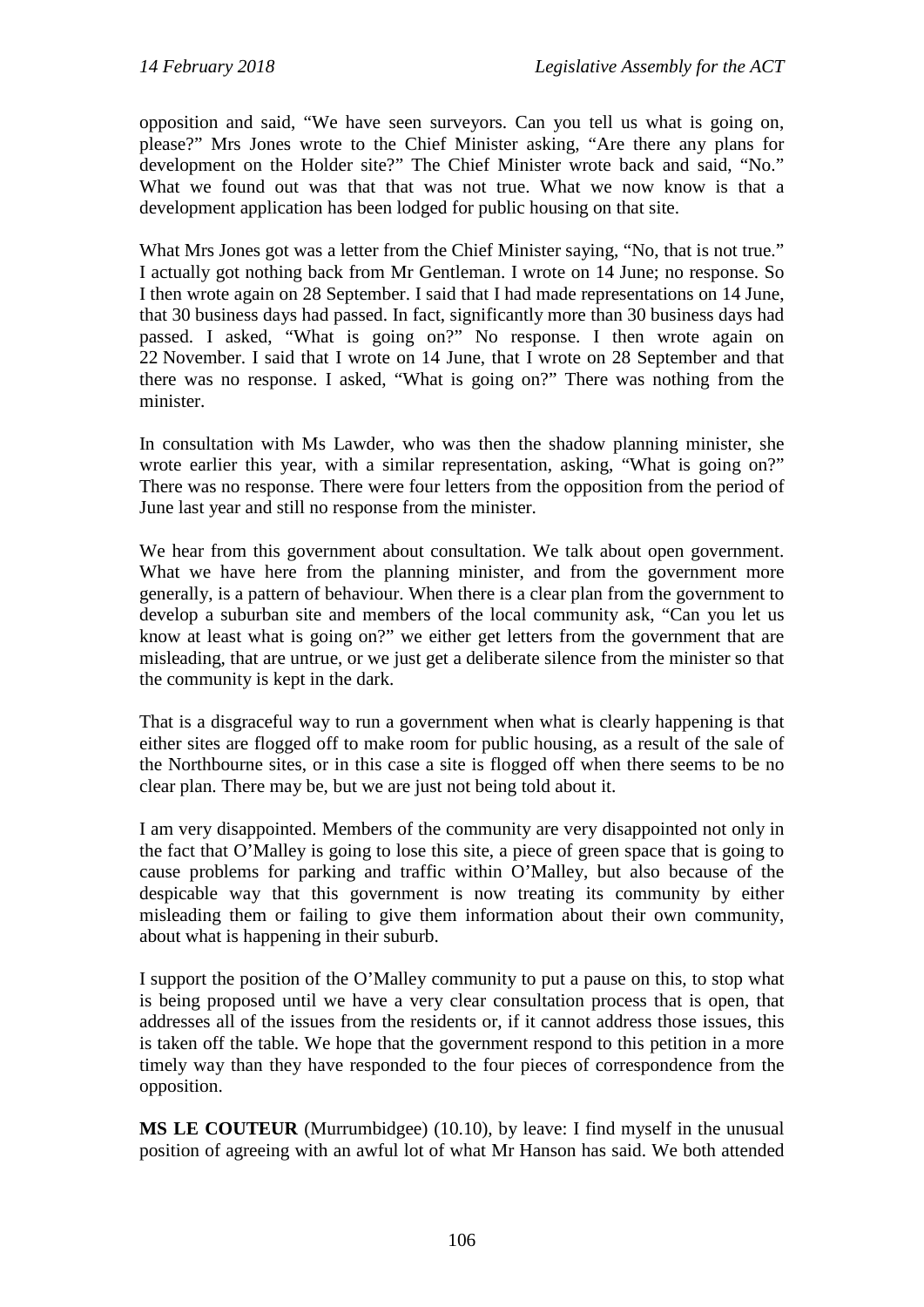opposition and said, "We have seen surveyors. Can you tell us what is going on, please?" Mrs Jones wrote to the Chief Minister asking, "Are there any plans for development on the Holder site?" The Chief Minister wrote back and said, "No." What we found out was that that was not true. What we now know is that a development application has been lodged for public housing on that site.

What Mrs Jones got was a letter from the Chief Minister saying, "No, that is not true." I actually got nothing back from Mr Gentleman. I wrote on 14 June; no response. So I then wrote again on 28 September. I said that I had made representations on 14 June, that 30 business days had passed. In fact, significantly more than 30 business days had passed. I asked, "What is going on?" No response. I then wrote again on 22 November. I said that I wrote on 14 June, that I wrote on 28 September and that there was no response. I asked, "What is going on?" There was nothing from the minister.

In consultation with Ms Lawder, who was then the shadow planning minister, she wrote earlier this year, with a similar representation, asking, "What is going on?" There was no response. There were four letters from the opposition from the period of June last year and still no response from the minister.

We hear from this government about consultation. We talk about open government. What we have here from the planning minister, and from the government more generally, is a pattern of behaviour. When there is a clear plan from the government to develop a suburban site and members of the local community ask, "Can you let us know at least what is going on?" we either get letters from the government that are misleading, that are untrue, or we just get a deliberate silence from the minister so that the community is kept in the dark.

That is a disgraceful way to run a government when what is clearly happening is that either sites are flogged off to make room for public housing, as a result of the sale of the Northbourne sites, or in this case a site is flogged off when there seems to be no clear plan. There may be, but we are just not being told about it.

I am very disappointed. Members of the community are very disappointed not only in the fact that O'Malley is going to lose this site, a piece of green space that is going to cause problems for parking and traffic within O'Malley, but also because of the despicable way that this government is now treating its community by either misleading them or failing to give them information about their own community, about what is happening in their suburb.

I support the position of the O'Malley community to put a pause on this, to stop what is being proposed until we have a very clear consultation process that is open, that addresses all of the issues from the residents or, if it cannot address those issues, this is taken off the table. We hope that the government respond to this petition in a more timely way than they have responded to the four pieces of correspondence from the opposition.

**MS LE COUTEUR** (Murrumbidgee) (10.10), by leave: I find myself in the unusual position of agreeing with an awful lot of what Mr Hanson has said. We both attended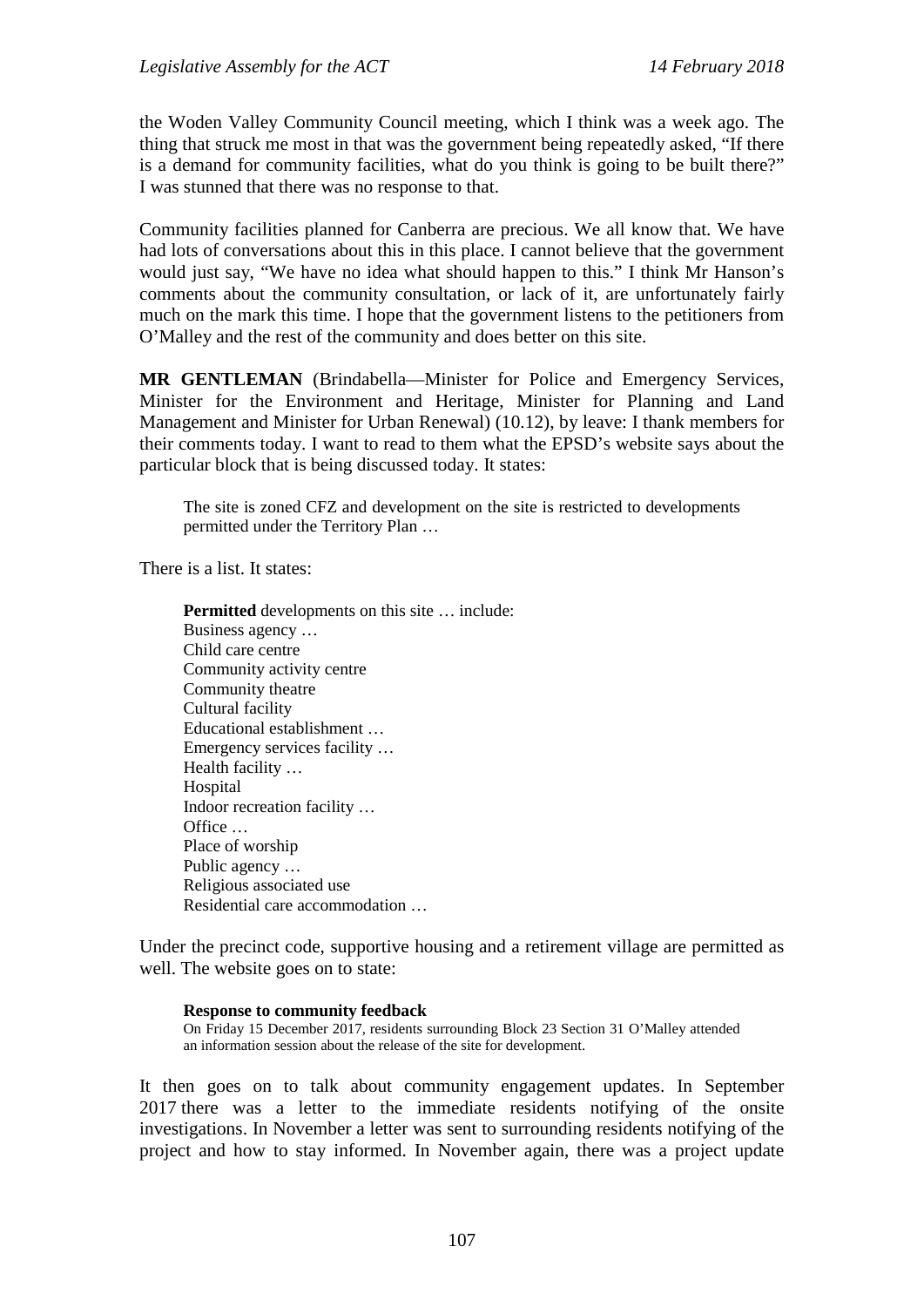the Woden Valley Community Council meeting, which I think was a week ago. The thing that struck me most in that was the government being repeatedly asked, "If there is a demand for community facilities, what do you think is going to be built there?" I was stunned that there was no response to that.

Community facilities planned for Canberra are precious. We all know that. We have had lots of conversations about this in this place. I cannot believe that the government would just say, "We have no idea what should happen to this." I think Mr Hanson's comments about the community consultation, or lack of it, are unfortunately fairly much on the mark this time. I hope that the government listens to the petitioners from O'Malley and the rest of the community and does better on this site.

**MR GENTLEMAN** (Brindabella—Minister for Police and Emergency Services, Minister for the Environment and Heritage, Minister for Planning and Land Management and Minister for Urban Renewal) (10.12), by leave: I thank members for their comments today. I want to read to them what the EPSD's website says about the particular block that is being discussed today. It states:

> The site is zoned CFZ and development on the site is restricted to developments permitted under the Territory Plan …

There is a list. It states:

> **Permitted** developments on this site … include:
> Business agency …
> Child care centre
> Community activity centre
> Community theatre
> Cultural facility
> Educational establishment …
> Emergency services facility …
> Health facility …
> Hospital
> Indoor recreation facility …
> Office …
> Place of worship
> Public agency …
> Religious associated use
> Residential care accommodation …

Under the precinct code, supportive housing and a retirement village are permitted as well. The website goes on to state:

> **Response to community feedback**
> On Friday 15 December 2017, residents surrounding Block 23 Section 31 O'Malley attended an information session about the release of the site for development.

It then goes on to talk about community engagement updates. In September 2017 there was a letter to the immediate residents notifying of the onsite investigations. In November a letter was sent to surrounding residents notifying of the project and how to stay informed. In November again, there was a project update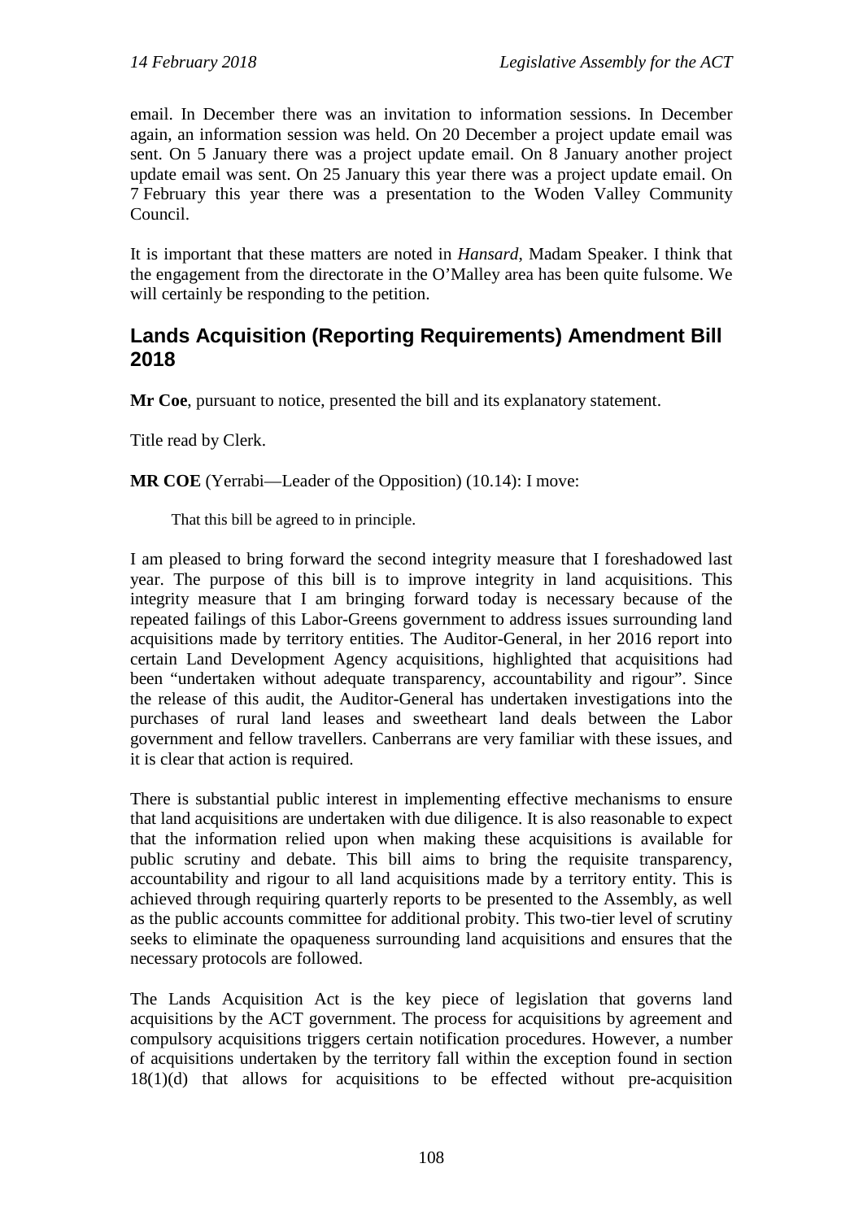email. In December there was an invitation to information sessions. In December again, an information session was held. On 20 December a project update email was sent. On 5 January there was a project update email. On 8 January another project update email was sent. On 25 January this year there was a project update email. On 7 February this year there was a presentation to the Woden Valley Community Council.

It is important that these matters are noted in *Hansard*, Madam Speaker. I think that the engagement from the directorate in the O'Malley area has been quite fulsome. We will certainly be responding to the petition.

## Lands Acquisition (Reporting Requirements) Amendment Bill 2018

**Mr Coe**, pursuant to notice, presented the bill and its explanatory statement.

Title read by Clerk.

**MR COE** (Yerrabi—Leader of the Opposition) (10.14): I move:

> That this bill be agreed to in principle.

I am pleased to bring forward the second integrity measure that I foreshadowed last year. The purpose of this bill is to improve integrity in land acquisitions. This integrity measure that I am bringing forward today is necessary because of the repeated failings of this Labor-Greens government to address issues surrounding land acquisitions made by territory entities. The Auditor-General, in her 2016 report into certain Land Development Agency acquisitions, highlighted that acquisitions had been "undertaken without adequate transparency, accountability and rigour". Since the release of this audit, the Auditor-General has undertaken investigations into the purchases of rural land leases and sweetheart land deals between the Labor government and fellow travellers. Canberrans are very familiar with these issues, and it is clear that action is required.

There is substantial public interest in implementing effective mechanisms to ensure that land acquisitions are undertaken with due diligence. It is also reasonable to expect that the information relied upon when making these acquisitions is available for public scrutiny and debate. This bill aims to bring the requisite transparency, accountability and rigour to all land acquisitions made by a territory entity. This is achieved through requiring quarterly reports to be presented to the Assembly, as well as the public accounts committee for additional probity. This two-tier level of scrutiny seeks to eliminate the opaqueness surrounding land acquisitions and ensures that the necessary protocols are followed.

The Lands Acquisition Act is the key piece of legislation that governs land acquisitions by the ACT government. The process for acquisitions by agreement and compulsory acquisitions triggers certain notification procedures. However, a number of acquisitions undertaken by the territory fall within the exception found in section 18(1)(d) that allows for acquisitions to be effected without pre-acquisition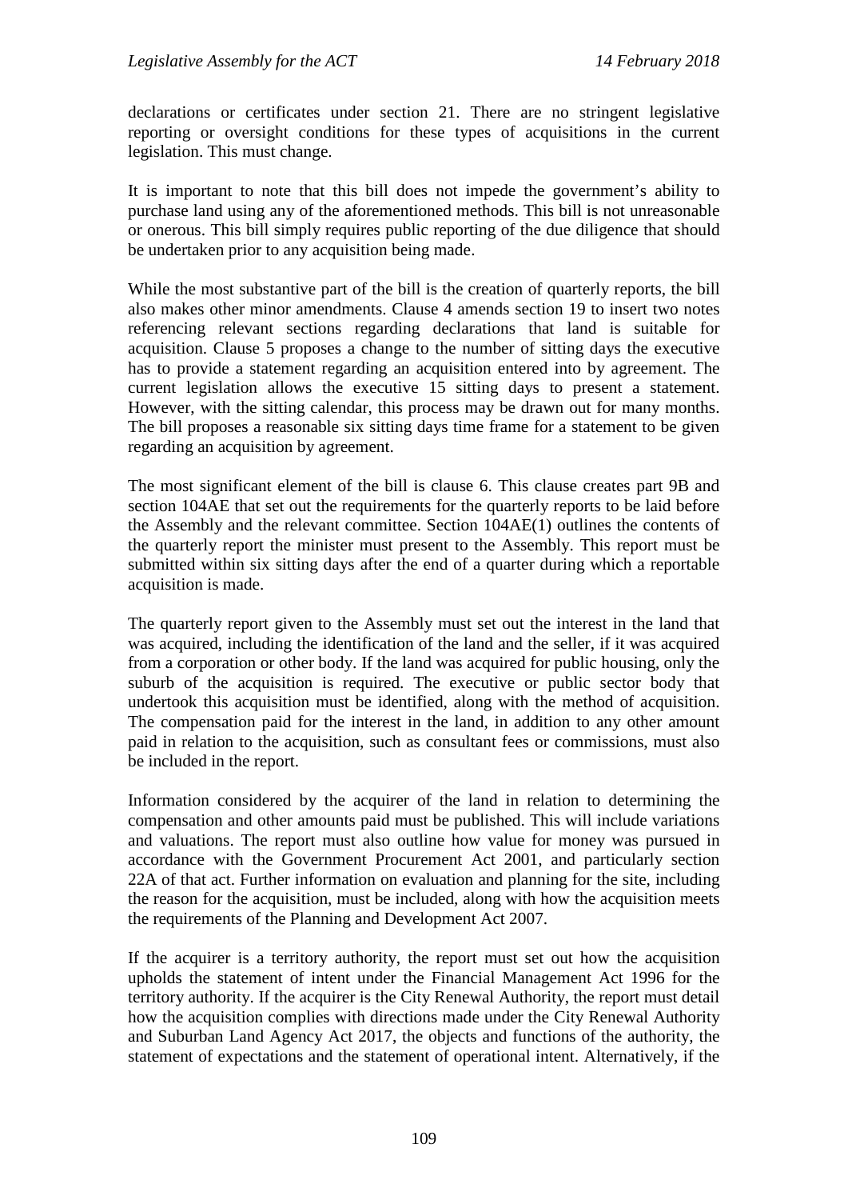declarations or certificates under section 21. There are no stringent legislative reporting or oversight conditions for these types of acquisitions in the current legislation. This must change.

It is important to note that this bill does not impede the government's ability to purchase land using any of the aforementioned methods. This bill is not unreasonable or onerous. This bill simply requires public reporting of the due diligence that should be undertaken prior to any acquisition being made.

While the most substantive part of the bill is the creation of quarterly reports, the bill also makes other minor amendments. Clause 4 amends section 19 to insert two notes referencing relevant sections regarding declarations that land is suitable for acquisition. Clause 5 proposes a change to the number of sitting days the executive has to provide a statement regarding an acquisition entered into by agreement. The current legislation allows the executive 15 sitting days to present a statement. However, with the sitting calendar, this process may be drawn out for many months. The bill proposes a reasonable six sitting days time frame for a statement to be given regarding an acquisition by agreement.

The most significant element of the bill is clause 6. This clause creates part 9B and section 104AE that set out the requirements for the quarterly reports to be laid before the Assembly and the relevant committee. Section 104AE(1) outlines the contents of the quarterly report the minister must present to the Assembly. This report must be submitted within six sitting days after the end of a quarter during which a reportable acquisition is made.

The quarterly report given to the Assembly must set out the interest in the land that was acquired, including the identification of the land and the seller, if it was acquired from a corporation or other body. If the land was acquired for public housing, only the suburb of the acquisition is required. The executive or public sector body that undertook this acquisition must be identified, along with the method of acquisition. The compensation paid for the interest in the land, in addition to any other amount paid in relation to the acquisition, such as consultant fees or commissions, must also be included in the report.

Information considered by the acquirer of the land in relation to determining the compensation and other amounts paid must be published. This will include variations and valuations. The report must also outline how value for money was pursued in accordance with the Government Procurement Act 2001, and particularly section 22A of that act. Further information on evaluation and planning for the site, including the reason for the acquisition, must be included, along with how the acquisition meets the requirements of the Planning and Development Act 2007.

If the acquirer is a territory authority, the report must set out how the acquisition upholds the statement of intent under the Financial Management Act 1996 for the territory authority. If the acquirer is the City Renewal Authority, the report must detail how the acquisition complies with directions made under the City Renewal Authority and Suburban Land Agency Act 2017, the objects and functions of the authority, the statement of expectations and the statement of operational intent. Alternatively, if the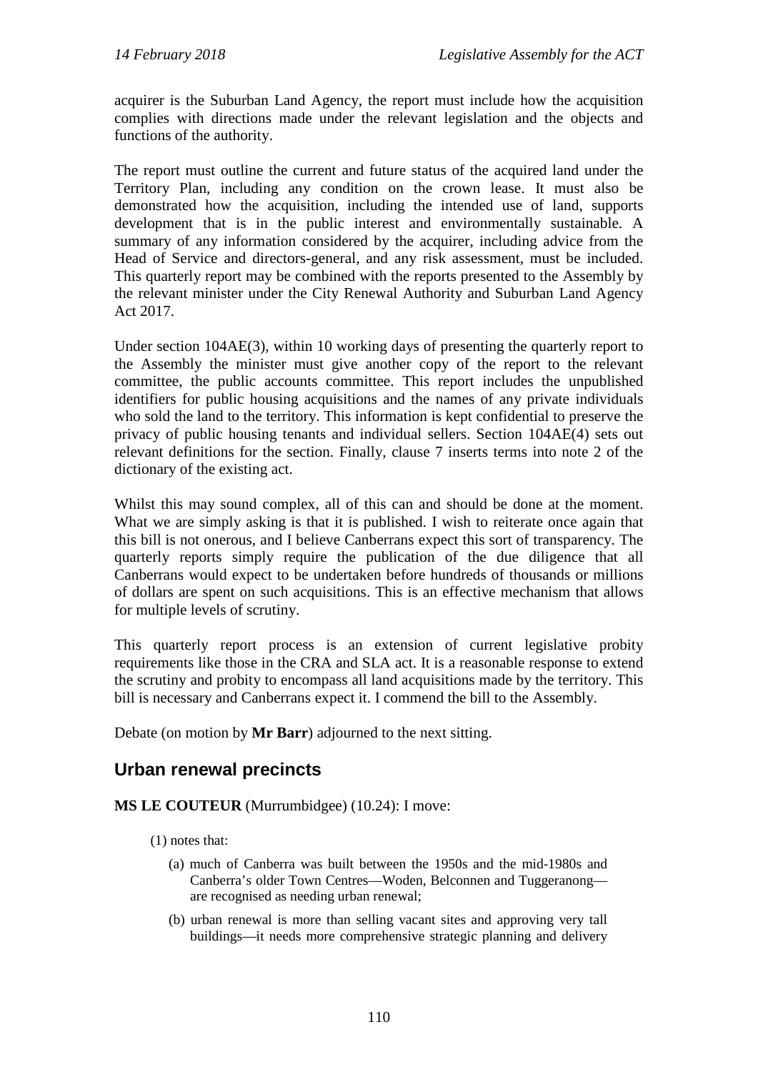acquirer is the Suburban Land Agency, the report must include how the acquisition complies with directions made under the relevant legislation and the objects and functions of the authority.

The report must outline the current and future status of the acquired land under the Territory Plan, including any condition on the crown lease. It must also be demonstrated how the acquisition, including the intended use of land, supports development that is in the public interest and environmentally sustainable. A summary of any information considered by the acquirer, including advice from the Head of Service and directors-general, and any risk assessment, must be included. This quarterly report may be combined with the reports presented to the Assembly by the relevant minister under the City Renewal Authority and Suburban Land Agency Act 2017.

Under section 104AE(3), within 10 working days of presenting the quarterly report to the Assembly the minister must give another copy of the report to the relevant committee, the public accounts committee. This report includes the unpublished identifiers for public housing acquisitions and the names of any private individuals who sold the land to the territory. This information is kept confidential to preserve the privacy of public housing tenants and individual sellers. Section 104AE(4) sets out relevant definitions for the section. Finally, clause 7 inserts terms into note 2 of the dictionary of the existing act.

Whilst this may sound complex, all of this can and should be done at the moment. What we are simply asking is that it is published. I wish to reiterate once again that this bill is not onerous, and I believe Canberrans expect this sort of transparency. The quarterly reports simply require the publication of the due diligence that all Canberrans would expect to be undertaken before hundreds of thousands or millions of dollars are spent on such acquisitions. This is an effective mechanism that allows for multiple levels of scrutiny.

This quarterly report process is an extension of current legislative probity requirements like those in the CRA and SLA act. It is a reasonable response to extend the scrutiny and probity to encompass all land acquisitions made by the territory. This bill is necessary and Canberrans expect it. I commend the bill to the Assembly.

Debate (on motion by **Mr Barr**) adjourned to the next sitting.

## Urban renewal precincts

**MS LE COUTEUR** (Murrumbidgee) (10.24): I move:

(1) notes that:

(a) much of Canberra was built between the 1950s and the mid-1980s and Canberra's older Town Centres—Woden, Belconnen and Tuggeranong—are recognised as needing urban renewal;

(b) urban renewal is more than selling vacant sites and approving very tall buildings—it needs more comprehensive strategic planning and delivery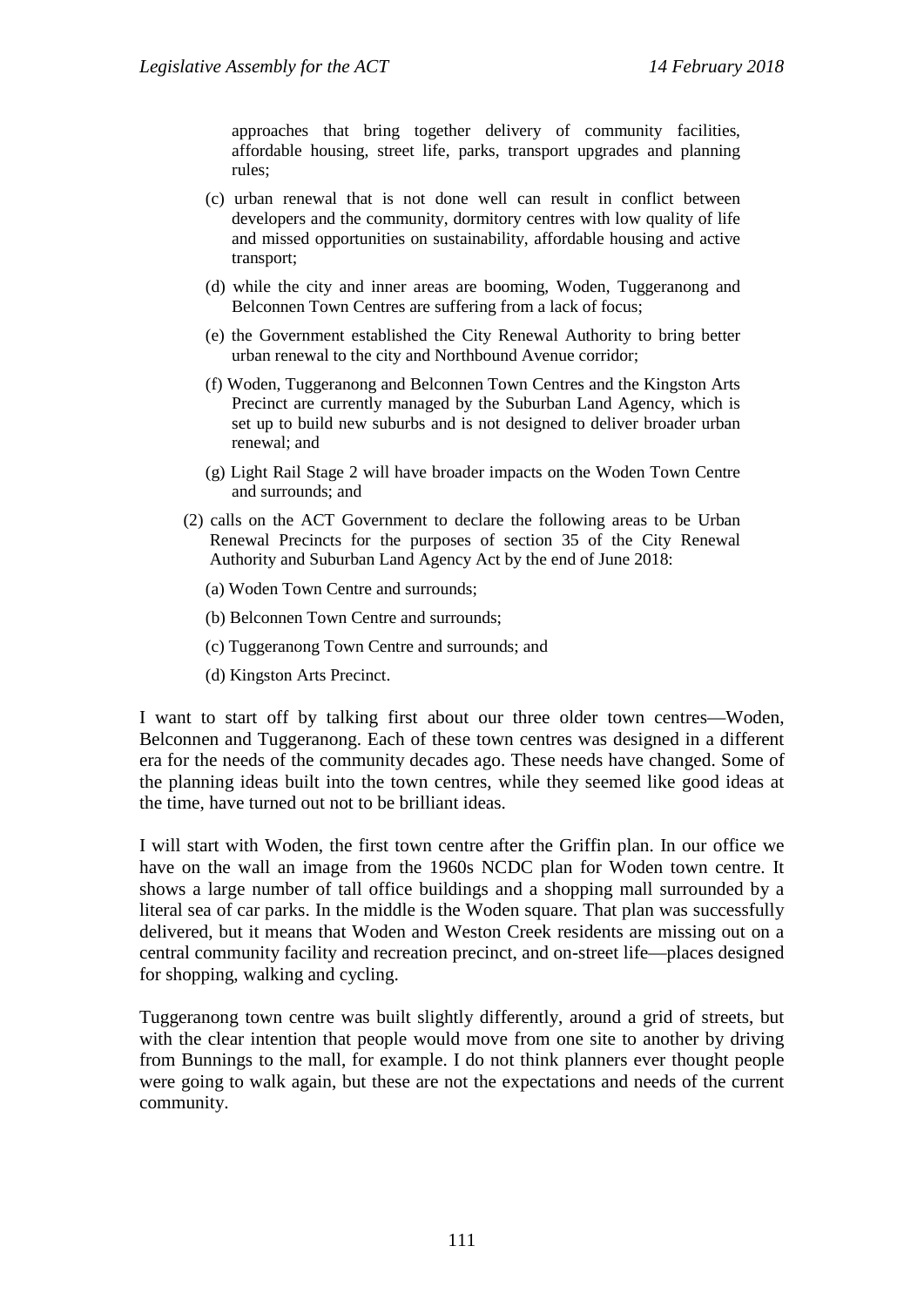approaches that bring together delivery of community facilities, affordable housing, street life, parks, transport upgrades and planning rules;

(c) urban renewal that is not done well can result in conflict between developers and the community, dormitory centres with low quality of life and missed opportunities on sustainability, affordable housing and active transport;

(d) while the city and inner areas are booming, Woden, Tuggeranong and Belconnen Town Centres are suffering from a lack of focus;

(e) the Government established the City Renewal Authority to bring better urban renewal to the city and Northbound Avenue corridor;

(f) Woden, Tuggeranong and Belconnen Town Centres and the Kingston Arts Precinct are currently managed by the Suburban Land Agency, which is set up to build new suburbs and is not designed to deliver broader urban renewal; and

(g) Light Rail Stage 2 will have broader impacts on the Woden Town Centre and surrounds; and

(2) calls on the ACT Government to declare the following areas to be Urban Renewal Precincts for the purposes of section 35 of the City Renewal Authority and Suburban Land Agency Act by the end of June 2018:

(a) Woden Town Centre and surrounds;

(b) Belconnen Town Centre and surrounds;

(c) Tuggeranong Town Centre and surrounds; and

(d) Kingston Arts Precinct.

I want to start off by talking first about our three older town centres—Woden, Belconnen and Tuggeranong. Each of these town centres was designed in a different era for the needs of the community decades ago. These needs have changed. Some of the planning ideas built into the town centres, while they seemed like good ideas at the time, have turned out not to be brilliant ideas.

I will start with Woden, the first town centre after the Griffin plan. In our office we have on the wall an image from the 1960s NCDC plan for Woden town centre. It shows a large number of tall office buildings and a shopping mall surrounded by a literal sea of car parks. In the middle is the Woden square. That plan was successfully delivered, but it means that Woden and Weston Creek residents are missing out on a central community facility and recreation precinct, and on-street life—places designed for shopping, walking and cycling.

Tuggeranong town centre was built slightly differently, around a grid of streets, but with the clear intention that people would move from one site to another by driving from Bunnings to the mall, for example. I do not think planners ever thought people were going to walk again, but these are not the expectations and needs of the current community.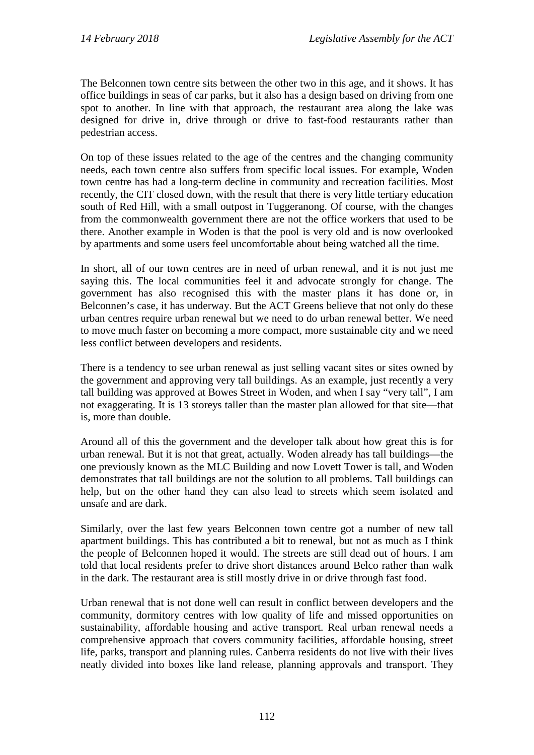The Belconnen town centre sits between the other two in this age, and it shows. It has office buildings in seas of car parks, but it also has a design based on driving from one spot to another. In line with that approach, the restaurant area along the lake was designed for drive in, drive through or drive to fast-food restaurants rather than pedestrian access.

On top of these issues related to the age of the centres and the changing community needs, each town centre also suffers from specific local issues. For example, Woden town centre has had a long-term decline in community and recreation facilities. Most recently, the CIT closed down, with the result that there is very little tertiary education south of Red Hill, with a small outpost in Tuggeranong. Of course, with the changes from the commonwealth government there are not the office workers that used to be there. Another example in Woden is that the pool is very old and is now overlooked by apartments and some users feel uncomfortable about being watched all the time.

In short, all of our town centres are in need of urban renewal, and it is not just me saying this. The local communities feel it and advocate strongly for change. The government has also recognised this with the master plans it has done or, in Belconnen's case, it has underway. But the ACT Greens believe that not only do these urban centres require urban renewal but we need to do urban renewal better. We need to move much faster on becoming a more compact, more sustainable city and we need less conflict between developers and residents.

There is a tendency to see urban renewal as just selling vacant sites or sites owned by the government and approving very tall buildings. As an example, just recently a very tall building was approved at Bowes Street in Woden, and when I say "very tall", I am not exaggerating. It is 13 storeys taller than the master plan allowed for that site—that is, more than double.

Around all of this the government and the developer talk about how great this is for urban renewal. But it is not that great, actually. Woden already has tall buildings—the one previously known as the MLC Building and now Lovett Tower is tall, and Woden demonstrates that tall buildings are not the solution to all problems. Tall buildings can help, but on the other hand they can also lead to streets which seem isolated and unsafe and are dark.

Similarly, over the last few years Belconnen town centre got a number of new tall apartment buildings. This has contributed a bit to renewal, but not as much as I think the people of Belconnen hoped it would. The streets are still dead out of hours. I am told that local residents prefer to drive short distances around Belco rather than walk in the dark. The restaurant area is still mostly drive in or drive through fast food.

Urban renewal that is not done well can result in conflict between developers and the community, dormitory centres with low quality of life and missed opportunities on sustainability, affordable housing and active transport. Real urban renewal needs a comprehensive approach that covers community facilities, affordable housing, street life, parks, transport and planning rules. Canberra residents do not live with their lives neatly divided into boxes like land release, planning approvals and transport. They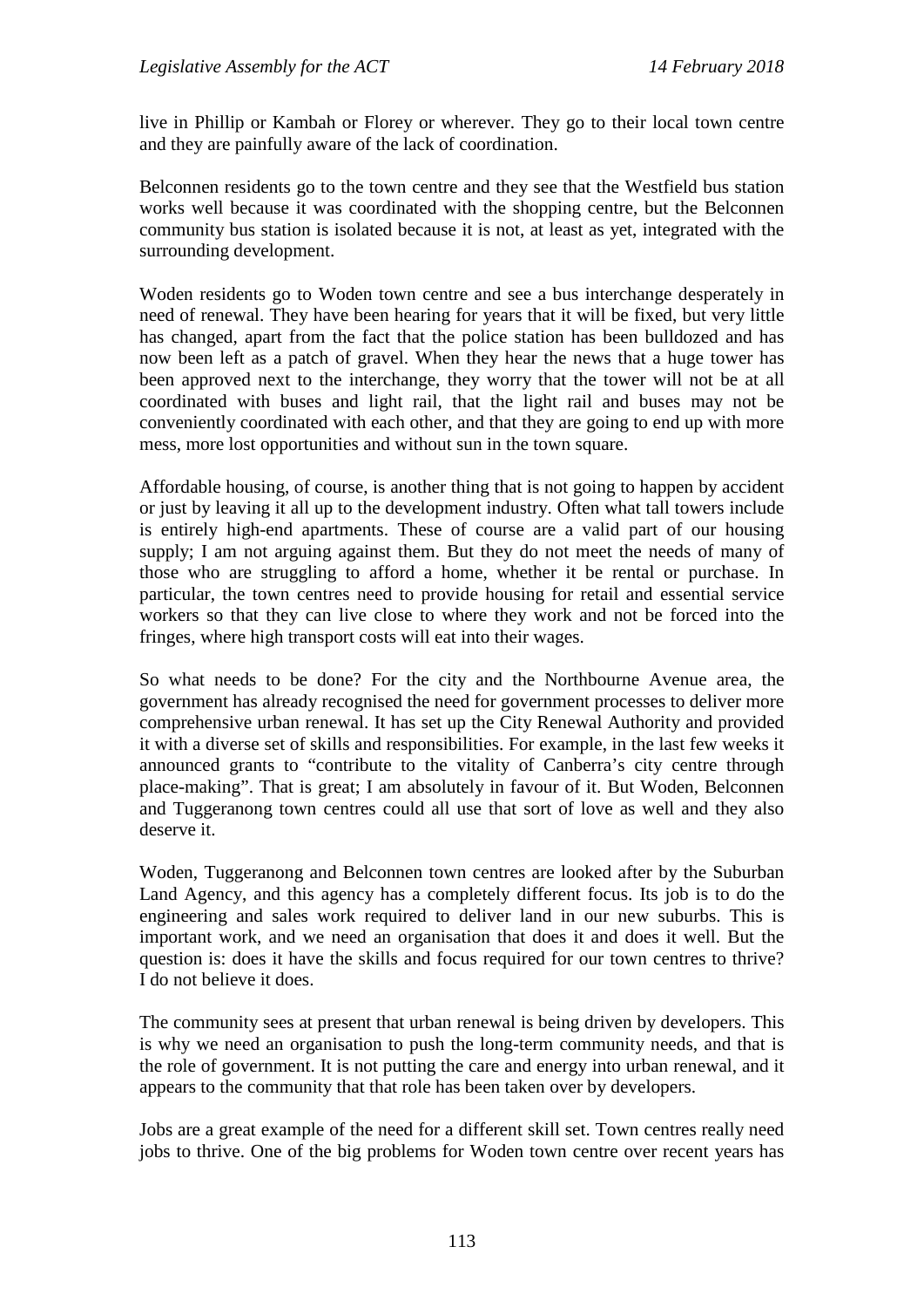live in Phillip or Kambah or Florey or wherever. They go to their local town centre and they are painfully aware of the lack of coordination.

Belconnen residents go to the town centre and they see that the Westfield bus station works well because it was coordinated with the shopping centre, but the Belconnen community bus station is isolated because it is not, at least as yet, integrated with the surrounding development.

Woden residents go to Woden town centre and see a bus interchange desperately in need of renewal. They have been hearing for years that it will be fixed, but very little has changed, apart from the fact that the police station has been bulldozed and has now been left as a patch of gravel. When they hear the news that a huge tower has been approved next to the interchange, they worry that the tower will not be at all coordinated with buses and light rail, that the light rail and buses may not be conveniently coordinated with each other, and that they are going to end up with more mess, more lost opportunities and without sun in the town square.

Affordable housing, of course, is another thing that is not going to happen by accident or just by leaving it all up to the development industry. Often what tall towers include is entirely high-end apartments. These of course are a valid part of our housing supply; I am not arguing against them. But they do not meet the needs of many of those who are struggling to afford a home, whether it be rental or purchase. In particular, the town centres need to provide housing for retail and essential service workers so that they can live close to where they work and not be forced into the fringes, where high transport costs will eat into their wages.

So what needs to be done? For the city and the Northbourne Avenue area, the government has already recognised the need for government processes to deliver more comprehensive urban renewal. It has set up the City Renewal Authority and provided it with a diverse set of skills and responsibilities. For example, in the last few weeks it announced grants to "contribute to the vitality of Canberra's city centre through place-making". That is great; I am absolutely in favour of it. But Woden, Belconnen and Tuggeranong town centres could all use that sort of love as well and they also deserve it.

Woden, Tuggeranong and Belconnen town centres are looked after by the Suburban Land Agency, and this agency has a completely different focus. Its job is to do the engineering and sales work required to deliver land in our new suburbs. This is important work, and we need an organisation that does it and does it well. But the question is: does it have the skills and focus required for our town centres to thrive? I do not believe it does.

The community sees at present that urban renewal is being driven by developers. This is why we need an organisation to push the long-term community needs, and that is the role of government. It is not putting the care and energy into urban renewal, and it appears to the community that that role has been taken over by developers.

Jobs are a great example of the need for a different skill set. Town centres really need jobs to thrive. One of the big problems for Woden town centre over recent years has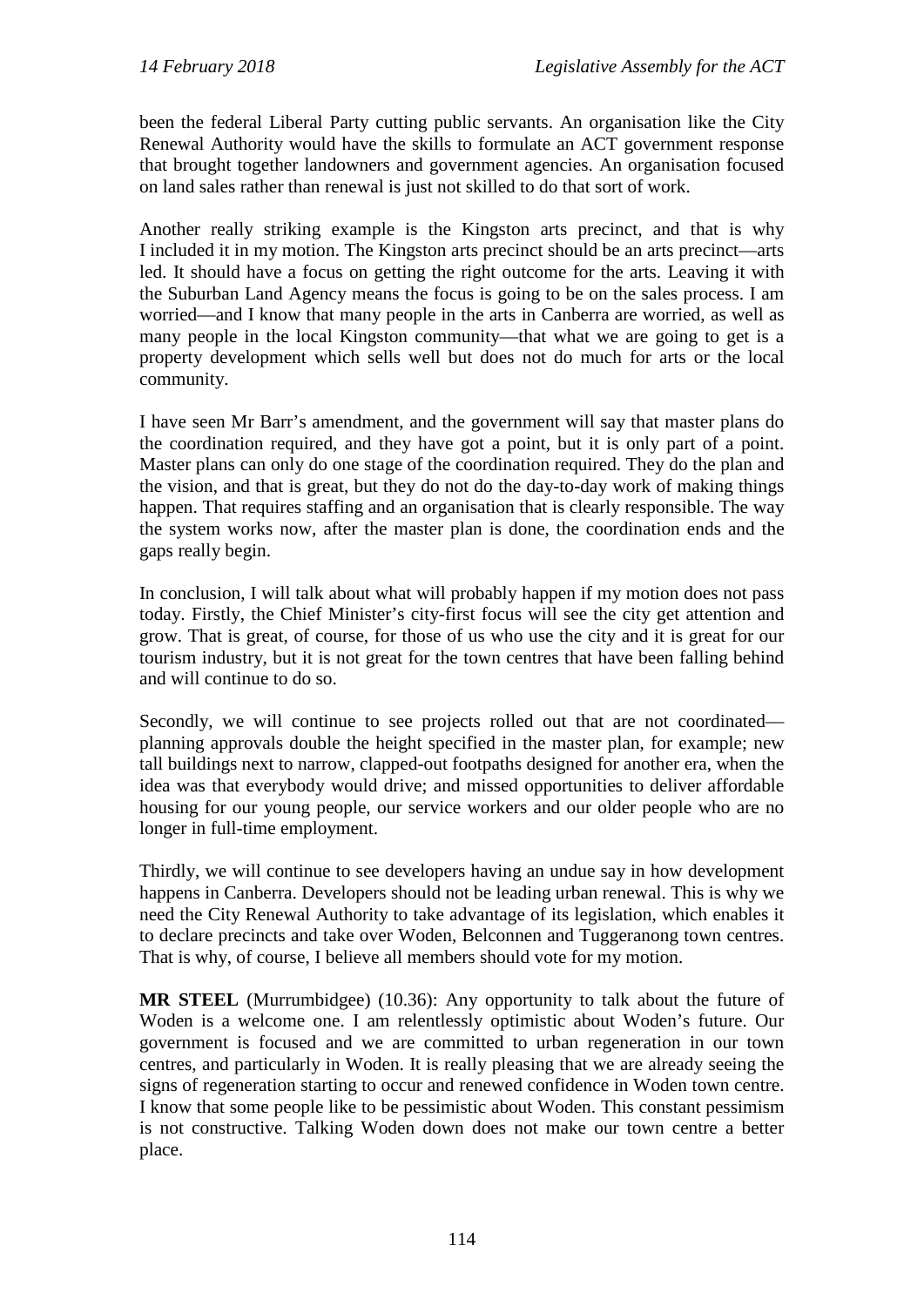been the federal Liberal Party cutting public servants. An organisation like the City Renewal Authority would have the skills to formulate an ACT government response that brought together landowners and government agencies. An organisation focused on land sales rather than renewal is just not skilled to do that sort of work.

Another really striking example is the Kingston arts precinct, and that is why I included it in my motion. The Kingston arts precinct should be an arts precinct—arts led. It should have a focus on getting the right outcome for the arts. Leaving it with the Suburban Land Agency means the focus is going to be on the sales process. I am worried—and I know that many people in the arts in Canberra are worried, as well as many people in the local Kingston community—that what we are going to get is a property development which sells well but does not do much for arts or the local community.

I have seen Mr Barr's amendment, and the government will say that master plans do the coordination required, and they have got a point, but it is only part of a point. Master plans can only do one stage of the coordination required. They do the plan and the vision, and that is great, but they do not do the day-to-day work of making things happen. That requires staffing and an organisation that is clearly responsible. The way the system works now, after the master plan is done, the coordination ends and the gaps really begin.

In conclusion, I will talk about what will probably happen if my motion does not pass today. Firstly, the Chief Minister's city-first focus will see the city get attention and grow. That is great, of course, for those of us who use the city and it is great for our tourism industry, but it is not great for the town centres that have been falling behind and will continue to do so.

Secondly, we will continue to see projects rolled out that are not coordinated—planning approvals double the height specified in the master plan, for example; new tall buildings next to narrow, clapped-out footpaths designed for another era, when the idea was that everybody would drive; and missed opportunities to deliver affordable housing for our young people, our service workers and our older people who are no longer in full-time employment.

Thirdly, we will continue to see developers having an undue say in how development happens in Canberra. Developers should not be leading urban renewal. This is why we need the City Renewal Authority to take advantage of its legislation, which enables it to declare precincts and take over Woden, Belconnen and Tuggeranong town centres. That is why, of course, I believe all members should vote for my motion.

**MR STEEL** (Murrumbidgee) (10.36): Any opportunity to talk about the future of Woden is a welcome one. I am relentlessly optimistic about Woden's future. Our government is focused and we are committed to urban regeneration in our town centres, and particularly in Woden. It is really pleasing that we are already seeing the signs of regeneration starting to occur and renewed confidence in Woden town centre. I know that some people like to be pessimistic about Woden. This constant pessimism is not constructive. Talking Woden down does not make our town centre a better place.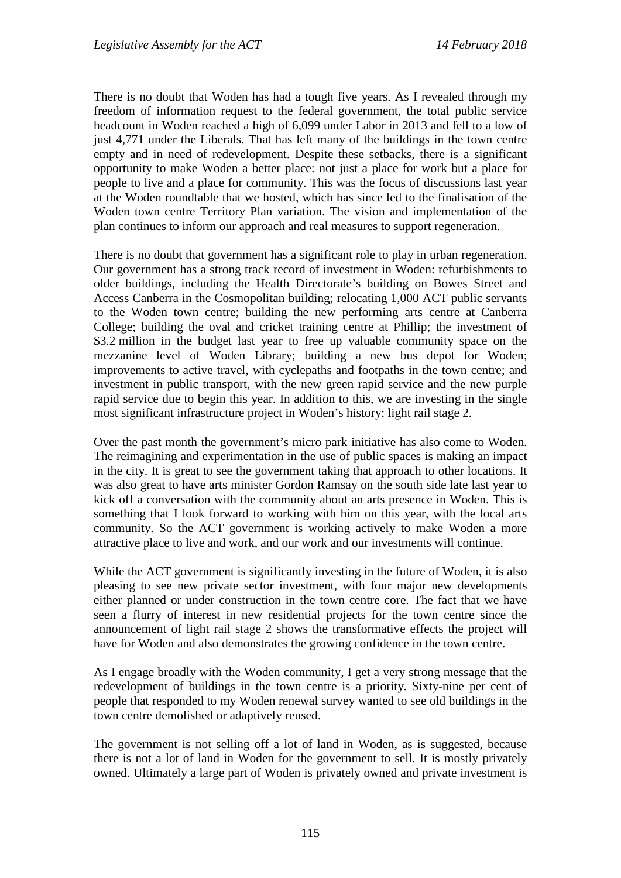There is no doubt that Woden has had a tough five years. As I revealed through my freedom of information request to the federal government, the total public service headcount in Woden reached a high of 6,099 under Labor in 2013 and fell to a low of just 4,771 under the Liberals. That has left many of the buildings in the town centre empty and in need of redevelopment. Despite these setbacks, there is a significant opportunity to make Woden a better place: not just a place for work but a place for people to live and a place for community. This was the focus of discussions last year at the Woden roundtable that we hosted, which has since led to the finalisation of the Woden town centre Territory Plan variation. The vision and implementation of the plan continues to inform our approach and real measures to support regeneration.

There is no doubt that government has a significant role to play in urban regeneration. Our government has a strong track record of investment in Woden: refurbishments to older buildings, including the Health Directorate's building on Bowes Street and Access Canberra in the Cosmopolitan building; relocating 1,000 ACT public servants to the Woden town centre; building the new performing arts centre at Canberra College; building the oval and cricket training centre at Phillip; the investment of $3.2 million in the budget last year to free up valuable community space on the mezzanine level of Woden Library; building a new bus depot for Woden; improvements to active travel, with cyclepaths and footpaths in the town centre; and investment in public transport, with the new green rapid service and the new purple rapid service due to begin this year. In addition to this, we are investing in the single most significant infrastructure project in Woden's history: light rail stage 2.

Over the past month the government's micro park initiative has also come to Woden. The reimagining and experimentation in the use of public spaces is making an impact in the city. It is great to see the government taking that approach to other locations. It was also great to have arts minister Gordon Ramsay on the south side late last year to kick off a conversation with the community about an arts presence in Woden. This is something that I look forward to working with him on this year, with the local arts community. So the ACT government is working actively to make Woden a more attractive place to live and work, and our work and our investments will continue.

While the ACT government is significantly investing in the future of Woden, it is also pleasing to see new private sector investment, with four major new developments either planned or under construction in the town centre core. The fact that we have seen a flurry of interest in new residential projects for the town centre since the announcement of light rail stage 2 shows the transformative effects the project will have for Woden and also demonstrates the growing confidence in the town centre.

As I engage broadly with the Woden community, I get a very strong message that the redevelopment of buildings in the town centre is a priority. Sixty-nine per cent of people that responded to my Woden renewal survey wanted to see old buildings in the town centre demolished or adaptively reused.

The government is not selling off a lot of land in Woden, as is suggested, because there is not a lot of land in Woden for the government to sell. It is mostly privately owned. Ultimately a large part of Woden is privately owned and private investment is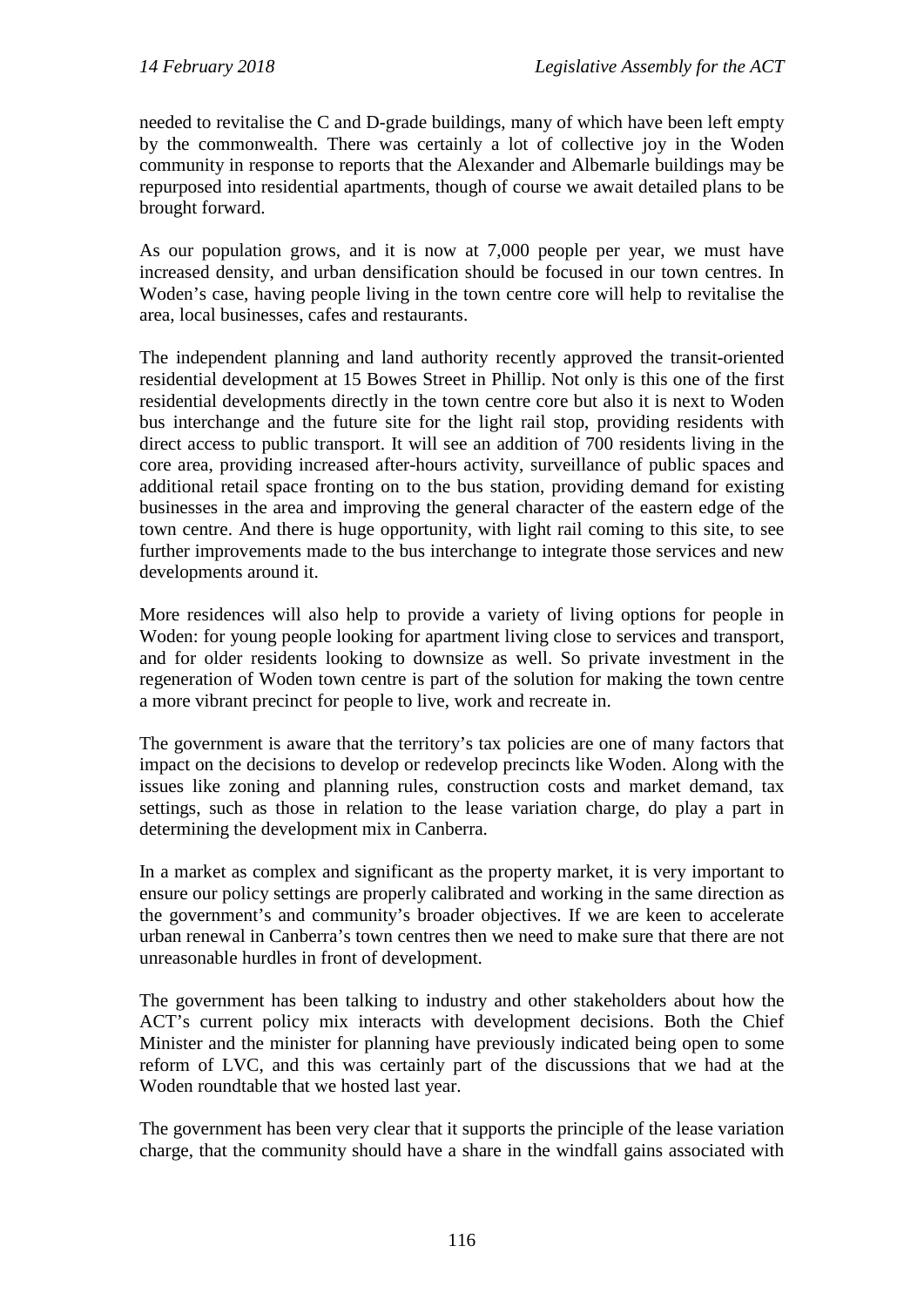needed to revitalise the C and D-grade buildings, many of which have been left empty by the commonwealth. There was certainly a lot of collective joy in the Woden community in response to reports that the Alexander and Albemarle buildings may be repurposed into residential apartments, though of course we await detailed plans to be brought forward.

As our population grows, and it is now at 7,000 people per year, we must have increased density, and urban densification should be focused in our town centres. In Woden's case, having people living in the town centre core will help to revitalise the area, local businesses, cafes and restaurants.

The independent planning and land authority recently approved the transit-oriented residential development at 15 Bowes Street in Phillip. Not only is this one of the first residential developments directly in the town centre core but also it is next to Woden bus interchange and the future site for the light rail stop, providing residents with direct access to public transport. It will see an addition of 700 residents living in the core area, providing increased after-hours activity, surveillance of public spaces and additional retail space fronting on to the bus station, providing demand for existing businesses in the area and improving the general character of the eastern edge of the town centre. And there is huge opportunity, with light rail coming to this site, to see further improvements made to the bus interchange to integrate those services and new developments around it.

More residences will also help to provide a variety of living options for people in Woden: for young people looking for apartment living close to services and transport, and for older residents looking to downsize as well. So private investment in the regeneration of Woden town centre is part of the solution for making the town centre a more vibrant precinct for people to live, work and recreate in.

The government is aware that the territory's tax policies are one of many factors that impact on the decisions to develop or redevelop precincts like Woden. Along with the issues like zoning and planning rules, construction costs and market demand, tax settings, such as those in relation to the lease variation charge, do play a part in determining the development mix in Canberra.

In a market as complex and significant as the property market, it is very important to ensure our policy settings are properly calibrated and working in the same direction as the government's and community's broader objectives. If we are keen to accelerate urban renewal in Canberra's town centres then we need to make sure that there are not unreasonable hurdles in front of development.

The government has been talking to industry and other stakeholders about how the ACT's current policy mix interacts with development decisions. Both the Chief Minister and the minister for planning have previously indicated being open to some reform of LVC, and this was certainly part of the discussions that we had at the Woden roundtable that we hosted last year.

The government has been very clear that it supports the principle of the lease variation charge, that the community should have a share in the windfall gains associated with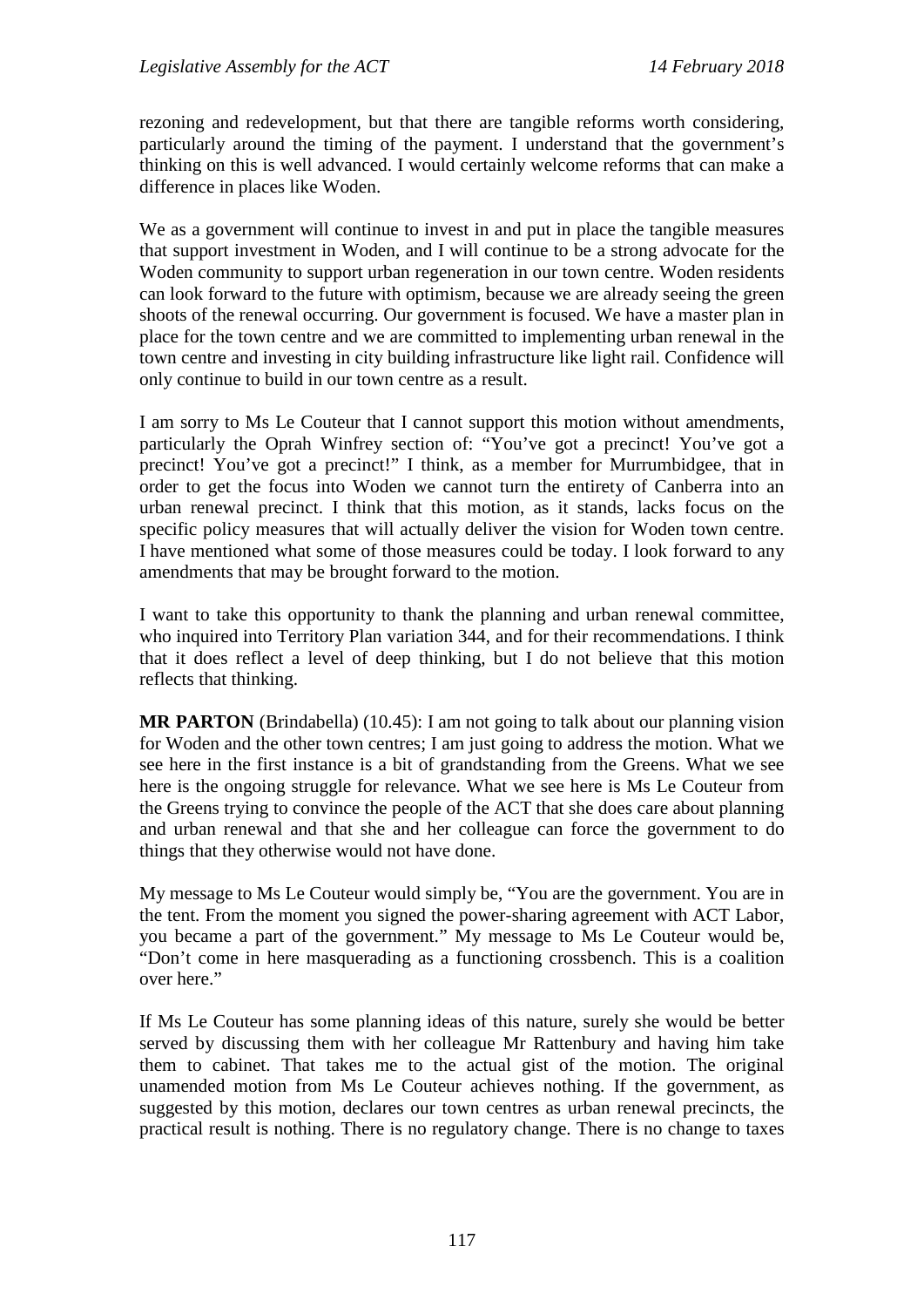rezoning and redevelopment, but that there are tangible reforms worth considering, particularly around the timing of the payment. I understand that the government's thinking on this is well advanced. I would certainly welcome reforms that can make a difference in places like Woden.

We as a government will continue to invest in and put in place the tangible measures that support investment in Woden, and I will continue to be a strong advocate for the Woden community to support urban regeneration in our town centre. Woden residents can look forward to the future with optimism, because we are already seeing the green shoots of the renewal occurring. Our government is focused. We have a master plan in place for the town centre and we are committed to implementing urban renewal in the town centre and investing in city building infrastructure like light rail. Confidence will only continue to build in our town centre as a result.

I am sorry to Ms Le Couteur that I cannot support this motion without amendments, particularly the Oprah Winfrey section of: "You've got a precinct! You've got a precinct! You've got a precinct!" I think, as a member for Murrumbidgee, that in order to get the focus into Woden we cannot turn the entirety of Canberra into an urban renewal precinct. I think that this motion, as it stands, lacks focus on the specific policy measures that will actually deliver the vision for Woden town centre. I have mentioned what some of those measures could be today. I look forward to any amendments that may be brought forward to the motion.

I want to take this opportunity to thank the planning and urban renewal committee, who inquired into Territory Plan variation 344, and for their recommendations. I think that it does reflect a level of deep thinking, but I do not believe that this motion reflects that thinking.

**MR PARTON** (Brindabella) (10.45): I am not going to talk about our planning vision for Woden and the other town centres; I am just going to address the motion. What we see here in the first instance is a bit of grandstanding from the Greens. What we see here is the ongoing struggle for relevance. What we see here is Ms Le Couteur from the Greens trying to convince the people of the ACT that she does care about planning and urban renewal and that she and her colleague can force the government to do things that they otherwise would not have done.

My message to Ms Le Couteur would simply be, "You are the government. You are in the tent. From the moment you signed the power-sharing agreement with ACT Labor, you became a part of the government." My message to Ms Le Couteur would be, "Don't come in here masquerading as a functioning crossbench. This is a coalition over here."

If Ms Le Couteur has some planning ideas of this nature, surely she would be better served by discussing them with her colleague Mr Rattenbury and having him take them to cabinet. That takes me to the actual gist of the motion. The original unamended motion from Ms Le Couteur achieves nothing. If the government, as suggested by this motion, declares our town centres as urban renewal precincts, the practical result is nothing. There is no regulatory change. There is no change to taxes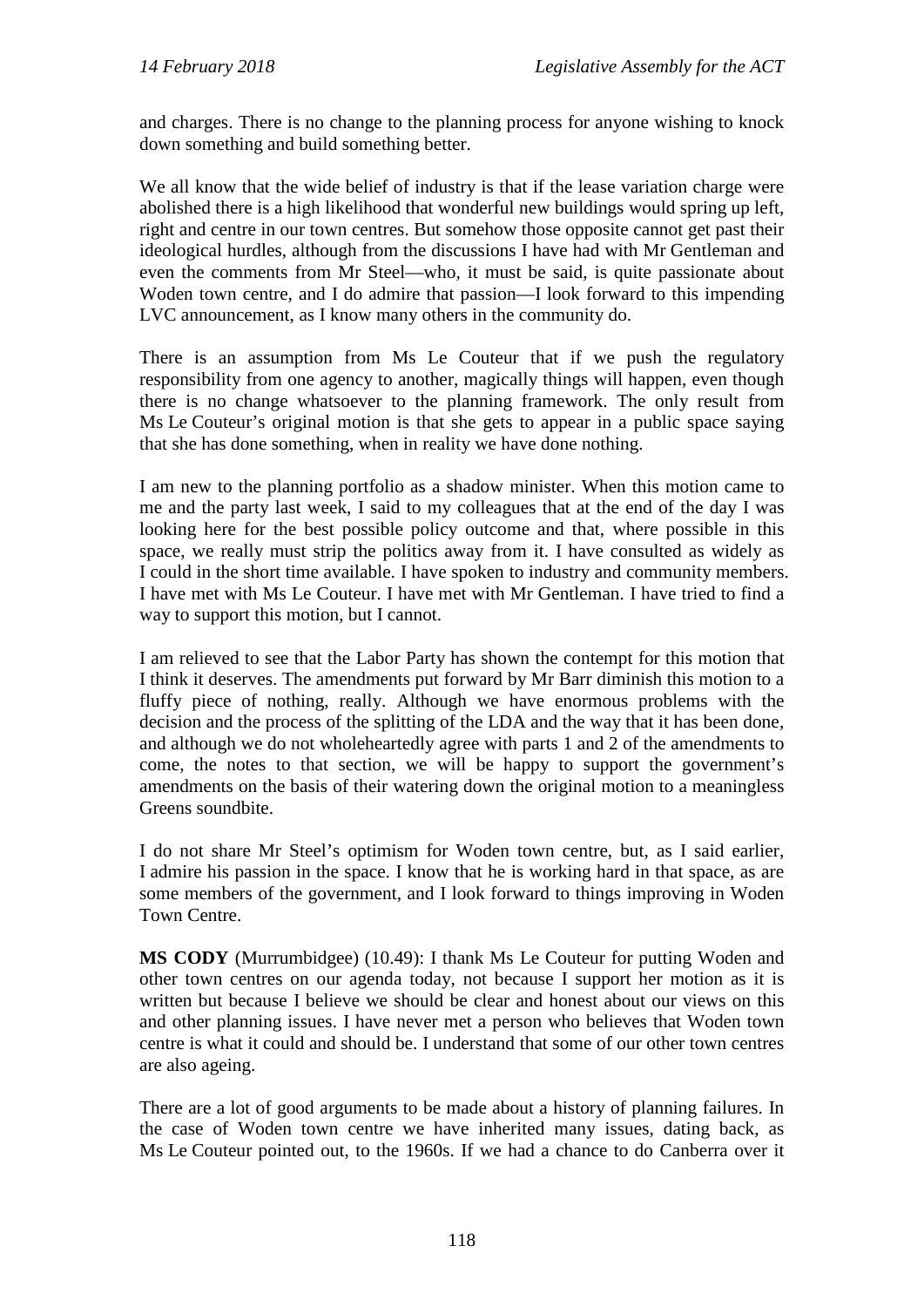and charges. There is no change to the planning process for anyone wishing to knock down something and build something better.

We all know that the wide belief of industry is that if the lease variation charge were abolished there is a high likelihood that wonderful new buildings would spring up left, right and centre in our town centres. But somehow those opposite cannot get past their ideological hurdles, although from the discussions I have had with Mr Gentleman and even the comments from Mr Steel—who, it must be said, is quite passionate about Woden town centre, and I do admire that passion—I look forward to this impending LVC announcement, as I know many others in the community do.

There is an assumption from Ms Le Couteur that if we push the regulatory responsibility from one agency to another, magically things will happen, even though there is no change whatsoever to the planning framework. The only result from Ms Le Couteur's original motion is that she gets to appear in a public space saying that she has done something, when in reality we have done nothing.

I am new to the planning portfolio as a shadow minister. When this motion came to me and the party last week, I said to my colleagues that at the end of the day I was looking here for the best possible policy outcome and that, where possible in this space, we really must strip the politics away from it. I have consulted as widely as I could in the short time available. I have spoken to industry and community members. I have met with Ms Le Couteur. I have met with Mr Gentleman. I have tried to find a way to support this motion, but I cannot.

I am relieved to see that the Labor Party has shown the contempt for this motion that I think it deserves. The amendments put forward by Mr Barr diminish this motion to a fluffy piece of nothing, really. Although we have enormous problems with the decision and the process of the splitting of the LDA and the way that it has been done, and although we do not wholeheartedly agree with parts 1 and 2 of the amendments to come, the notes to that section, we will be happy to support the government's amendments on the basis of their watering down the original motion to a meaningless Greens soundbite.

I do not share Mr Steel's optimism for Woden town centre, but, as I said earlier, I admire his passion in the space. I know that he is working hard in that space, as are some members of the government, and I look forward to things improving in Woden Town Centre.

**MS CODY** (Murrumbidgee) (10.49): I thank Ms Le Couteur for putting Woden and other town centres on our agenda today, not because I support her motion as it is written but because I believe we should be clear and honest about our views on this and other planning issues. I have never met a person who believes that Woden town centre is what it could and should be. I understand that some of our other town centres are also ageing.

There are a lot of good arguments to be made about a history of planning failures. In the case of Woden town centre we have inherited many issues, dating back, as Ms Le Couteur pointed out, to the 1960s. If we had a chance to do Canberra over it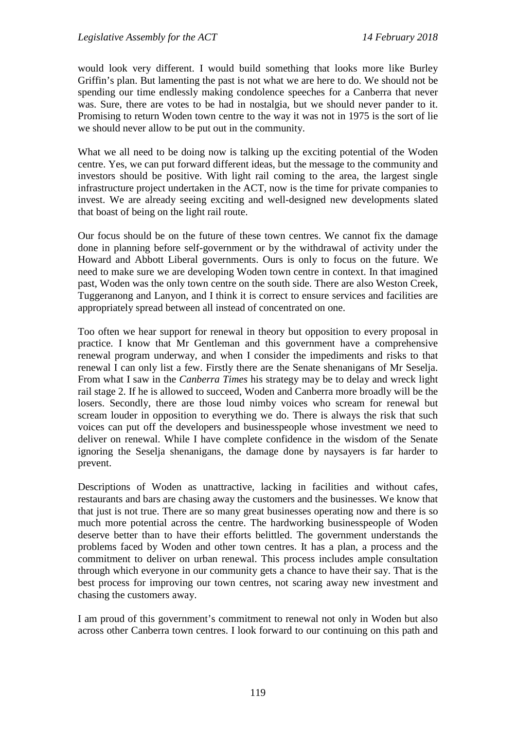would look very different. I would build something that looks more like Burley Griffin's plan. But lamenting the past is not what we are here to do. We should not be spending our time endlessly making condolence speeches for a Canberra that never was. Sure, there are votes to be had in nostalgia, but we should never pander to it. Promising to return Woden town centre to the way it was not in 1975 is the sort of lie we should never allow to be put out in the community.

What we all need to be doing now is talking up the exciting potential of the Woden centre. Yes, we can put forward different ideas, but the message to the community and investors should be positive. With light rail coming to the area, the largest single infrastructure project undertaken in the ACT, now is the time for private companies to invest. We are already seeing exciting and well-designed new developments slated that boast of being on the light rail route.

Our focus should be on the future of these town centres. We cannot fix the damage done in planning before self-government or by the withdrawal of activity under the Howard and Abbott Liberal governments. Ours is only to focus on the future. We need to make sure we are developing Woden town centre in context. In that imagined past, Woden was the only town centre on the south side. There are also Weston Creek, Tuggeranong and Lanyon, and I think it is correct to ensure services and facilities are appropriately spread between all instead of concentrated on one.

Too often we hear support for renewal in theory but opposition to every proposal in practice. I know that Mr Gentleman and this government have a comprehensive renewal program underway, and when I consider the impediments and risks to that renewal I can only list a few. Firstly there are the Senate shenanigans of Mr Seselja. From what I saw in the *Canberra Times* his strategy may be to delay and wreck light rail stage 2. If he is allowed to succeed, Woden and Canberra more broadly will be the losers. Secondly, there are those loud nimby voices who scream for renewal but scream louder in opposition to everything we do. There is always the risk that such voices can put off the developers and businesspeople whose investment we need to deliver on renewal. While I have complete confidence in the wisdom of the Senate ignoring the Seselja shenanigans, the damage done by naysayers is far harder to prevent.

Descriptions of Woden as unattractive, lacking in facilities and without cafes, restaurants and bars are chasing away the customers and the businesses. We know that that just is not true. There are so many great businesses operating now and there is so much more potential across the centre. The hardworking businesspeople of Woden deserve better than to have their efforts belittled. The government understands the problems faced by Woden and other town centres. It has a plan, a process and the commitment to deliver on urban renewal. This process includes ample consultation through which everyone in our community gets a chance to have their say. That is the best process for improving our town centres, not scaring away new investment and chasing the customers away.

I am proud of this government's commitment to renewal not only in Woden but also across other Canberra town centres. I look forward to our continuing on this path and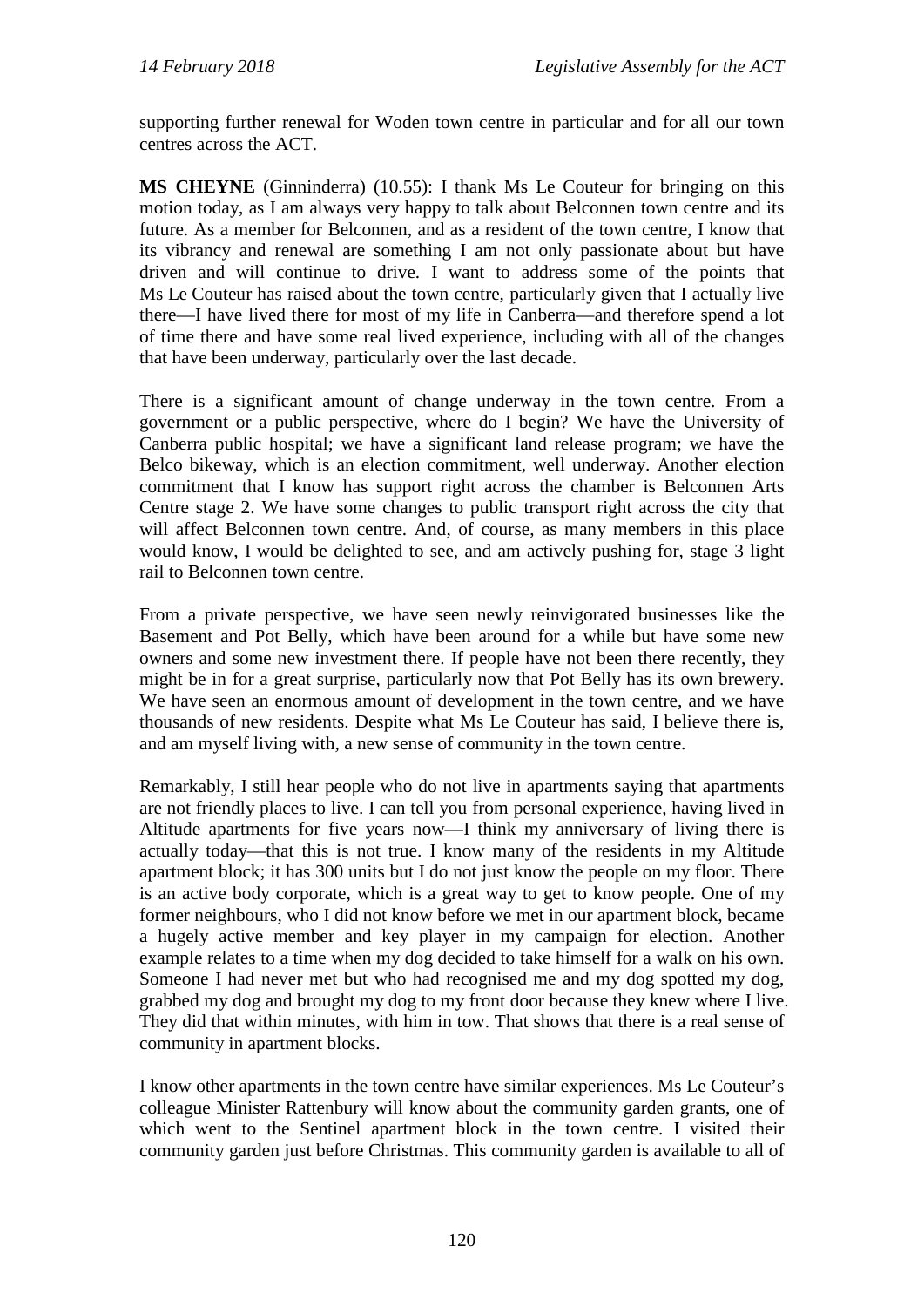supporting further renewal for Woden town centre in particular and for all our town centres across the ACT.

**MS CHEYNE** (Ginninderra) (10.55): I thank Ms Le Couteur for bringing on this motion today, as I am always very happy to talk about Belconnen town centre and its future. As a member for Belconnen, and as a resident of the town centre, I know that its vibrancy and renewal are something I am not only passionate about but have driven and will continue to drive. I want to address some of the points that Ms Le Couteur has raised about the town centre, particularly given that I actually live there—I have lived there for most of my life in Canberra—and therefore spend a lot of time there and have some real lived experience, including with all of the changes that have been underway, particularly over the last decade.

There is a significant amount of change underway in the town centre. From a government or a public perspective, where do I begin? We have the University of Canberra public hospital; we have a significant land release program; we have the Belco bikeway, which is an election commitment, well underway. Another election commitment that I know has support right across the chamber is Belconnen Arts Centre stage 2. We have some changes to public transport right across the city that will affect Belconnen town centre. And, of course, as many members in this place would know, I would be delighted to see, and am actively pushing for, stage 3 light rail to Belconnen town centre.

From a private perspective, we have seen newly reinvigorated businesses like the Basement and Pot Belly, which have been around for a while but have some new owners and some new investment there. If people have not been there recently, they might be in for a great surprise, particularly now that Pot Belly has its own brewery. We have seen an enormous amount of development in the town centre, and we have thousands of new residents. Despite what Ms Le Couteur has said, I believe there is, and am myself living with, a new sense of community in the town centre.

Remarkably, I still hear people who do not live in apartments saying that apartments are not friendly places to live. I can tell you from personal experience, having lived in Altitude apartments for five years now—I think my anniversary of living there is actually today—that this is not true. I know many of the residents in my Altitude apartment block; it has 300 units but I do not just know the people on my floor. There is an active body corporate, which is a great way to get to know people. One of my former neighbours, who I did not know before we met in our apartment block, became a hugely active member and key player in my campaign for election. Another example relates to a time when my dog decided to take himself for a walk on his own. Someone I had never met but who had recognised me and my dog spotted my dog, grabbed my dog and brought my dog to my front door because they knew where I live. They did that within minutes, with him in tow. That shows that there is a real sense of community in apartment blocks.

I know other apartments in the town centre have similar experiences. Ms Le Couteur's colleague Minister Rattenbury will know about the community garden grants, one of which went to the Sentinel apartment block in the town centre. I visited their community garden just before Christmas. This community garden is available to all of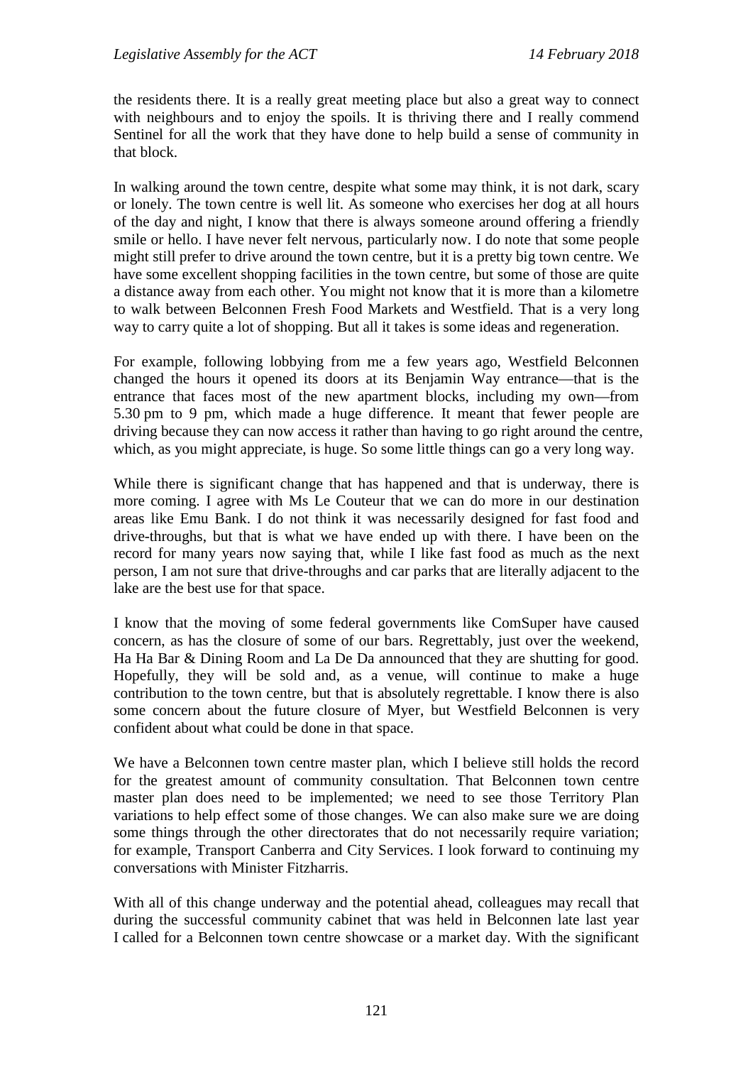the residents there. It is a really great meeting place but also a great way to connect with neighbours and to enjoy the spoils. It is thriving there and I really commend Sentinel for all the work that they have done to help build a sense of community in that block.

In walking around the town centre, despite what some may think, it is not dark, scary or lonely. The town centre is well lit. As someone who exercises her dog at all hours of the day and night, I know that there is always someone around offering a friendly smile or hello. I have never felt nervous, particularly now. I do note that some people might still prefer to drive around the town centre, but it is a pretty big town centre. We have some excellent shopping facilities in the town centre, but some of those are quite a distance away from each other. You might not know that it is more than a kilometre to walk between Belconnen Fresh Food Markets and Westfield. That is a very long way to carry quite a lot of shopping. But all it takes is some ideas and regeneration.

For example, following lobbying from me a few years ago, Westfield Belconnen changed the hours it opened its doors at its Benjamin Way entrance—that is the entrance that faces most of the new apartment blocks, including my own—from 5.30 pm to 9 pm, which made a huge difference. It meant that fewer people are driving because they can now access it rather than having to go right around the centre, which, as you might appreciate, is huge. So some little things can go a very long way.

While there is significant change that has happened and that is underway, there is more coming. I agree with Ms Le Couteur that we can do more in our destination areas like Emu Bank. I do not think it was necessarily designed for fast food and drive-throughs, but that is what we have ended up with there. I have been on the record for many years now saying that, while I like fast food as much as the next person, I am not sure that drive-throughs and car parks that are literally adjacent to the lake are the best use for that space.

I know that the moving of some federal governments like ComSuper have caused concern, as has the closure of some of our bars. Regrettably, just over the weekend, Ha Ha Bar & Dining Room and La De Da announced that they are shutting for good. Hopefully, they will be sold and, as a venue, will continue to make a huge contribution to the town centre, but that is absolutely regrettable. I know there is also some concern about the future closure of Myer, but Westfield Belconnen is very confident about what could be done in that space.

We have a Belconnen town centre master plan, which I believe still holds the record for the greatest amount of community consultation. That Belconnen town centre master plan does need to be implemented; we need to see those Territory Plan variations to help effect some of those changes. We can also make sure we are doing some things through the other directorates that do not necessarily require variation; for example, Transport Canberra and City Services. I look forward to continuing my conversations with Minister Fitzharris.

With all of this change underway and the potential ahead, colleagues may recall that during the successful community cabinet that was held in Belconnen late last year I called for a Belconnen town centre showcase or a market day. With the significant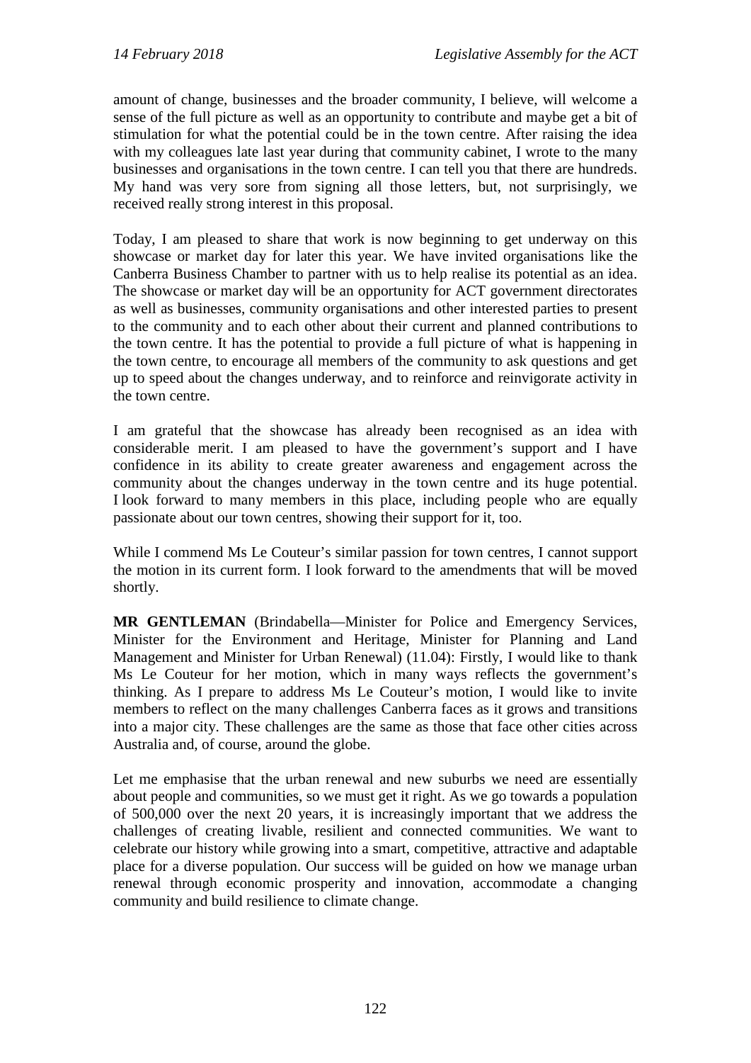amount of change, businesses and the broader community, I believe, will welcome a sense of the full picture as well as an opportunity to contribute and maybe get a bit of stimulation for what the potential could be in the town centre. After raising the idea with my colleagues late last year during that community cabinet, I wrote to the many businesses and organisations in the town centre. I can tell you that there are hundreds. My hand was very sore from signing all those letters, but, not surprisingly, we received really strong interest in this proposal.

Today, I am pleased to share that work is now beginning to get underway on this showcase or market day for later this year. We have invited organisations like the Canberra Business Chamber to partner with us to help realise its potential as an idea. The showcase or market day will be an opportunity for ACT government directorates as well as businesses, community organisations and other interested parties to present to the community and to each other about their current and planned contributions to the town centre. It has the potential to provide a full picture of what is happening in the town centre, to encourage all members of the community to ask questions and get up to speed about the changes underway, and to reinforce and reinvigorate activity in the town centre.

I am grateful that the showcase has already been recognised as an idea with considerable merit. I am pleased to have the government's support and I have confidence in its ability to create greater awareness and engagement across the community about the changes underway in the town centre and its huge potential. I look forward to many members in this place, including people who are equally passionate about our town centres, showing their support for it, too.

While I commend Ms Le Couteur's similar passion for town centres, I cannot support the motion in its current form. I look forward to the amendments that will be moved shortly.

**MR GENTLEMAN** (Brindabella—Minister for Police and Emergency Services, Minister for the Environment and Heritage, Minister for Planning and Land Management and Minister for Urban Renewal) (11.04): Firstly, I would like to thank Ms Le Couteur for her motion, which in many ways reflects the government's thinking. As I prepare to address Ms Le Couteur's motion, I would like to invite members to reflect on the many challenges Canberra faces as it grows and transitions into a major city. These challenges are the same as those that face other cities across Australia and, of course, around the globe.

Let me emphasise that the urban renewal and new suburbs we need are essentially about people and communities, so we must get it right. As we go towards a population of 500,000 over the next 20 years, it is increasingly important that we address the challenges of creating livable, resilient and connected communities. We want to celebrate our history while growing into a smart, competitive, attractive and adaptable place for a diverse population. Our success will be guided on how we manage urban renewal through economic prosperity and innovation, accommodate a changing community and build resilience to climate change.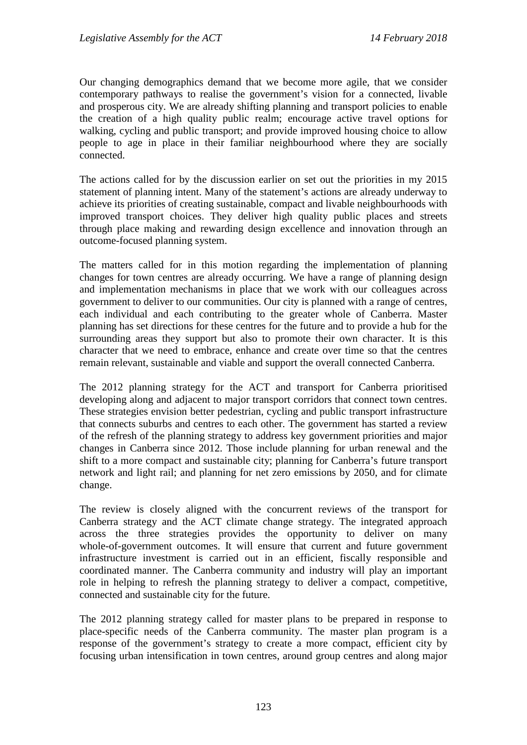Our changing demographics demand that we become more agile, that we consider contemporary pathways to realise the government's vision for a connected, livable and prosperous city. We are already shifting planning and transport policies to enable the creation of a high quality public realm; encourage active travel options for walking, cycling and public transport; and provide improved housing choice to allow people to age in place in their familiar neighbourhood where they are socially connected.

The actions called for by the discussion earlier on set out the priorities in my 2015 statement of planning intent. Many of the statement's actions are already underway to achieve its priorities of creating sustainable, compact and livable neighbourhoods with improved transport choices. They deliver high quality public places and streets through place making and rewarding design excellence and innovation through an outcome-focused planning system.

The matters called for in this motion regarding the implementation of planning changes for town centres are already occurring. We have a range of planning design and implementation mechanisms in place that we work with our colleagues across government to deliver to our communities. Our city is planned with a range of centres, each individual and each contributing to the greater whole of Canberra. Master planning has set directions for these centres for the future and to provide a hub for the surrounding areas they support but also to promote their own character. It is this character that we need to embrace, enhance and create over time so that the centres remain relevant, sustainable and viable and support the overall connected Canberra.

The 2012 planning strategy for the ACT and transport for Canberra prioritised developing along and adjacent to major transport corridors that connect town centres. These strategies envision better pedestrian, cycling and public transport infrastructure that connects suburbs and centres to each other. The government has started a review of the refresh of the planning strategy to address key government priorities and major changes in Canberra since 2012. Those include planning for urban renewal and the shift to a more compact and sustainable city; planning for Canberra's future transport network and light rail; and planning for net zero emissions by 2050, and for climate change.

The review is closely aligned with the concurrent reviews of the transport for Canberra strategy and the ACT climate change strategy. The integrated approach across the three strategies provides the opportunity to deliver on many whole-of-government outcomes. It will ensure that current and future government infrastructure investment is carried out in an efficient, fiscally responsible and coordinated manner. The Canberra community and industry will play an important role in helping to refresh the planning strategy to deliver a compact, competitive, connected and sustainable city for the future.

The 2012 planning strategy called for master plans to be prepared in response to place-specific needs of the Canberra community. The master plan program is a response of the government's strategy to create a more compact, efficient city by focusing urban intensification in town centres, around group centres and along major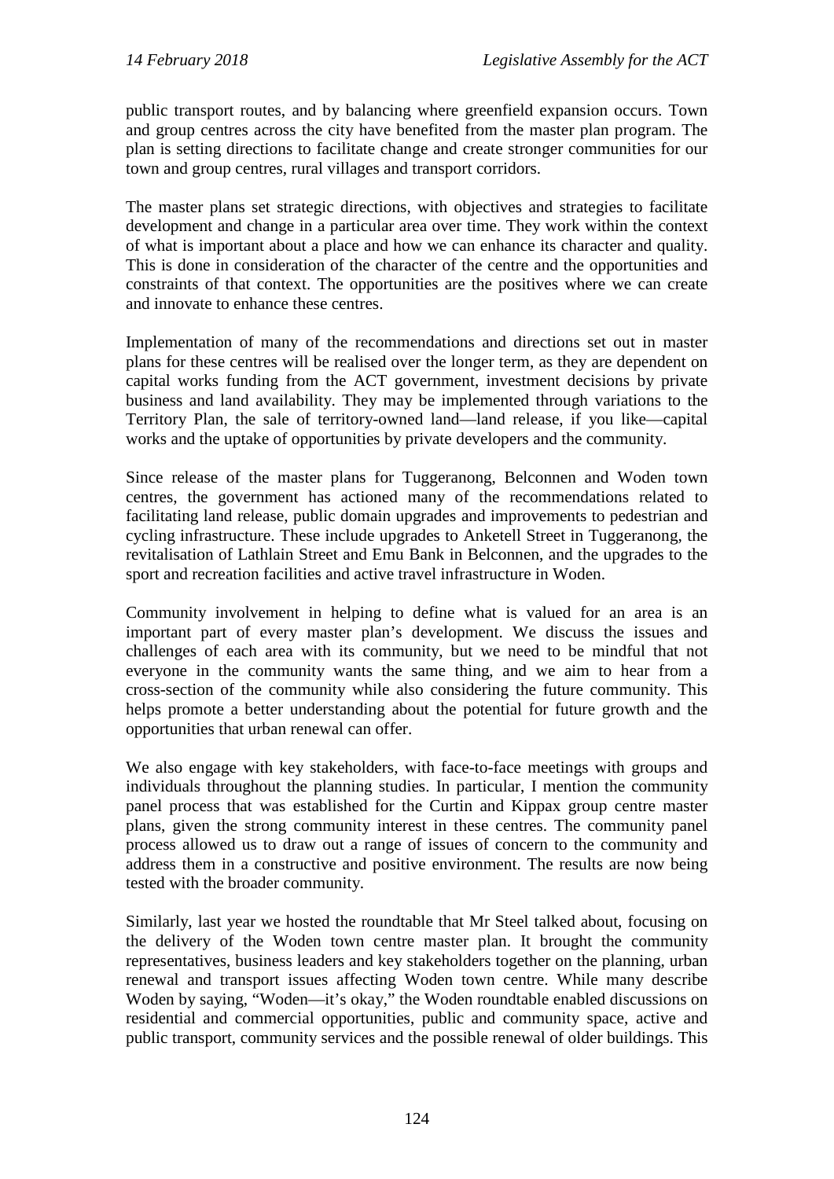public transport routes, and by balancing where greenfield expansion occurs. Town and group centres across the city have benefited from the master plan program. The plan is setting directions to facilitate change and create stronger communities for our town and group centres, rural villages and transport corridors.

The master plans set strategic directions, with objectives and strategies to facilitate development and change in a particular area over time. They work within the context of what is important about a place and how we can enhance its character and quality. This is done in consideration of the character of the centre and the opportunities and constraints of that context. The opportunities are the positives where we can create and innovate to enhance these centres.

Implementation of many of the recommendations and directions set out in master plans for these centres will be realised over the longer term, as they are dependent on capital works funding from the ACT government, investment decisions by private business and land availability. They may be implemented through variations to the Territory Plan, the sale of territory-owned land—land release, if you like—capital works and the uptake of opportunities by private developers and the community.

Since release of the master plans for Tuggeranong, Belconnen and Woden town centres, the government has actioned many of the recommendations related to facilitating land release, public domain upgrades and improvements to pedestrian and cycling infrastructure. These include upgrades to Anketell Street in Tuggeranong, the revitalisation of Lathlain Street and Emu Bank in Belconnen, and the upgrades to the sport and recreation facilities and active travel infrastructure in Woden.

Community involvement in helping to define what is valued for an area is an important part of every master plan's development. We discuss the issues and challenges of each area with its community, but we need to be mindful that not everyone in the community wants the same thing, and we aim to hear from a cross-section of the community while also considering the future community. This helps promote a better understanding about the potential for future growth and the opportunities that urban renewal can offer.

We also engage with key stakeholders, with face-to-face meetings with groups and individuals throughout the planning studies. In particular, I mention the community panel process that was established for the Curtin and Kippax group centre master plans, given the strong community interest in these centres. The community panel process allowed us to draw out a range of issues of concern to the community and address them in a constructive and positive environment. The results are now being tested with the broader community.

Similarly, last year we hosted the roundtable that Mr Steel talked about, focusing on the delivery of the Woden town centre master plan. It brought the community representatives, business leaders and key stakeholders together on the planning, urban renewal and transport issues affecting Woden town centre. While many describe Woden by saying, "Woden—it's okay," the Woden roundtable enabled discussions on residential and commercial opportunities, public and community space, active and public transport, community services and the possible renewal of older buildings. This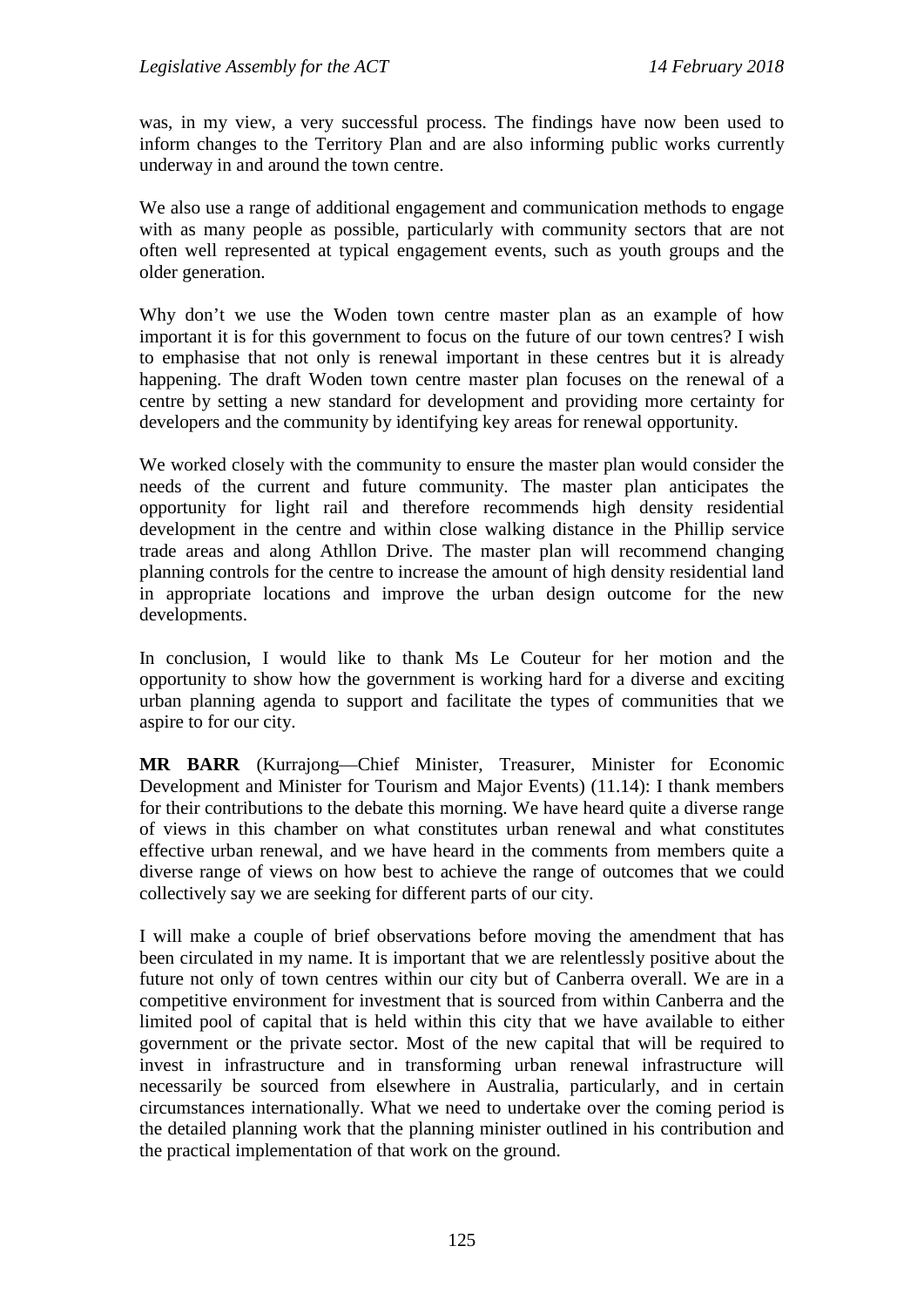was, in my view, a very successful process. The findings have now been used to inform changes to the Territory Plan and are also informing public works currently underway in and around the town centre.

We also use a range of additional engagement and communication methods to engage with as many people as possible, particularly with community sectors that are not often well represented at typical engagement events, such as youth groups and the older generation.

Why don't we use the Woden town centre master plan as an example of how important it is for this government to focus on the future of our town centres? I wish to emphasise that not only is renewal important in these centres but it is already happening. The draft Woden town centre master plan focuses on the renewal of a centre by setting a new standard for development and providing more certainty for developers and the community by identifying key areas for renewal opportunity.

We worked closely with the community to ensure the master plan would consider the needs of the current and future community. The master plan anticipates the opportunity for light rail and therefore recommends high density residential development in the centre and within close walking distance in the Phillip service trade areas and along Athllon Drive. The master plan will recommend changing planning controls for the centre to increase the amount of high density residential land in appropriate locations and improve the urban design outcome for the new developments.

In conclusion, I would like to thank Ms Le Couteur for her motion and the opportunity to show how the government is working hard for a diverse and exciting urban planning agenda to support and facilitate the types of communities that we aspire to for our city.

**MR BARR** (Kurrajong—Chief Minister, Treasurer, Minister for Economic Development and Minister for Tourism and Major Events) (11.14): I thank members for their contributions to the debate this morning. We have heard quite a diverse range of views in this chamber on what constitutes urban renewal and what constitutes effective urban renewal, and we have heard in the comments from members quite a diverse range of views on how best to achieve the range of outcomes that we could collectively say we are seeking for different parts of our city.

I will make a couple of brief observations before moving the amendment that has been circulated in my name. It is important that we are relentlessly positive about the future not only of town centres within our city but of Canberra overall. We are in a competitive environment for investment that is sourced from within Canberra and the limited pool of capital that is held within this city that we have available to either government or the private sector. Most of the new capital that will be required to invest in infrastructure and in transforming urban renewal infrastructure will necessarily be sourced from elsewhere in Australia, particularly, and in certain circumstances internationally. What we need to undertake over the coming period is the detailed planning work that the planning minister outlined in his contribution and the practical implementation of that work on the ground.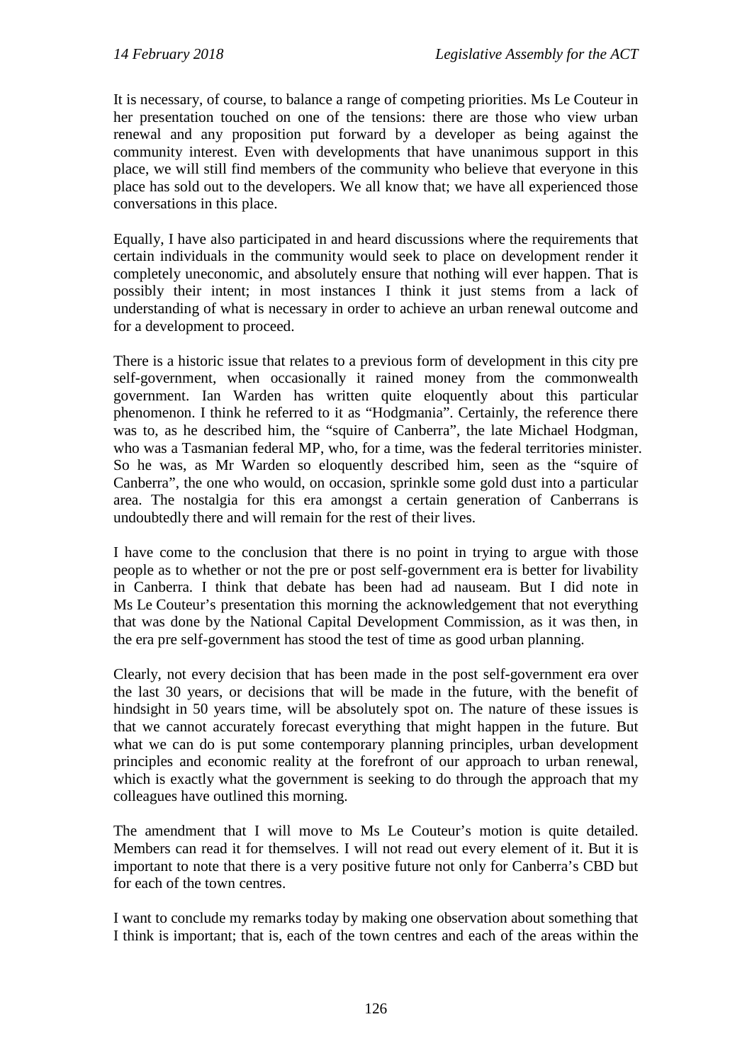It is necessary, of course, to balance a range of competing priorities. Ms Le Couteur in her presentation touched on one of the tensions: there are those who view urban renewal and any proposition put forward by a developer as being against the community interest. Even with developments that have unanimous support in this place, we will still find members of the community who believe that everyone in this place has sold out to the developers. We all know that; we have all experienced those conversations in this place.

Equally, I have also participated in and heard discussions where the requirements that certain individuals in the community would seek to place on development render it completely uneconomic, and absolutely ensure that nothing will ever happen. That is possibly their intent; in most instances I think it just stems from a lack of understanding of what is necessary in order to achieve an urban renewal outcome and for a development to proceed.

There is a historic issue that relates to a previous form of development in this city pre self-government, when occasionally it rained money from the commonwealth government. Ian Warden has written quite eloquently about this particular phenomenon. I think he referred to it as "Hodgmania". Certainly, the reference there was to, as he described him, the "squire of Canberra", the late Michael Hodgman, who was a Tasmanian federal MP, who, for a time, was the federal territories minister. So he was, as Mr Warden so eloquently described him, seen as the "squire of Canberra", the one who would, on occasion, sprinkle some gold dust into a particular area. The nostalgia for this era amongst a certain generation of Canberrans is undoubtedly there and will remain for the rest of their lives.

I have come to the conclusion that there is no point in trying to argue with those people as to whether or not the pre or post self-government era is better for livability in Canberra. I think that debate has been had ad nauseam. But I did note in Ms Le Couteur's presentation this morning the acknowledgement that not everything that was done by the National Capital Development Commission, as it was then, in the era pre self-government has stood the test of time as good urban planning.

Clearly, not every decision that has been made in the post self-government era over the last 30 years, or decisions that will be made in the future, with the benefit of hindsight in 50 years time, will be absolutely spot on. The nature of these issues is that we cannot accurately forecast everything that might happen in the future. But what we can do is put some contemporary planning principles, urban development principles and economic reality at the forefront of our approach to urban renewal, which is exactly what the government is seeking to do through the approach that my colleagues have outlined this morning.

The amendment that I will move to Ms Le Couteur's motion is quite detailed. Members can read it for themselves. I will not read out every element of it. But it is important to note that there is a very positive future not only for Canberra's CBD but for each of the town centres.

I want to conclude my remarks today by making one observation about something that I think is important; that is, each of the town centres and each of the areas within the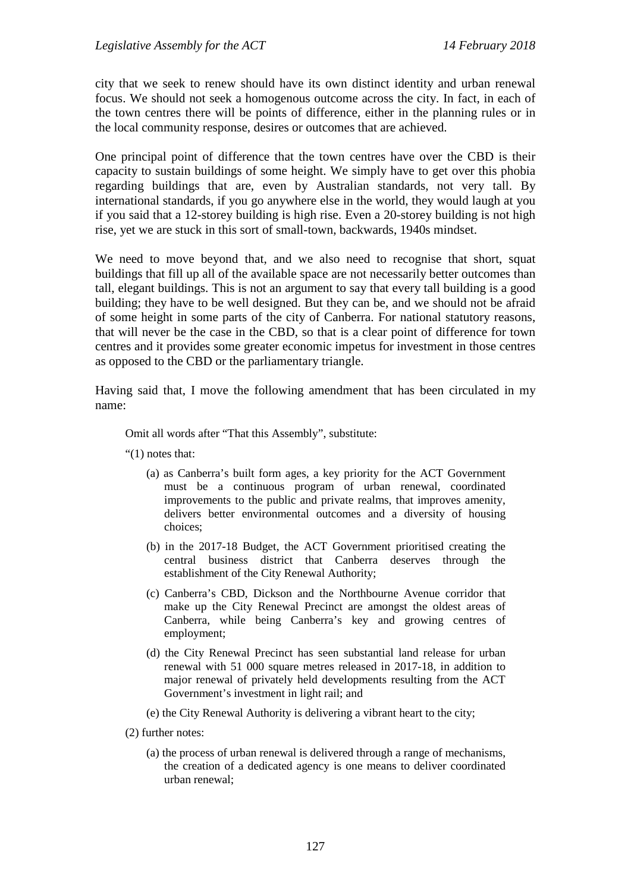city that we seek to renew should have its own distinct identity and urban renewal focus. We should not seek a homogenous outcome across the city. In fact, in each of the town centres there will be points of difference, either in the planning rules or in the local community response, desires or outcomes that are achieved.

One principal point of difference that the town centres have over the CBD is their capacity to sustain buildings of some height. We simply have to get over this phobia regarding buildings that are, even by Australian standards, not very tall. By international standards, if you go anywhere else in the world, they would laugh at you if you said that a 12-storey building is high rise. Even a 20-storey building is not high rise, yet we are stuck in this sort of small-town, backwards, 1940s mindset.

We need to move beyond that, and we also need to recognise that short, squat buildings that fill up all of the available space are not necessarily better outcomes than tall, elegant buildings. This is not an argument to say that every tall building is a good building; they have to be well designed. But they can be, and we should not be afraid of some height in some parts of the city of Canberra. For national statutory reasons, that will never be the case in the CBD, so that is a clear point of difference for town centres and it provides some greater economic impetus for investment in those centres as opposed to the CBD or the parliamentary triangle.

Having said that, I move the following amendment that has been circulated in my name:

> Omit all words after "That this Assembly", substitute:
>
> "(1) notes that:
>
> (a) as Canberra's built form ages, a key priority for the ACT Government must be a continuous program of urban renewal, coordinated improvements to the public and private realms, that improves amenity, delivers better environmental outcomes and a diversity of housing choices;
>
> (b) in the 2017-18 Budget, the ACT Government prioritised creating the central business district that Canberra deserves through the establishment of the City Renewal Authority;
>
> (c) Canberra's CBD, Dickson and the Northbourne Avenue corridor that make up the City Renewal Precinct are amongst the oldest areas of Canberra, while being Canberra's key and growing centres of employment;
>
> (d) the City Renewal Precinct has seen substantial land release for urban renewal with 51 000 square metres released in 2017-18, in addition to major renewal of privately held developments resulting from the ACT Government's investment in light rail; and
>
> (e) the City Renewal Authority is delivering a vibrant heart to the city;
>
> (2) further notes:
>
> (a) the process of urban renewal is delivered through a range of mechanisms, the creation of a dedicated agency is one means to deliver coordinated urban renewal;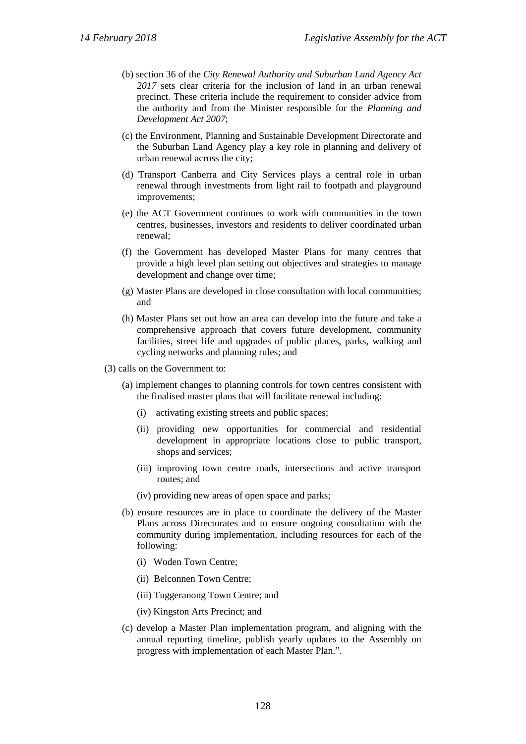(b) section 36 of the *City Renewal Authority and Suburban Land Agency Act 2017* sets clear criteria for the inclusion of land in an urban renewal precinct. These criteria include the requirement to consider advice from the authority and from the Minister responsible for the *Planning and Development Act 2007*;

(c) the Environment, Planning and Sustainable Development Directorate and the Suburban Land Agency play a key role in planning and delivery of urban renewal across the city;

(d) Transport Canberra and City Services plays a central role in urban renewal through investments from light rail to footpath and playground improvements;

(e) the ACT Government continues to work with communities in the town centres, businesses, investors and residents to deliver coordinated urban renewal;

(f) the Government has developed Master Plans for many centres that provide a high level plan setting out objectives and strategies to manage development and change over time;

(g) Master Plans are developed in close consultation with local communities; and

(h) Master Plans set out how an area can develop into the future and take a comprehensive approach that covers future development, community facilities, street life and upgrades of public places, parks, walking and cycling networks and planning rules; and

(3) calls on the Government to:

(a) implement changes to planning controls for town centres consistent with the finalised master plans that will facilitate renewal including:

(i) activating existing streets and public spaces;

(ii) providing new opportunities for commercial and residential development in appropriate locations close to public transport, shops and services;

(iii) improving town centre roads, intersections and active transport routes; and

(iv) providing new areas of open space and parks;

(b) ensure resources are in place to coordinate the delivery of the Master Plans across Directorates and to ensure ongoing consultation with the community during implementation, including resources for each of the following:

(i) Woden Town Centre;

(ii) Belconnen Town Centre;

(iii) Tuggeranong Town Centre; and

(iv) Kingston Arts Precinct; and

(c) develop a Master Plan implementation program, and aligning with the annual reporting timeline, publish yearly updates to the Assembly on progress with implementation of each Master Plan.".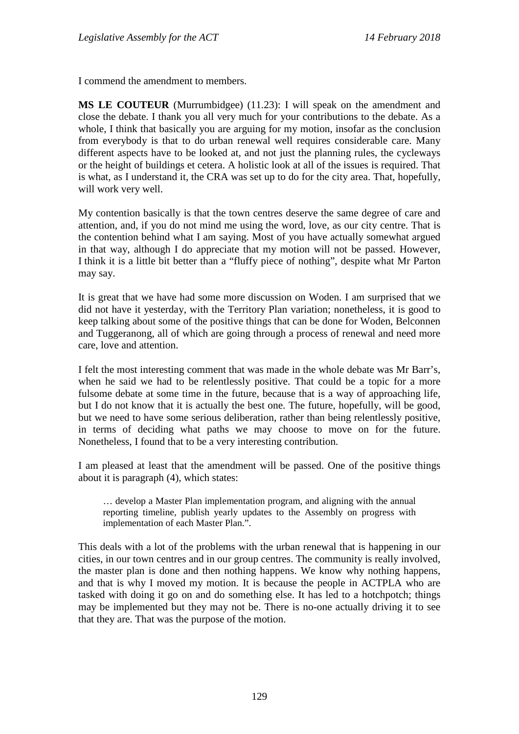I commend the amendment to members.

**MS LE COUTEUR** (Murrumbidgee) (11.23): I will speak on the amendment and close the debate. I thank you all very much for your contributions to the debate. As a whole, I think that basically you are arguing for my motion, insofar as the conclusion from everybody is that to do urban renewal well requires considerable care. Many different aspects have to be looked at, and not just the planning rules, the cycleways or the height of buildings et cetera. A holistic look at all of the issues is required. That is what, as I understand it, the CRA was set up to do for the city area. That, hopefully, will work very well.

My contention basically is that the town centres deserve the same degree of care and attention, and, if you do not mind me using the word, love, as our city centre. That is the contention behind what I am saying. Most of you have actually somewhat argued in that way, although I do appreciate that my motion will not be passed. However, I think it is a little bit better than a "fluffy piece of nothing", despite what Mr Parton may say.

It is great that we have had some more discussion on Woden. I am surprised that we did not have it yesterday, with the Territory Plan variation; nonetheless, it is good to keep talking about some of the positive things that can be done for Woden, Belconnen and Tuggeranong, all of which are going through a process of renewal and need more care, love and attention.

I felt the most interesting comment that was made in the whole debate was Mr Barr's, when he said we had to be relentlessly positive. That could be a topic for a more fulsome debate at some time in the future, because that is a way of approaching life, but I do not know that it is actually the best one. The future, hopefully, will be good, but we need to have some serious deliberation, rather than being relentlessly positive, in terms of deciding what paths we may choose to move on for the future. Nonetheless, I found that to be a very interesting contribution.

I am pleased at least that the amendment will be passed. One of the positive things about it is paragraph (4), which states:

> … develop a Master Plan implementation program, and aligning with the annual reporting timeline, publish yearly updates to the Assembly on progress with implementation of each Master Plan.".

This deals with a lot of the problems with the urban renewal that is happening in our cities, in our town centres and in our group centres. The community is really involved, the master plan is done and then nothing happens. We know why nothing happens, and that is why I moved my motion. It is because the people in ACTPLA who are tasked with doing it go on and do something else. It has led to a hotchpotch; things may be implemented but they may not be. There is no-one actually driving it to see that they are. That was the purpose of the motion.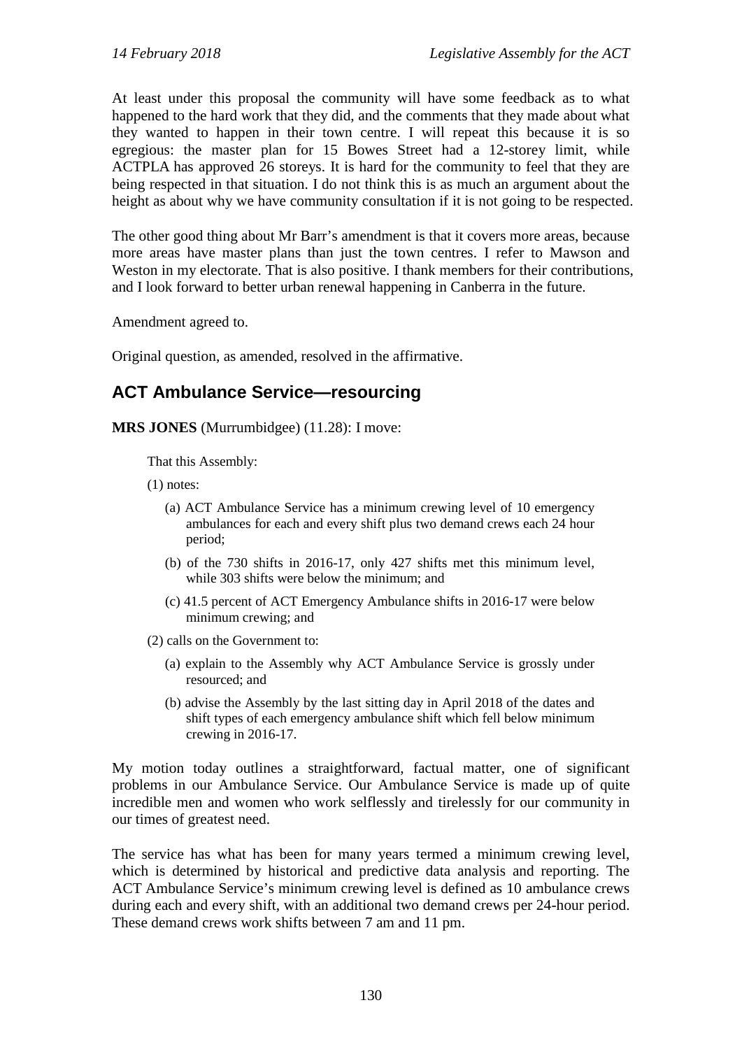At least under this proposal the community will have some feedback as to what happened to the hard work that they did, and the comments that they made about what they wanted to happen in their town centre. I will repeat this because it is so egregious: the master plan for 15 Bowes Street had a 12-storey limit, while ACTPLA has approved 26 storeys. It is hard for the community to feel that they are being respected in that situation. I do not think this is as much an argument about the height as about why we have community consultation if it is not going to be respected.

The other good thing about Mr Barr's amendment is that it covers more areas, because more areas have master plans than just the town centres. I refer to Mawson and Weston in my electorate. That is also positive. I thank members for their contributions, and I look forward to better urban renewal happening in Canberra in the future.

Amendment agreed to.

Original question, as amended, resolved in the affirmative.

## ACT Ambulance Service—resourcing

**MRS JONES** (Murrumbidgee) (11.28): I move:

> That this Assembly:
>
> (1) notes:
>
> (a) ACT Ambulance Service has a minimum crewing level of 10 emergency ambulances for each and every shift plus two demand crews each 24 hour period;
>
> (b) of the 730 shifts in 2016-17, only 427 shifts met this minimum level, while 303 shifts were below the minimum; and
>
> (c) 41.5 percent of ACT Emergency Ambulance shifts in 2016-17 were below minimum crewing; and
>
> (2) calls on the Government to:
>
> (a) explain to the Assembly why ACT Ambulance Service is grossly under resourced; and
>
> (b) advise the Assembly by the last sitting day in April 2018 of the dates and shift types of each emergency ambulance shift which fell below minimum crewing in 2016-17.

My motion today outlines a straightforward, factual matter, one of significant problems in our Ambulance Service. Our Ambulance Service is made up of quite incredible men and women who work selflessly and tirelessly for our community in our times of greatest need.

The service has what has been for many years termed a minimum crewing level, which is determined by historical and predictive data analysis and reporting. The ACT Ambulance Service's minimum crewing level is defined as 10 ambulance crews during each and every shift, with an additional two demand crews per 24-hour period. These demand crews work shifts between 7 am and 11 pm.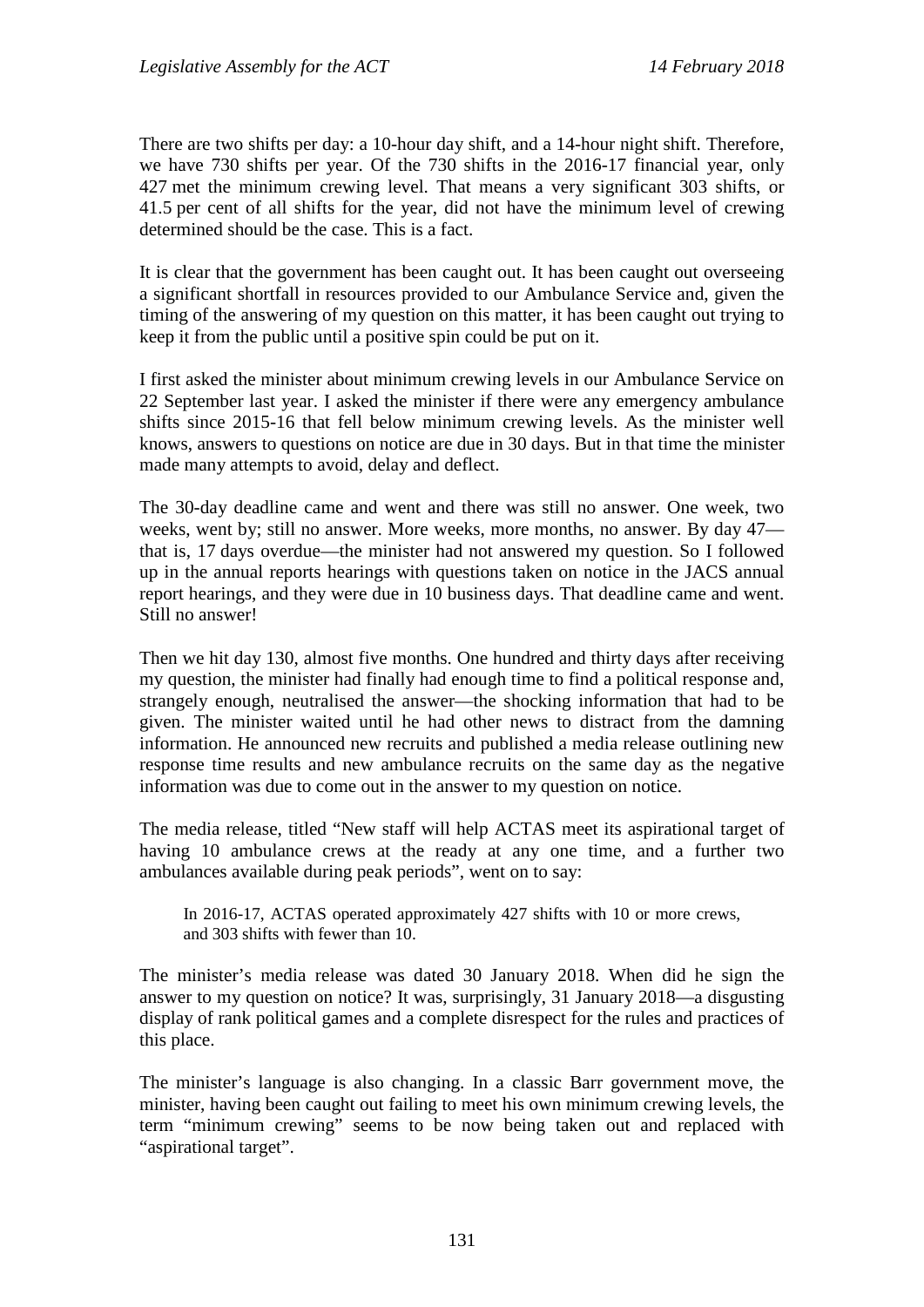There are two shifts per day: a 10-hour day shift, and a 14-hour night shift. Therefore, we have 730 shifts per year. Of the 730 shifts in the 2016-17 financial year, only 427 met the minimum crewing level. That means a very significant 303 shifts, or 41.5 per cent of all shifts for the year, did not have the minimum level of crewing determined should be the case. This is a fact.

It is clear that the government has been caught out. It has been caught out overseeing a significant shortfall in resources provided to our Ambulance Service and, given the timing of the answering of my question on this matter, it has been caught out trying to keep it from the public until a positive spin could be put on it.

I first asked the minister about minimum crewing levels in our Ambulance Service on 22 September last year. I asked the minister if there were any emergency ambulance shifts since 2015-16 that fell below minimum crewing levels. As the minister well knows, answers to questions on notice are due in 30 days. But in that time the minister made many attempts to avoid, delay and deflect.

The 30-day deadline came and went and there was still no answer. One week, two weeks, went by; still no answer. More weeks, more months, no answer. By day 47—that is, 17 days overdue—the minister had not answered my question. So I followed up in the annual reports hearings with questions taken on notice in the JACS annual report hearings, and they were due in 10 business days. That deadline came and went. Still no answer!

Then we hit day 130, almost five months. One hundred and thirty days after receiving my question, the minister had finally had enough time to find a political response and, strangely enough, neutralised the answer—the shocking information that had to be given. The minister waited until he had other news to distract from the damning information. He announced new recruits and published a media release outlining new response time results and new ambulance recruits on the same day as the negative information was due to come out in the answer to my question on notice.

The media release, titled "New staff will help ACTAS meet its aspirational target of having 10 ambulance crews at the ready at any one time, and a further two ambulances available during peak periods", went on to say:

> In 2016-17, ACTAS operated approximately 427 shifts with 10 or more crews, and 303 shifts with fewer than 10.

The minister's media release was dated 30 January 2018. When did he sign the answer to my question on notice? It was, surprisingly, 31 January 2018—a disgusting display of rank political games and a complete disrespect for the rules and practices of this place.

The minister's language is also changing. In a classic Barr government move, the minister, having been caught out failing to meet his own minimum crewing levels, the term "minimum crewing" seems to be now being taken out and replaced with "aspirational target".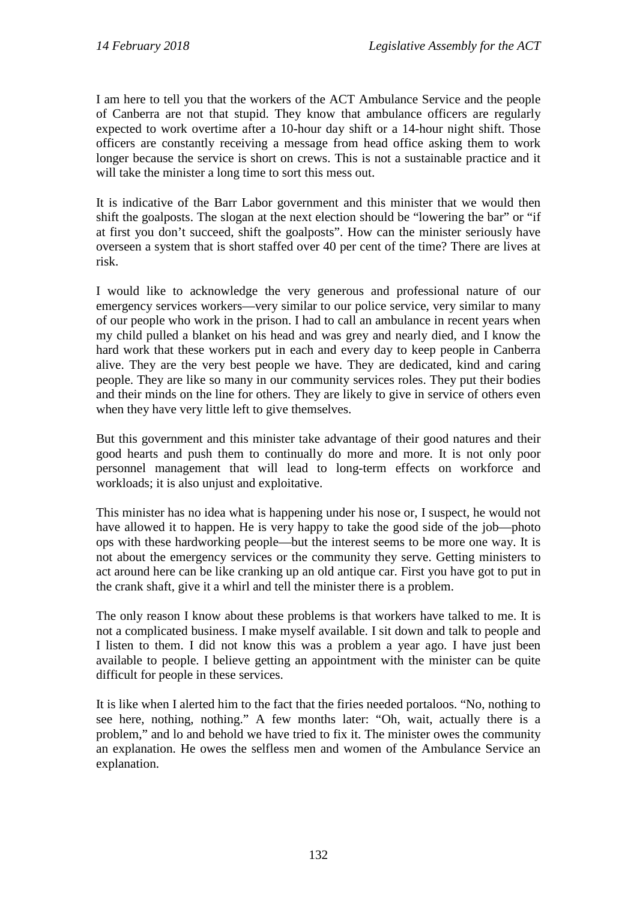I am here to tell you that the workers of the ACT Ambulance Service and the people of Canberra are not that stupid. They know that ambulance officers are regularly expected to work overtime after a 10-hour day shift or a 14-hour night shift. Those officers are constantly receiving a message from head office asking them to work longer because the service is short on crews. This is not a sustainable practice and it will take the minister a long time to sort this mess out.

It is indicative of the Barr Labor government and this minister that we would then shift the goalposts. The slogan at the next election should be "lowering the bar" or "if at first you don't succeed, shift the goalposts". How can the minister seriously have overseen a system that is short staffed over 40 per cent of the time? There are lives at risk.

I would like to acknowledge the very generous and professional nature of our emergency services workers—very similar to our police service, very similar to many of our people who work in the prison. I had to call an ambulance in recent years when my child pulled a blanket on his head and was grey and nearly died, and I know the hard work that these workers put in each and every day to keep people in Canberra alive. They are the very best people we have. They are dedicated, kind and caring people. They are like so many in our community services roles. They put their bodies and their minds on the line for others. They are likely to give in service of others even when they have very little left to give themselves.

But this government and this minister take advantage of their good natures and their good hearts and push them to continually do more and more. It is not only poor personnel management that will lead to long-term effects on workforce and workloads; it is also unjust and exploitative.

This minister has no idea what is happening under his nose or, I suspect, he would not have allowed it to happen. He is very happy to take the good side of the job—photo ops with these hardworking people—but the interest seems to be more one way. It is not about the emergency services or the community they serve. Getting ministers to act around here can be like cranking up an old antique car. First you have got to put in the crank shaft, give it a whirl and tell the minister there is a problem.

The only reason I know about these problems is that workers have talked to me. It is not a complicated business. I make myself available. I sit down and talk to people and I listen to them. I did not know this was a problem a year ago. I have just been available to people. I believe getting an appointment with the minister can be quite difficult for people in these services.

It is like when I alerted him to the fact that the firies needed portaloos. "No, nothing to see here, nothing, nothing." A few months later: "Oh, wait, actually there is a problem," and lo and behold we have tried to fix it. The minister owes the community an explanation. He owes the selfless men and women of the Ambulance Service an explanation.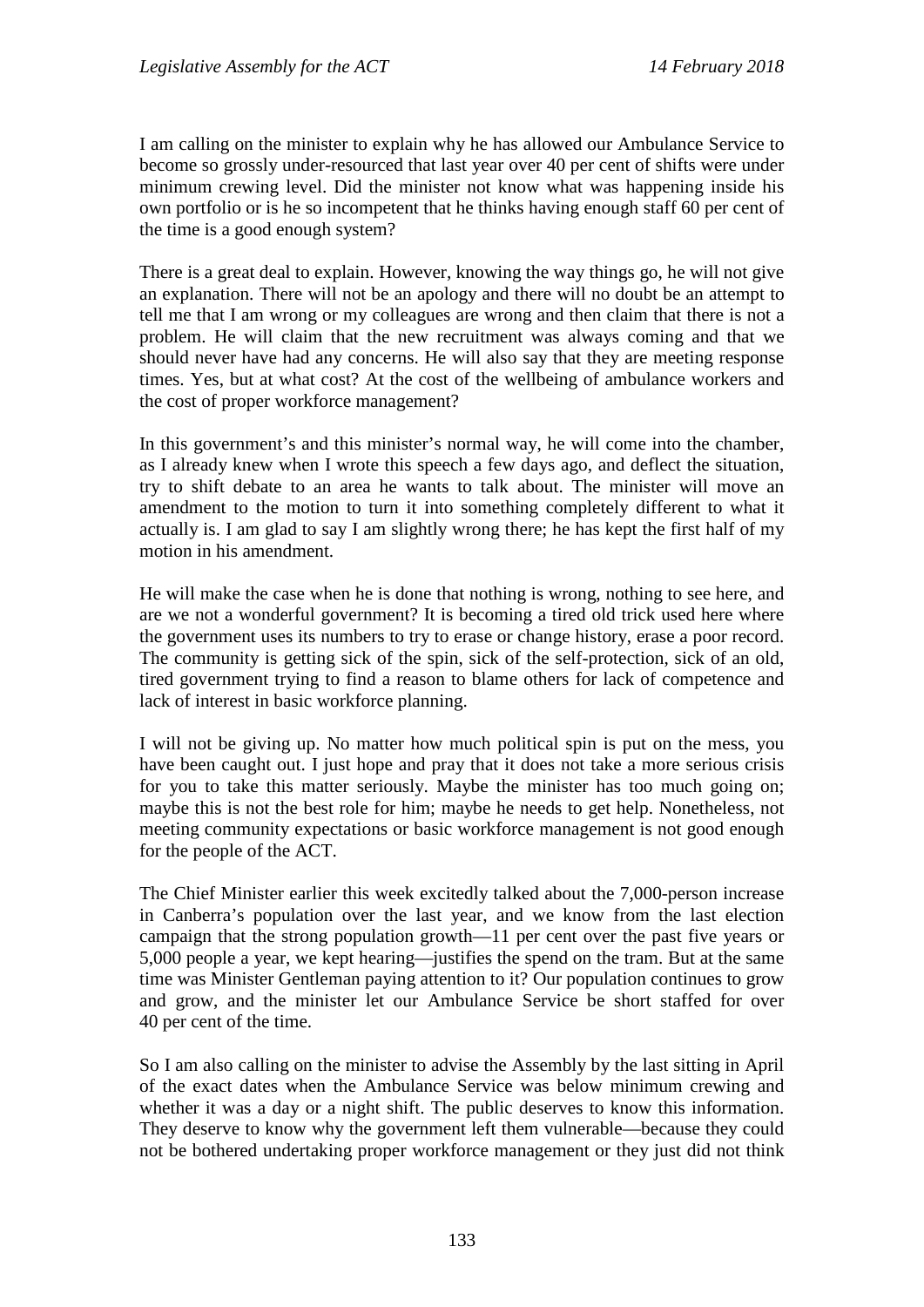I am calling on the minister to explain why he has allowed our Ambulance Service to become so grossly under-resourced that last year over 40 per cent of shifts were under minimum crewing level. Did the minister not know what was happening inside his own portfolio or is he so incompetent that he thinks having enough staff 60 per cent of the time is a good enough system?

There is a great deal to explain. However, knowing the way things go, he will not give an explanation. There will not be an apology and there will no doubt be an attempt to tell me that I am wrong or my colleagues are wrong and then claim that there is not a problem. He will claim that the new recruitment was always coming and that we should never have had any concerns. He will also say that they are meeting response times. Yes, but at what cost? At the cost of the wellbeing of ambulance workers and the cost of proper workforce management?

In this government's and this minister's normal way, he will come into the chamber, as I already knew when I wrote this speech a few days ago, and deflect the situation, try to shift debate to an area he wants to talk about. The minister will move an amendment to the motion to turn it into something completely different to what it actually is. I am glad to say I am slightly wrong there; he has kept the first half of my motion in his amendment.

He will make the case when he is done that nothing is wrong, nothing to see here, and are we not a wonderful government? It is becoming a tired old trick used here where the government uses its numbers to try to erase or change history, erase a poor record. The community is getting sick of the spin, sick of the self-protection, sick of an old, tired government trying to find a reason to blame others for lack of competence and lack of interest in basic workforce planning.

I will not be giving up. No matter how much political spin is put on the mess, you have been caught out. I just hope and pray that it does not take a more serious crisis for you to take this matter seriously. Maybe the minister has too much going on; maybe this is not the best role for him; maybe he needs to get help. Nonetheless, not meeting community expectations or basic workforce management is not good enough for the people of the ACT.

The Chief Minister earlier this week excitedly talked about the 7,000-person increase in Canberra's population over the last year, and we know from the last election campaign that the strong population growth—11 per cent over the past five years or 5,000 people a year, we kept hearing—justifies the spend on the tram. But at the same time was Minister Gentleman paying attention to it? Our population continues to grow and grow, and the minister let our Ambulance Service be short staffed for over 40 per cent of the time.

So I am also calling on the minister to advise the Assembly by the last sitting in April of the exact dates when the Ambulance Service was below minimum crewing and whether it was a day or a night shift. The public deserves to know this information. They deserve to know why the government left them vulnerable—because they could not be bothered undertaking proper workforce management or they just did not think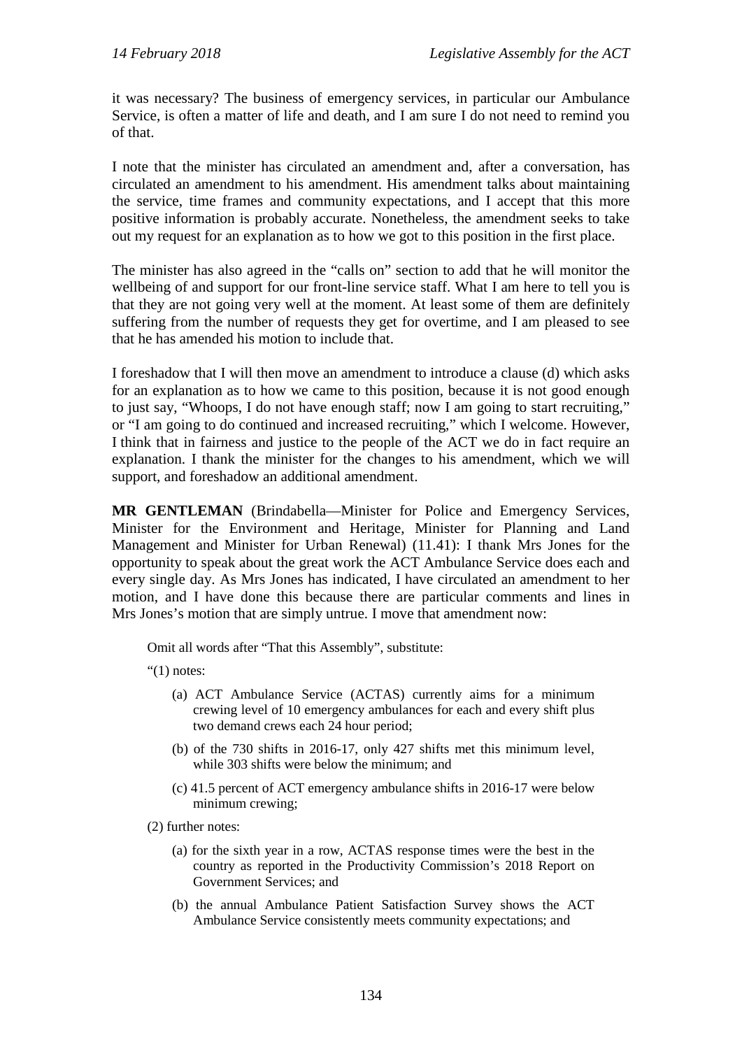it was necessary? The business of emergency services, in particular our Ambulance Service, is often a matter of life and death, and I am sure I do not need to remind you of that.

I note that the minister has circulated an amendment and, after a conversation, has circulated an amendment to his amendment. His amendment talks about maintaining the service, time frames and community expectations, and I accept that this more positive information is probably accurate. Nonetheless, the amendment seeks to take out my request for an explanation as to how we got to this position in the first place.

The minister has also agreed in the "calls on" section to add that he will monitor the wellbeing of and support for our front-line service staff. What I am here to tell you is that they are not going very well at the moment. At least some of them are definitely suffering from the number of requests they get for overtime, and I am pleased to see that he has amended his motion to include that.

I foreshadow that I will then move an amendment to introduce a clause (d) which asks for an explanation as to how we came to this position, because it is not good enough to just say, "Whoops, I do not have enough staff; now I am going to start recruiting," or "I am going to do continued and increased recruiting," which I welcome. However, I think that in fairness and justice to the people of the ACT we do in fact require an explanation. I thank the minister for the changes to his amendment, which we will support, and foreshadow an additional amendment.

**MR GENTLEMAN** (Brindabella—Minister for Police and Emergency Services, Minister for the Environment and Heritage, Minister for Planning and Land Management and Minister for Urban Renewal) (11.41): I thank Mrs Jones for the opportunity to speak about the great work the ACT Ambulance Service does each and every single day. As Mrs Jones has indicated, I have circulated an amendment to her motion, and I have done this because there are particular comments and lines in Mrs Jones's motion that are simply untrue. I move that amendment now:

> Omit all words after "That this Assembly", substitute:
>
> "(1) notes:
>
> (a) ACT Ambulance Service (ACTAS) currently aims for a minimum crewing level of 10 emergency ambulances for each and every shift plus two demand crews each 24 hour period;
>
> (b) of the 730 shifts in 2016-17, only 427 shifts met this minimum level, while 303 shifts were below the minimum; and
>
> (c) 41.5 percent of ACT emergency ambulance shifts in 2016-17 were below minimum crewing;
>
> (2) further notes:
>
> (a) for the sixth year in a row, ACTAS response times were the best in the country as reported in the Productivity Commission's 2018 Report on Government Services; and
>
> (b) the annual Ambulance Patient Satisfaction Survey shows the ACT Ambulance Service consistently meets community expectations; and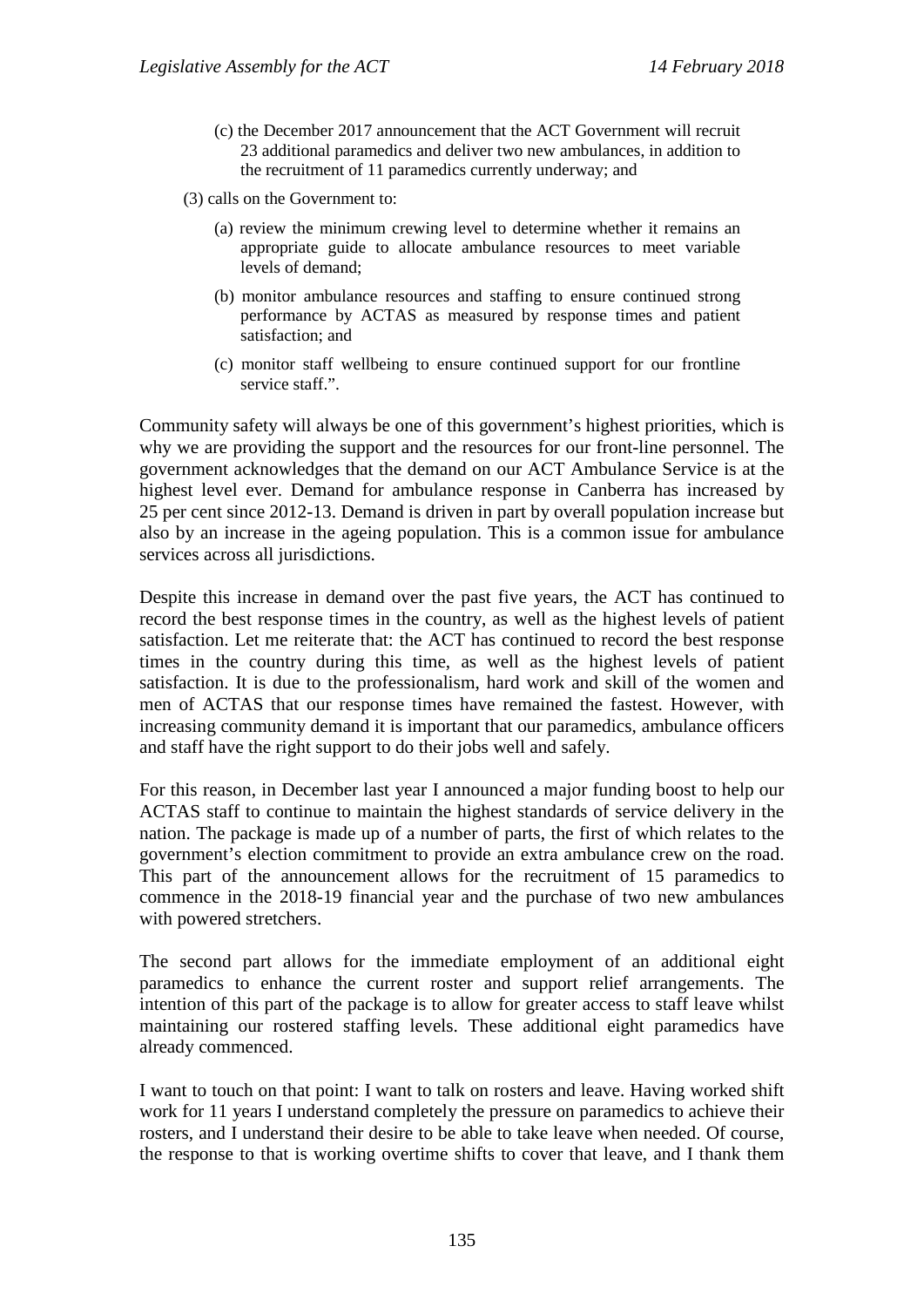(c) the December 2017 announcement that the ACT Government will recruit 23 additional paramedics and deliver two new ambulances, in addition to the recruitment of 11 paramedics currently underway; and

(3) calls on the Government to:

(a) review the minimum crewing level to determine whether it remains an appropriate guide to allocate ambulance resources to meet variable levels of demand;

(b) monitor ambulance resources and staffing to ensure continued strong performance by ACTAS as measured by response times and patient satisfaction; and

(c) monitor staff wellbeing to ensure continued support for our frontline service staff.".

Community safety will always be one of this government's highest priorities, which is why we are providing the support and the resources for our front-line personnel. The government acknowledges that the demand on our ACT Ambulance Service is at the highest level ever. Demand for ambulance response in Canberra has increased by 25 per cent since 2012-13. Demand is driven in part by overall population increase but also by an increase in the ageing population. This is a common issue for ambulance services across all jurisdictions.

Despite this increase in demand over the past five years, the ACT has continued to record the best response times in the country, as well as the highest levels of patient satisfaction. Let me reiterate that: the ACT has continued to record the best response times in the country during this time, as well as the highest levels of patient satisfaction. It is due to the professionalism, hard work and skill of the women and men of ACTAS that our response times have remained the fastest. However, with increasing community demand it is important that our paramedics, ambulance officers and staff have the right support to do their jobs well and safely.

For this reason, in December last year I announced a major funding boost to help our ACTAS staff to continue to maintain the highest standards of service delivery in the nation. The package is made up of a number of parts, the first of which relates to the government's election commitment to provide an extra ambulance crew on the road. This part of the announcement allows for the recruitment of 15 paramedics to commence in the 2018-19 financial year and the purchase of two new ambulances with powered stretchers.

The second part allows for the immediate employment of an additional eight paramedics to enhance the current roster and support relief arrangements. The intention of this part of the package is to allow for greater access to staff leave whilst maintaining our rostered staffing levels. These additional eight paramedics have already commenced.

I want to touch on that point: I want to talk on rosters and leave. Having worked shift work for 11 years I understand completely the pressure on paramedics to achieve their rosters, and I understand their desire to be able to take leave when needed. Of course, the response to that is working overtime shifts to cover that leave, and I thank them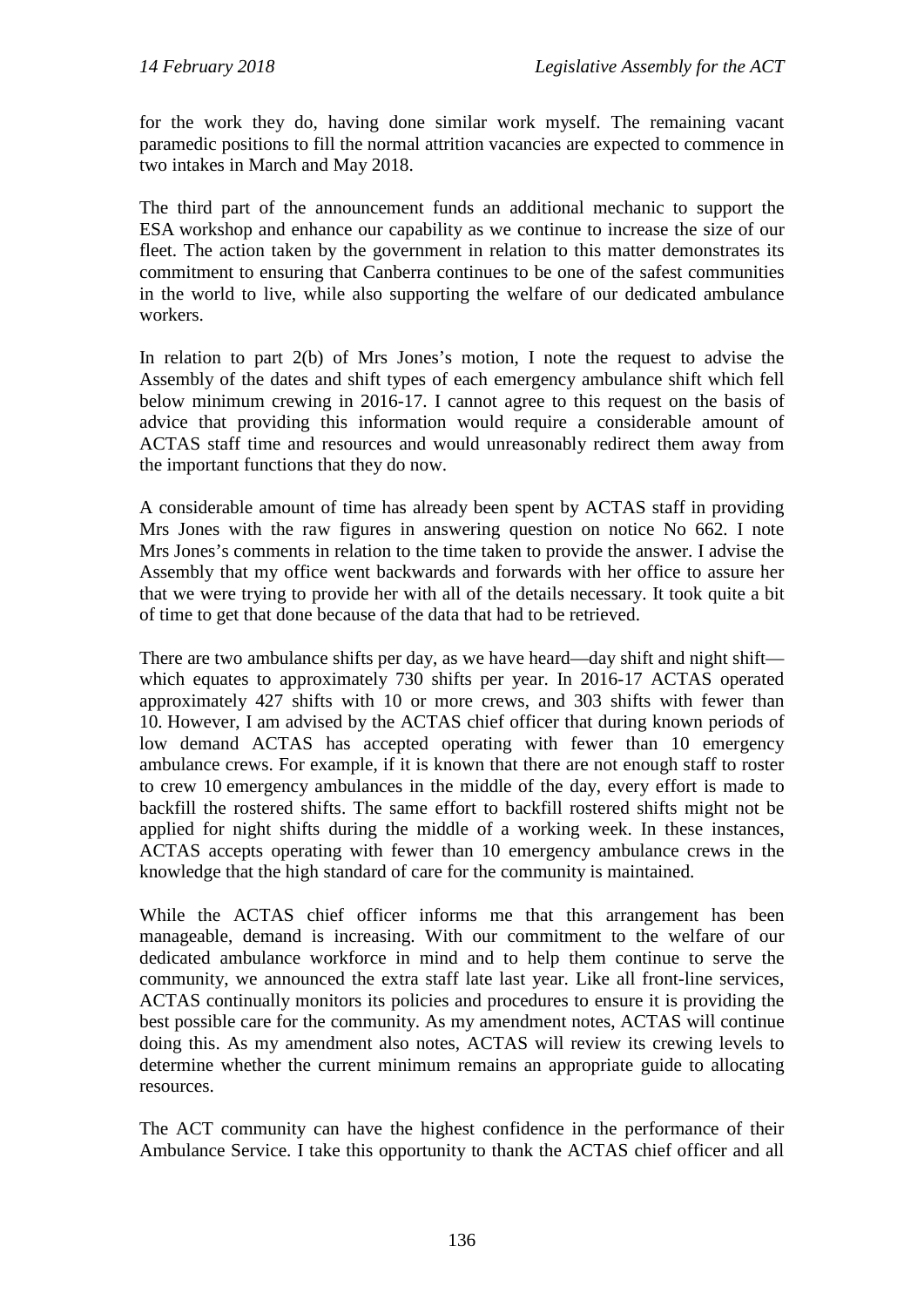for the work they do, having done similar work myself. The remaining vacant paramedic positions to fill the normal attrition vacancies are expected to commence in two intakes in March and May 2018.

The third part of the announcement funds an additional mechanic to support the ESA workshop and enhance our capability as we continue to increase the size of our fleet. The action taken by the government in relation to this matter demonstrates its commitment to ensuring that Canberra continues to be one of the safest communities in the world to live, while also supporting the welfare of our dedicated ambulance workers.

In relation to part 2(b) of Mrs Jones's motion, I note the request to advise the Assembly of the dates and shift types of each emergency ambulance shift which fell below minimum crewing in 2016-17. I cannot agree to this request on the basis of advice that providing this information would require a considerable amount of ACTAS staff time and resources and would unreasonably redirect them away from the important functions that they do now.

A considerable amount of time has already been spent by ACTAS staff in providing Mrs Jones with the raw figures in answering question on notice No 662. I note Mrs Jones's comments in relation to the time taken to provide the answer. I advise the Assembly that my office went backwards and forwards with her office to assure her that we were trying to provide her with all of the details necessary. It took quite a bit of time to get that done because of the data that had to be retrieved.

There are two ambulance shifts per day, as we have heard—day shift and night shift—which equates to approximately 730 shifts per year. In 2016-17 ACTAS operated approximately 427 shifts with 10 or more crews, and 303 shifts with fewer than 10. However, I am advised by the ACTAS chief officer that during known periods of low demand ACTAS has accepted operating with fewer than 10 emergency ambulance crews. For example, if it is known that there are not enough staff to roster to crew 10 emergency ambulances in the middle of the day, every effort is made to backfill the rostered shifts. The same effort to backfill rostered shifts might not be applied for night shifts during the middle of a working week. In these instances, ACTAS accepts operating with fewer than 10 emergency ambulance crews in the knowledge that the high standard of care for the community is maintained.

While the ACTAS chief officer informs me that this arrangement has been manageable, demand is increasing. With our commitment to the welfare of our dedicated ambulance workforce in mind and to help them continue to serve the community, we announced the extra staff late last year. Like all front-line services, ACTAS continually monitors its policies and procedures to ensure it is providing the best possible care for the community. As my amendment notes, ACTAS will continue doing this. As my amendment also notes, ACTAS will review its crewing levels to determine whether the current minimum remains an appropriate guide to allocating resources.

The ACT community can have the highest confidence in the performance of their Ambulance Service. I take this opportunity to thank the ACTAS chief officer and all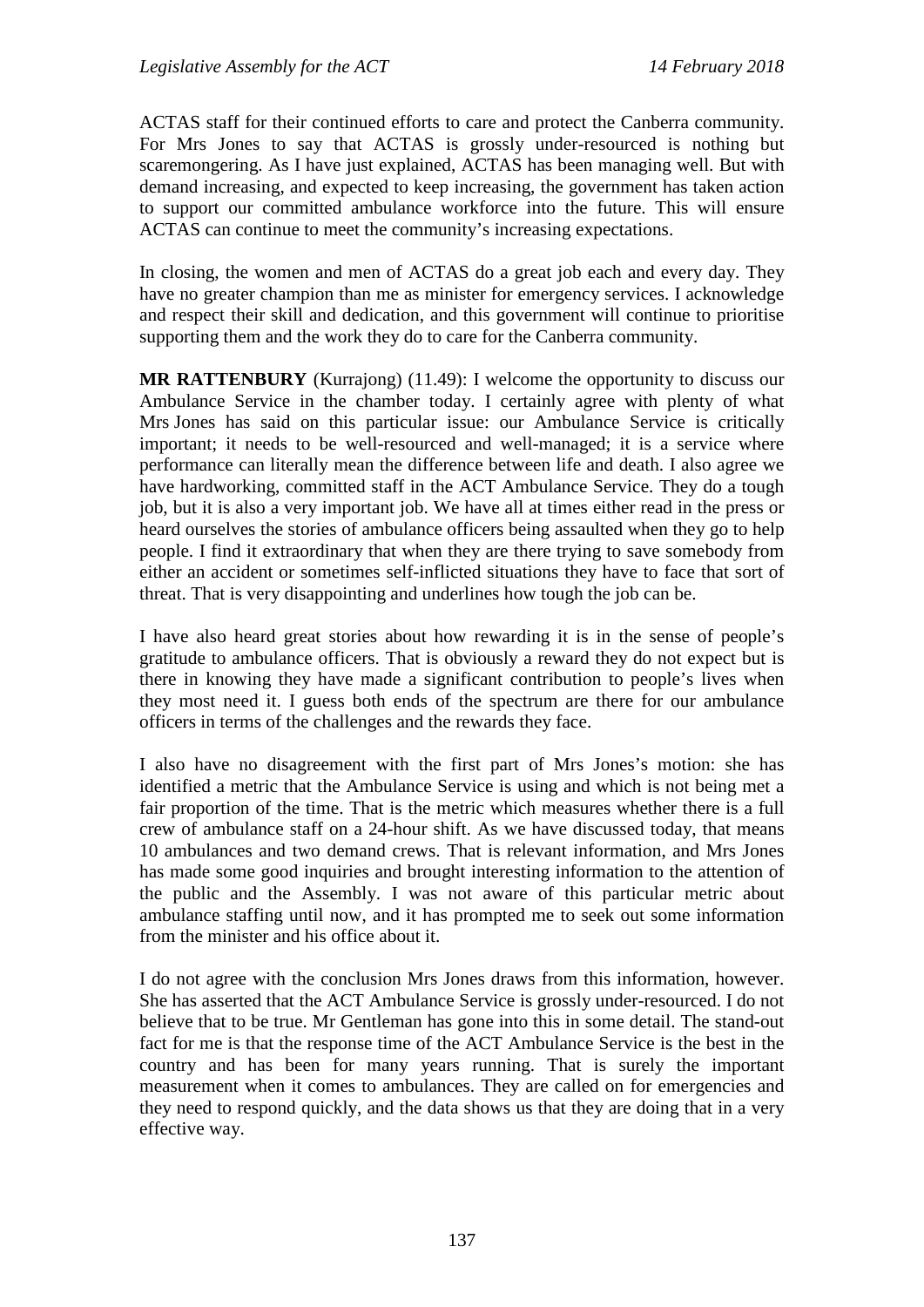ACTAS staff for their continued efforts to care and protect the Canberra community. For Mrs Jones to say that ACTAS is grossly under-resourced is nothing but scaremongering. As I have just explained, ACTAS has been managing well. But with demand increasing, and expected to keep increasing, the government has taken action to support our committed ambulance workforce into the future. This will ensure ACTAS can continue to meet the community's increasing expectations.

In closing, the women and men of ACTAS do a great job each and every day. They have no greater champion than me as minister for emergency services. I acknowledge and respect their skill and dedication, and this government will continue to prioritise supporting them and the work they do to care for the Canberra community.

**MR RATTENBURY** (Kurrajong) (11.49): I welcome the opportunity to discuss our Ambulance Service in the chamber today. I certainly agree with plenty of what Mrs Jones has said on this particular issue: our Ambulance Service is critically important; it needs to be well-resourced and well-managed; it is a service where performance can literally mean the difference between life and death. I also agree we have hardworking, committed staff in the ACT Ambulance Service. They do a tough job, but it is also a very important job. We have all at times either read in the press or heard ourselves the stories of ambulance officers being assaulted when they go to help people. I find it extraordinary that when they are there trying to save somebody from either an accident or sometimes self-inflicted situations they have to face that sort of threat. That is very disappointing and underlines how tough the job can be.

I have also heard great stories about how rewarding it is in the sense of people's gratitude to ambulance officers. That is obviously a reward they do not expect but is there in knowing they have made a significant contribution to people's lives when they most need it. I guess both ends of the spectrum are there for our ambulance officers in terms of the challenges and the rewards they face.

I also have no disagreement with the first part of Mrs Jones's motion: she has identified a metric that the Ambulance Service is using and which is not being met a fair proportion of the time. That is the metric which measures whether there is a full crew of ambulance staff on a 24-hour shift. As we have discussed today, that means 10 ambulances and two demand crews. That is relevant information, and Mrs Jones has made some good inquiries and brought interesting information to the attention of the public and the Assembly. I was not aware of this particular metric about ambulance staffing until now, and it has prompted me to seek out some information from the minister and his office about it.

I do not agree with the conclusion Mrs Jones draws from this information, however. She has asserted that the ACT Ambulance Service is grossly under-resourced. I do not believe that to be true. Mr Gentleman has gone into this in some detail. The stand-out fact for me is that the response time of the ACT Ambulance Service is the best in the country and has been for many years running. That is surely the important measurement when it comes to ambulances. They are called on for emergencies and they need to respond quickly, and the data shows us that they are doing that in a very effective way.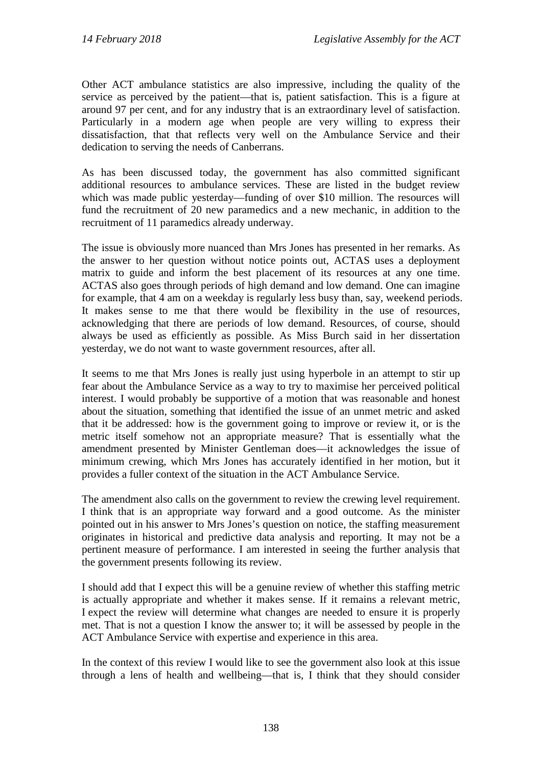Other ACT ambulance statistics are also impressive, including the quality of the service as perceived by the patient—that is, patient satisfaction. This is a figure at around 97 per cent, and for any industry that is an extraordinary level of satisfaction. Particularly in a modern age when people are very willing to express their dissatisfaction, that that reflects very well on the Ambulance Service and their dedication to serving the needs of Canberrans.

As has been discussed today, the government has also committed significant additional resources to ambulance services. These are listed in the budget review which was made public yesterday—funding of over $10 million. The resources will fund the recruitment of 20 new paramedics and a new mechanic, in addition to the recruitment of 11 paramedics already underway.

The issue is obviously more nuanced than Mrs Jones has presented in her remarks. As the answer to her question without notice points out, ACTAS uses a deployment matrix to guide and inform the best placement of its resources at any one time. ACTAS also goes through periods of high demand and low demand. One can imagine for example, that 4 am on a weekday is regularly less busy than, say, weekend periods. It makes sense to me that there would be flexibility in the use of resources, acknowledging that there are periods of low demand. Resources, of course, should always be used as efficiently as possible. As Miss Burch said in her dissertation yesterday, we do not want to waste government resources, after all.

It seems to me that Mrs Jones is really just using hyperbole in an attempt to stir up fear about the Ambulance Service as a way to try to maximise her perceived political interest. I would probably be supportive of a motion that was reasonable and honest about the situation, something that identified the issue of an unmet metric and asked that it be addressed: how is the government going to improve or review it, or is the metric itself somehow not an appropriate measure? That is essentially what the amendment presented by Minister Gentleman does—it acknowledges the issue of minimum crewing, which Mrs Jones has accurately identified in her motion, but it provides a fuller context of the situation in the ACT Ambulance Service.

The amendment also calls on the government to review the crewing level requirement. I think that is an appropriate way forward and a good outcome. As the minister pointed out in his answer to Mrs Jones's question on notice, the staffing measurement originates in historical and predictive data analysis and reporting. It may not be a pertinent measure of performance. I am interested in seeing the further analysis that the government presents following its review.

I should add that I expect this will be a genuine review of whether this staffing metric is actually appropriate and whether it makes sense. If it remains a relevant metric, I expect the review will determine what changes are needed to ensure it is properly met. That is not a question I know the answer to; it will be assessed by people in the ACT Ambulance Service with expertise and experience in this area.

In the context of this review I would like to see the government also look at this issue through a lens of health and wellbeing—that is, I think that they should consider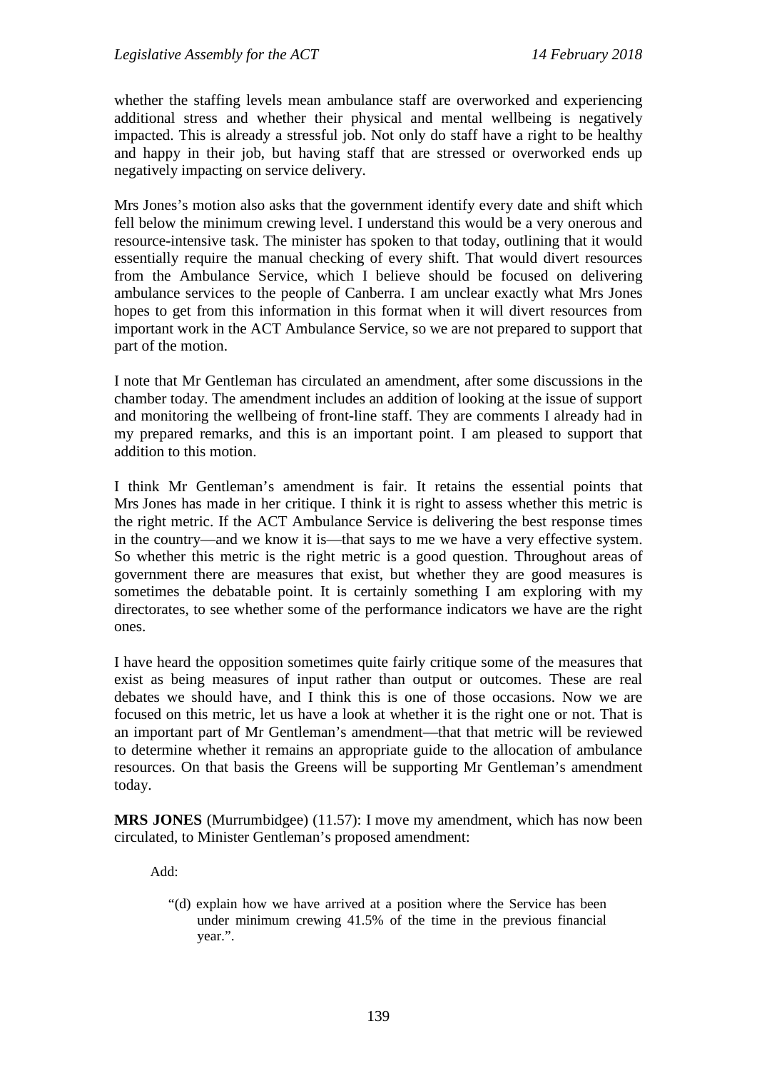whether the staffing levels mean ambulance staff are overworked and experiencing additional stress and whether their physical and mental wellbeing is negatively impacted. This is already a stressful job. Not only do staff have a right to be healthy and happy in their job, but having staff that are stressed or overworked ends up negatively impacting on service delivery.

Mrs Jones's motion also asks that the government identify every date and shift which fell below the minimum crewing level. I understand this would be a very onerous and resource-intensive task. The minister has spoken to that today, outlining that it would essentially require the manual checking of every shift. That would divert resources from the Ambulance Service, which I believe should be focused on delivering ambulance services to the people of Canberra. I am unclear exactly what Mrs Jones hopes to get from this information in this format when it will divert resources from important work in the ACT Ambulance Service, so we are not prepared to support that part of the motion.

I note that Mr Gentleman has circulated an amendment, after some discussions in the chamber today. The amendment includes an addition of looking at the issue of support and monitoring the wellbeing of front-line staff. They are comments I already had in my prepared remarks, and this is an important point. I am pleased to support that addition to this motion.

I think Mr Gentleman's amendment is fair. It retains the essential points that Mrs Jones has made in her critique. I think it is right to assess whether this metric is the right metric. If the ACT Ambulance Service is delivering the best response times in the country—and we know it is—that says to me we have a very effective system. So whether this metric is the right metric is a good question. Throughout areas of government there are measures that exist, but whether they are good measures is sometimes the debatable point. It is certainly something I am exploring with my directorates, to see whether some of the performance indicators we have are the right ones.

I have heard the opposition sometimes quite fairly critique some of the measures that exist as being measures of input rather than output or outcomes. These are real debates we should have, and I think this is one of those occasions. Now we are focused on this metric, let us have a look at whether it is the right one or not. That is an important part of Mr Gentleman's amendment—that that metric will be reviewed to determine whether it remains an appropriate guide to the allocation of ambulance resources. On that basis the Greens will be supporting Mr Gentleman's amendment today.

**MRS JONES** (Murrumbidgee) (11.57): I move my amendment, which has now been circulated, to Minister Gentleman's proposed amendment:

> Add:
>
> "(d) explain how we have arrived at a position where the Service has been under minimum crewing 41.5% of the time in the previous financial year.".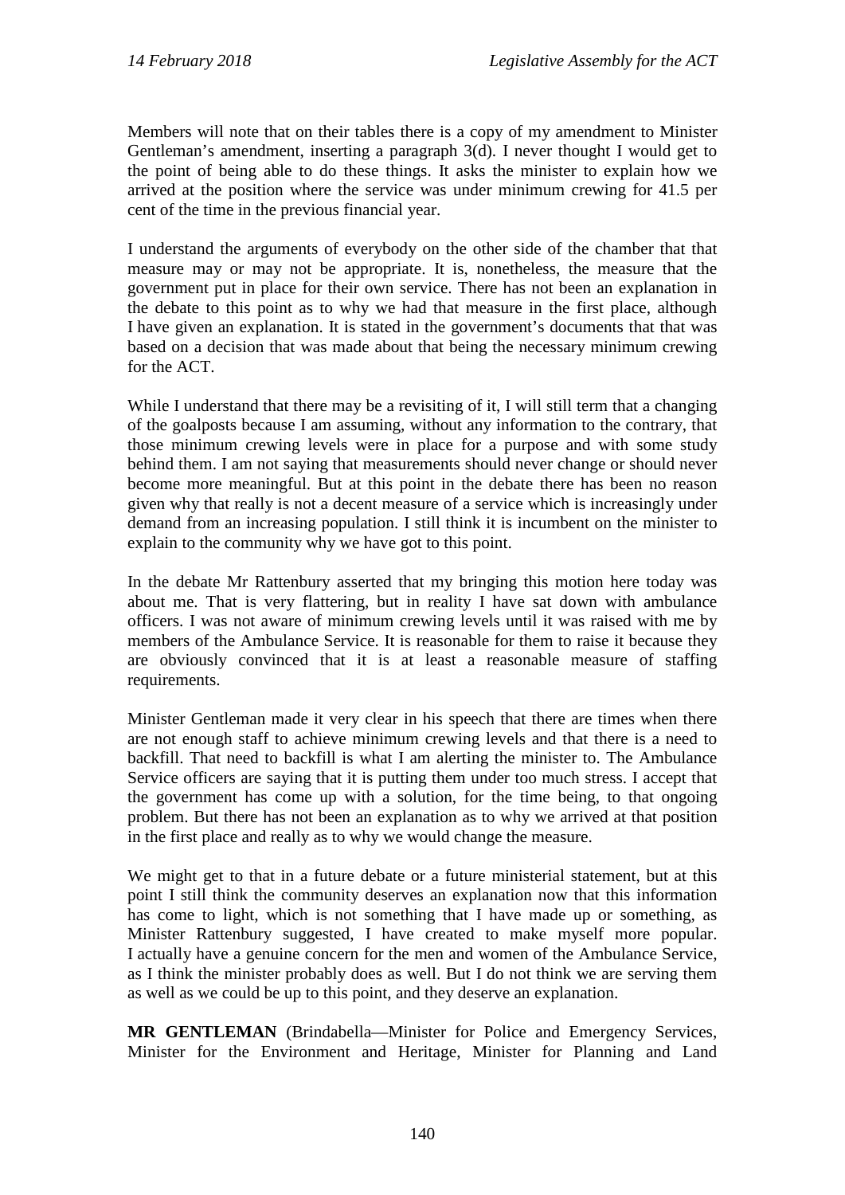Members will note that on their tables there is a copy of my amendment to Minister Gentleman's amendment, inserting a paragraph 3(d). I never thought I would get to the point of being able to do these things. It asks the minister to explain how we arrived at the position where the service was under minimum crewing for 41.5 per cent of the time in the previous financial year.

I understand the arguments of everybody on the other side of the chamber that that measure may or may not be appropriate. It is, nonetheless, the measure that the government put in place for their own service. There has not been an explanation in the debate to this point as to why we had that measure in the first place, although I have given an explanation. It is stated in the government's documents that that was based on a decision that was made about that being the necessary minimum crewing for the ACT.

While I understand that there may be a revisiting of it, I will still term that a changing of the goalposts because I am assuming, without any information to the contrary, that those minimum crewing levels were in place for a purpose and with some study behind them. I am not saying that measurements should never change or should never become more meaningful. But at this point in the debate there has been no reason given why that really is not a decent measure of a service which is increasingly under demand from an increasing population. I still think it is incumbent on the minister to explain to the community why we have got to this point.

In the debate Mr Rattenbury asserted that my bringing this motion here today was about me. That is very flattering, but in reality I have sat down with ambulance officers. I was not aware of minimum crewing levels until it was raised with me by members of the Ambulance Service. It is reasonable for them to raise it because they are obviously convinced that it is at least a reasonable measure of staffing requirements.

Minister Gentleman made it very clear in his speech that there are times when there are not enough staff to achieve minimum crewing levels and that there is a need to backfill. That need to backfill is what I am alerting the minister to. The Ambulance Service officers are saying that it is putting them under too much stress. I accept that the government has come up with a solution, for the time being, to that ongoing problem. But there has not been an explanation as to why we arrived at that position in the first place and really as to why we would change the measure.

We might get to that in a future debate or a future ministerial statement, but at this point I still think the community deserves an explanation now that this information has come to light, which is not something that I have made up or something, as Minister Rattenbury suggested, I have created to make myself more popular. I actually have a genuine concern for the men and women of the Ambulance Service, as I think the minister probably does as well. But I do not think we are serving them as well as we could be up to this point, and they deserve an explanation.

**MR GENTLEMAN** (Brindabella—Minister for Police and Emergency Services, Minister for the Environment and Heritage, Minister for Planning and Land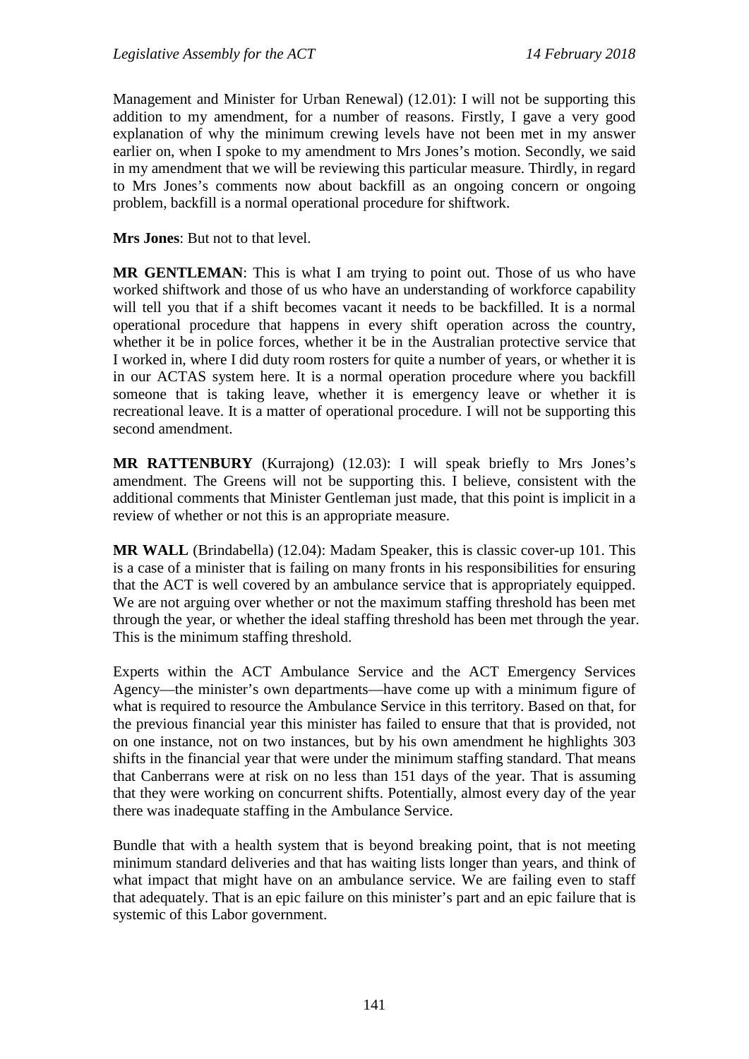Management and Minister for Urban Renewal) (12.01): I will not be supporting this addition to my amendment, for a number of reasons. Firstly, I gave a very good explanation of why the minimum crewing levels have not been met in my answer earlier on, when I spoke to my amendment to Mrs Jones's motion. Secondly, we said in my amendment that we will be reviewing this particular measure. Thirdly, in regard to Mrs Jones's comments now about backfill as an ongoing concern or ongoing problem, backfill is a normal operational procedure for shiftwork.

**Mrs Jones**: But not to that level.

**MR GENTLEMAN**: This is what I am trying to point out. Those of us who have worked shiftwork and those of us who have an understanding of workforce capability will tell you that if a shift becomes vacant it needs to be backfilled. It is a normal operational procedure that happens in every shift operation across the country, whether it be in police forces, whether it be in the Australian protective service that I worked in, where I did duty room rosters for quite a number of years, or whether it is in our ACTAS system here. It is a normal operation procedure where you backfill someone that is taking leave, whether it is emergency leave or whether it is recreational leave. It is a matter of operational procedure. I will not be supporting this second amendment.

**MR RATTENBURY** (Kurrajong) (12.03): I will speak briefly to Mrs Jones's amendment. The Greens will not be supporting this. I believe, consistent with the additional comments that Minister Gentleman just made, that this point is implicit in a review of whether or not this is an appropriate measure.

**MR WALL** (Brindabella) (12.04): Madam Speaker, this is classic cover-up 101. This is a case of a minister that is failing on many fronts in his responsibilities for ensuring that the ACT is well covered by an ambulance service that is appropriately equipped. We are not arguing over whether or not the maximum staffing threshold has been met through the year, or whether the ideal staffing threshold has been met through the year. This is the minimum staffing threshold.

Experts within the ACT Ambulance Service and the ACT Emergency Services Agency—the minister's own departments—have come up with a minimum figure of what is required to resource the Ambulance Service in this territory. Based on that, for the previous financial year this minister has failed to ensure that that is provided, not on one instance, not on two instances, but by his own amendment he highlights 303 shifts in the financial year that were under the minimum staffing standard. That means that Canberrans were at risk on no less than 151 days of the year. That is assuming that they were working on concurrent shifts. Potentially, almost every day of the year there was inadequate staffing in the Ambulance Service.

Bundle that with a health system that is beyond breaking point, that is not meeting minimum standard deliveries and that has waiting lists longer than years, and think of what impact that might have on an ambulance service. We are failing even to staff that adequately. That is an epic failure on this minister's part and an epic failure that is systemic of this Labor government.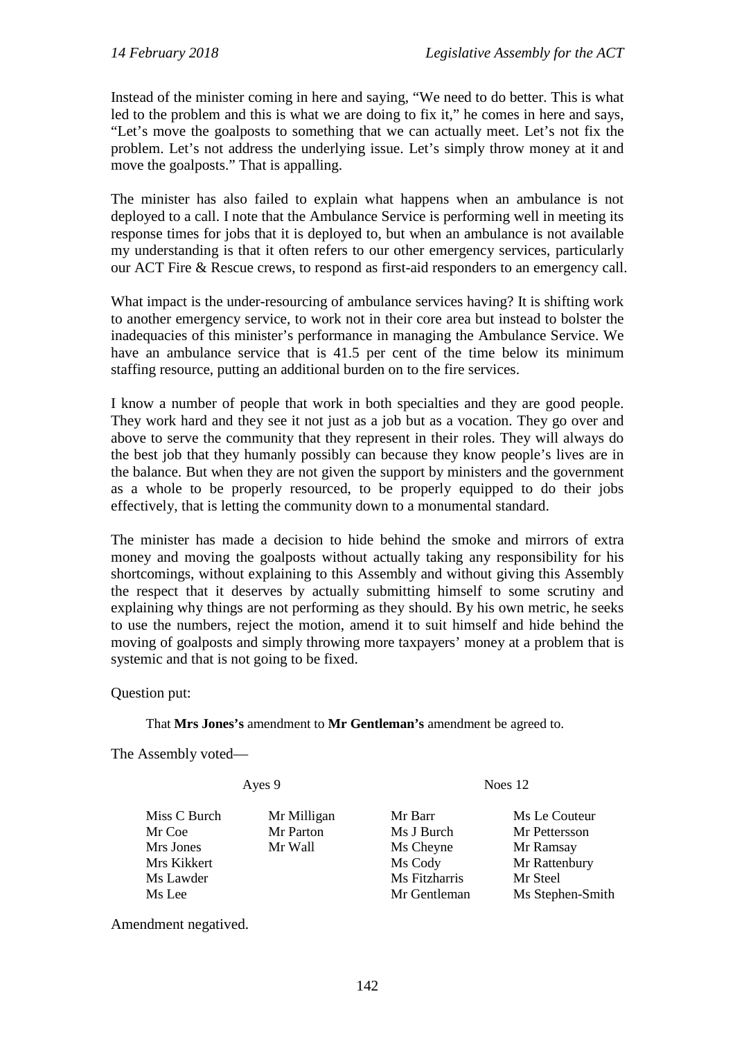Instead of the minister coming in here and saying, "We need to do better. This is what led to the problem and this is what we are doing to fix it," he comes in here and says, "Let's move the goalposts to something that we can actually meet. Let's not fix the problem. Let's not address the underlying issue. Let's simply throw money at it and move the goalposts." That is appalling.

The minister has also failed to explain what happens when an ambulance is not deployed to a call. I note that the Ambulance Service is performing well in meeting its response times for jobs that it is deployed to, but when an ambulance is not available my understanding is that it often refers to our other emergency services, particularly our ACT Fire & Rescue crews, to respond as first-aid responders to an emergency call.

What impact is the under-resourcing of ambulance services having? It is shifting work to another emergency service, to work not in their core area but instead to bolster the inadequacies of this minister's performance in managing the Ambulance Service. We have an ambulance service that is 41.5 per cent of the time below its minimum staffing resource, putting an additional burden on to the fire services.

I know a number of people that work in both specialties and they are good people. They work hard and they see it not just as a job but as a vocation. They go over and above to serve the community that they represent in their roles. They will always do the best job that they humanly possibly can because they know people's lives are in the balance. But when they are not given the support by ministers and the government as a whole to be properly resourced, to be properly equipped to do their jobs effectively, that is letting the community down to a monumental standard.

The minister has made a decision to hide behind the smoke and mirrors of extra money and moving the goalposts without actually taking any responsibility for his shortcomings, without explaining to this Assembly and without giving this Assembly the respect that it deserves by actually submitting himself to some scrutiny and explaining why things are not performing as they should. By his own metric, he seeks to use the numbers, reject the motion, amend it to suit himself and hide behind the moving of goalposts and simply throwing more taxpayers' money at a problem that is systemic and that is not going to be fixed.

Question put:

> That **Mrs Jones's** amendment to **Mr Gentleman's** amendment be agreed to.

The Assembly voted—

| Ayes 9 | | Noes 12 | |
|---|---|---|---|
| Miss C Burch | Mr Milligan | Mr Barr | Ms Le Couteur |
| Mr Coe | Mr Parton | Ms J Burch | Mr Pettersson |
| Mrs Jones | Mr Wall | Ms Cheyne | Mr Ramsay |
| Mrs Kikkert | | Ms Cody | Mr Rattenbury |
| Ms Lawder | | Ms Fitzharris | Mr Steel |
| Ms Lee | | Mr Gentleman | Ms Stephen-Smith |

Amendment negatived.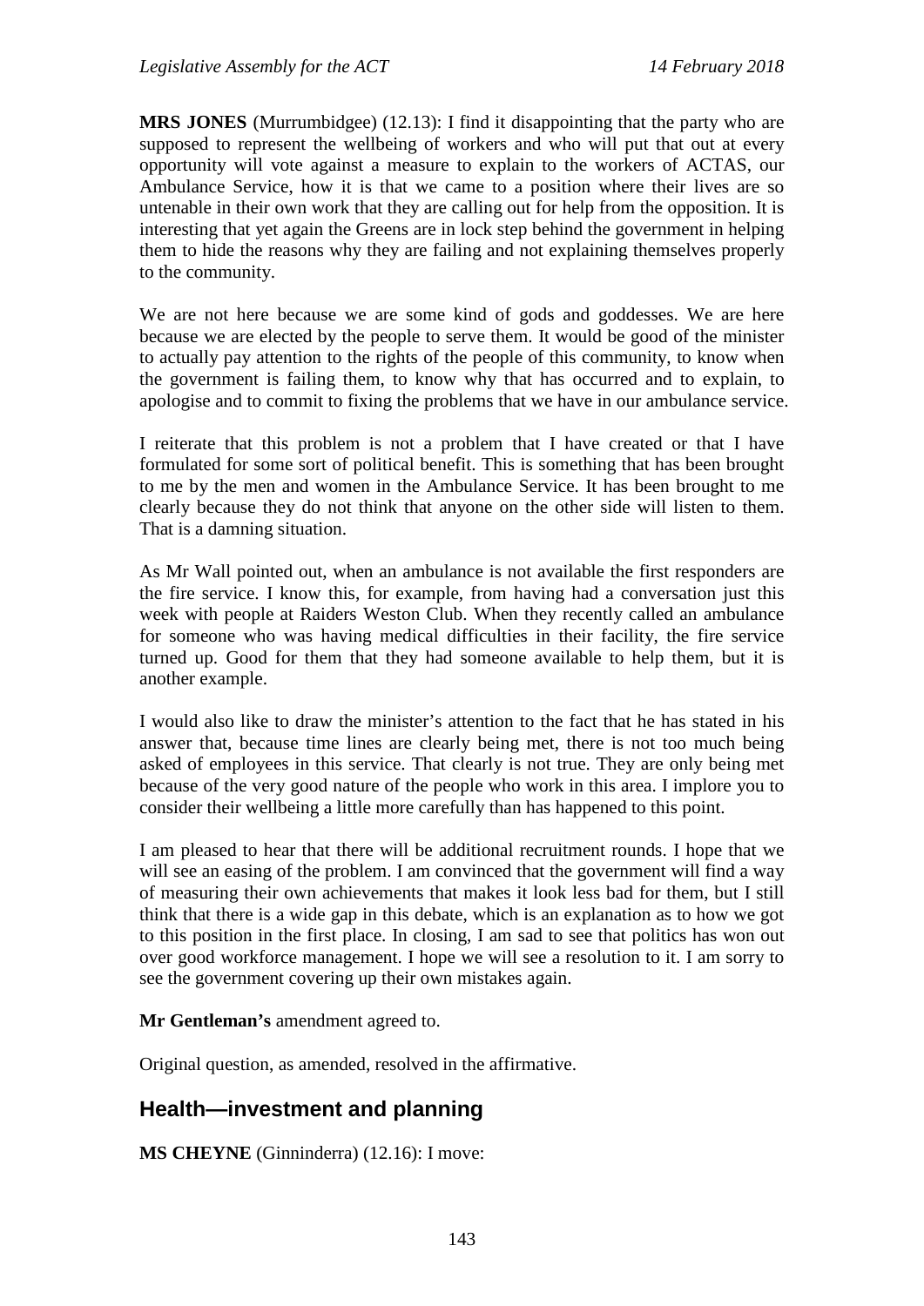**MRS JONES** (Murrumbidgee) (12.13): I find it disappointing that the party who are supposed to represent the wellbeing of workers and who will put that out at every opportunity will vote against a measure to explain to the workers of ACTAS, our Ambulance Service, how it is that we came to a position where their lives are so untenable in their own work that they are calling out for help from the opposition. It is interesting that yet again the Greens are in lock step behind the government in helping them to hide the reasons why they are failing and not explaining themselves properly to the community.

We are not here because we are some kind of gods and goddesses. We are here because we are elected by the people to serve them. It would be good of the minister to actually pay attention to the rights of the people of this community, to know when the government is failing them, to know why that has occurred and to explain, to apologise and to commit to fixing the problems that we have in our ambulance service.

I reiterate that this problem is not a problem that I have created or that I have formulated for some sort of political benefit. This is something that has been brought to me by the men and women in the Ambulance Service. It has been brought to me clearly because they do not think that anyone on the other side will listen to them. That is a damning situation.

As Mr Wall pointed out, when an ambulance is not available the first responders are the fire service. I know this, for example, from having had a conversation just this week with people at Raiders Weston Club. When they recently called an ambulance for someone who was having medical difficulties in their facility, the fire service turned up. Good for them that they had someone available to help them, but it is another example.

I would also like to draw the minister's attention to the fact that he has stated in his answer that, because time lines are clearly being met, there is not too much being asked of employees in this service. That clearly is not true. They are only being met because of the very good nature of the people who work in this area. I implore you to consider their wellbeing a little more carefully than has happened to this point.

I am pleased to hear that there will be additional recruitment rounds. I hope that we will see an easing of the problem. I am convinced that the government will find a way of measuring their own achievements that makes it look less bad for them, but I still think that there is a wide gap in this debate, which is an explanation as to how we got to this position in the first place. In closing, I am sad to see that politics has won out over good workforce management. I hope we will see a resolution to it. I am sorry to see the government covering up their own mistakes again.

**Mr Gentleman's** amendment agreed to.

Original question, as amended, resolved in the affirmative.

## Health—investment and planning

**MS CHEYNE** (Ginninderra) (12.16): I move: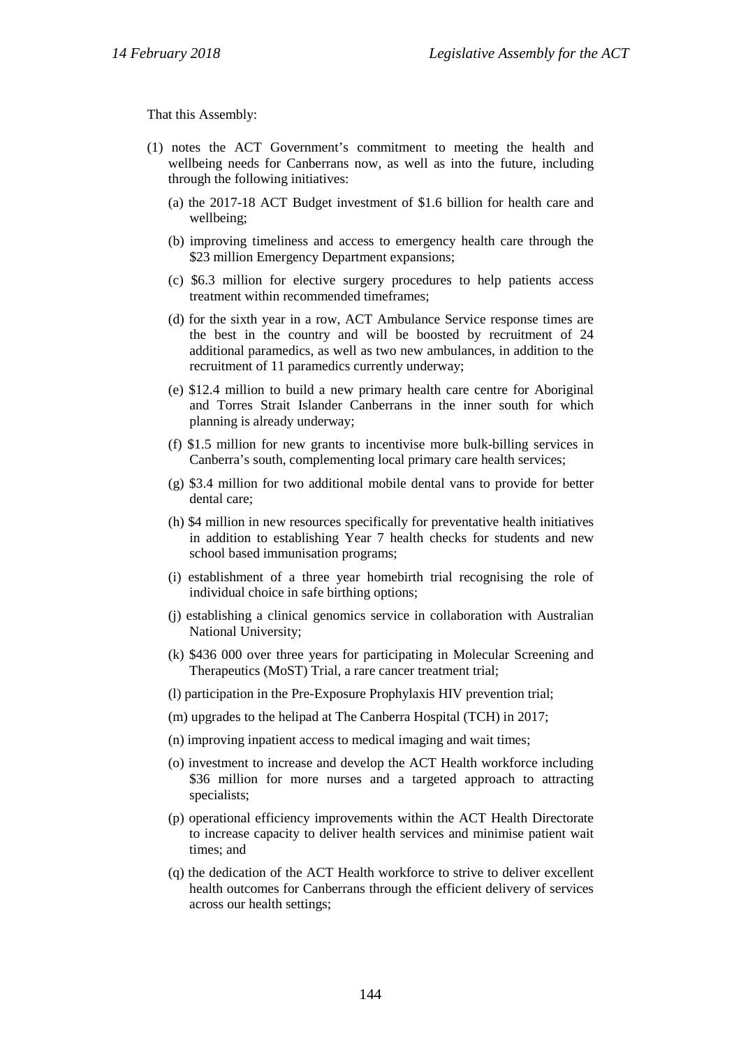That this Assembly:

(1) notes the ACT Government's commitment to meeting the health and wellbeing needs for Canberrans now, as well as into the future, including through the following initiatives:

   (a) the 2017-18 ACT Budget investment of $1.6 billion for health care and wellbeing;

   (b) improving timeliness and access to emergency health care through the $23 million Emergency Department expansions;

   (c) $6.3 million for elective surgery procedures to help patients access treatment within recommended timeframes;

   (d) for the sixth year in a row, ACT Ambulance Service response times are the best in the country and will be boosted by recruitment of 24 additional paramedics, as well as two new ambulances, in addition to the recruitment of 11 paramedics currently underway;

   (e) $12.4 million to build a new primary health care centre for Aboriginal and Torres Strait Islander Canberrans in the inner south for which planning is already underway;

   (f) $1.5 million for new grants to incentivise more bulk-billing services in Canberra's south, complementing local primary care health services;

   (g) $3.4 million for two additional mobile dental vans to provide for better dental care;

   (h) $4 million in new resources specifically for preventative health initiatives in addition to establishing Year 7 health checks for students and new school based immunisation programs;

   (i) establishment of a three year homebirth trial recognising the role of individual choice in safe birthing options;

   (j) establishing a clinical genomics service in collaboration with Australian National University;

   (k) $436 000 over three years for participating in Molecular Screening and Therapeutics (MoST) Trial, a rare cancer treatment trial;

   (l) participation in the Pre-Exposure Prophylaxis HIV prevention trial;

   (m) upgrades to the helipad at The Canberra Hospital (TCH) in 2017;

   (n) improving inpatient access to medical imaging and wait times;

   (o) investment to increase and develop the ACT Health workforce including $36 million for more nurses and a targeted approach to attracting specialists;

   (p) operational efficiency improvements within the ACT Health Directorate to increase capacity to deliver health services and minimise patient wait times; and

   (q) the dedication of the ACT Health workforce to strive to deliver excellent health outcomes for Canberrans through the efficient delivery of services across our health settings;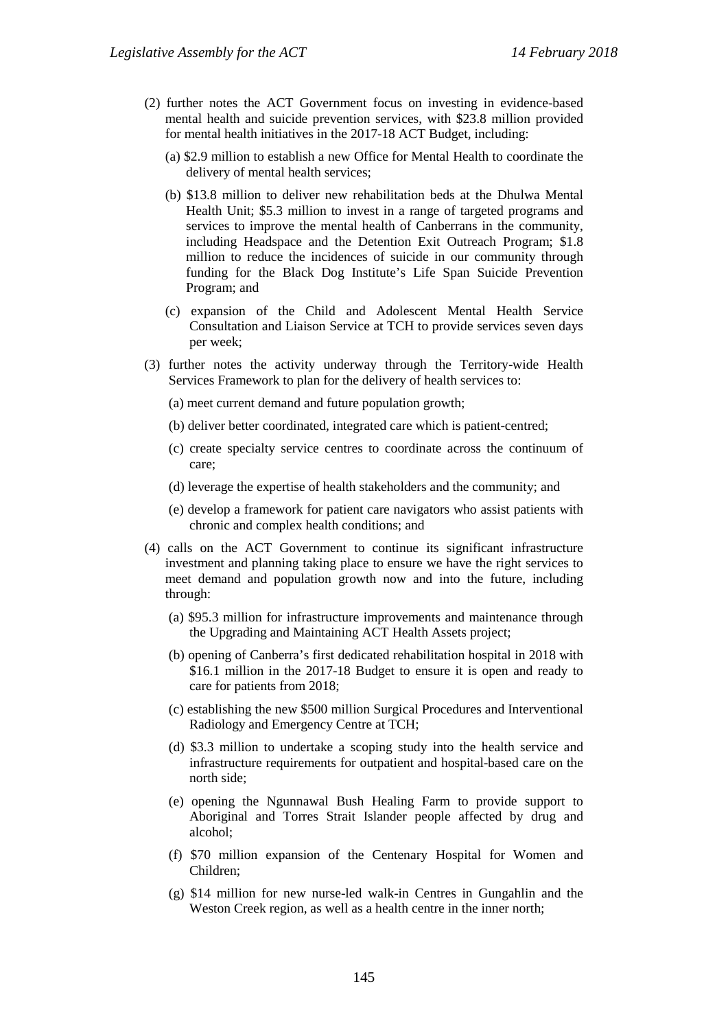(2) further notes the ACT Government focus on investing in evidence-based mental health and suicide prevention services, with $23.8 million provided for mental health initiatives in the 2017-18 ACT Budget, including:

   (a) $2.9 million to establish a new Office for Mental Health to coordinate the delivery of mental health services;

   (b) $13.8 million to deliver new rehabilitation beds at the Dhulwa Mental Health Unit; $5.3 million to invest in a range of targeted programs and services to improve the mental health of Canberrans in the community, including Headspace and the Detention Exit Outreach Program; $1.8 million to reduce the incidences of suicide in our community through funding for the Black Dog Institute's Life Span Suicide Prevention Program; and

   (c) expansion of the Child and Adolescent Mental Health Service Consultation and Liaison Service at TCH to provide services seven days per week;

(3) further notes the activity underway through the Territory-wide Health Services Framework to plan for the delivery of health services to:

   (a) meet current demand and future population growth;

   (b) deliver better coordinated, integrated care which is patient-centred;

   (c) create specialty service centres to coordinate across the continuum of care;

   (d) leverage the expertise of health stakeholders and the community; and

   (e) develop a framework for patient care navigators who assist patients with chronic and complex health conditions; and

(4) calls on the ACT Government to continue its significant infrastructure investment and planning taking place to ensure we have the right services to meet demand and population growth now and into the future, including through:

   (a) $95.3 million for infrastructure improvements and maintenance through the Upgrading and Maintaining ACT Health Assets project;

   (b) opening of Canberra's first dedicated rehabilitation hospital in 2018 with $16.1 million in the 2017-18 Budget to ensure it is open and ready to care for patients from 2018;

   (c) establishing the new $500 million Surgical Procedures and Interventional Radiology and Emergency Centre at TCH;

   (d) $3.3 million to undertake a scoping study into the health service and infrastructure requirements for outpatient and hospital-based care on the north side;

   (e) opening the Ngunnawal Bush Healing Farm to provide support to Aboriginal and Torres Strait Islander people affected by drug and alcohol;

   (f) $70 million expansion of the Centenary Hospital for Women and Children;

   (g) $14 million for new nurse-led walk-in Centres in Gungahlin and the Weston Creek region, as well as a health centre in the inner north;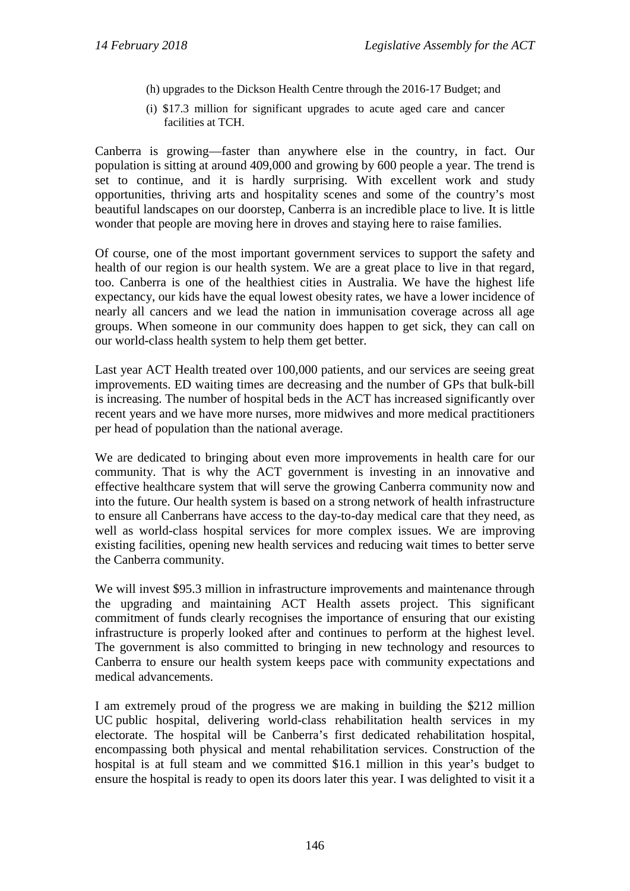(h) upgrades to the Dickson Health Centre through the 2016-17 Budget; and

(i) $17.3 million for significant upgrades to acute aged care and cancer facilities at TCH.

Canberra is growing—faster than anywhere else in the country, in fact. Our population is sitting at around 409,000 and growing by 600 people a year. The trend is set to continue, and it is hardly surprising. With excellent work and study opportunities, thriving arts and hospitality scenes and some of the country's most beautiful landscapes on our doorstep, Canberra is an incredible place to live. It is little wonder that people are moving here in droves and staying here to raise families.

Of course, one of the most important government services to support the safety and health of our region is our health system. We are a great place to live in that regard, too. Canberra is one of the healthiest cities in Australia. We have the highest life expectancy, our kids have the equal lowest obesity rates, we have a lower incidence of nearly all cancers and we lead the nation in immunisation coverage across all age groups. When someone in our community does happen to get sick, they can call on our world-class health system to help them get better.

Last year ACT Health treated over 100,000 patients, and our services are seeing great improvements. ED waiting times are decreasing and the number of GPs that bulk-bill is increasing. The number of hospital beds in the ACT has increased significantly over recent years and we have more nurses, more midwives and more medical practitioners per head of population than the national average.

We are dedicated to bringing about even more improvements in health care for our community. That is why the ACT government is investing in an innovative and effective healthcare system that will serve the growing Canberra community now and into the future. Our health system is based on a strong network of health infrastructure to ensure all Canberrans have access to the day-to-day medical care that they need, as well as world-class hospital services for more complex issues. We are improving existing facilities, opening new health services and reducing wait times to better serve the Canberra community.

We will invest $95.3 million in infrastructure improvements and maintenance through the upgrading and maintaining ACT Health assets project. This significant commitment of funds clearly recognises the importance of ensuring that our existing infrastructure is properly looked after and continues to perform at the highest level. The government is also committed to bringing in new technology and resources to Canberra to ensure our health system keeps pace with community expectations and medical advancements.

I am extremely proud of the progress we are making in building the $212 million UC public hospital, delivering world-class rehabilitation health services in my electorate. The hospital will be Canberra's first dedicated rehabilitation hospital, encompassing both physical and mental rehabilitation services. Construction of the hospital is at full steam and we committed $16.1 million in this year's budget to ensure the hospital is ready to open its doors later this year. I was delighted to visit it a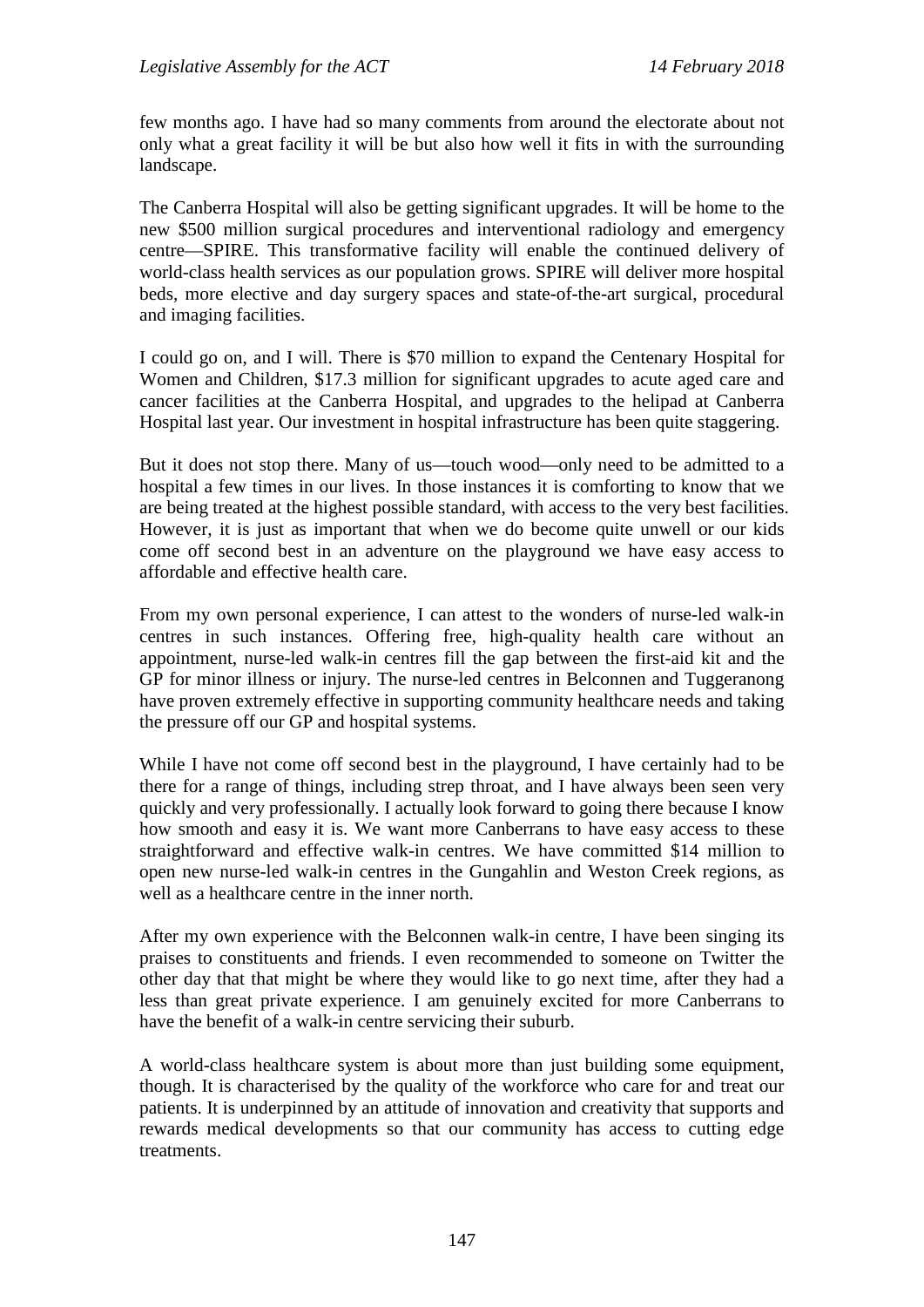few months ago. I have had so many comments from around the electorate about not only what a great facility it will be but also how well it fits in with the surrounding landscape.

The Canberra Hospital will also be getting significant upgrades. It will be home to the new $500 million surgical procedures and interventional radiology and emergency centre—SPIRE. This transformative facility will enable the continued delivery of world-class health services as our population grows. SPIRE will deliver more hospital beds, more elective and day surgery spaces and state-of-the-art surgical, procedural and imaging facilities.

I could go on, and I will. There is $70 million to expand the Centenary Hospital for Women and Children, $17.3 million for significant upgrades to acute aged care and cancer facilities at the Canberra Hospital, and upgrades to the helipad at Canberra Hospital last year. Our investment in hospital infrastructure has been quite staggering.

But it does not stop there. Many of us—touch wood—only need to be admitted to a hospital a few times in our lives. In those instances it is comforting to know that we are being treated at the highest possible standard, with access to the very best facilities. However, it is just as important that when we do become quite unwell or our kids come off second best in an adventure on the playground we have easy access to affordable and effective health care.

From my own personal experience, I can attest to the wonders of nurse-led walk-in centres in such instances. Offering free, high-quality health care without an appointment, nurse-led walk-in centres fill the gap between the first-aid kit and the GP for minor illness or injury. The nurse-led centres in Belconnen and Tuggeranong have proven extremely effective in supporting community healthcare needs and taking the pressure off our GP and hospital systems.

While I have not come off second best in the playground, I have certainly had to be there for a range of things, including strep throat, and I have always been seen very quickly and very professionally. I actually look forward to going there because I know how smooth and easy it is. We want more Canberrans to have easy access to these straightforward and effective walk-in centres. We have committed $14 million to open new nurse-led walk-in centres in the Gungahlin and Weston Creek regions, as well as a healthcare centre in the inner north.

After my own experience with the Belconnen walk-in centre, I have been singing its praises to constituents and friends. I even recommended to someone on Twitter the other day that that might be where they would like to go next time, after they had a less than great private experience. I am genuinely excited for more Canberrans to have the benefit of a walk-in centre servicing their suburb.

A world-class healthcare system is about more than just building some equipment, though. It is characterised by the quality of the workforce who care for and treat our patients. It is underpinned by an attitude of innovation and creativity that supports and rewards medical developments so that our community has access to cutting edge treatments.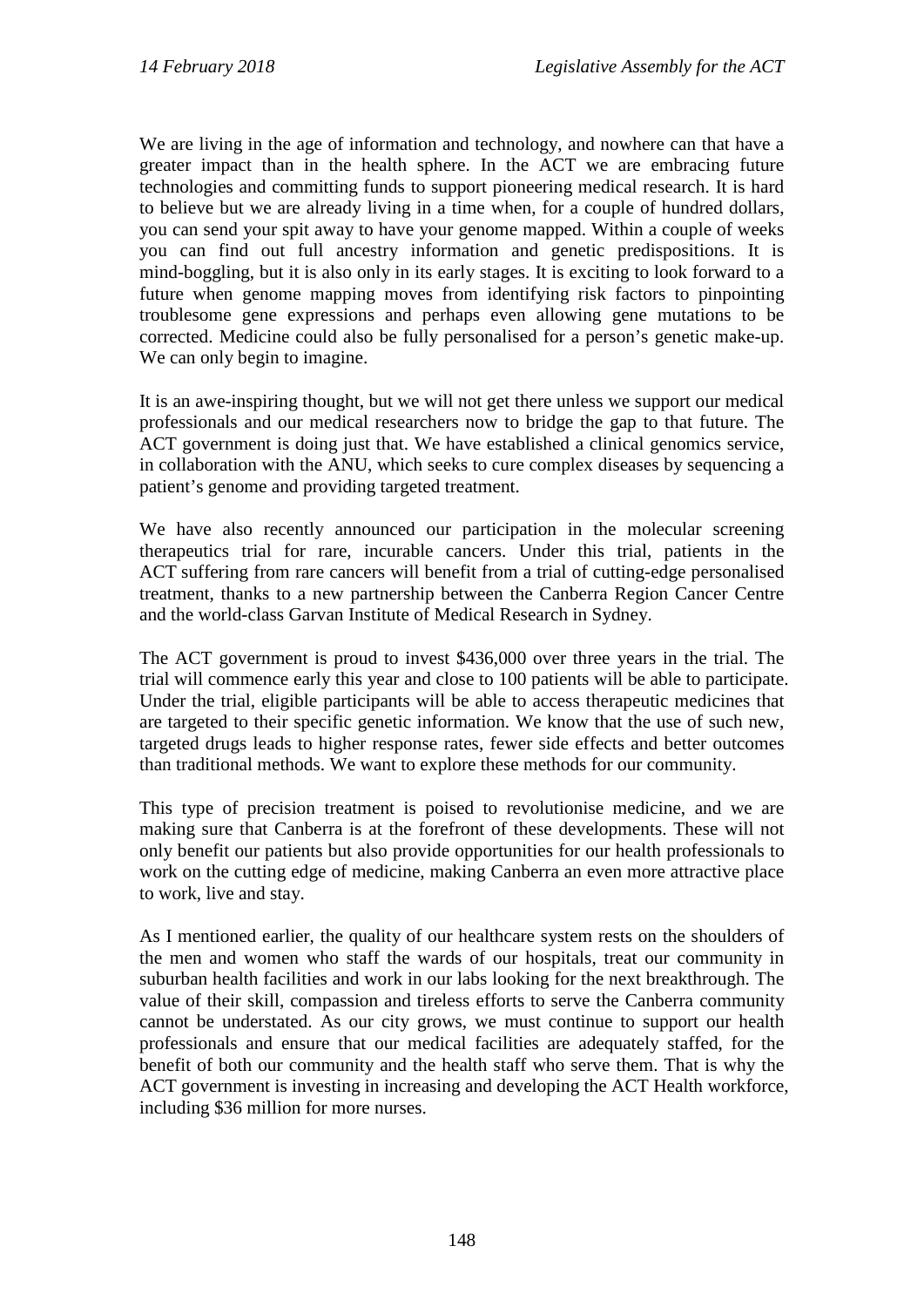We are living in the age of information and technology, and nowhere can that have a greater impact than in the health sphere. In the ACT we are embracing future technologies and committing funds to support pioneering medical research. It is hard to believe but we are already living in a time when, for a couple of hundred dollars, you can send your spit away to have your genome mapped. Within a couple of weeks you can find out full ancestry information and genetic predispositions. It is mind-boggling, but it is also only in its early stages. It is exciting to look forward to a future when genome mapping moves from identifying risk factors to pinpointing troublesome gene expressions and perhaps even allowing gene mutations to be corrected. Medicine could also be fully personalised for a person's genetic make-up. We can only begin to imagine.

It is an awe-inspiring thought, but we will not get there unless we support our medical professionals and our medical researchers now to bridge the gap to that future. The ACT government is doing just that. We have established a clinical genomics service, in collaboration with the ANU, which seeks to cure complex diseases by sequencing a patient's genome and providing targeted treatment.

We have also recently announced our participation in the molecular screening therapeutics trial for rare, incurable cancers. Under this trial, patients in the ACT suffering from rare cancers will benefit from a trial of cutting-edge personalised treatment, thanks to a new partnership between the Canberra Region Cancer Centre and the world-class Garvan Institute of Medical Research in Sydney.

The ACT government is proud to invest $436,000 over three years in the trial. The trial will commence early this year and close to 100 patients will be able to participate. Under the trial, eligible participants will be able to access therapeutic medicines that are targeted to their specific genetic information. We know that the use of such new, targeted drugs leads to higher response rates, fewer side effects and better outcomes than traditional methods. We want to explore these methods for our community.

This type of precision treatment is poised to revolutionise medicine, and we are making sure that Canberra is at the forefront of these developments. These will not only benefit our patients but also provide opportunities for our health professionals to work on the cutting edge of medicine, making Canberra an even more attractive place to work, live and stay.

As I mentioned earlier, the quality of our healthcare system rests on the shoulders of the men and women who staff the wards of our hospitals, treat our community in suburban health facilities and work in our labs looking for the next breakthrough. The value of their skill, compassion and tireless efforts to serve the Canberra community cannot be understated. As our city grows, we must continue to support our health professionals and ensure that our medical facilities are adequately staffed, for the benefit of both our community and the health staff who serve them. That is why the ACT government is investing in increasing and developing the ACT Health workforce, including $36 million for more nurses.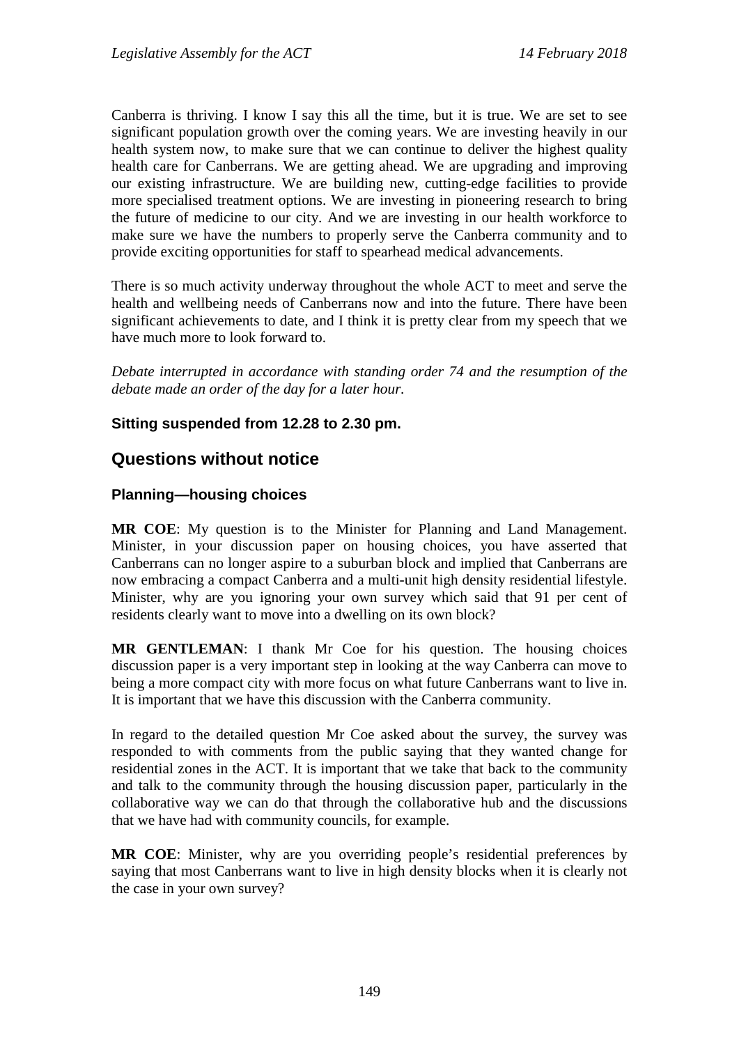Canberra is thriving. I know I say this all the time, but it is true. We are set to see significant population growth over the coming years. We are investing heavily in our health system now, to make sure that we can continue to deliver the highest quality health care for Canberrans. We are getting ahead. We are upgrading and improving our existing infrastructure. We are building new, cutting-edge facilities to provide more specialised treatment options. We are investing in pioneering research to bring the future of medicine to our city. And we are investing in our health workforce to make sure we have the numbers to properly serve the Canberra community and to provide exciting opportunities for staff to spearhead medical advancements.

There is so much activity underway throughout the whole ACT to meet and serve the health and wellbeing needs of Canberrans now and into the future. There have been significant achievements to date, and I think it is pretty clear from my speech that we have much more to look forward to.

*Debate interrupted in accordance with standing order 74 and the resumption of the debate made an order of the day for a later hour.*

**Sitting suspended from 12.28 to 2.30 pm.**

## Questions without notice

### Planning—housing choices

**MR COE**: My question is to the Minister for Planning and Land Management. Minister, in your discussion paper on housing choices, you have asserted that Canberrans can no longer aspire to a suburban block and implied that Canberrans are now embracing a compact Canberra and a multi-unit high density residential lifestyle. Minister, why are you ignoring your own survey which said that 91 per cent of residents clearly want to move into a dwelling on its own block?

**MR GENTLEMAN**: I thank Mr Coe for his question. The housing choices discussion paper is a very important step in looking at the way Canberra can move to being a more compact city with more focus on what future Canberrans want to live in. It is important that we have this discussion with the Canberra community.

In regard to the detailed question Mr Coe asked about the survey, the survey was responded to with comments from the public saying that they wanted change for residential zones in the ACT. It is important that we take that back to the community and talk to the community through the housing discussion paper, particularly in the collaborative way we can do that through the collaborative hub and the discussions that we have had with community councils, for example.

**MR COE**: Minister, why are you overriding people's residential preferences by saying that most Canberrans want to live in high density blocks when it is clearly not the case in your own survey?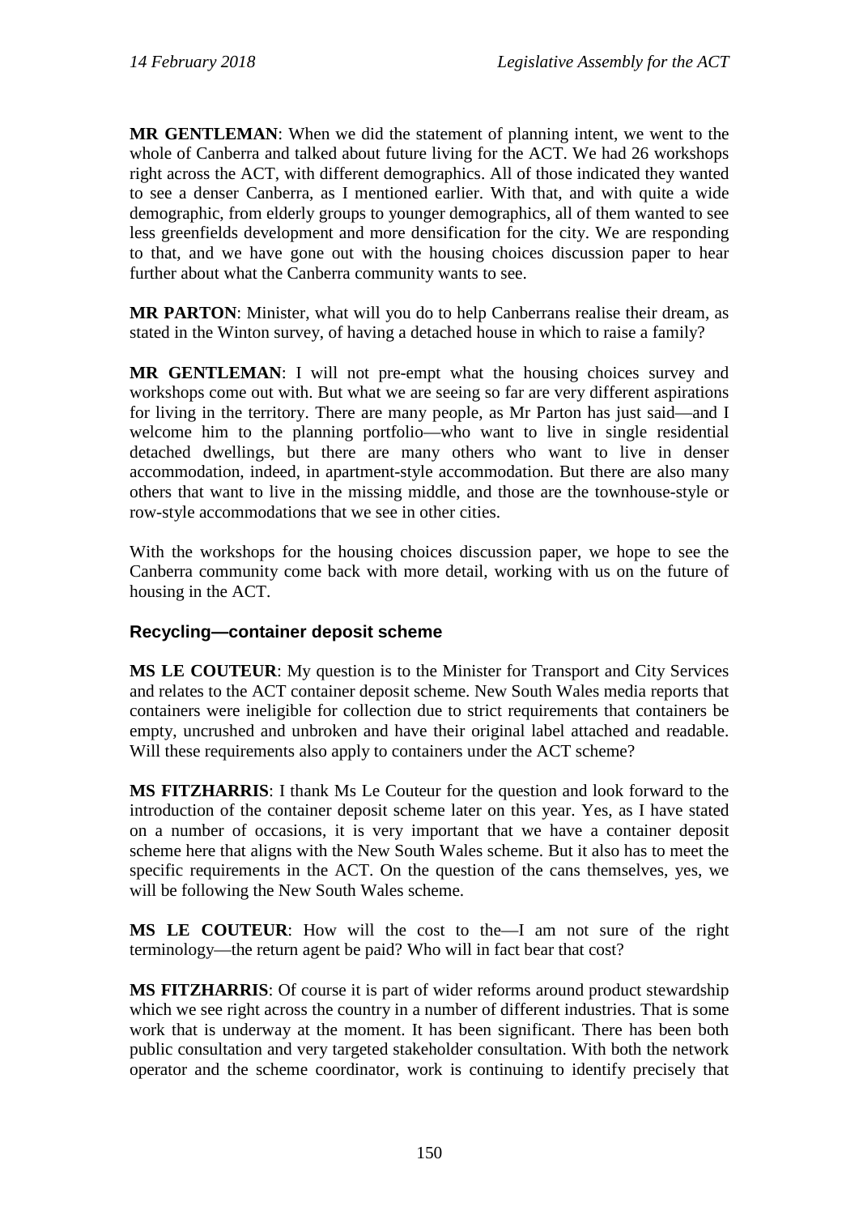**MR GENTLEMAN**: When we did the statement of planning intent, we went to the whole of Canberra and talked about future living for the ACT. We had 26 workshops right across the ACT, with different demographics. All of those indicated they wanted to see a denser Canberra, as I mentioned earlier. With that, and with quite a wide demographic, from elderly groups to younger demographics, all of them wanted to see less greenfields development and more densification for the city. We are responding to that, and we have gone out with the housing choices discussion paper to hear further about what the Canberra community wants to see.

**MR PARTON**: Minister, what will you do to help Canberrans realise their dream, as stated in the Winton survey, of having a detached house in which to raise a family?

**MR GENTLEMAN**: I will not pre-empt what the housing choices survey and workshops come out with. But what we are seeing so far are very different aspirations for living in the territory. There are many people, as Mr Parton has just said—and I welcome him to the planning portfolio—who want to live in single residential detached dwellings, but there are many others who want to live in denser accommodation, indeed, in apartment-style accommodation. But there are also many others that want to live in the missing middle, and those are the townhouse-style or row-style accommodations that we see in other cities.

With the workshops for the housing choices discussion paper, we hope to see the Canberra community come back with more detail, working with us on the future of housing in the ACT.

### Recycling—container deposit scheme

**MS LE COUTEUR**: My question is to the Minister for Transport and City Services and relates to the ACT container deposit scheme. New South Wales media reports that containers were ineligible for collection due to strict requirements that containers be empty, uncrushed and unbroken and have their original label attached and readable. Will these requirements also apply to containers under the ACT scheme?

**MS FITZHARRIS**: I thank Ms Le Couteur for the question and look forward to the introduction of the container deposit scheme later on this year. Yes, as I have stated on a number of occasions, it is very important that we have a container deposit scheme here that aligns with the New South Wales scheme. But it also has to meet the specific requirements in the ACT. On the question of the cans themselves, yes, we will be following the New South Wales scheme.

**MS LE COUTEUR**: How will the cost to the—I am not sure of the right terminology—the return agent be paid? Who will in fact bear that cost?

**MS FITZHARRIS**: Of course it is part of wider reforms around product stewardship which we see right across the country in a number of different industries. That is some work that is underway at the moment. It has been significant. There has been both public consultation and very targeted stakeholder consultation. With both the network operator and the scheme coordinator, work is continuing to identify precisely that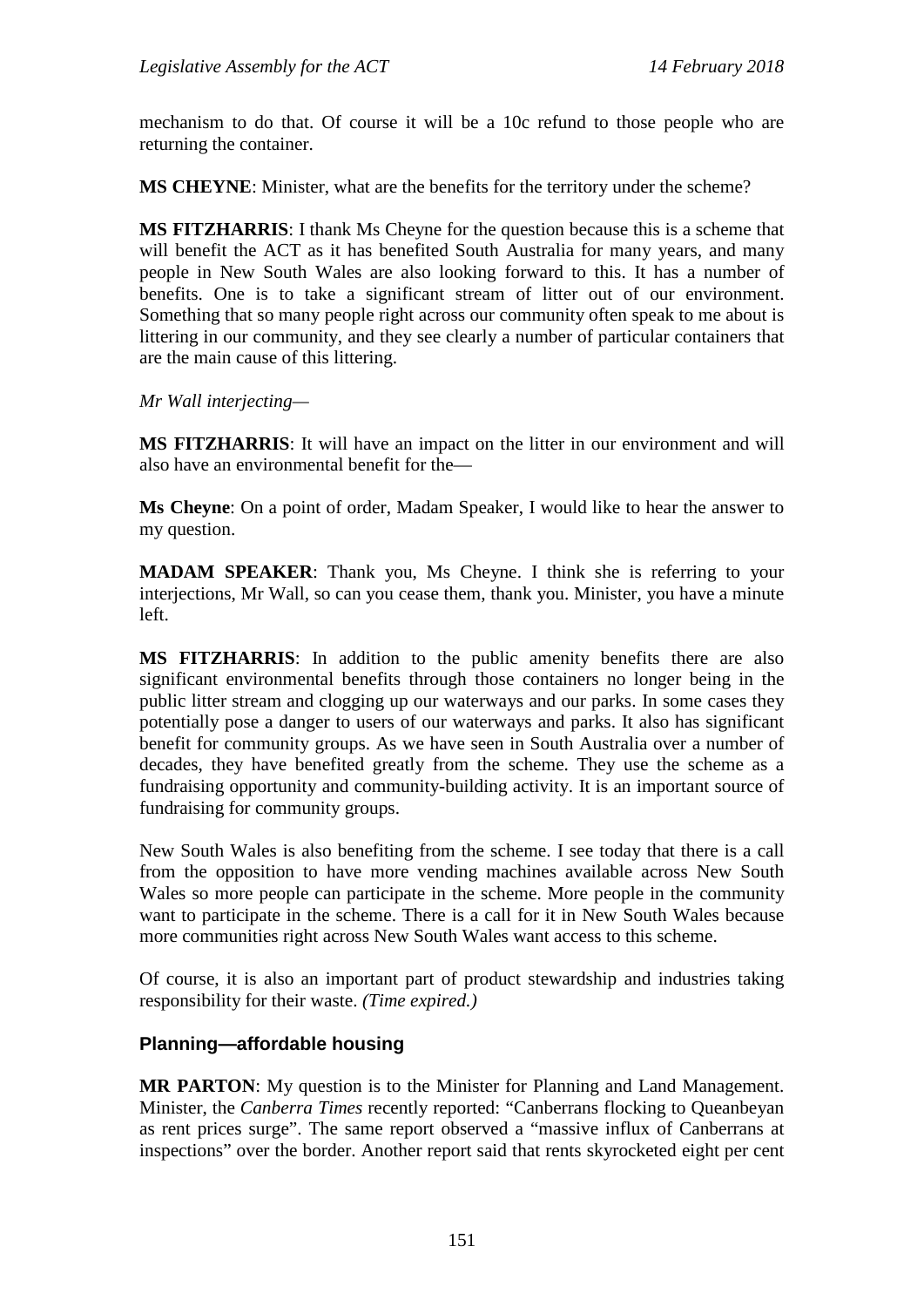mechanism to do that. Of course it will be a 10c refund to those people who are returning the container.

**MS CHEYNE**: Minister, what are the benefits for the territory under the scheme?

**MS FITZHARRIS**: I thank Ms Cheyne for the question because this is a scheme that will benefit the ACT as it has benefited South Australia for many years, and many people in New South Wales are also looking forward to this. It has a number of benefits. One is to take a significant stream of litter out of our environment. Something that so many people right across our community often speak to me about is littering in our community, and they see clearly a number of particular containers that are the main cause of this littering.

*Mr Wall interjecting—*

**MS FITZHARRIS**: It will have an impact on the litter in our environment and will also have an environmental benefit for the—

**Ms Cheyne**: On a point of order, Madam Speaker, I would like to hear the answer to my question.

**MADAM SPEAKER**: Thank you, Ms Cheyne. I think she is referring to your interjections, Mr Wall, so can you cease them, thank you. Minister, you have a minute left.

**MS FITZHARRIS**: In addition to the public amenity benefits there are also significant environmental benefits through those containers no longer being in the public litter stream and clogging up our waterways and our parks. In some cases they potentially pose a danger to users of our waterways and parks. It also has significant benefit for community groups. As we have seen in South Australia over a number of decades, they have benefited greatly from the scheme. They use the scheme as a fundraising opportunity and community-building activity. It is an important source of fundraising for community groups.

New South Wales is also benefiting from the scheme. I see today that there is a call from the opposition to have more vending machines available across New South Wales so more people can participate in the scheme. More people in the community want to participate in the scheme. There is a call for it in New South Wales because more communities right across New South Wales want access to this scheme.

Of course, it is also an important part of product stewardship and industries taking responsibility for their waste. *(Time expired.)*

## Planning—affordable housing

**MR PARTON**: My question is to the Minister for Planning and Land Management. Minister, the *Canberra Times* recently reported: "Canberrans flocking to Queanbeyan as rent prices surge". The same report observed a "massive influx of Canberrans at inspections" over the border. Another report said that rents skyrocketed eight per cent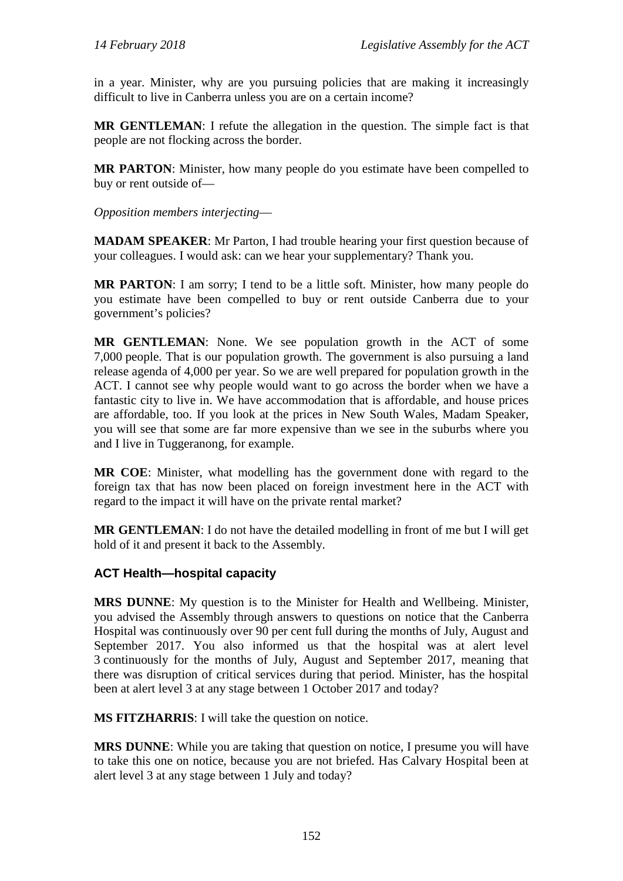in a year. Minister, why are you pursuing policies that are making it increasingly difficult to live in Canberra unless you are on a certain income?

**MR GENTLEMAN**: I refute the allegation in the question. The simple fact is that people are not flocking across the border.

**MR PARTON**: Minister, how many people do you estimate have been compelled to buy or rent outside of—

*Opposition members interjecting*—

**MADAM SPEAKER**: Mr Parton, I had trouble hearing your first question because of your colleagues. I would ask: can we hear your supplementary? Thank you.

**MR PARTON**: I am sorry; I tend to be a little soft. Minister, how many people do you estimate have been compelled to buy or rent outside Canberra due to your government's policies?

**MR GENTLEMAN**: None. We see population growth in the ACT of some 7,000 people. That is our population growth. The government is also pursuing a land release agenda of 4,000 per year. So we are well prepared for population growth in the ACT. I cannot see why people would want to go across the border when we have a fantastic city to live in. We have accommodation that is affordable, and house prices are affordable, too. If you look at the prices in New South Wales, Madam Speaker, you will see that some are far more expensive than we see in the suburbs where you and I live in Tuggeranong, for example.

**MR COE**: Minister, what modelling has the government done with regard to the foreign tax that has now been placed on foreign investment here in the ACT with regard to the impact it will have on the private rental market?

**MR GENTLEMAN**: I do not have the detailed modelling in front of me but I will get hold of it and present it back to the Assembly.

### ACT Health—hospital capacity

**MRS DUNNE**: My question is to the Minister for Health and Wellbeing. Minister, you advised the Assembly through answers to questions on notice that the Canberra Hospital was continuously over 90 per cent full during the months of July, August and September 2017. You also informed us that the hospital was at alert level 3 continuously for the months of July, August and September 2017, meaning that there was disruption of critical services during that period. Minister, has the hospital been at alert level 3 at any stage between 1 October 2017 and today?

**MS FITZHARRIS**: I will take the question on notice.

**MRS DUNNE**: While you are taking that question on notice, I presume you will have to take this one on notice, because you are not briefed. Has Calvary Hospital been at alert level 3 at any stage between 1 July and today?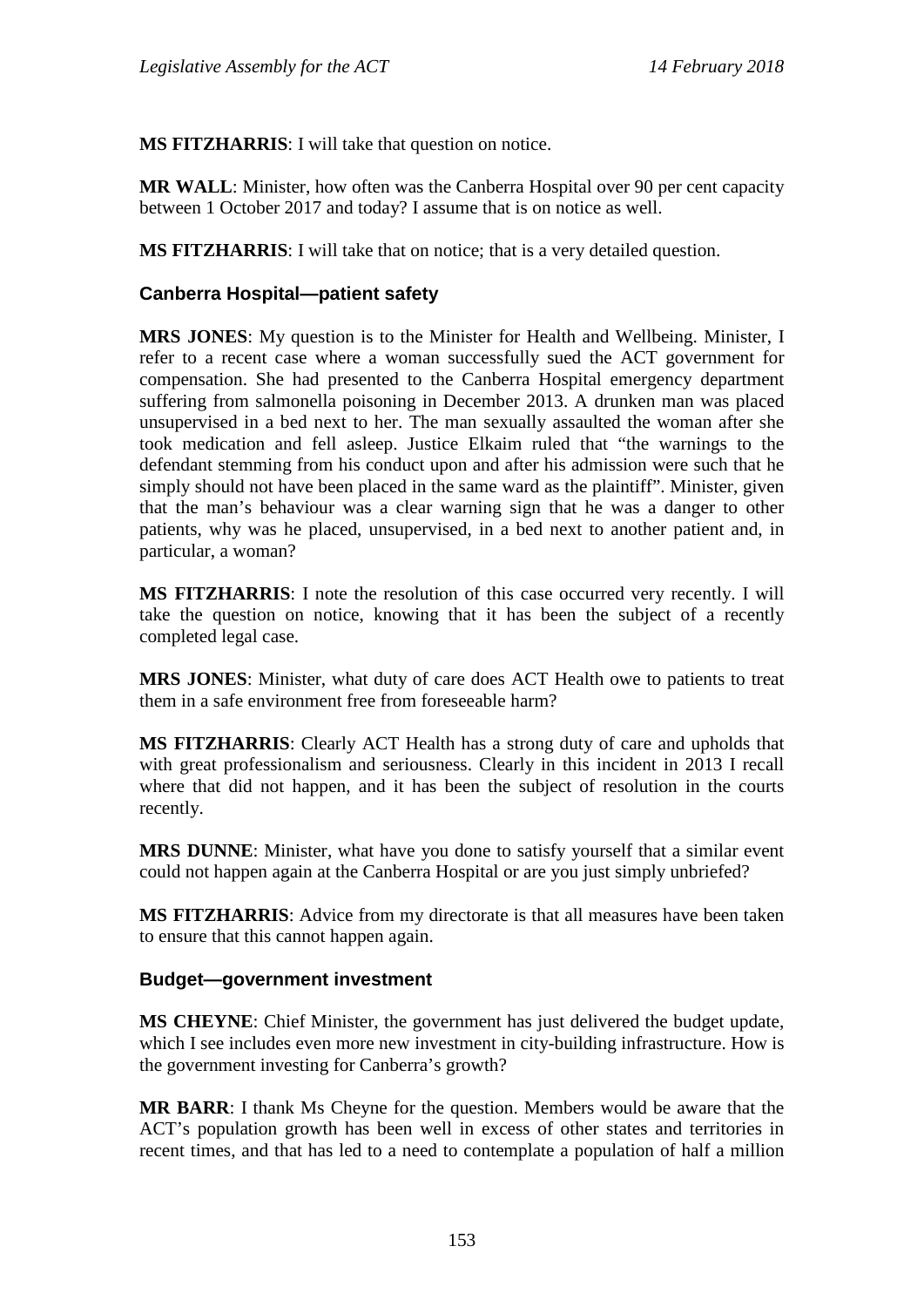**MS FITZHARRIS**: I will take that question on notice.

**MR WALL**: Minister, how often was the Canberra Hospital over 90 per cent capacity between 1 October 2017 and today? I assume that is on notice as well.

**MS FITZHARRIS**: I will take that on notice; that is a very detailed question.

### Canberra Hospital—patient safety

**MRS JONES**: My question is to the Minister for Health and Wellbeing. Minister, I refer to a recent case where a woman successfully sued the ACT government for compensation. She had presented to the Canberra Hospital emergency department suffering from salmonella poisoning in December 2013. A drunken man was placed unsupervised in a bed next to her. The man sexually assaulted the woman after she took medication and fell asleep. Justice Elkaim ruled that "the warnings to the defendant stemming from his conduct upon and after his admission were such that he simply should not have been placed in the same ward as the plaintiff". Minister, given that the man's behaviour was a clear warning sign that he was a danger to other patients, why was he placed, unsupervised, in a bed next to another patient and, in particular, a woman?

**MS FITZHARRIS**: I note the resolution of this case occurred very recently. I will take the question on notice, knowing that it has been the subject of a recently completed legal case.

**MRS JONES**: Minister, what duty of care does ACT Health owe to patients to treat them in a safe environment free from foreseeable harm?

**MS FITZHARRIS**: Clearly ACT Health has a strong duty of care and upholds that with great professionalism and seriousness. Clearly in this incident in 2013 I recall where that did not happen, and it has been the subject of resolution in the courts recently.

**MRS DUNNE**: Minister, what have you done to satisfy yourself that a similar event could not happen again at the Canberra Hospital or are you just simply unbriefed?

**MS FITZHARRIS**: Advice from my directorate is that all measures have been taken to ensure that this cannot happen again.

### Budget—government investment

**MS CHEYNE**: Chief Minister, the government has just delivered the budget update, which I see includes even more new investment in city-building infrastructure. How is the government investing for Canberra's growth?

**MR BARR**: I thank Ms Cheyne for the question. Members would be aware that the ACT's population growth has been well in excess of other states and territories in recent times, and that has led to a need to contemplate a population of half a million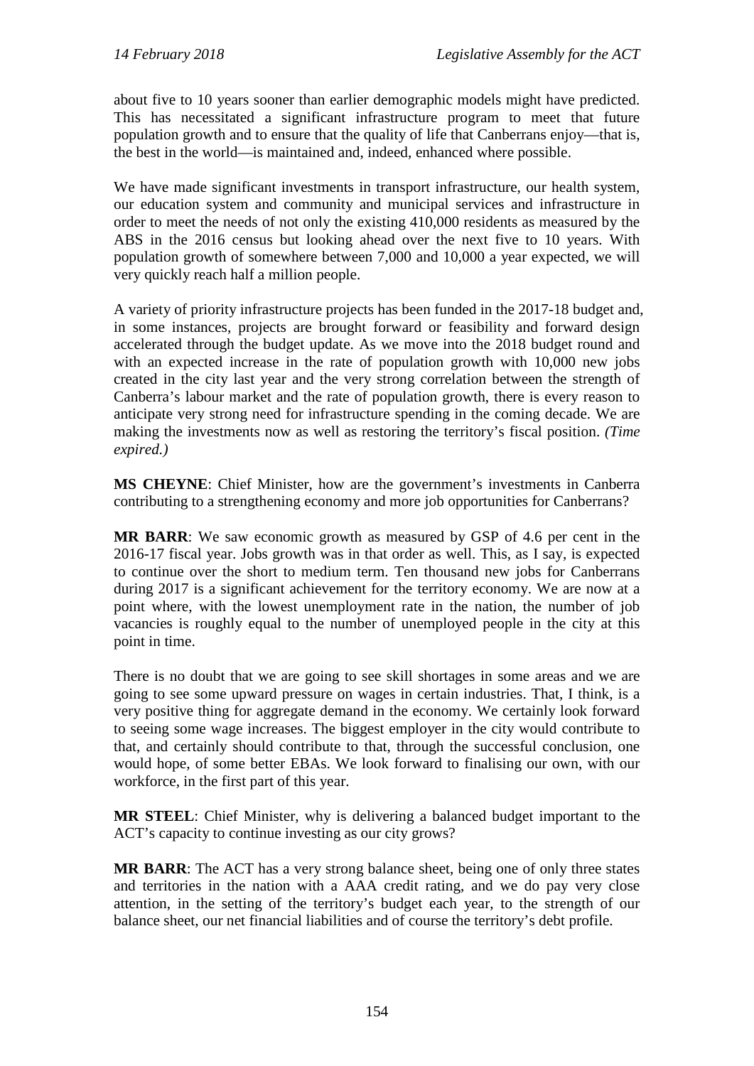about five to 10 years sooner than earlier demographic models might have predicted. This has necessitated a significant infrastructure program to meet that future population growth and to ensure that the quality of life that Canberrans enjoy—that is, the best in the world—is maintained and, indeed, enhanced where possible.

We have made significant investments in transport infrastructure, our health system, our education system and community and municipal services and infrastructure in order to meet the needs of not only the existing 410,000 residents as measured by the ABS in the 2016 census but looking ahead over the next five to 10 years. With population growth of somewhere between 7,000 and 10,000 a year expected, we will very quickly reach half a million people.

A variety of priority infrastructure projects has been funded in the 2017-18 budget and, in some instances, projects are brought forward or feasibility and forward design accelerated through the budget update. As we move into the 2018 budget round and with an expected increase in the rate of population growth with 10,000 new jobs created in the city last year and the very strong correlation between the strength of Canberra's labour market and the rate of population growth, there is every reason to anticipate very strong need for infrastructure spending in the coming decade. We are making the investments now as well as restoring the territory's fiscal position. *(Time expired.)*

**MS CHEYNE**: Chief Minister, how are the government's investments in Canberra contributing to a strengthening economy and more job opportunities for Canberrans?

**MR BARR**: We saw economic growth as measured by GSP of 4.6 per cent in the 2016-17 fiscal year. Jobs growth was in that order as well. This, as I say, is expected to continue over the short to medium term. Ten thousand new jobs for Canberrans during 2017 is a significant achievement for the territory economy. We are now at a point where, with the lowest unemployment rate in the nation, the number of job vacancies is roughly equal to the number of unemployed people in the city at this point in time.

There is no doubt that we are going to see skill shortages in some areas and we are going to see some upward pressure on wages in certain industries. That, I think, is a very positive thing for aggregate demand in the economy. We certainly look forward to seeing some wage increases. The biggest employer in the city would contribute to that, and certainly should contribute to that, through the successful conclusion, one would hope, of some better EBAs. We look forward to finalising our own, with our workforce, in the first part of this year.

**MR STEEL**: Chief Minister, why is delivering a balanced budget important to the ACT's capacity to continue investing as our city grows?

**MR BARR**: The ACT has a very strong balance sheet, being one of only three states and territories in the nation with a AAA credit rating, and we do pay very close attention, in the setting of the territory's budget each year, to the strength of our balance sheet, our net financial liabilities and of course the territory's debt profile.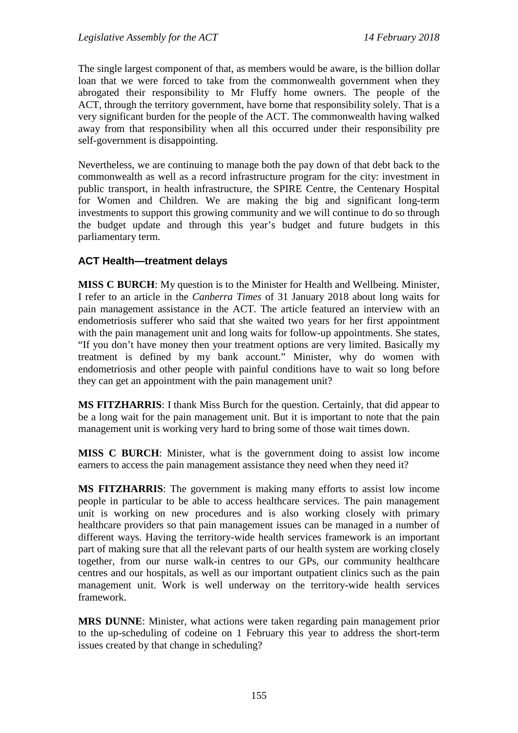The single largest component of that, as members would be aware, is the billion dollar loan that we were forced to take from the commonwealth government when they abrogated their responsibility to Mr Fluffy home owners. The people of the ACT, through the territory government, have borne that responsibility solely. That is a very significant burden for the people of the ACT. The commonwealth having walked away from that responsibility when all this occurred under their responsibility pre self-government is disappointing.

Nevertheless, we are continuing to manage both the pay down of that debt back to the commonwealth as well as a record infrastructure program for the city: investment in public transport, in health infrastructure, the SPIRE Centre, the Centenary Hospital for Women and Children. We are making the big and significant long-term investments to support this growing community and we will continue to do so through the budget update and through this year's budget and future budgets in this parliamentary term.

### ACT Health—treatment delays

**MISS C BURCH**: My question is to the Minister for Health and Wellbeing. Minister, I refer to an article in the *Canberra Times* of 31 January 2018 about long waits for pain management assistance in the ACT. The article featured an interview with an endometriosis sufferer who said that she waited two years for her first appointment with the pain management unit and long waits for follow-up appointments. She states, "If you don't have money then your treatment options are very limited. Basically my treatment is defined by my bank account." Minister, why do women with endometriosis and other people with painful conditions have to wait so long before they can get an appointment with the pain management unit?

**MS FITZHARRIS**: I thank Miss Burch for the question. Certainly, that did appear to be a long wait for the pain management unit. But it is important to note that the pain management unit is working very hard to bring some of those wait times down.

**MISS C BURCH**: Minister, what is the government doing to assist low income earners to access the pain management assistance they need when they need it?

**MS FITZHARRIS**: The government is making many efforts to assist low income people in particular to be able to access healthcare services. The pain management unit is working on new procedures and is also working closely with primary healthcare providers so that pain management issues can be managed in a number of different ways. Having the territory-wide health services framework is an important part of making sure that all the relevant parts of our health system are working closely together, from our nurse walk-in centres to our GPs, our community healthcare centres and our hospitals, as well as our important outpatient clinics such as the pain management unit. Work is well underway on the territory-wide health services framework.

**MRS DUNNE**: Minister, what actions were taken regarding pain management prior to the up-scheduling of codeine on 1 February this year to address the short-term issues created by that change in scheduling?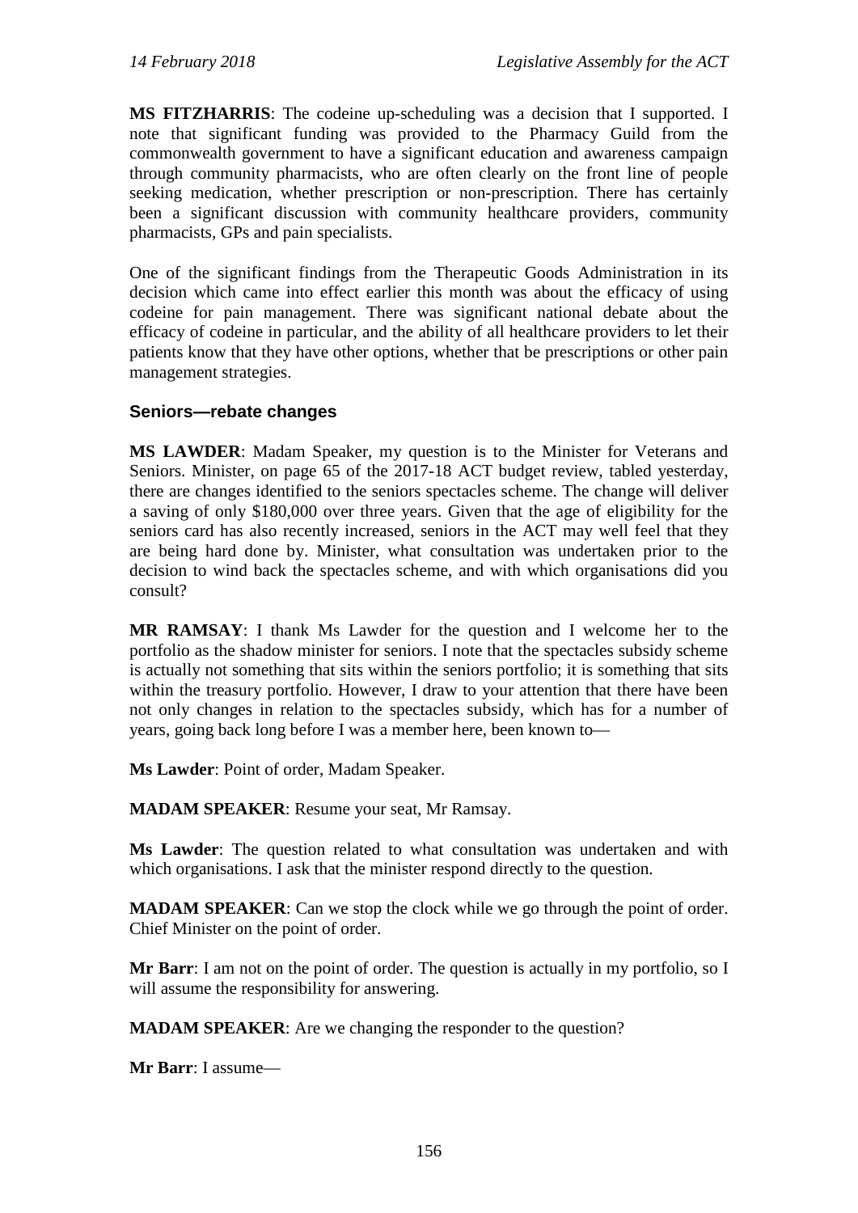**MS FITZHARRIS**: The codeine up-scheduling was a decision that I supported. I note that significant funding was provided to the Pharmacy Guild from the commonwealth government to have a significant education and awareness campaign through community pharmacists, who are often clearly on the front line of people seeking medication, whether prescription or non-prescription. There has certainly been a significant discussion with community healthcare providers, community pharmacists, GPs and pain specialists.

One of the significant findings from the Therapeutic Goods Administration in its decision which came into effect earlier this month was about the efficacy of using codeine for pain management. There was significant national debate about the efficacy of codeine in particular, and the ability of all healthcare providers to let their patients know that they have other options, whether that be prescriptions or other pain management strategies.

### Seniors—rebate changes

**MS LAWDER**: Madam Speaker, my question is to the Minister for Veterans and Seniors. Minister, on page 65 of the 2017-18 ACT budget review, tabled yesterday, there are changes identified to the seniors spectacles scheme. The change will deliver a saving of only $180,000 over three years. Given that the age of eligibility for the seniors card has also recently increased, seniors in the ACT may well feel that they are being hard done by. Minister, what consultation was undertaken prior to the decision to wind back the spectacles scheme, and with which organisations did you consult?

**MR RAMSAY**: I thank Ms Lawder for the question and I welcome her to the portfolio as the shadow minister for seniors. I note that the spectacles subsidy scheme is actually not something that sits within the seniors portfolio; it is something that sits within the treasury portfolio. However, I draw to your attention that there have been not only changes in relation to the spectacles subsidy, which has for a number of years, going back long before I was a member here, been known to—

**Ms Lawder**: Point of order, Madam Speaker.

**MADAM SPEAKER**: Resume your seat, Mr Ramsay.

**Ms Lawder**: The question related to what consultation was undertaken and with which organisations. I ask that the minister respond directly to the question.

**MADAM SPEAKER**: Can we stop the clock while we go through the point of order. Chief Minister on the point of order.

**Mr Barr**: I am not on the point of order. The question is actually in my portfolio, so I will assume the responsibility for answering.

**MADAM SPEAKER**: Are we changing the responder to the question?

**Mr Barr**: I assume—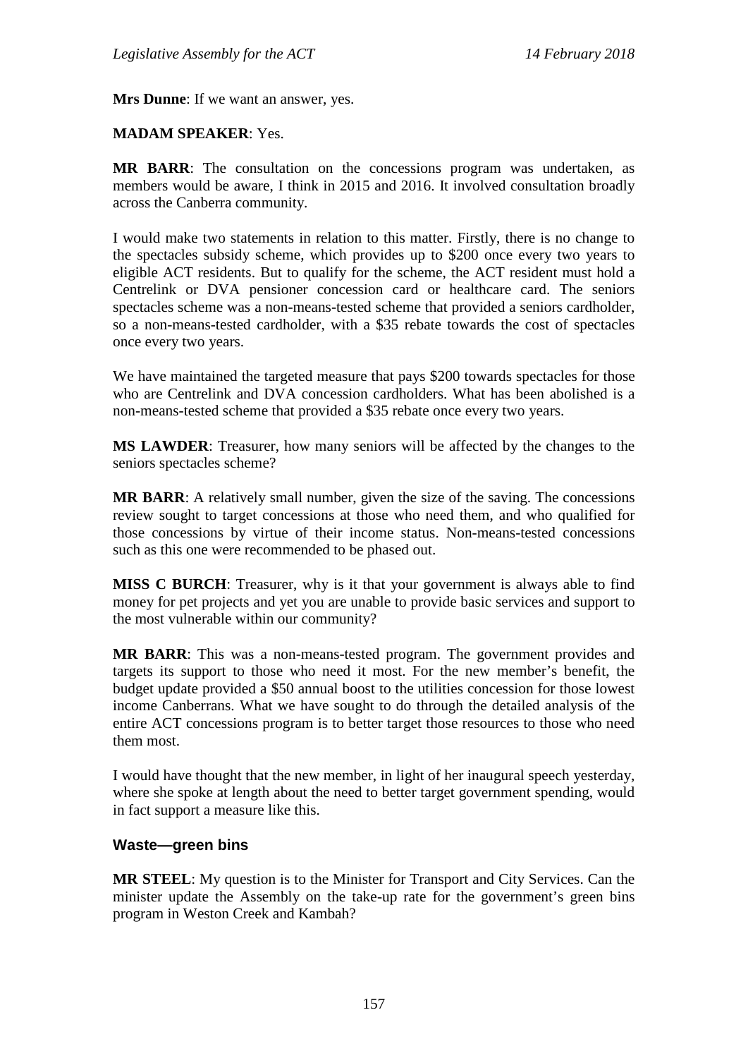**Mrs Dunne**: If we want an answer, yes.

**MADAM SPEAKER**: Yes.

**MR BARR**: The consultation on the concessions program was undertaken, as members would be aware, I think in 2015 and 2016. It involved consultation broadly across the Canberra community.

I would make two statements in relation to this matter. Firstly, there is no change to the spectacles subsidy scheme, which provides up to $200 once every two years to eligible ACT residents. But to qualify for the scheme, the ACT resident must hold a Centrelink or DVA pensioner concession card or healthcare card. The seniors spectacles scheme was a non-means-tested scheme that provided a seniors cardholder, so a non-means-tested cardholder, with a $35 rebate towards the cost of spectacles once every two years.

We have maintained the targeted measure that pays $200 towards spectacles for those who are Centrelink and DVA concession cardholders. What has been abolished is a non-means-tested scheme that provided a $35 rebate once every two years.

**MS LAWDER**: Treasurer, how many seniors will be affected by the changes to the seniors spectacles scheme?

**MR BARR**: A relatively small number, given the size of the saving. The concessions review sought to target concessions at those who need them, and who qualified for those concessions by virtue of their income status. Non-means-tested concessions such as this one were recommended to be phased out.

**MISS C BURCH**: Treasurer, why is it that your government is always able to find money for pet projects and yet you are unable to provide basic services and support to the most vulnerable within our community?

**MR BARR**: This was a non-means-tested program. The government provides and targets its support to those who need it most. For the new member's benefit, the budget update provided a $50 annual boost to the utilities concession for those lowest income Canberrans. What we have sought to do through the detailed analysis of the entire ACT concessions program is to better target those resources to those who need them most.

I would have thought that the new member, in light of her inaugural speech yesterday, where she spoke at length about the need to better target government spending, would in fact support a measure like this.

## Waste—green bins

**MR STEEL**: My question is to the Minister for Transport and City Services. Can the minister update the Assembly on the take-up rate for the government's green bins program in Weston Creek and Kambah?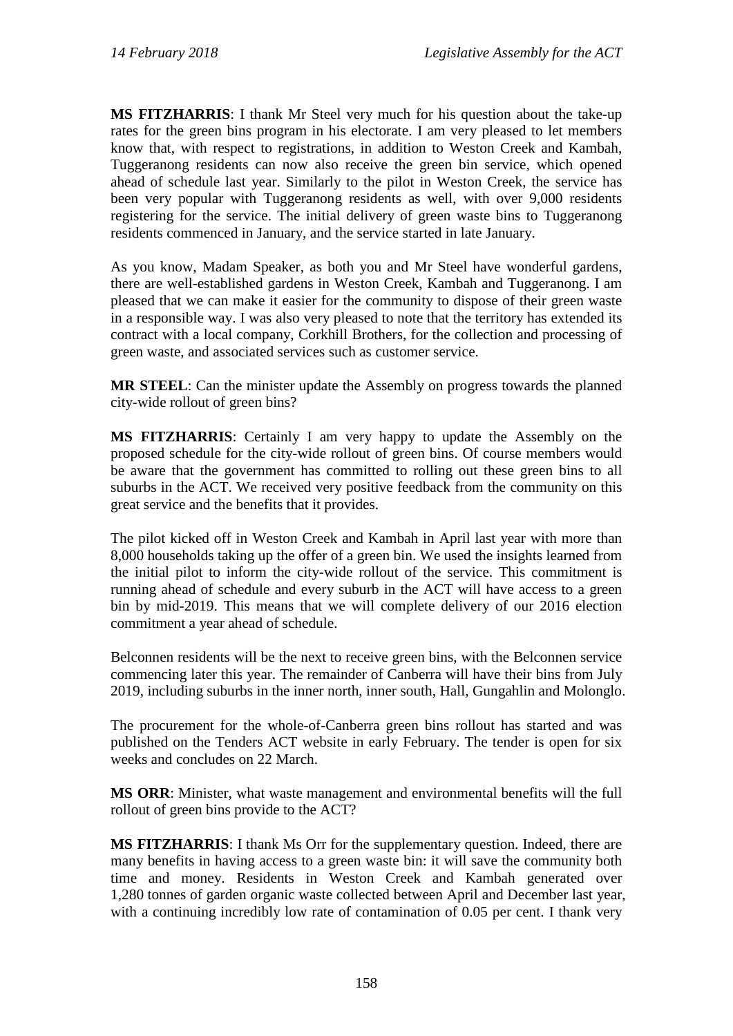**MS FITZHARRIS**: I thank Mr Steel very much for his question about the take-up rates for the green bins program in his electorate. I am very pleased to let members know that, with respect to registrations, in addition to Weston Creek and Kambah, Tuggeranong residents can now also receive the green bin service, which opened ahead of schedule last year. Similarly to the pilot in Weston Creek, the service has been very popular with Tuggeranong residents as well, with over 9,000 residents registering for the service. The initial delivery of green waste bins to Tuggeranong residents commenced in January, and the service started in late January.

As you know, Madam Speaker, as both you and Mr Steel have wonderful gardens, there are well-established gardens in Weston Creek, Kambah and Tuggeranong. I am pleased that we can make it easier for the community to dispose of their green waste in a responsible way. I was also very pleased to note that the territory has extended its contract with a local company, Corkhill Brothers, for the collection and processing of green waste, and associated services such as customer service.

**MR STEEL**: Can the minister update the Assembly on progress towards the planned city-wide rollout of green bins?

**MS FITZHARRIS**: Certainly I am very happy to update the Assembly on the proposed schedule for the city-wide rollout of green bins. Of course members would be aware that the government has committed to rolling out these green bins to all suburbs in the ACT. We received very positive feedback from the community on this great service and the benefits that it provides.

The pilot kicked off in Weston Creek and Kambah in April last year with more than 8,000 households taking up the offer of a green bin. We used the insights learned from the initial pilot to inform the city-wide rollout of the service. This commitment is running ahead of schedule and every suburb in the ACT will have access to a green bin by mid-2019. This means that we will complete delivery of our 2016 election commitment a year ahead of schedule.

Belconnen residents will be the next to receive green bins, with the Belconnen service commencing later this year. The remainder of Canberra will have their bins from July 2019, including suburbs in the inner north, inner south, Hall, Gungahlin and Molonglo.

The procurement for the whole-of-Canberra green bins rollout has started and was published on the Tenders ACT website in early February. The tender is open for six weeks and concludes on 22 March.

**MS ORR**: Minister, what waste management and environmental benefits will the full rollout of green bins provide to the ACT?

**MS FITZHARRIS**: I thank Ms Orr for the supplementary question. Indeed, there are many benefits in having access to a green waste bin: it will save the community both time and money. Residents in Weston Creek and Kambah generated over 1,280 tonnes of garden organic waste collected between April and December last year, with a continuing incredibly low rate of contamination of 0.05 per cent. I thank very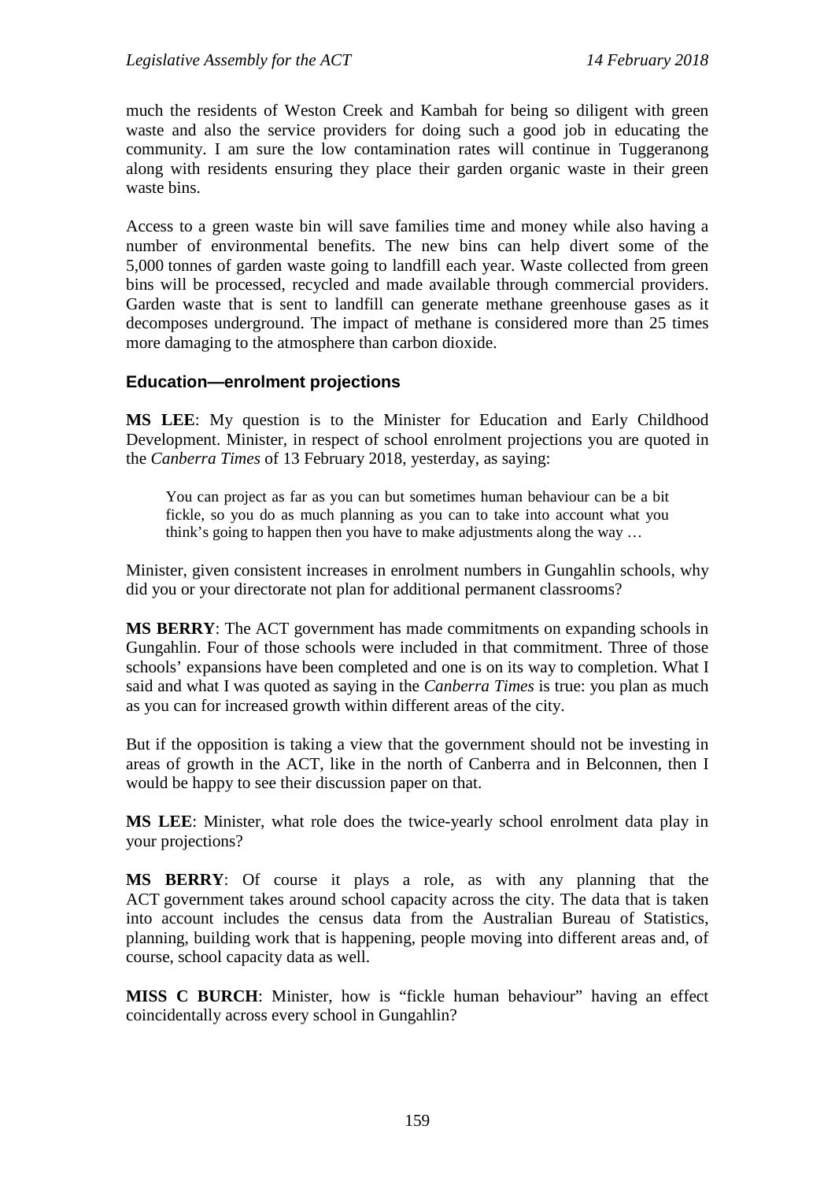much the residents of Weston Creek and Kambah for being so diligent with green waste and also the service providers for doing such a good job in educating the community. I am sure the low contamination rates will continue in Tuggeranong along with residents ensuring they place their garden organic waste in their green waste bins.

Access to a green waste bin will save families time and money while also having a number of environmental benefits. The new bins can help divert some of the 5,000 tonnes of garden waste going to landfill each year. Waste collected from green bins will be processed, recycled and made available through commercial providers. Garden waste that is sent to landfill can generate methane greenhouse gases as it decomposes underground. The impact of methane is considered more than 25 times more damaging to the atmosphere than carbon dioxide.

### Education—enrolment projections

**MS LEE**: My question is to the Minister for Education and Early Childhood Development. Minister, in respect of school enrolment projections you are quoted in the *Canberra Times* of 13 February 2018, yesterday, as saying:

> You can project as far as you can but sometimes human behaviour can be a bit fickle, so you do as much planning as you can to take into account what you think's going to happen then you have to make adjustments along the way …

Minister, given consistent increases in enrolment numbers in Gungahlin schools, why did you or your directorate not plan for additional permanent classrooms?

**MS BERRY**: The ACT government has made commitments on expanding schools in Gungahlin. Four of those schools were included in that commitment. Three of those schools' expansions have been completed and one is on its way to completion. What I said and what I was quoted as saying in the *Canberra Times* is true: you plan as much as you can for increased growth within different areas of the city.

But if the opposition is taking a view that the government should not be investing in areas of growth in the ACT, like in the north of Canberra and in Belconnen, then I would be happy to see their discussion paper on that.

**MS LEE**: Minister, what role does the twice-yearly school enrolment data play in your projections?

**MS BERRY**: Of course it plays a role, as with any planning that the ACT government takes around school capacity across the city. The data that is taken into account includes the census data from the Australian Bureau of Statistics, planning, building work that is happening, people moving into different areas and, of course, school capacity data as well.

**MISS C BURCH**: Minister, how is "fickle human behaviour" having an effect coincidentally across every school in Gungahlin?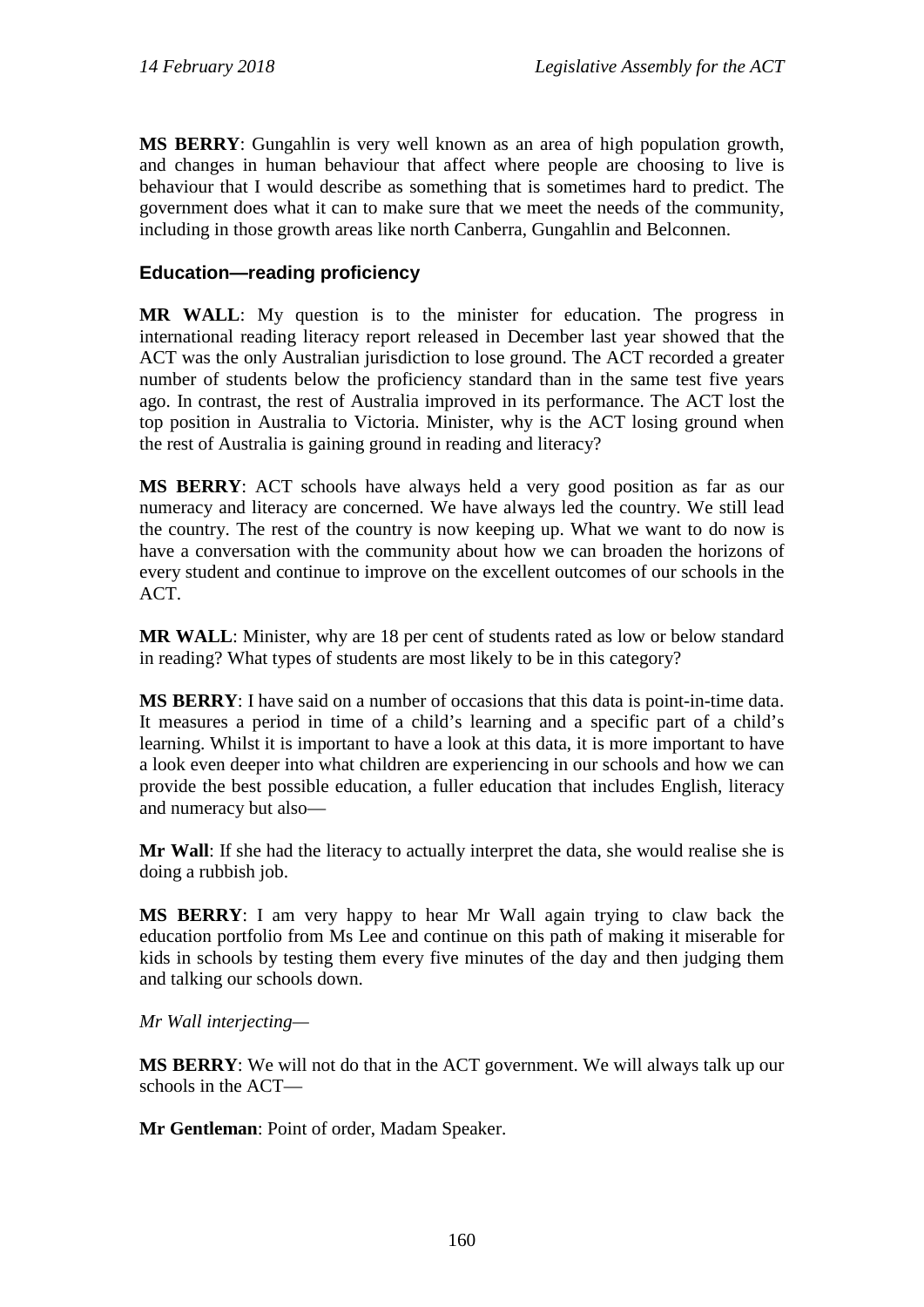**MS BERRY**: Gungahlin is very well known as an area of high population growth, and changes in human behaviour that affect where people are choosing to live is behaviour that I would describe as something that is sometimes hard to predict. The government does what it can to make sure that we meet the needs of the community, including in those growth areas like north Canberra, Gungahlin and Belconnen.

### Education—reading proficiency

**MR WALL**: My question is to the minister for education. The progress in international reading literacy report released in December last year showed that the ACT was the only Australian jurisdiction to lose ground. The ACT recorded a greater number of students below the proficiency standard than in the same test five years ago. In contrast, the rest of Australia improved in its performance. The ACT lost the top position in Australia to Victoria. Minister, why is the ACT losing ground when the rest of Australia is gaining ground in reading and literacy?

**MS BERRY**: ACT schools have always held a very good position as far as our numeracy and literacy are concerned. We have always led the country. We still lead the country. The rest of the country is now keeping up. What we want to do now is have a conversation with the community about how we can broaden the horizons of every student and continue to improve on the excellent outcomes of our schools in the ACT.

**MR WALL**: Minister, why are 18 per cent of students rated as low or below standard in reading? What types of students are most likely to be in this category?

**MS BERRY**: I have said on a number of occasions that this data is point-in-time data. It measures a period in time of a child's learning and a specific part of a child's learning. Whilst it is important to have a look at this data, it is more important to have a look even deeper into what children are experiencing in our schools and how we can provide the best possible education, a fuller education that includes English, literacy and numeracy but also—

**Mr Wall**: If she had the literacy to actually interpret the data, she would realise she is doing a rubbish job.

**MS BERRY**: I am very happy to hear Mr Wall again trying to claw back the education portfolio from Ms Lee and continue on this path of making it miserable for kids in schools by testing them every five minutes of the day and then judging them and talking our schools down.

*Mr Wall interjecting*—

**MS BERRY**: We will not do that in the ACT government. We will always talk up our schools in the ACT—

**Mr Gentleman**: Point of order, Madam Speaker.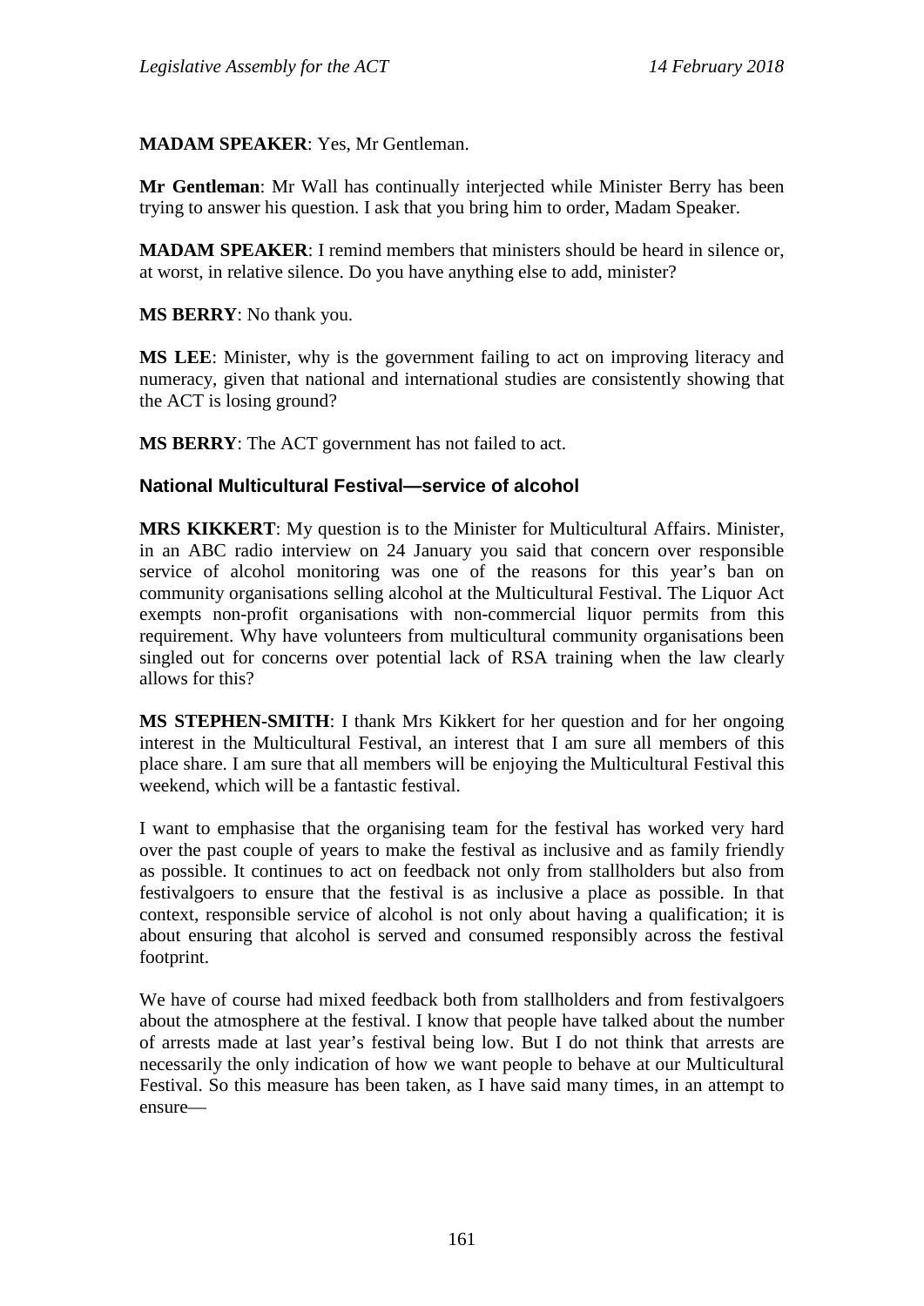**MADAM SPEAKER**: Yes, Mr Gentleman.

**Mr Gentleman**: Mr Wall has continually interjected while Minister Berry has been trying to answer his question. I ask that you bring him to order, Madam Speaker.

**MADAM SPEAKER**: I remind members that ministers should be heard in silence or, at worst, in relative silence. Do you have anything else to add, minister?

**MS BERRY**: No thank you.

**MS LEE**: Minister, why is the government failing to act on improving literacy and numeracy, given that national and international studies are consistently showing that the ACT is losing ground?

**MS BERRY**: The ACT government has not failed to act.

### National Multicultural Festival—service of alcohol

**MRS KIKKERT**: My question is to the Minister for Multicultural Affairs. Minister, in an ABC radio interview on 24 January you said that concern over responsible service of alcohol monitoring was one of the reasons for this year's ban on community organisations selling alcohol at the Multicultural Festival. The Liquor Act exempts non-profit organisations with non-commercial liquor permits from this requirement. Why have volunteers from multicultural community organisations been singled out for concerns over potential lack of RSA training when the law clearly allows for this?

**MS STEPHEN-SMITH**: I thank Mrs Kikkert for her question and for her ongoing interest in the Multicultural Festival, an interest that I am sure all members of this place share. I am sure that all members will be enjoying the Multicultural Festival this weekend, which will be a fantastic festival.

I want to emphasise that the organising team for the festival has worked very hard over the past couple of years to make the festival as inclusive and as family friendly as possible. It continues to act on feedback not only from stallholders but also from festivalgoers to ensure that the festival is as inclusive a place as possible. In that context, responsible service of alcohol is not only about having a qualification; it is about ensuring that alcohol is served and consumed responsibly across the festival footprint.

We have of course had mixed feedback both from stallholders and from festivalgoers about the atmosphere at the festival. I know that people have talked about the number of arrests made at last year's festival being low. But I do not think that arrests are necessarily the only indication of how we want people to behave at our Multicultural Festival. So this measure has been taken, as I have said many times, in an attempt to ensure—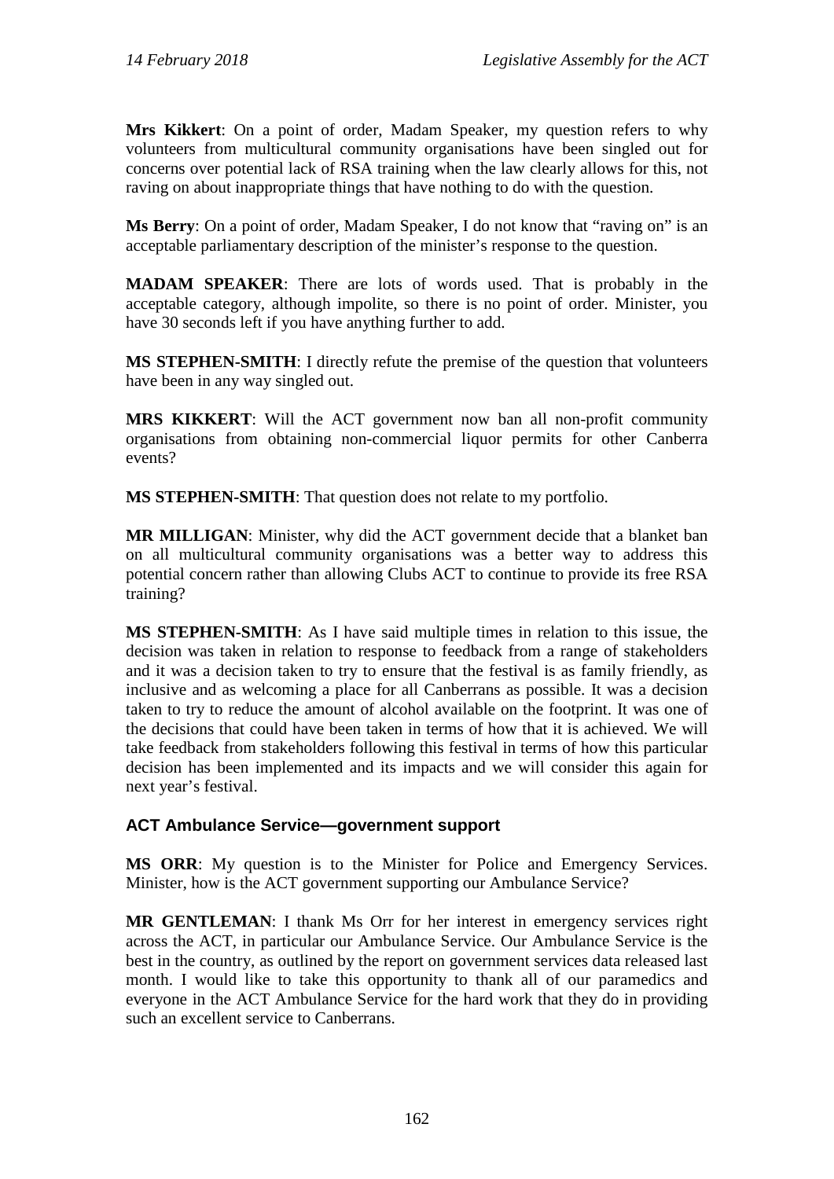**Mrs Kikkert**: On a point of order, Madam Speaker, my question refers to why volunteers from multicultural community organisations have been singled out for concerns over potential lack of RSA training when the law clearly allows for this, not raving on about inappropriate things that have nothing to do with the question.

**Ms Berry**: On a point of order, Madam Speaker, I do not know that "raving on" is an acceptable parliamentary description of the minister's response to the question.

**MADAM SPEAKER**: There are lots of words used. That is probably in the acceptable category, although impolite, so there is no point of order. Minister, you have 30 seconds left if you have anything further to add.

**MS STEPHEN-SMITH**: I directly refute the premise of the question that volunteers have been in any way singled out.

**MRS KIKKERT**: Will the ACT government now ban all non-profit community organisations from obtaining non-commercial liquor permits for other Canberra events?

**MS STEPHEN-SMITH**: That question does not relate to my portfolio.

**MR MILLIGAN**: Minister, why did the ACT government decide that a blanket ban on all multicultural community organisations was a better way to address this potential concern rather than allowing Clubs ACT to continue to provide its free RSA training?

**MS STEPHEN-SMITH**: As I have said multiple times in relation to this issue, the decision was taken in relation to response to feedback from a range of stakeholders and it was a decision taken to try to ensure that the festival is as family friendly, as inclusive and as welcoming a place for all Canberrans as possible. It was a decision taken to try to reduce the amount of alcohol available on the footprint. It was one of the decisions that could have been taken in terms of how that it is achieved. We will take feedback from stakeholders following this festival in terms of how this particular decision has been implemented and its impacts and we will consider this again for next year's festival.

### ACT Ambulance Service—government support

**MS ORR**: My question is to the Minister for Police and Emergency Services. Minister, how is the ACT government supporting our Ambulance Service?

**MR GENTLEMAN**: I thank Ms Orr for her interest in emergency services right across the ACT, in particular our Ambulance Service. Our Ambulance Service is the best in the country, as outlined by the report on government services data released last month. I would like to take this opportunity to thank all of our paramedics and everyone in the ACT Ambulance Service for the hard work that they do in providing such an excellent service to Canberrans.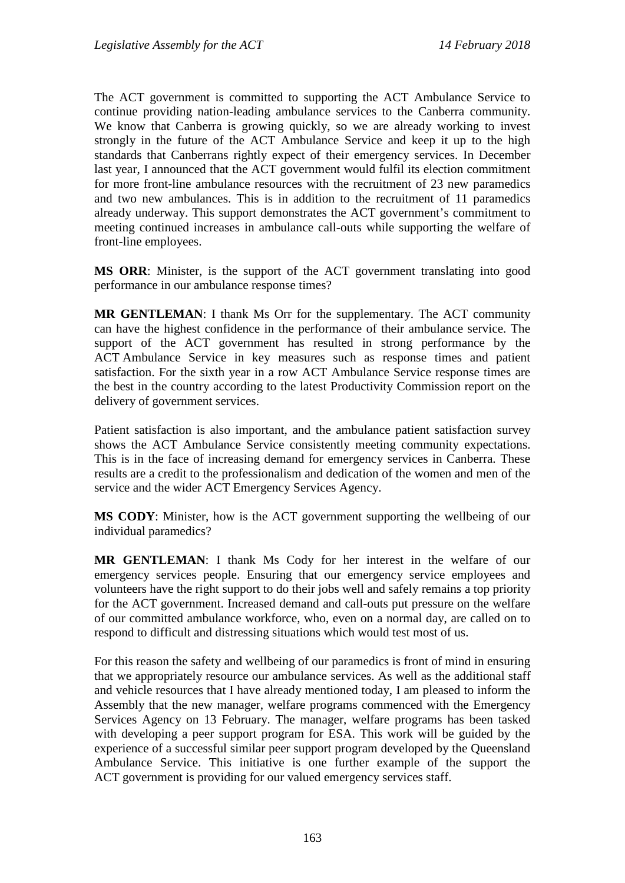The ACT government is committed to supporting the ACT Ambulance Service to continue providing nation-leading ambulance services to the Canberra community. We know that Canberra is growing quickly, so we are already working to invest strongly in the future of the ACT Ambulance Service and keep it up to the high standards that Canberrans rightly expect of their emergency services. In December last year, I announced that the ACT government would fulfil its election commitment for more front-line ambulance resources with the recruitment of 23 new paramedics and two new ambulances. This is in addition to the recruitment of 11 paramedics already underway. This support demonstrates the ACT government's commitment to meeting continued increases in ambulance call-outs while supporting the welfare of front-line employees.

**MS ORR**: Minister, is the support of the ACT government translating into good performance in our ambulance response times?

**MR GENTLEMAN**: I thank Ms Orr for the supplementary. The ACT community can have the highest confidence in the performance of their ambulance service. The support of the ACT government has resulted in strong performance by the ACT Ambulance Service in key measures such as response times and patient satisfaction. For the sixth year in a row ACT Ambulance Service response times are the best in the country according to the latest Productivity Commission report on the delivery of government services.

Patient satisfaction is also important, and the ambulance patient satisfaction survey shows the ACT Ambulance Service consistently meeting community expectations. This is in the face of increasing demand for emergency services in Canberra. These results are a credit to the professionalism and dedication of the women and men of the service and the wider ACT Emergency Services Agency.

**MS CODY**: Minister, how is the ACT government supporting the wellbeing of our individual paramedics?

**MR GENTLEMAN**: I thank Ms Cody for her interest in the welfare of our emergency services people. Ensuring that our emergency service employees and volunteers have the right support to do their jobs well and safely remains a top priority for the ACT government. Increased demand and call-outs put pressure on the welfare of our committed ambulance workforce, who, even on a normal day, are called on to respond to difficult and distressing situations which would test most of us.

For this reason the safety and wellbeing of our paramedics is front of mind in ensuring that we appropriately resource our ambulance services. As well as the additional staff and vehicle resources that I have already mentioned today, I am pleased to inform the Assembly that the new manager, welfare programs commenced with the Emergency Services Agency on 13 February. The manager, welfare programs has been tasked with developing a peer support program for ESA. This work will be guided by the experience of a successful similar peer support program developed by the Queensland Ambulance Service. This initiative is one further example of the support the ACT government is providing for our valued emergency services staff.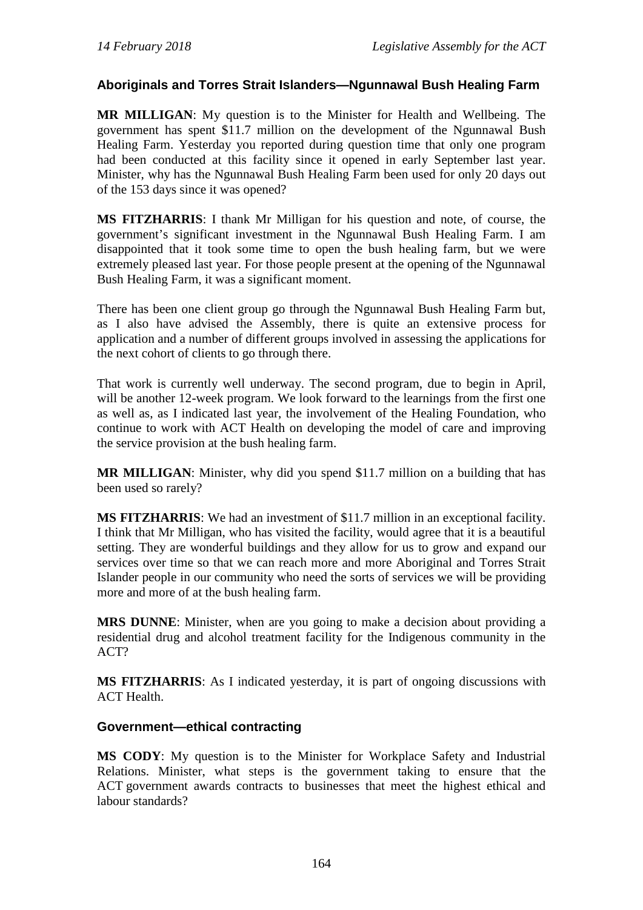### Aboriginals and Torres Strait Islanders—Ngunnawal Bush Healing Farm

**MR MILLIGAN**: My question is to the Minister for Health and Wellbeing. The government has spent $11.7 million on the development of the Ngunnawal Bush Healing Farm. Yesterday you reported during question time that only one program had been conducted at this facility since it opened in early September last year. Minister, why has the Ngunnawal Bush Healing Farm been used for only 20 days out of the 153 days since it was opened?

**MS FITZHARRIS**: I thank Mr Milligan for his question and note, of course, the government's significant investment in the Ngunnawal Bush Healing Farm. I am disappointed that it took some time to open the bush healing farm, but we were extremely pleased last year. For those people present at the opening of the Ngunnawal Bush Healing Farm, it was a significant moment.

There has been one client group go through the Ngunnawal Bush Healing Farm but, as I also have advised the Assembly, there is quite an extensive process for application and a number of different groups involved in assessing the applications for the next cohort of clients to go through there.

That work is currently well underway. The second program, due to begin in April, will be another 12-week program. We look forward to the learnings from the first one as well as, as I indicated last year, the involvement of the Healing Foundation, who continue to work with ACT Health on developing the model of care and improving the service provision at the bush healing farm.

**MR MILLIGAN**: Minister, why did you spend $11.7 million on a building that has been used so rarely?

**MS FITZHARRIS**: We had an investment of $11.7 million in an exceptional facility. I think that Mr Milligan, who has visited the facility, would agree that it is a beautiful setting. They are wonderful buildings and they allow for us to grow and expand our services over time so that we can reach more and more Aboriginal and Torres Strait Islander people in our community who need the sorts of services we will be providing more and more of at the bush healing farm.

**MRS DUNNE**: Minister, when are you going to make a decision about providing a residential drug and alcohol treatment facility for the Indigenous community in the ACT?

**MS FITZHARRIS**: As I indicated yesterday, it is part of ongoing discussions with ACT Health.

### Government—ethical contracting

**MS CODY**: My question is to the Minister for Workplace Safety and Industrial Relations. Minister, what steps is the government taking to ensure that the ACT government awards contracts to businesses that meet the highest ethical and labour standards?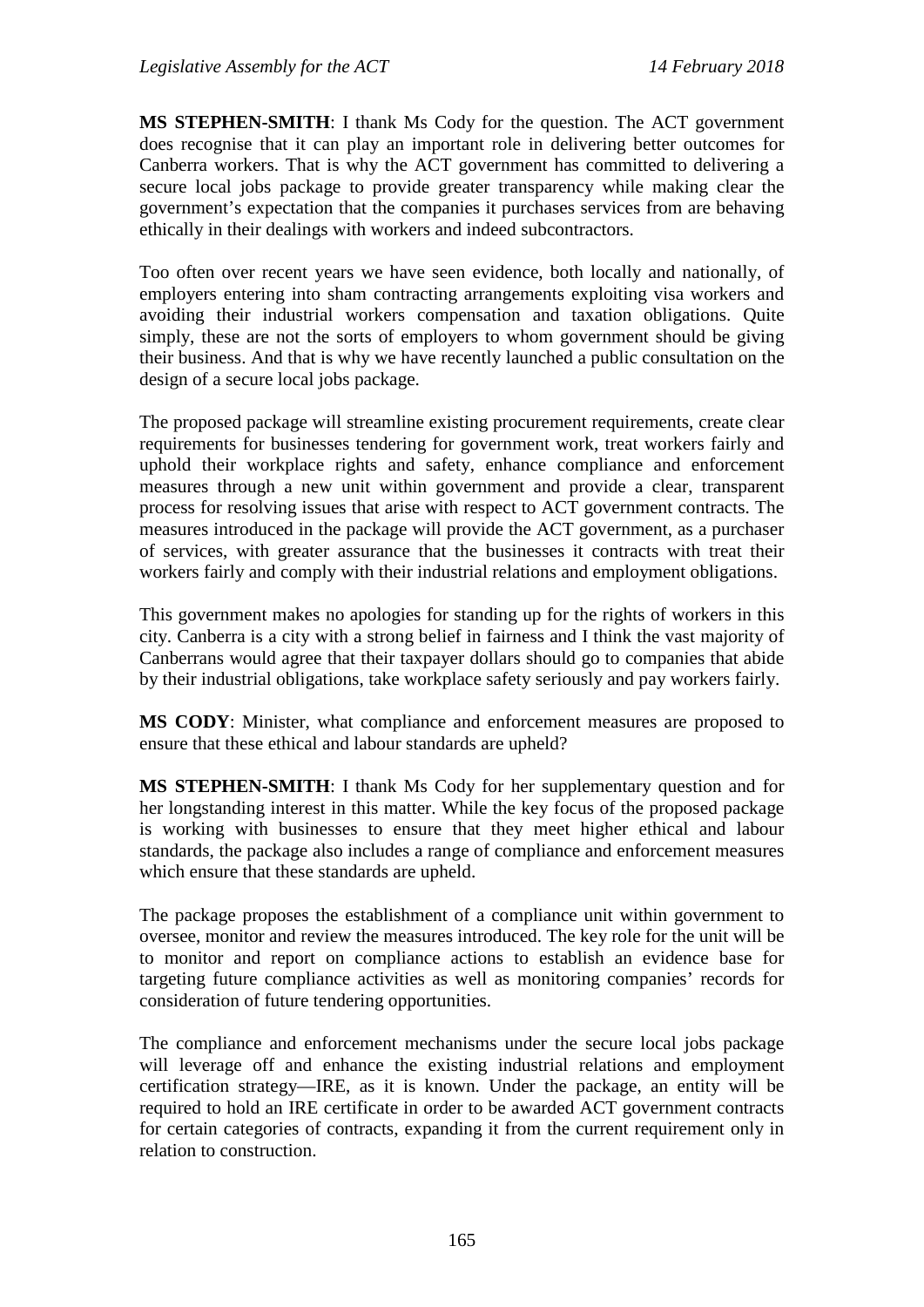**MS STEPHEN-SMITH**: I thank Ms Cody for the question. The ACT government does recognise that it can play an important role in delivering better outcomes for Canberra workers. That is why the ACT government has committed to delivering a secure local jobs package to provide greater transparency while making clear the government's expectation that the companies it purchases services from are behaving ethically in their dealings with workers and indeed subcontractors.

Too often over recent years we have seen evidence, both locally and nationally, of employers entering into sham contracting arrangements exploiting visa workers and avoiding their industrial workers compensation and taxation obligations. Quite simply, these are not the sorts of employers to whom government should be giving their business. And that is why we have recently launched a public consultation on the design of a secure local jobs package.

The proposed package will streamline existing procurement requirements, create clear requirements for businesses tendering for government work, treat workers fairly and uphold their workplace rights and safety, enhance compliance and enforcement measures through a new unit within government and provide a clear, transparent process for resolving issues that arise with respect to ACT government contracts. The measures introduced in the package will provide the ACT government, as a purchaser of services, with greater assurance that the businesses it contracts with treat their workers fairly and comply with their industrial relations and employment obligations.

This government makes no apologies for standing up for the rights of workers in this city. Canberra is a city with a strong belief in fairness and I think the vast majority of Canberrans would agree that their taxpayer dollars should go to companies that abide by their industrial obligations, take workplace safety seriously and pay workers fairly.

**MS CODY**: Minister, what compliance and enforcement measures are proposed to ensure that these ethical and labour standards are upheld?

**MS STEPHEN-SMITH**: I thank Ms Cody for her supplementary question and for her longstanding interest in this matter. While the key focus of the proposed package is working with businesses to ensure that they meet higher ethical and labour standards, the package also includes a range of compliance and enforcement measures which ensure that these standards are upheld.

The package proposes the establishment of a compliance unit within government to oversee, monitor and review the measures introduced. The key role for the unit will be to monitor and report on compliance actions to establish an evidence base for targeting future compliance activities as well as monitoring companies' records for consideration of future tendering opportunities.

The compliance and enforcement mechanisms under the secure local jobs package will leverage off and enhance the existing industrial relations and employment certification strategy—IRE, as it is known. Under the package, an entity will be required to hold an IRE certificate in order to be awarded ACT government contracts for certain categories of contracts, expanding it from the current requirement only in relation to construction.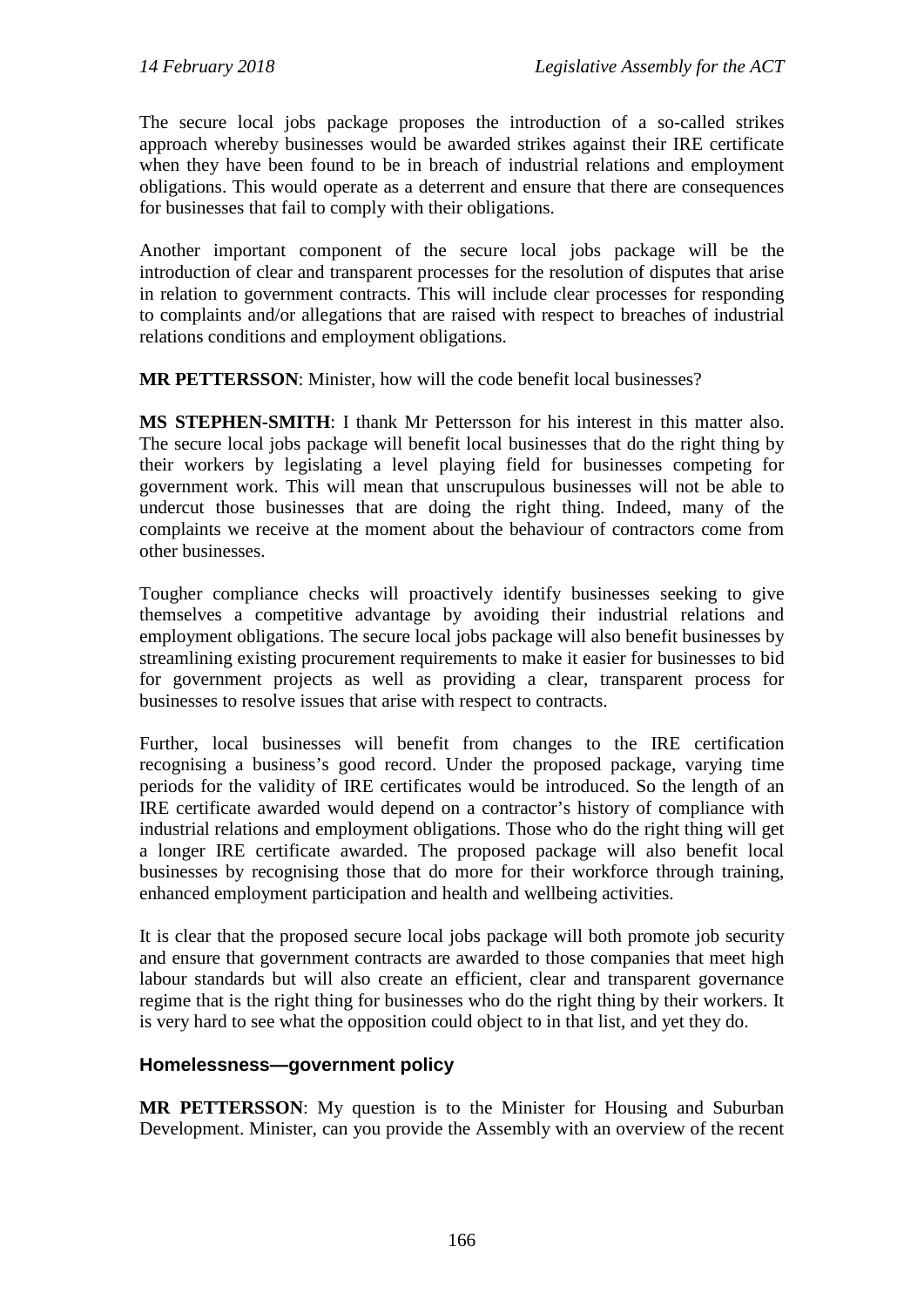The secure local jobs package proposes the introduction of a so-called strikes approach whereby businesses would be awarded strikes against their IRE certificate when they have been found to be in breach of industrial relations and employment obligations. This would operate as a deterrent and ensure that there are consequences for businesses that fail to comply with their obligations.

Another important component of the secure local jobs package will be the introduction of clear and transparent processes for the resolution of disputes that arise in relation to government contracts. This will include clear processes for responding to complaints and/or allegations that are raised with respect to breaches of industrial relations conditions and employment obligations.

**MR PETTERSSON**: Minister, how will the code benefit local businesses?

**MS STEPHEN-SMITH**: I thank Mr Pettersson for his interest in this matter also. The secure local jobs package will benefit local businesses that do the right thing by their workers by legislating a level playing field for businesses competing for government work. This will mean that unscrupulous businesses will not be able to undercut those businesses that are doing the right thing. Indeed, many of the complaints we receive at the moment about the behaviour of contractors come from other businesses.

Tougher compliance checks will proactively identify businesses seeking to give themselves a competitive advantage by avoiding their industrial relations and employment obligations. The secure local jobs package will also benefit businesses by streamlining existing procurement requirements to make it easier for businesses to bid for government projects as well as providing a clear, transparent process for businesses to resolve issues that arise with respect to contracts.

Further, local businesses will benefit from changes to the IRE certification recognising a business's good record. Under the proposed package, varying time periods for the validity of IRE certificates would be introduced. So the length of an IRE certificate awarded would depend on a contractor's history of compliance with industrial relations and employment obligations. Those who do the right thing will get a longer IRE certificate awarded. The proposed package will also benefit local businesses by recognising those that do more for their workforce through training, enhanced employment participation and health and wellbeing activities.

It is clear that the proposed secure local jobs package will both promote job security and ensure that government contracts are awarded to those companies that meet high labour standards but will also create an efficient, clear and transparent governance regime that is the right thing for businesses who do the right thing by their workers. It is very hard to see what the opposition could object to in that list, and yet they do.

## Homelessness—government policy

**MR PETTERSSON**: My question is to the Minister for Housing and Suburban Development. Minister, can you provide the Assembly with an overview of the recent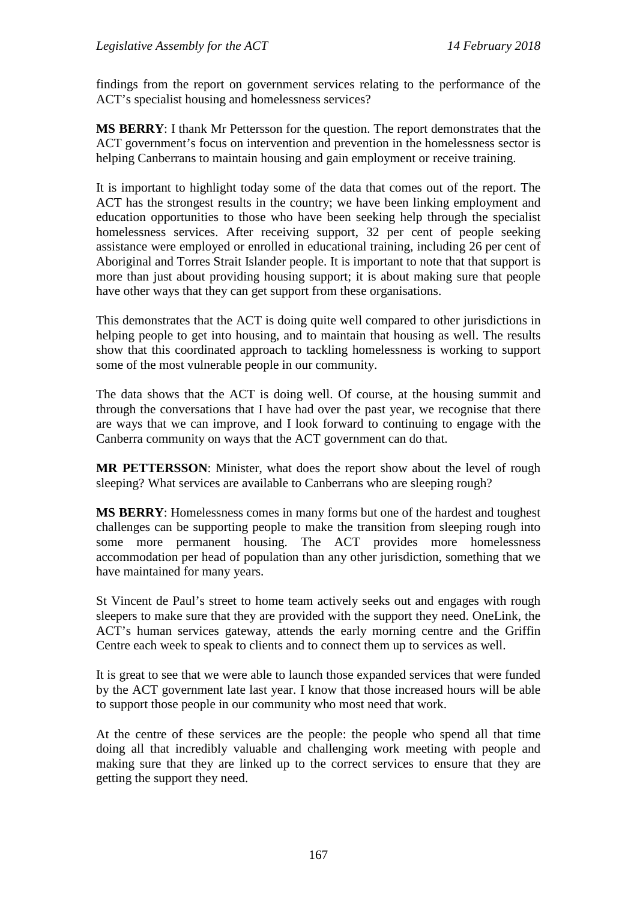findings from the report on government services relating to the performance of the ACT's specialist housing and homelessness services?

**MS BERRY**: I thank Mr Pettersson for the question. The report demonstrates that the ACT government's focus on intervention and prevention in the homelessness sector is helping Canberrans to maintain housing and gain employment or receive training.

It is important to highlight today some of the data that comes out of the report. The ACT has the strongest results in the country; we have been linking employment and education opportunities to those who have been seeking help through the specialist homelessness services. After receiving support, 32 per cent of people seeking assistance were employed or enrolled in educational training, including 26 per cent of Aboriginal and Torres Strait Islander people. It is important to note that that support is more than just about providing housing support; it is about making sure that people have other ways that they can get support from these organisations.

This demonstrates that the ACT is doing quite well compared to other jurisdictions in helping people to get into housing, and to maintain that housing as well. The results show that this coordinated approach to tackling homelessness is working to support some of the most vulnerable people in our community.

The data shows that the ACT is doing well. Of course, at the housing summit and through the conversations that I have had over the past year, we recognise that there are ways that we can improve, and I look forward to continuing to engage with the Canberra community on ways that the ACT government can do that.

**MR PETTERSSON**: Minister, what does the report show about the level of rough sleeping? What services are available to Canberrans who are sleeping rough?

**MS BERRY**: Homelessness comes in many forms but one of the hardest and toughest challenges can be supporting people to make the transition from sleeping rough into some more permanent housing. The ACT provides more homelessness accommodation per head of population than any other jurisdiction, something that we have maintained for many years.

St Vincent de Paul's street to home team actively seeks out and engages with rough sleepers to make sure that they are provided with the support they need. OneLink, the ACT's human services gateway, attends the early morning centre and the Griffin Centre each week to speak to clients and to connect them up to services as well.

It is great to see that we were able to launch those expanded services that were funded by the ACT government late last year. I know that those increased hours will be able to support those people in our community who most need that work.

At the centre of these services are the people: the people who spend all that time doing all that incredibly valuable and challenging work meeting with people and making sure that they are linked up to the correct services to ensure that they are getting the support they need.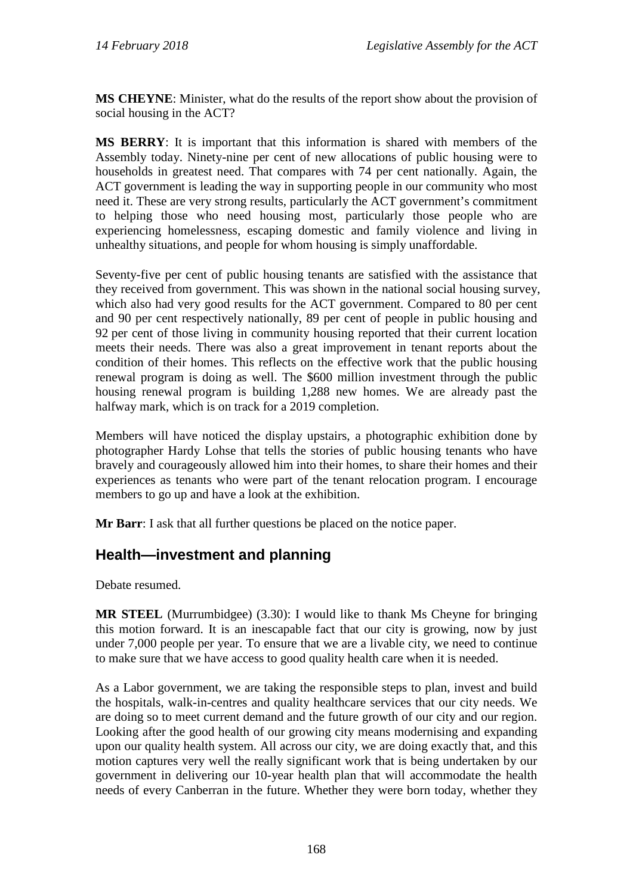**MS CHEYNE**: Minister, what do the results of the report show about the provision of social housing in the ACT?

**MS BERRY**: It is important that this information is shared with members of the Assembly today. Ninety-nine per cent of new allocations of public housing were to households in greatest need. That compares with 74 per cent nationally. Again, the ACT government is leading the way in supporting people in our community who most need it. These are very strong results, particularly the ACT government's commitment to helping those who need housing most, particularly those people who are experiencing homelessness, escaping domestic and family violence and living in unhealthy situations, and people for whom housing is simply unaffordable.

Seventy-five per cent of public housing tenants are satisfied with the assistance that they received from government. This was shown in the national social housing survey, which also had very good results for the ACT government. Compared to 80 per cent and 90 per cent respectively nationally, 89 per cent of people in public housing and 92 per cent of those living in community housing reported that their current location meets their needs. There was also a great improvement in tenant reports about the condition of their homes. This reflects on the effective work that the public housing renewal program is doing as well. The $600 million investment through the public housing renewal program is building 1,288 new homes. We are already past the halfway mark, which is on track for a 2019 completion.

Members will have noticed the display upstairs, a photographic exhibition done by photographer Hardy Lohse that tells the stories of public housing tenants who have bravely and courageously allowed him into their homes, to share their homes and their experiences as tenants who were part of the tenant relocation program. I encourage members to go up and have a look at the exhibition.

**Mr Barr**: I ask that all further questions be placed on the notice paper.

## Health—investment and planning

Debate resumed.

**MR STEEL** (Murrumbidgee) (3.30): I would like to thank Ms Cheyne for bringing this motion forward. It is an inescapable fact that our city is growing, now by just under 7,000 people per year. To ensure that we are a livable city, we need to continue to make sure that we have access to good quality health care when it is needed.

As a Labor government, we are taking the responsible steps to plan, invest and build the hospitals, walk-in-centres and quality healthcare services that our city needs. We are doing so to meet current demand and the future growth of our city and our region. Looking after the good health of our growing city means modernising and expanding upon our quality health system. All across our city, we are doing exactly that, and this motion captures very well the really significant work that is being undertaken by our government in delivering our 10-year health plan that will accommodate the health needs of every Canberran in the future. Whether they were born today, whether they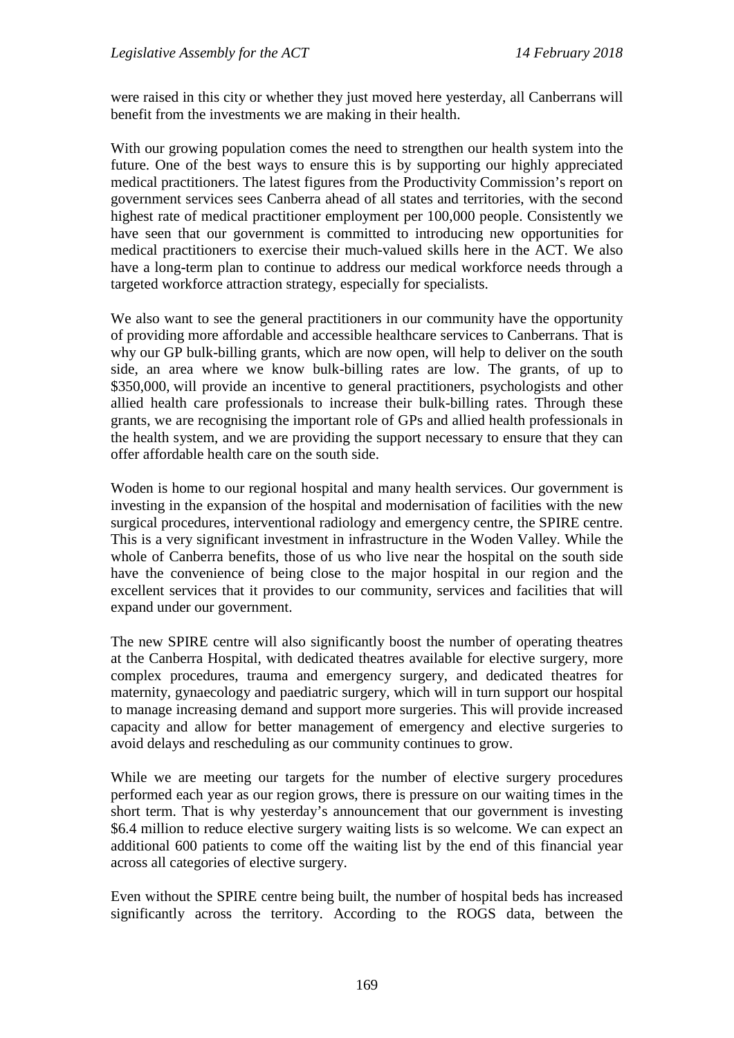were raised in this city or whether they just moved here yesterday, all Canberrans will benefit from the investments we are making in their health.

With our growing population comes the need to strengthen our health system into the future. One of the best ways to ensure this is by supporting our highly appreciated medical practitioners. The latest figures from the Productivity Commission's report on government services sees Canberra ahead of all states and territories, with the second highest rate of medical practitioner employment per 100,000 people. Consistently we have seen that our government is committed to introducing new opportunities for medical practitioners to exercise their much-valued skills here in the ACT. We also have a long-term plan to continue to address our medical workforce needs through a targeted workforce attraction strategy, especially for specialists.

We also want to see the general practitioners in our community have the opportunity of providing more affordable and accessible healthcare services to Canberrans. That is why our GP bulk-billing grants, which are now open, will help to deliver on the south side, an area where we know bulk-billing rates are low. The grants, of up to $350,000, will provide an incentive to general practitioners, psychologists and other allied health care professionals to increase their bulk-billing rates. Through these grants, we are recognising the important role of GPs and allied health professionals in the health system, and we are providing the support necessary to ensure that they can offer affordable health care on the south side.

Woden is home to our regional hospital and many health services. Our government is investing in the expansion of the hospital and modernisation of facilities with the new surgical procedures, interventional radiology and emergency centre, the SPIRE centre. This is a very significant investment in infrastructure in the Woden Valley. While the whole of Canberra benefits, those of us who live near the hospital on the south side have the convenience of being close to the major hospital in our region and the excellent services that it provides to our community, services and facilities that will expand under our government.

The new SPIRE centre will also significantly boost the number of operating theatres at the Canberra Hospital, with dedicated theatres available for elective surgery, more complex procedures, trauma and emergency surgery, and dedicated theatres for maternity, gynaecology and paediatric surgery, which will in turn support our hospital to manage increasing demand and support more surgeries. This will provide increased capacity and allow for better management of emergency and elective surgeries to avoid delays and rescheduling as our community continues to grow.

While we are meeting our targets for the number of elective surgery procedures performed each year as our region grows, there is pressure on our waiting times in the short term. That is why yesterday's announcement that our government is investing $6.4 million to reduce elective surgery waiting lists is so welcome. We can expect an additional 600 patients to come off the waiting list by the end of this financial year across all categories of elective surgery.

Even without the SPIRE centre being built, the number of hospital beds has increased significantly across the territory. According to the ROGS data, between the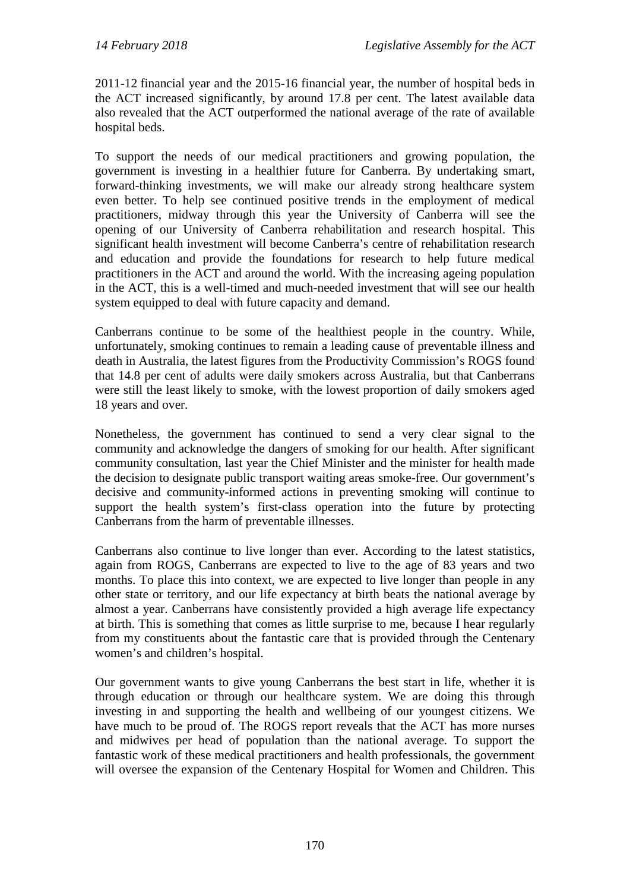2011-12 financial year and the 2015-16 financial year, the number of hospital beds in the ACT increased significantly, by around 17.8 per cent. The latest available data also revealed that the ACT outperformed the national average of the rate of available hospital beds.

To support the needs of our medical practitioners and growing population, the government is investing in a healthier future for Canberra. By undertaking smart, forward-thinking investments, we will make our already strong healthcare system even better. To help see continued positive trends in the employment of medical practitioners, midway through this year the University of Canberra will see the opening of our University of Canberra rehabilitation and research hospital. This significant health investment will become Canberra's centre of rehabilitation research and education and provide the foundations for research to help future medical practitioners in the ACT and around the world. With the increasing ageing population in the ACT, this is a well-timed and much-needed investment that will see our health system equipped to deal with future capacity and demand.

Canberrans continue to be some of the healthiest people in the country. While, unfortunately, smoking continues to remain a leading cause of preventable illness and death in Australia, the latest figures from the Productivity Commission's ROGS found that 14.8 per cent of adults were daily smokers across Australia, but that Canberrans were still the least likely to smoke, with the lowest proportion of daily smokers aged 18 years and over.

Nonetheless, the government has continued to send a very clear signal to the community and acknowledge the dangers of smoking for our health. After significant community consultation, last year the Chief Minister and the minister for health made the decision to designate public transport waiting areas smoke-free. Our government's decisive and community-informed actions in preventing smoking will continue to support the health system's first-class operation into the future by protecting Canberrans from the harm of preventable illnesses.

Canberrans also continue to live longer than ever. According to the latest statistics, again from ROGS, Canberrans are expected to live to the age of 83 years and two months. To place this into context, we are expected to live longer than people in any other state or territory, and our life expectancy at birth beats the national average by almost a year. Canberrans have consistently provided a high average life expectancy at birth. This is something that comes as little surprise to me, because I hear regularly from my constituents about the fantastic care that is provided through the Centenary women's and children's hospital.

Our government wants to give young Canberrans the best start in life, whether it is through education or through our healthcare system. We are doing this through investing in and supporting the health and wellbeing of our youngest citizens. We have much to be proud of. The ROGS report reveals that the ACT has more nurses and midwives per head of population than the national average. To support the fantastic work of these medical practitioners and health professionals, the government will oversee the expansion of the Centenary Hospital for Women and Children. This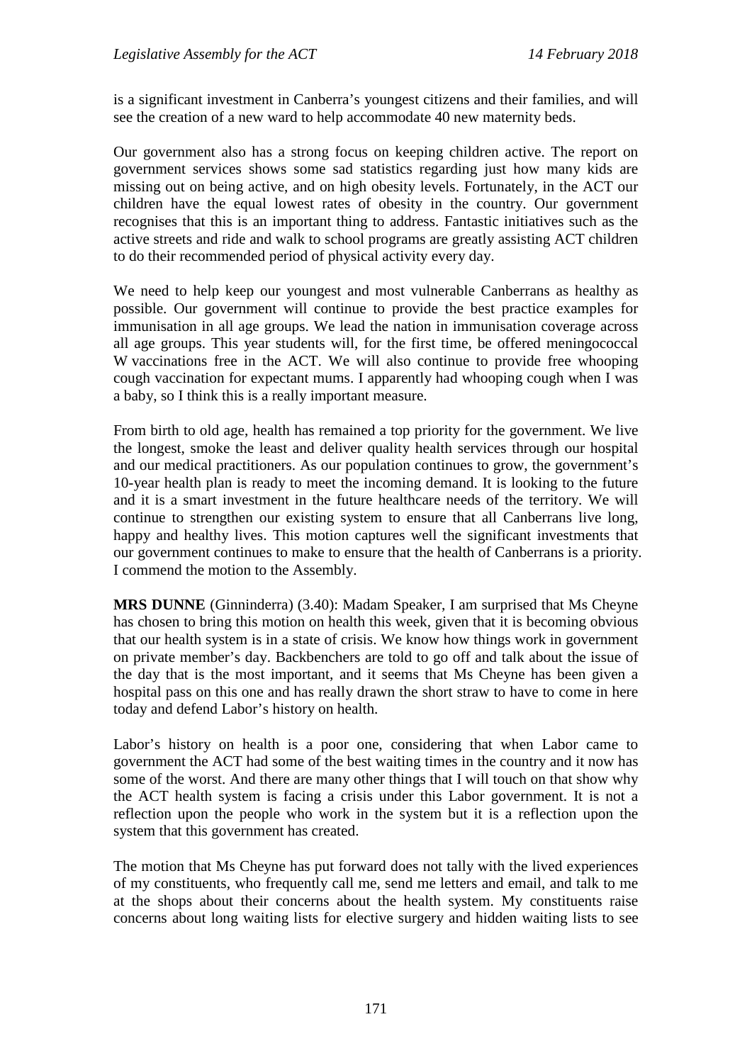is a significant investment in Canberra's youngest citizens and their families, and will see the creation of a new ward to help accommodate 40 new maternity beds.

Our government also has a strong focus on keeping children active. The report on government services shows some sad statistics regarding just how many kids are missing out on being active, and on high obesity levels. Fortunately, in the ACT our children have the equal lowest rates of obesity in the country. Our government recognises that this is an important thing to address. Fantastic initiatives such as the active streets and ride and walk to school programs are greatly assisting ACT children to do their recommended period of physical activity every day.

We need to help keep our youngest and most vulnerable Canberrans as healthy as possible. Our government will continue to provide the best practice examples for immunisation in all age groups. We lead the nation in immunisation coverage across all age groups. This year students will, for the first time, be offered meningococcal W vaccinations free in the ACT. We will also continue to provide free whooping cough vaccination for expectant mums. I apparently had whooping cough when I was a baby, so I think this is a really important measure.

From birth to old age, health has remained a top priority for the government. We live the longest, smoke the least and deliver quality health services through our hospital and our medical practitioners. As our population continues to grow, the government's 10-year health plan is ready to meet the incoming demand. It is looking to the future and it is a smart investment in the future healthcare needs of the territory. We will continue to strengthen our existing system to ensure that all Canberrans live long, happy and healthy lives. This motion captures well the significant investments that our government continues to make to ensure that the health of Canberrans is a priority. I commend the motion to the Assembly.

**MRS DUNNE** (Ginninderra) (3.40): Madam Speaker, I am surprised that Ms Cheyne has chosen to bring this motion on health this week, given that it is becoming obvious that our health system is in a state of crisis. We know how things work in government on private member's day. Backbenchers are told to go off and talk about the issue of the day that is the most important, and it seems that Ms Cheyne has been given a hospital pass on this one and has really drawn the short straw to have to come in here today and defend Labor's history on health.

Labor's history on health is a poor one, considering that when Labor came to government the ACT had some of the best waiting times in the country and it now has some of the worst. And there are many other things that I will touch on that show why the ACT health system is facing a crisis under this Labor government. It is not a reflection upon the people who work in the system but it is a reflection upon the system that this government has created.

The motion that Ms Cheyne has put forward does not tally with the lived experiences of my constituents, who frequently call me, send me letters and email, and talk to me at the shops about their concerns about the health system. My constituents raise concerns about long waiting lists for elective surgery and hidden waiting lists to see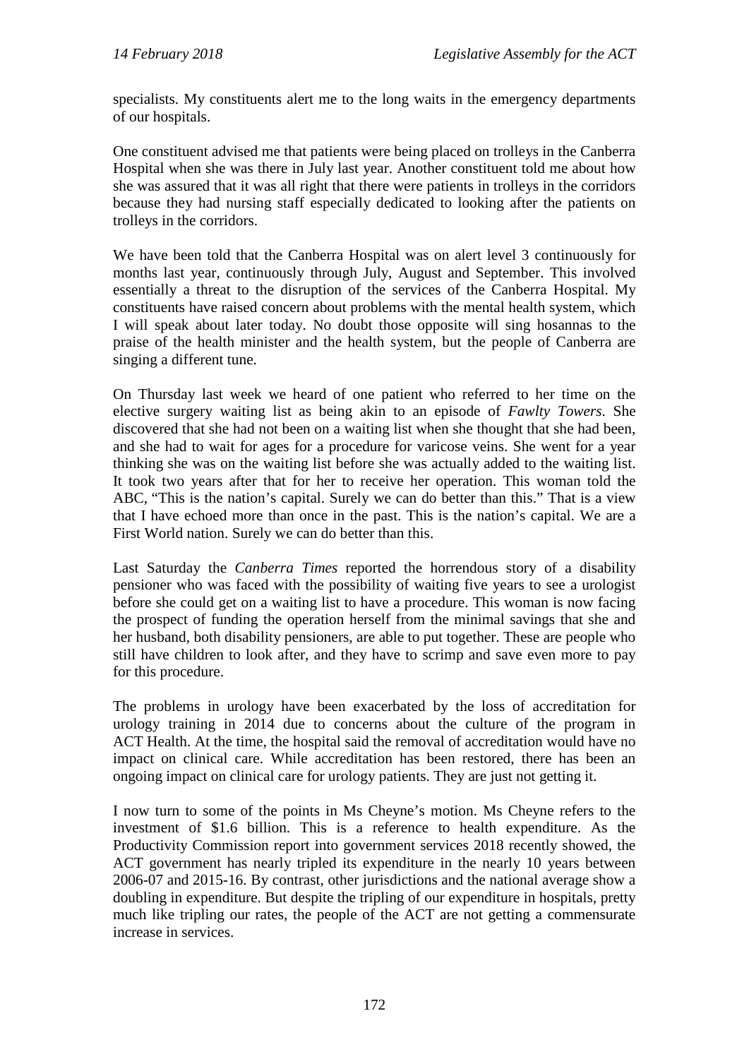specialists. My constituents alert me to the long waits in the emergency departments of our hospitals.

One constituent advised me that patients were being placed on trolleys in the Canberra Hospital when she was there in July last year. Another constituent told me about how she was assured that it was all right that there were patients in trolleys in the corridors because they had nursing staff especially dedicated to looking after the patients on trolleys in the corridors.

We have been told that the Canberra Hospital was on alert level 3 continuously for months last year, continuously through July, August and September. This involved essentially a threat to the disruption of the services of the Canberra Hospital. My constituents have raised concern about problems with the mental health system, which I will speak about later today. No doubt those opposite will sing hosannas to the praise of the health minister and the health system, but the people of Canberra are singing a different tune.

On Thursday last week we heard of one patient who referred to her time on the elective surgery waiting list as being akin to an episode of *Fawlty Towers*. She discovered that she had not been on a waiting list when she thought that she had been, and she had to wait for ages for a procedure for varicose veins. She went for a year thinking she was on the waiting list before she was actually added to the waiting list. It took two years after that for her to receive her operation. This woman told the ABC, "This is the nation's capital. Surely we can do better than this." That is a view that I have echoed more than once in the past. This is the nation's capital. We are a First World nation. Surely we can do better than this.

Last Saturday the *Canberra Times* reported the horrendous story of a disability pensioner who was faced with the possibility of waiting five years to see a urologist before she could get on a waiting list to have a procedure. This woman is now facing the prospect of funding the operation herself from the minimal savings that she and her husband, both disability pensioners, are able to put together. These are people who still have children to look after, and they have to scrimp and save even more to pay for this procedure.

The problems in urology have been exacerbated by the loss of accreditation for urology training in 2014 due to concerns about the culture of the program in ACT Health. At the time, the hospital said the removal of accreditation would have no impact on clinical care. While accreditation has been restored, there has been an ongoing impact on clinical care for urology patients. They are just not getting it.

I now turn to some of the points in Ms Cheyne's motion. Ms Cheyne refers to the investment of $1.6 billion. This is a reference to health expenditure. As the Productivity Commission report into government services 2018 recently showed, the ACT government has nearly tripled its expenditure in the nearly 10 years between 2006-07 and 2015-16. By contrast, other jurisdictions and the national average show a doubling in expenditure. But despite the tripling of our expenditure in hospitals, pretty much like tripling our rates, the people of the ACT are not getting a commensurate increase in services.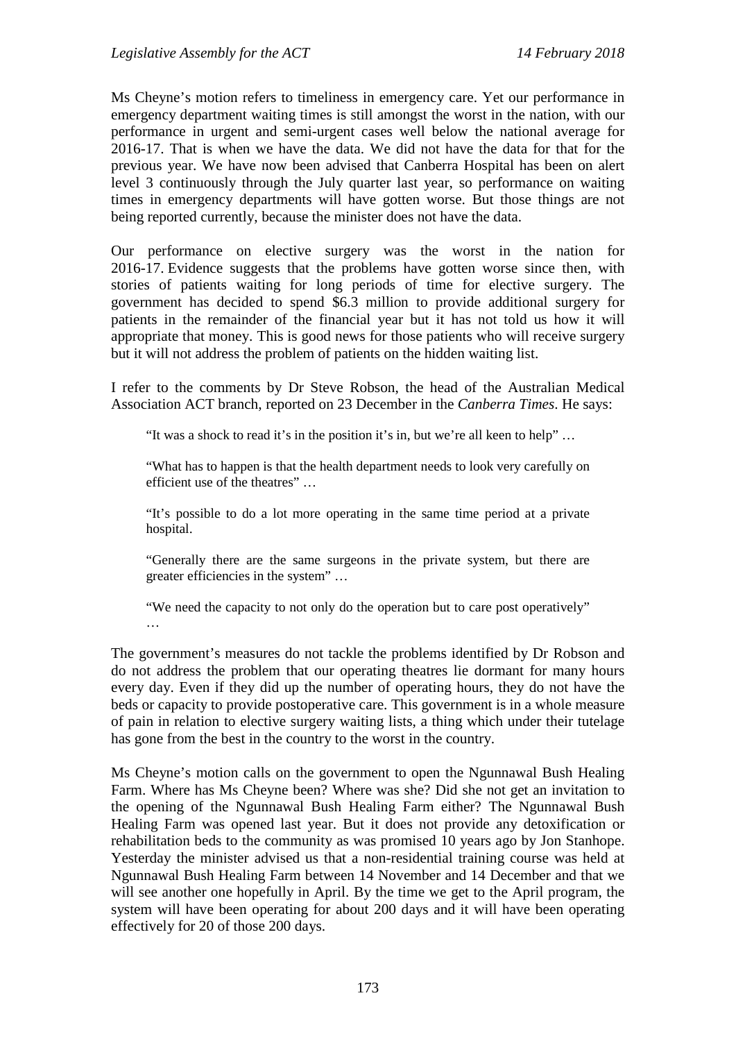Ms Cheyne's motion refers to timeliness in emergency care. Yet our performance in emergency department waiting times is still amongst the worst in the nation, with our performance in urgent and semi-urgent cases well below the national average for 2016-17. That is when we have the data. We did not have the data for that for the previous year. We have now been advised that Canberra Hospital has been on alert level 3 continuously through the July quarter last year, so performance on waiting times in emergency departments will have gotten worse. But those things are not being reported currently, because the minister does not have the data.

Our performance on elective surgery was the worst in the nation for 2016-17. Evidence suggests that the problems have gotten worse since then, with stories of patients waiting for long periods of time for elective surgery. The government has decided to spend $6.3 million to provide additional surgery for patients in the remainder of the financial year but it has not told us how it will appropriate that money. This is good news for those patients who will receive surgery but it will not address the problem of patients on the hidden waiting list.

I refer to the comments by Dr Steve Robson, the head of the Australian Medical Association ACT branch, reported on 23 December in the *Canberra Times*. He says:

> "It was a shock to read it's in the position it's in, but we're all keen to help" …
>
> "What has to happen is that the health department needs to look very carefully on efficient use of the theatres" …
>
> "It's possible to do a lot more operating in the same time period at a private hospital.
>
> "Generally there are the same surgeons in the private system, but there are greater efficiencies in the system" …
>
> "We need the capacity to not only do the operation but to care post operatively" …

The government's measures do not tackle the problems identified by Dr Robson and do not address the problem that our operating theatres lie dormant for many hours every day. Even if they did up the number of operating hours, they do not have the beds or capacity to provide postoperative care. This government is in a whole measure of pain in relation to elective surgery waiting lists, a thing which under their tutelage has gone from the best in the country to the worst in the country.

Ms Cheyne's motion calls on the government to open the Ngunnawal Bush Healing Farm. Where has Ms Cheyne been? Where was she? Did she not get an invitation to the opening of the Ngunnawal Bush Healing Farm either? The Ngunnawal Bush Healing Farm was opened last year. But it does not provide any detoxification or rehabilitation beds to the community as was promised 10 years ago by Jon Stanhope. Yesterday the minister advised us that a non-residential training course was held at Ngunnawal Bush Healing Farm between 14 November and 14 December and that we will see another one hopefully in April. By the time we get to the April program, the system will have been operating for about 200 days and it will have been operating effectively for 20 of those 200 days.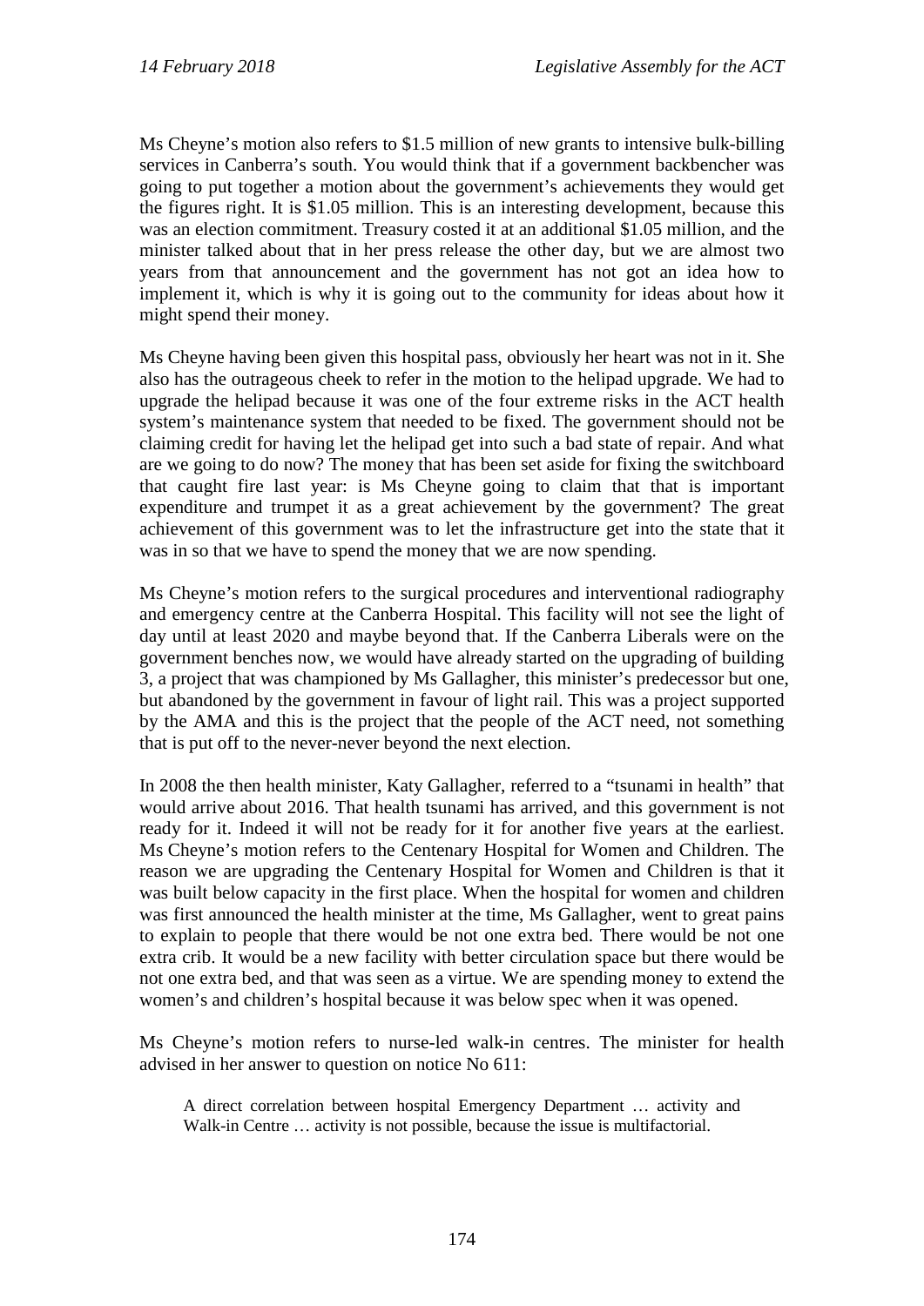Ms Cheyne's motion also refers to $1.5 million of new grants to intensive bulk-billing services in Canberra's south. You would think that if a government backbencher was going to put together a motion about the government's achievements they would get the figures right. It is $1.05 million. This is an interesting development, because this was an election commitment. Treasury costed it at an additional $1.05 million, and the minister talked about that in her press release the other day, but we are almost two years from that announcement and the government has not got an idea how to implement it, which is why it is going out to the community for ideas about how it might spend their money.

Ms Cheyne having been given this hospital pass, obviously her heart was not in it. She also has the outrageous cheek to refer in the motion to the helipad upgrade. We had to upgrade the helipad because it was one of the four extreme risks in the ACT health system's maintenance system that needed to be fixed. The government should not be claiming credit for having let the helipad get into such a bad state of repair. And what are we going to do now? The money that has been set aside for fixing the switchboard that caught fire last year: is Ms Cheyne going to claim that that is important expenditure and trumpet it as a great achievement by the government? The great achievement of this government was to let the infrastructure get into the state that it was in so that we have to spend the money that we are now spending.

Ms Cheyne's motion refers to the surgical procedures and interventional radiography and emergency centre at the Canberra Hospital. This facility will not see the light of day until at least 2020 and maybe beyond that. If the Canberra Liberals were on the government benches now, we would have already started on the upgrading of building 3, a project that was championed by Ms Gallagher, this minister's predecessor but one, but abandoned by the government in favour of light rail. This was a project supported by the AMA and this is the project that the people of the ACT need, not something that is put off to the never-never beyond the next election.

In 2008 the then health minister, Katy Gallagher, referred to a "tsunami in health" that would arrive about 2016. That health tsunami has arrived, and this government is not ready for it. Indeed it will not be ready for it for another five years at the earliest. Ms Cheyne's motion refers to the Centenary Hospital for Women and Children. The reason we are upgrading the Centenary Hospital for Women and Children is that it was built below capacity in the first place. When the hospital for women and children was first announced the health minister at the time, Ms Gallagher, went to great pains to explain to people that there would be not one extra bed. There would be not one extra crib. It would be a new facility with better circulation space but there would be not one extra bed, and that was seen as a virtue. We are spending money to extend the women's and children's hospital because it was below spec when it was opened.

Ms Cheyne's motion refers to nurse-led walk-in centres. The minister for health advised in her answer to question on notice No 611:

> A direct correlation between hospital Emergency Department … activity and Walk-in Centre … activity is not possible, because the issue is multifactorial.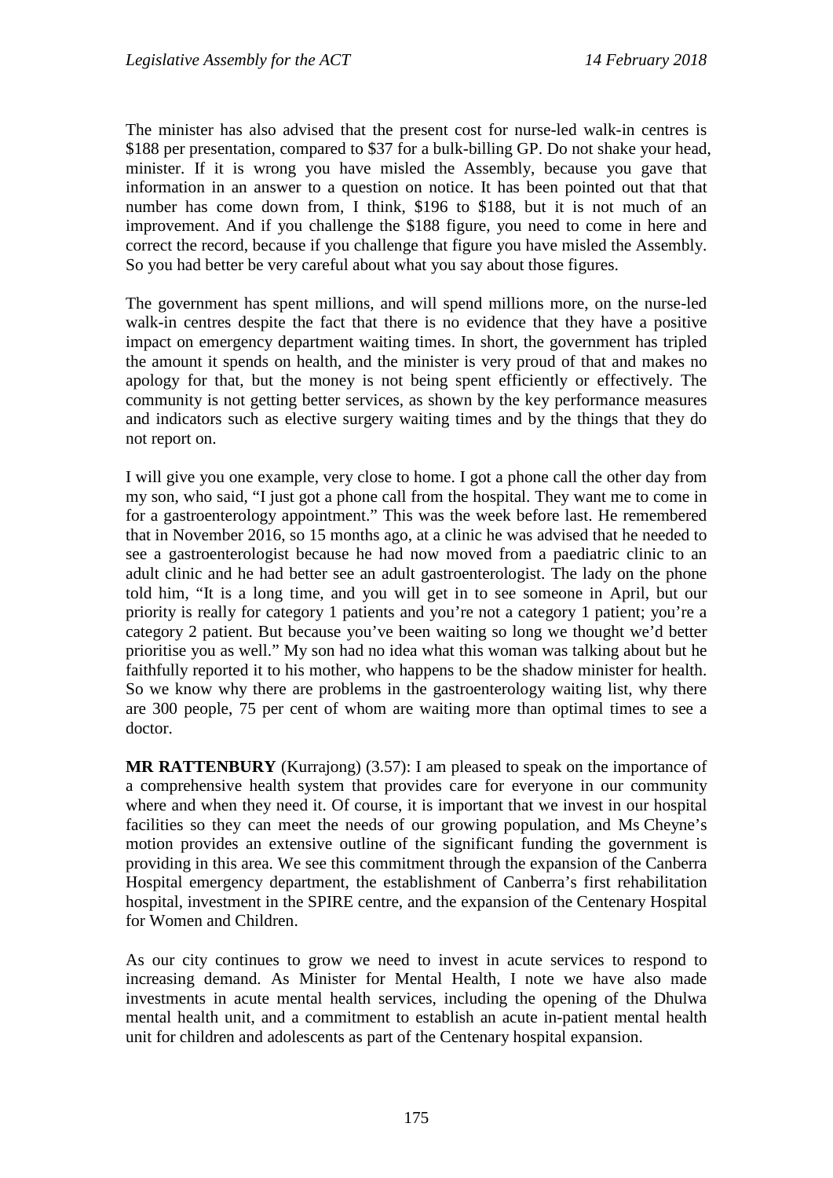The minister has also advised that the present cost for nurse-led walk-in centres is $188 per presentation, compared to $37 for a bulk-billing GP. Do not shake your head, minister. If it is wrong you have misled the Assembly, because you gave that information in an answer to a question on notice. It has been pointed out that that number has come down from, I think, $196 to $188, but it is not much of an improvement. And if you challenge the $188 figure, you need to come in here and correct the record, because if you challenge that figure you have misled the Assembly. So you had better be very careful about what you say about those figures.

The government has spent millions, and will spend millions more, on the nurse-led walk-in centres despite the fact that there is no evidence that they have a positive impact on emergency department waiting times. In short, the government has tripled the amount it spends on health, and the minister is very proud of that and makes no apology for that, but the money is not being spent efficiently or effectively. The community is not getting better services, as shown by the key performance measures and indicators such as elective surgery waiting times and by the things that they do not report on.

I will give you one example, very close to home. I got a phone call the other day from my son, who said, "I just got a phone call from the hospital. They want me to come in for a gastroenterology appointment." This was the week before last. He remembered that in November 2016, so 15 months ago, at a clinic he was advised that he needed to see a gastroenterologist because he had now moved from a paediatric clinic to an adult clinic and he had better see an adult gastroenterologist. The lady on the phone told him, "It is a long time, and you will get in to see someone in April, but our priority is really for category 1 patients and you're not a category 1 patient; you're a category 2 patient. But because you've been waiting so long we thought we'd better prioritise you as well." My son had no idea what this woman was talking about but he faithfully reported it to his mother, who happens to be the shadow minister for health. So we know why there are problems in the gastroenterology waiting list, why there are 300 people, 75 per cent of whom are waiting more than optimal times to see a doctor.

**MR RATTENBURY** (Kurrajong) (3.57): I am pleased to speak on the importance of a comprehensive health system that provides care for everyone in our community where and when they need it. Of course, it is important that we invest in our hospital facilities so they can meet the needs of our growing population, and Ms Cheyne's motion provides an extensive outline of the significant funding the government is providing in this area. We see this commitment through the expansion of the Canberra Hospital emergency department, the establishment of Canberra's first rehabilitation hospital, investment in the SPIRE centre, and the expansion of the Centenary Hospital for Women and Children.

As our city continues to grow we need to invest in acute services to respond to increasing demand. As Minister for Mental Health, I note we have also made investments in acute mental health services, including the opening of the Dhulwa mental health unit, and a commitment to establish an acute in-patient mental health unit for children and adolescents as part of the Centenary hospital expansion.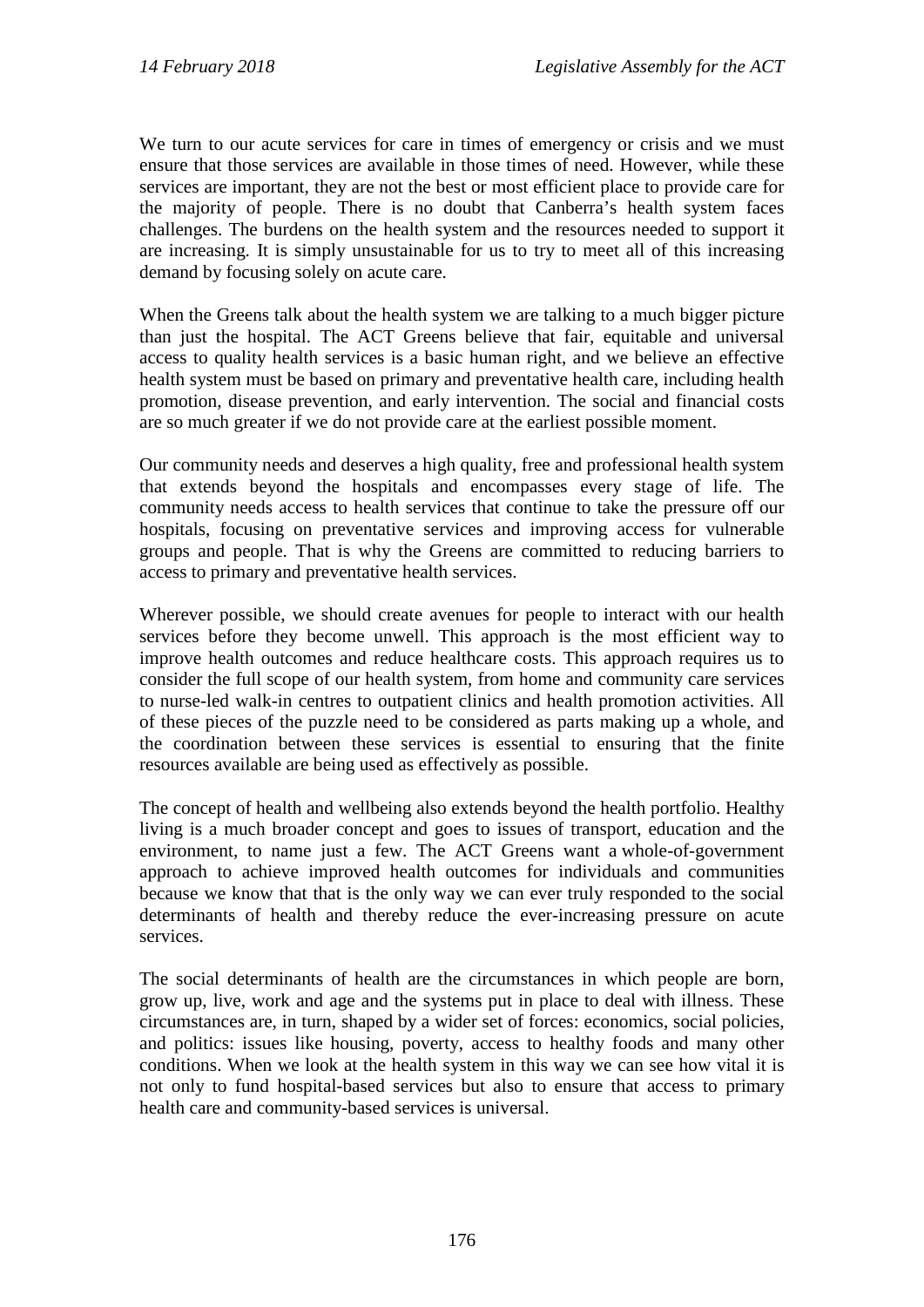We turn to our acute services for care in times of emergency or crisis and we must ensure that those services are available in those times of need. However, while these services are important, they are not the best or most efficient place to provide care for the majority of people. There is no doubt that Canberra's health system faces challenges. The burdens on the health system and the resources needed to support it are increasing. It is simply unsustainable for us to try to meet all of this increasing demand by focusing solely on acute care.

When the Greens talk about the health system we are talking to a much bigger picture than just the hospital. The ACT Greens believe that fair, equitable and universal access to quality health services is a basic human right, and we believe an effective health system must be based on primary and preventative health care, including health promotion, disease prevention, and early intervention. The social and financial costs are so much greater if we do not provide care at the earliest possible moment.

Our community needs and deserves a high quality, free and professional health system that extends beyond the hospitals and encompasses every stage of life. The community needs access to health services that continue to take the pressure off our hospitals, focusing on preventative services and improving access for vulnerable groups and people. That is why the Greens are committed to reducing barriers to access to primary and preventative health services.

Wherever possible, we should create avenues for people to interact with our health services before they become unwell. This approach is the most efficient way to improve health outcomes and reduce healthcare costs. This approach requires us to consider the full scope of our health system, from home and community care services to nurse-led walk-in centres to outpatient clinics and health promotion activities. All of these pieces of the puzzle need to be considered as parts making up a whole, and the coordination between these services is essential to ensuring that the finite resources available are being used as effectively as possible.

The concept of health and wellbeing also extends beyond the health portfolio. Healthy living is a much broader concept and goes to issues of transport, education and the environment, to name just a few. The ACT Greens want a whole-of-government approach to achieve improved health outcomes for individuals and communities because we know that that is the only way we can ever truly responded to the social determinants of health and thereby reduce the ever-increasing pressure on acute services.

The social determinants of health are the circumstances in which people are born, grow up, live, work and age and the systems put in place to deal with illness. These circumstances are, in turn, shaped by a wider set of forces: economics, social policies, and politics: issues like housing, poverty, access to healthy foods and many other conditions. When we look at the health system in this way we can see how vital it is not only to fund hospital-based services but also to ensure that access to primary health care and community-based services is universal.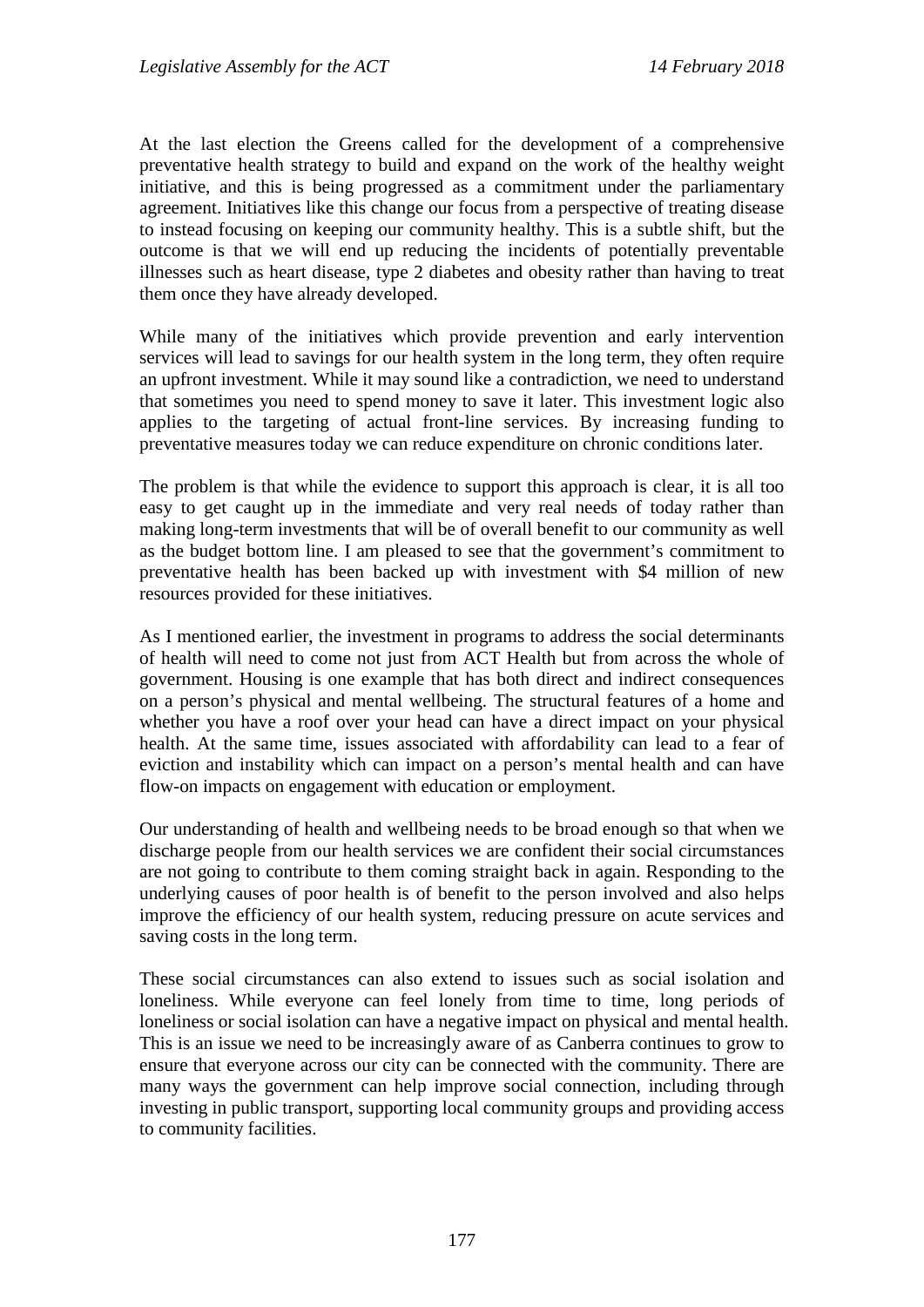At the last election the Greens called for the development of a comprehensive preventative health strategy to build and expand on the work of the healthy weight initiative, and this is being progressed as a commitment under the parliamentary agreement. Initiatives like this change our focus from a perspective of treating disease to instead focusing on keeping our community healthy. This is a subtle shift, but the outcome is that we will end up reducing the incidents of potentially preventable illnesses such as heart disease, type 2 diabetes and obesity rather than having to treat them once they have already developed.

While many of the initiatives which provide prevention and early intervention services will lead to savings for our health system in the long term, they often require an upfront investment. While it may sound like a contradiction, we need to understand that sometimes you need to spend money to save it later. This investment logic also applies to the targeting of actual front-line services. By increasing funding to preventative measures today we can reduce expenditure on chronic conditions later.

The problem is that while the evidence to support this approach is clear, it is all too easy to get caught up in the immediate and very real needs of today rather than making long-term investments that will be of overall benefit to our community as well as the budget bottom line. I am pleased to see that the government's commitment to preventative health has been backed up with investment with $4 million of new resources provided for these initiatives.

As I mentioned earlier, the investment in programs to address the social determinants of health will need to come not just from ACT Health but from across the whole of government. Housing is one example that has both direct and indirect consequences on a person's physical and mental wellbeing. The structural features of a home and whether you have a roof over your head can have a direct impact on your physical health. At the same time, issues associated with affordability can lead to a fear of eviction and instability which can impact on a person's mental health and can have flow-on impacts on engagement with education or employment.

Our understanding of health and wellbeing needs to be broad enough so that when we discharge people from our health services we are confident their social circumstances are not going to contribute to them coming straight back in again. Responding to the underlying causes of poor health is of benefit to the person involved and also helps improve the efficiency of our health system, reducing pressure on acute services and saving costs in the long term.

These social circumstances can also extend to issues such as social isolation and loneliness. While everyone can feel lonely from time to time, long periods of loneliness or social isolation can have a negative impact on physical and mental health. This is an issue we need to be increasingly aware of as Canberra continues to grow to ensure that everyone across our city can be connected with the community. There are many ways the government can help improve social connection, including through investing in public transport, supporting local community groups and providing access to community facilities.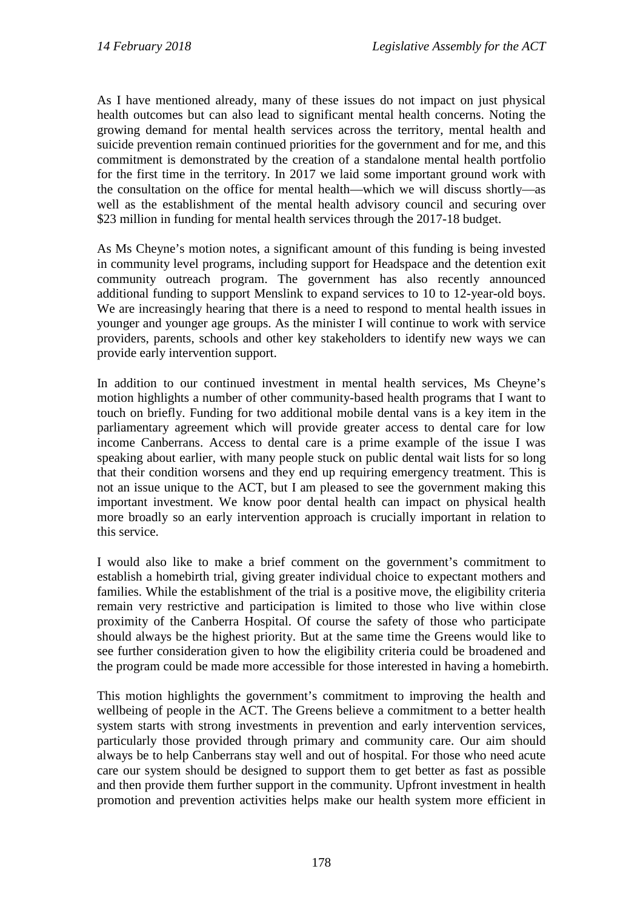As I have mentioned already, many of these issues do not impact on just physical health outcomes but can also lead to significant mental health concerns. Noting the growing demand for mental health services across the territory, mental health and suicide prevention remain continued priorities for the government and for me, and this commitment is demonstrated by the creation of a standalone mental health portfolio for the first time in the territory. In 2017 we laid some important ground work with the consultation on the office for mental health—which we will discuss shortly—as well as the establishment of the mental health advisory council and securing over $23 million in funding for mental health services through the 2017-18 budget.

As Ms Cheyne's motion notes, a significant amount of this funding is being invested in community level programs, including support for Headspace and the detention exit community outreach program. The government has also recently announced additional funding to support Menslink to expand services to 10 to 12-year-old boys. We are increasingly hearing that there is a need to respond to mental health issues in younger and younger age groups. As the minister I will continue to work with service providers, parents, schools and other key stakeholders to identify new ways we can provide early intervention support.

In addition to our continued investment in mental health services, Ms Cheyne's motion highlights a number of other community-based health programs that I want to touch on briefly. Funding for two additional mobile dental vans is a key item in the parliamentary agreement which will provide greater access to dental care for low income Canberrans. Access to dental care is a prime example of the issue I was speaking about earlier, with many people stuck on public dental wait lists for so long that their condition worsens and they end up requiring emergency treatment. This is not an issue unique to the ACT, but I am pleased to see the government making this important investment. We know poor dental health can impact on physical health more broadly so an early intervention approach is crucially important in relation to this service.

I would also like to make a brief comment on the government's commitment to establish a homebirth trial, giving greater individual choice to expectant mothers and families. While the establishment of the trial is a positive move, the eligibility criteria remain very restrictive and participation is limited to those who live within close proximity of the Canberra Hospital. Of course the safety of those who participate should always be the highest priority. But at the same time the Greens would like to see further consideration given to how the eligibility criteria could be broadened and the program could be made more accessible for those interested in having a homebirth.

This motion highlights the government's commitment to improving the health and wellbeing of people in the ACT. The Greens believe a commitment to a better health system starts with strong investments in prevention and early intervention services, particularly those provided through primary and community care. Our aim should always be to help Canberrans stay well and out of hospital. For those who need acute care our system should be designed to support them to get better as fast as possible and then provide them further support in the community. Upfront investment in health promotion and prevention activities helps make our health system more efficient in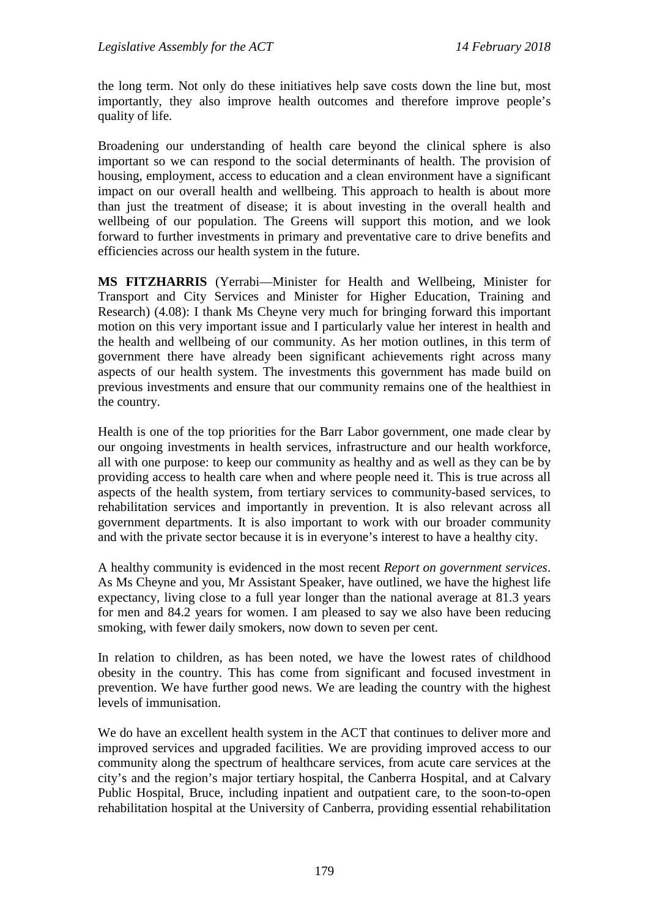the long term. Not only do these initiatives help save costs down the line but, most importantly, they also improve health outcomes and therefore improve people's quality of life.

Broadening our understanding of health care beyond the clinical sphere is also important so we can respond to the social determinants of health. The provision of housing, employment, access to education and a clean environment have a significant impact on our overall health and wellbeing. This approach to health is about more than just the treatment of disease; it is about investing in the overall health and wellbeing of our population. The Greens will support this motion, and we look forward to further investments in primary and preventative care to drive benefits and efficiencies across our health system in the future.

**MS FITZHARRIS** (Yerrabi—Minister for Health and Wellbeing, Minister for Transport and City Services and Minister for Higher Education, Training and Research) (4.08): I thank Ms Cheyne very much for bringing forward this important motion on this very important issue and I particularly value her interest in health and the health and wellbeing of our community. As her motion outlines, in this term of government there have already been significant achievements right across many aspects of our health system. The investments this government has made build on previous investments and ensure that our community remains one of the healthiest in the country.

Health is one of the top priorities for the Barr Labor government, one made clear by our ongoing investments in health services, infrastructure and our health workforce, all with one purpose: to keep our community as healthy and as well as they can be by providing access to health care when and where people need it. This is true across all aspects of the health system, from tertiary services to community-based services, to rehabilitation services and importantly in prevention. It is also relevant across all government departments. It is also important to work with our broader community and with the private sector because it is in everyone's interest to have a healthy city.

A healthy community is evidenced in the most recent *Report on government services*. As Ms Cheyne and you, Mr Assistant Speaker, have outlined, we have the highest life expectancy, living close to a full year longer than the national average at 81.3 years for men and 84.2 years for women. I am pleased to say we also have been reducing smoking, with fewer daily smokers, now down to seven per cent.

In relation to children, as has been noted, we have the lowest rates of childhood obesity in the country. This has come from significant and focused investment in prevention. We have further good news. We are leading the country with the highest levels of immunisation.

We do have an excellent health system in the ACT that continues to deliver more and improved services and upgraded facilities. We are providing improved access to our community along the spectrum of healthcare services, from acute care services at the city's and the region's major tertiary hospital, the Canberra Hospital, and at Calvary Public Hospital, Bruce, including inpatient and outpatient care, to the soon-to-open rehabilitation hospital at the University of Canberra, providing essential rehabilitation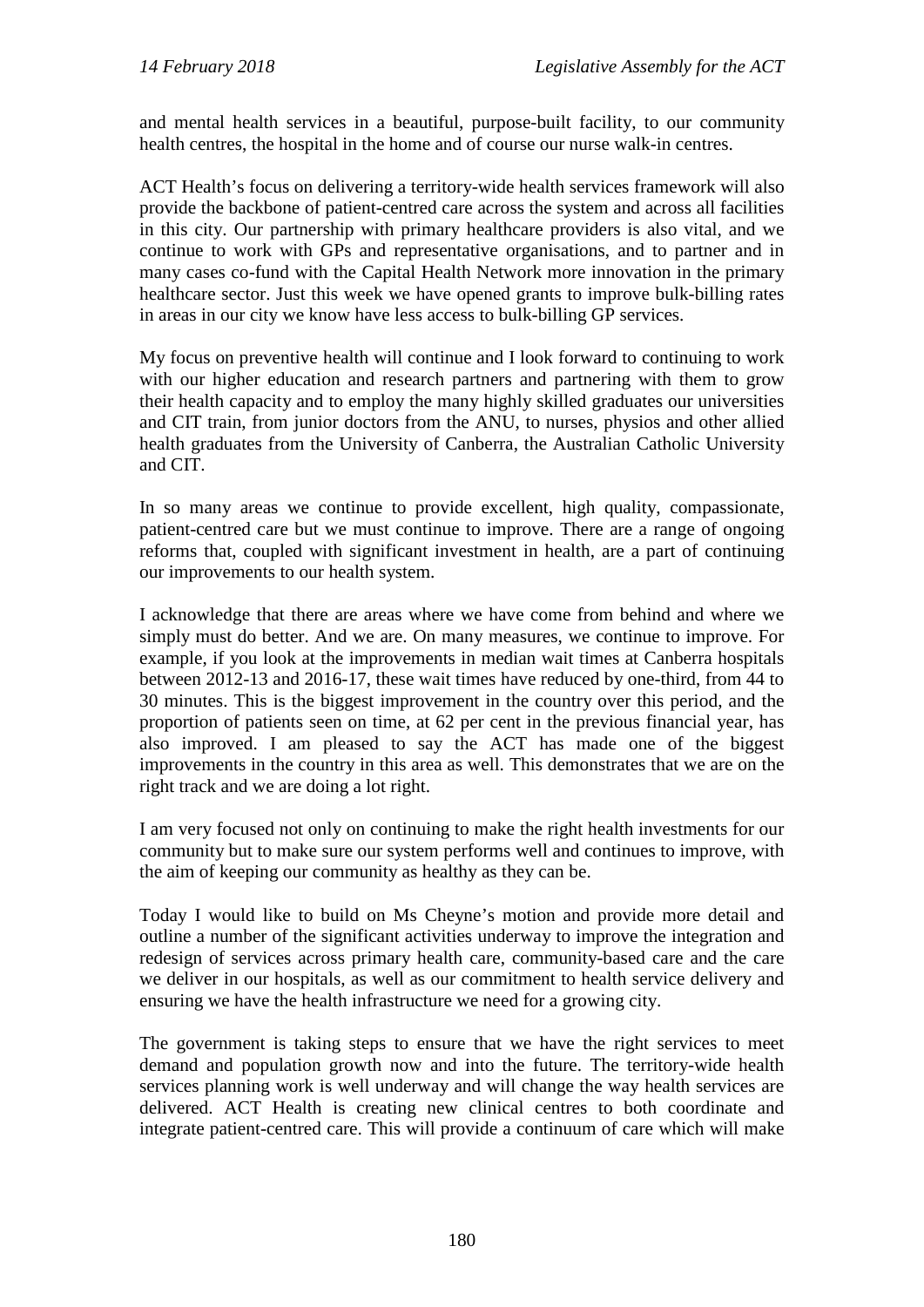and mental health services in a beautiful, purpose-built facility, to our community health centres, the hospital in the home and of course our nurse walk-in centres.

ACT Health's focus on delivering a territory-wide health services framework will also provide the backbone of patient-centred care across the system and across all facilities in this city. Our partnership with primary healthcare providers is also vital, and we continue to work with GPs and representative organisations, and to partner and in many cases co-fund with the Capital Health Network more innovation in the primary healthcare sector. Just this week we have opened grants to improve bulk-billing rates in areas in our city we know have less access to bulk-billing GP services.

My focus on preventive health will continue and I look forward to continuing to work with our higher education and research partners and partnering with them to grow their health capacity and to employ the many highly skilled graduates our universities and CIT train, from junior doctors from the ANU, to nurses, physios and other allied health graduates from the University of Canberra, the Australian Catholic University and CIT.

In so many areas we continue to provide excellent, high quality, compassionate, patient-centred care but we must continue to improve. There are a range of ongoing reforms that, coupled with significant investment in health, are a part of continuing our improvements to our health system.

I acknowledge that there are areas where we have come from behind and where we simply must do better. And we are. On many measures, we continue to improve. For example, if you look at the improvements in median wait times at Canberra hospitals between 2012-13 and 2016-17, these wait times have reduced by one-third, from 44 to 30 minutes. This is the biggest improvement in the country over this period, and the proportion of patients seen on time, at 62 per cent in the previous financial year, has also improved. I am pleased to say the ACT has made one of the biggest improvements in the country in this area as well. This demonstrates that we are on the right track and we are doing a lot right.

I am very focused not only on continuing to make the right health investments for our community but to make sure our system performs well and continues to improve, with the aim of keeping our community as healthy as they can be.

Today I would like to build on Ms Cheyne's motion and provide more detail and outline a number of the significant activities underway to improve the integration and redesign of services across primary health care, community-based care and the care we deliver in our hospitals, as well as our commitment to health service delivery and ensuring we have the health infrastructure we need for a growing city.

The government is taking steps to ensure that we have the right services to meet demand and population growth now and into the future. The territory-wide health services planning work is well underway and will change the way health services are delivered. ACT Health is creating new clinical centres to both coordinate and integrate patient-centred care. This will provide a continuum of care which will make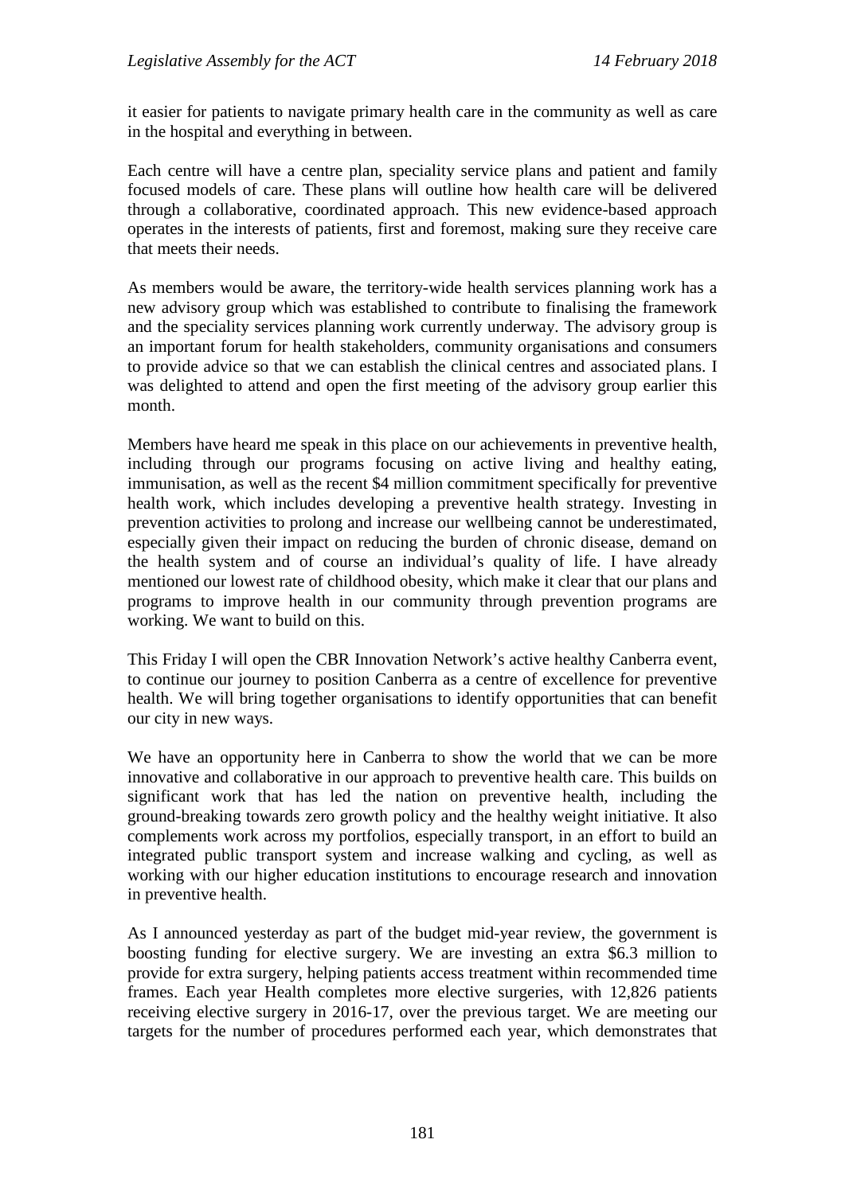it easier for patients to navigate primary health care in the community as well as care in the hospital and everything in between.

Each centre will have a centre plan, speciality service plans and patient and family focused models of care. These plans will outline how health care will be delivered through a collaborative, coordinated approach. This new evidence-based approach operates in the interests of patients, first and foremost, making sure they receive care that meets their needs.

As members would be aware, the territory-wide health services planning work has a new advisory group which was established to contribute to finalising the framework and the speciality services planning work currently underway. The advisory group is an important forum for health stakeholders, community organisations and consumers to provide advice so that we can establish the clinical centres and associated plans. I was delighted to attend and open the first meeting of the advisory group earlier this month.

Members have heard me speak in this place on our achievements in preventive health, including through our programs focusing on active living and healthy eating, immunisation, as well as the recent $4 million commitment specifically for preventive health work, which includes developing a preventive health strategy. Investing in prevention activities to prolong and increase our wellbeing cannot be underestimated, especially given their impact on reducing the burden of chronic disease, demand on the health system and of course an individual's quality of life. I have already mentioned our lowest rate of childhood obesity, which make it clear that our plans and programs to improve health in our community through prevention programs are working. We want to build on this.

This Friday I will open the CBR Innovation Network's active healthy Canberra event, to continue our journey to position Canberra as a centre of excellence for preventive health. We will bring together organisations to identify opportunities that can benefit our city in new ways.

We have an opportunity here in Canberra to show the world that we can be more innovative and collaborative in our approach to preventive health care. This builds on significant work that has led the nation on preventive health, including the ground-breaking towards zero growth policy and the healthy weight initiative. It also complements work across my portfolios, especially transport, in an effort to build an integrated public transport system and increase walking and cycling, as well as working with our higher education institutions to encourage research and innovation in preventive health.

As I announced yesterday as part of the budget mid-year review, the government is boosting funding for elective surgery. We are investing an extra $6.3 million to provide for extra surgery, helping patients access treatment within recommended time frames. Each year Health completes more elective surgeries, with 12,826 patients receiving elective surgery in 2016-17, over the previous target. We are meeting our targets for the number of procedures performed each year, which demonstrates that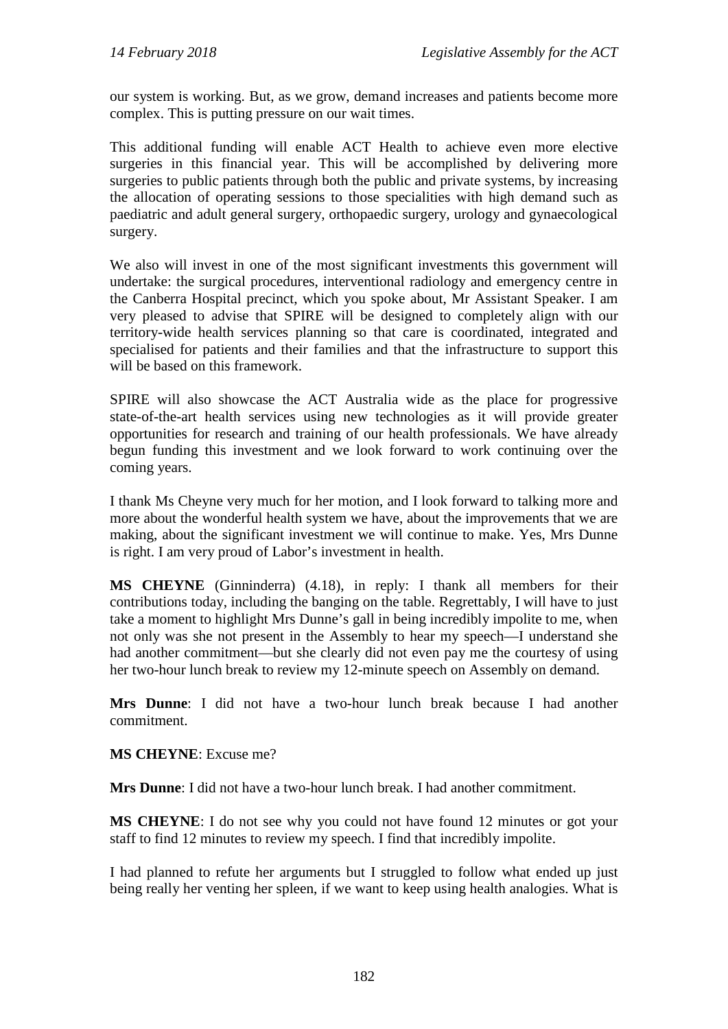our system is working. But, as we grow, demand increases and patients become more complex. This is putting pressure on our wait times.

This additional funding will enable ACT Health to achieve even more elective surgeries in this financial year. This will be accomplished by delivering more surgeries to public patients through both the public and private systems, by increasing the allocation of operating sessions to those specialities with high demand such as paediatric and adult general surgery, orthopaedic surgery, urology and gynaecological surgery.

We also will invest in one of the most significant investments this government will undertake: the surgical procedures, interventional radiology and emergency centre in the Canberra Hospital precinct, which you spoke about, Mr Assistant Speaker. I am very pleased to advise that SPIRE will be designed to completely align with our territory-wide health services planning so that care is coordinated, integrated and specialised for patients and their families and that the infrastructure to support this will be based on this framework.

SPIRE will also showcase the ACT Australia wide as the place for progressive state-of-the-art health services using new technologies as it will provide greater opportunities for research and training of our health professionals. We have already begun funding this investment and we look forward to work continuing over the coming years.

I thank Ms Cheyne very much for her motion, and I look forward to talking more and more about the wonderful health system we have, about the improvements that we are making, about the significant investment we will continue to make. Yes, Mrs Dunne is right. I am very proud of Labor's investment in health.

**MS CHEYNE** (Ginninderra) (4.18), in reply: I thank all members for their contributions today, including the banging on the table. Regrettably, I will have to just take a moment to highlight Mrs Dunne's gall in being incredibly impolite to me, when not only was she not present in the Assembly to hear my speech—I understand she had another commitment—but she clearly did not even pay me the courtesy of using her two-hour lunch break to review my 12-minute speech on Assembly on demand.

**Mrs Dunne**: I did not have a two-hour lunch break because I had another commitment.

**MS CHEYNE**: Excuse me?

**Mrs Dunne**: I did not have a two-hour lunch break. I had another commitment.

**MS CHEYNE**: I do not see why you could not have found 12 minutes or got your staff to find 12 minutes to review my speech. I find that incredibly impolite.

I had planned to refute her arguments but I struggled to follow what ended up just being really her venting her spleen, if we want to keep using health analogies. What is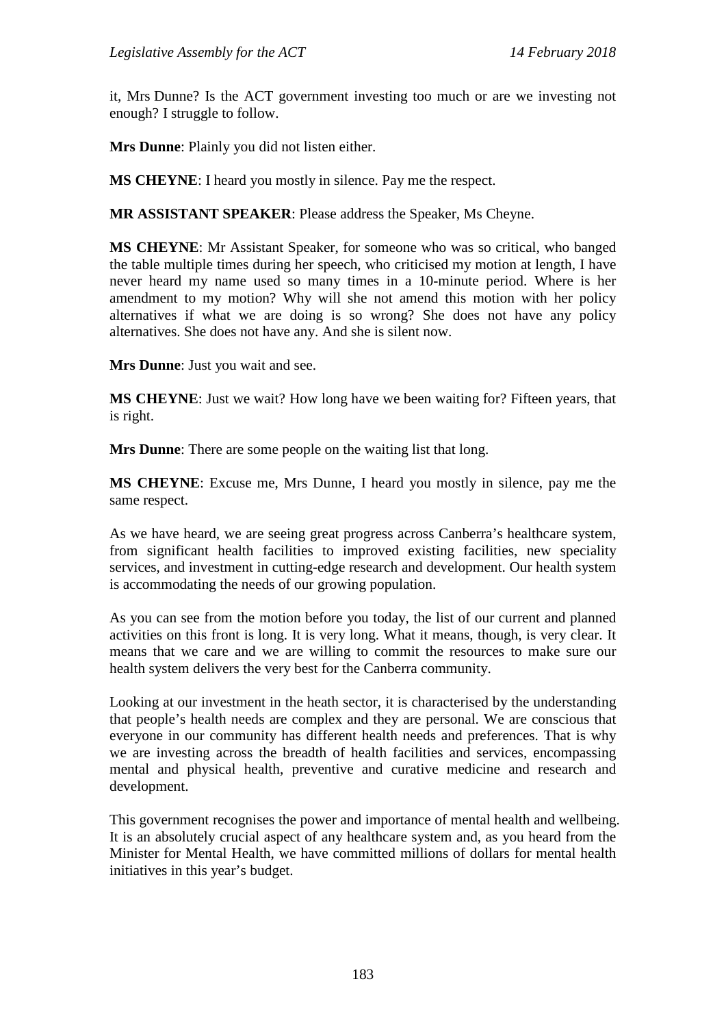it, Mrs Dunne? Is the ACT government investing too much or are we investing not enough? I struggle to follow.

**Mrs Dunne**: Plainly you did not listen either.

**MS CHEYNE**: I heard you mostly in silence. Pay me the respect.

**MR ASSISTANT SPEAKER**: Please address the Speaker, Ms Cheyne.

**MS CHEYNE**: Mr Assistant Speaker, for someone who was so critical, who banged the table multiple times during her speech, who criticised my motion at length, I have never heard my name used so many times in a 10-minute period. Where is her amendment to my motion? Why will she not amend this motion with her policy alternatives if what we are doing is so wrong? She does not have any policy alternatives. She does not have any. And she is silent now.

**Mrs Dunne**: Just you wait and see.

**MS CHEYNE**: Just we wait? How long have we been waiting for? Fifteen years, that is right.

**Mrs Dunne**: There are some people on the waiting list that long.

**MS CHEYNE**: Excuse me, Mrs Dunne, I heard you mostly in silence, pay me the same respect.

As we have heard, we are seeing great progress across Canberra's healthcare system, from significant health facilities to improved existing facilities, new speciality services, and investment in cutting-edge research and development. Our health system is accommodating the needs of our growing population.

As you can see from the motion before you today, the list of our current and planned activities on this front is long. It is very long. What it means, though, is very clear. It means that we care and we are willing to commit the resources to make sure our health system delivers the very best for the Canberra community.

Looking at our investment in the heath sector, it is characterised by the understanding that people's health needs are complex and they are personal. We are conscious that everyone in our community has different health needs and preferences. That is why we are investing across the breadth of health facilities and services, encompassing mental and physical health, preventive and curative medicine and research and development.

This government recognises the power and importance of mental health and wellbeing. It is an absolutely crucial aspect of any healthcare system and, as you heard from the Minister for Mental Health, we have committed millions of dollars for mental health initiatives in this year's budget.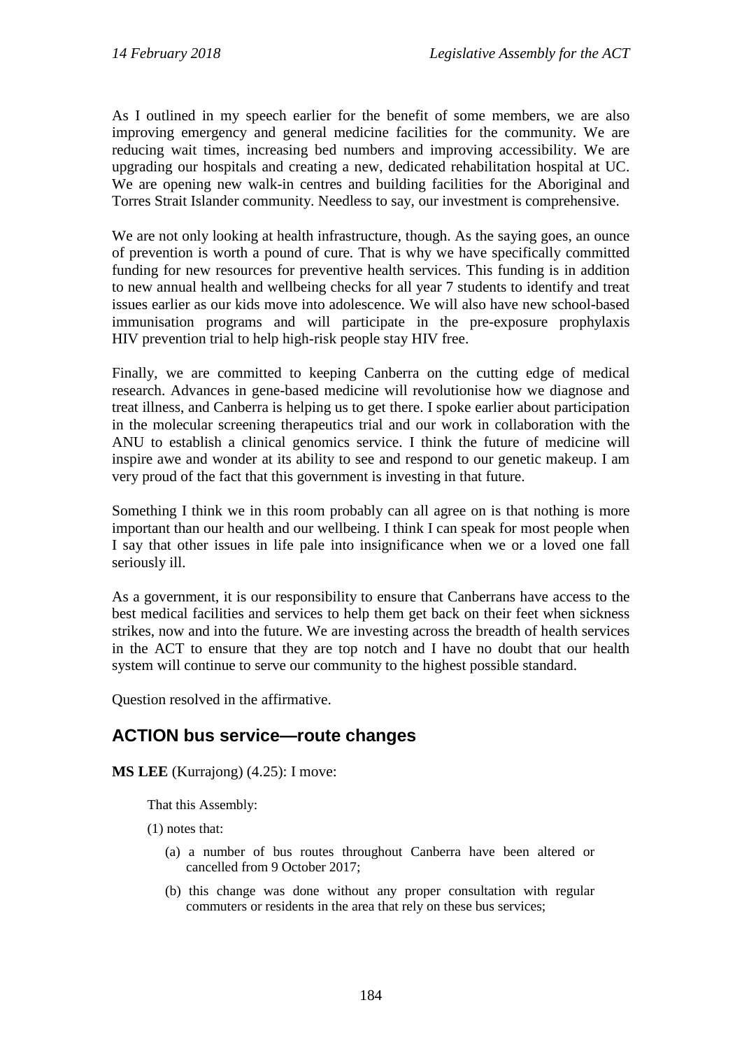As I outlined in my speech earlier for the benefit of some members, we are also improving emergency and general medicine facilities for the community. We are reducing wait times, increasing bed numbers and improving accessibility. We are upgrading our hospitals and creating a new, dedicated rehabilitation hospital at UC. We are opening new walk-in centres and building facilities for the Aboriginal and Torres Strait Islander community. Needless to say, our investment is comprehensive.

We are not only looking at health infrastructure, though. As the saying goes, an ounce of prevention is worth a pound of cure. That is why we have specifically committed funding for new resources for preventive health services. This funding is in addition to new annual health and wellbeing checks for all year 7 students to identify and treat issues earlier as our kids move into adolescence. We will also have new school-based immunisation programs and will participate in the pre-exposure prophylaxis HIV prevention trial to help high-risk people stay HIV free.

Finally, we are committed to keeping Canberra on the cutting edge of medical research. Advances in gene-based medicine will revolutionise how we diagnose and treat illness, and Canberra is helping us to get there. I spoke earlier about participation in the molecular screening therapeutics trial and our work in collaboration with the ANU to establish a clinical genomics service. I think the future of medicine will inspire awe and wonder at its ability to see and respond to our genetic makeup. I am very proud of the fact that this government is investing in that future.

Something I think we in this room probably can all agree on is that nothing is more important than our health and our wellbeing. I think I can speak for most people when I say that other issues in life pale into insignificance when we or a loved one fall seriously ill.

As a government, it is our responsibility to ensure that Canberrans have access to the best medical facilities and services to help them get back on their feet when sickness strikes, now and into the future. We are investing across the breadth of health services in the ACT to ensure that they are top notch and I have no doubt that our health system will continue to serve our community to the highest possible standard.

Question resolved in the affirmative.

## ACTION bus service—route changes

**MS LEE** (Kurrajong) (4.25): I move:

That this Assembly:

(1) notes that:

(a) a number of bus routes throughout Canberra have been altered or cancelled from 9 October 2017;

(b) this change was done without any proper consultation with regular commuters or residents in the area that rely on these bus services;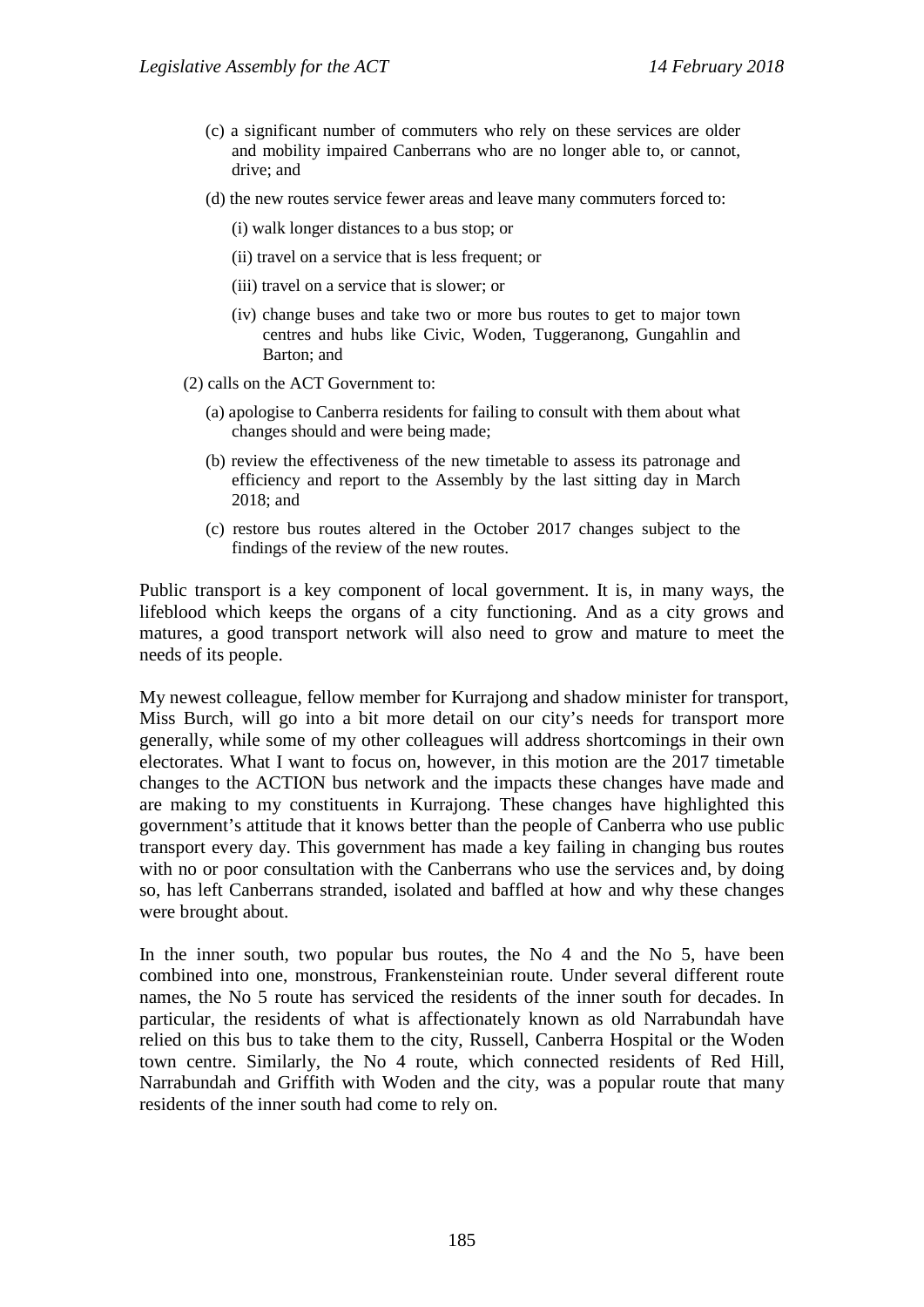(c) a significant number of commuters who rely on these services are older and mobility impaired Canberrans who are no longer able to, or cannot, drive; and

(d) the new routes service fewer areas and leave many commuters forced to:

(i) walk longer distances to a bus stop; or

(ii) travel on a service that is less frequent; or

(iii) travel on a service that is slower; or

(iv) change buses and take two or more bus routes to get to major town centres and hubs like Civic, Woden, Tuggeranong, Gungahlin and Barton; and

(2) calls on the ACT Government to:

(a) apologise to Canberra residents for failing to consult with them about what changes should and were being made;

(b) review the effectiveness of the new timetable to assess its patronage and efficiency and report to the Assembly by the last sitting day in March 2018; and

(c) restore bus routes altered in the October 2017 changes subject to the findings of the review of the new routes.

Public transport is a key component of local government. It is, in many ways, the lifeblood which keeps the organs of a city functioning. And as a city grows and matures, a good transport network will also need to grow and mature to meet the needs of its people.

My newest colleague, fellow member for Kurrajong and shadow minister for transport, Miss Burch, will go into a bit more detail on our city's needs for transport more generally, while some of my other colleagues will address shortcomings in their own electorates. What I want to focus on, however, in this motion are the 2017 timetable changes to the ACTION bus network and the impacts these changes have made and are making to my constituents in Kurrajong. These changes have highlighted this government's attitude that it knows better than the people of Canberra who use public transport every day. This government has made a key failing in changing bus routes with no or poor consultation with the Canberrans who use the services and, by doing so, has left Canberrans stranded, isolated and baffled at how and why these changes were brought about.

In the inner south, two popular bus routes, the No 4 and the No 5, have been combined into one, monstrous, Frankensteinian route. Under several different route names, the No 5 route has serviced the residents of the inner south for decades. In particular, the residents of what is affectionately known as old Narrabundah have relied on this bus to take them to the city, Russell, Canberra Hospital or the Woden town centre. Similarly, the No 4 route, which connected residents of Red Hill, Narrabundah and Griffith with Woden and the city, was a popular route that many residents of the inner south had come to rely on.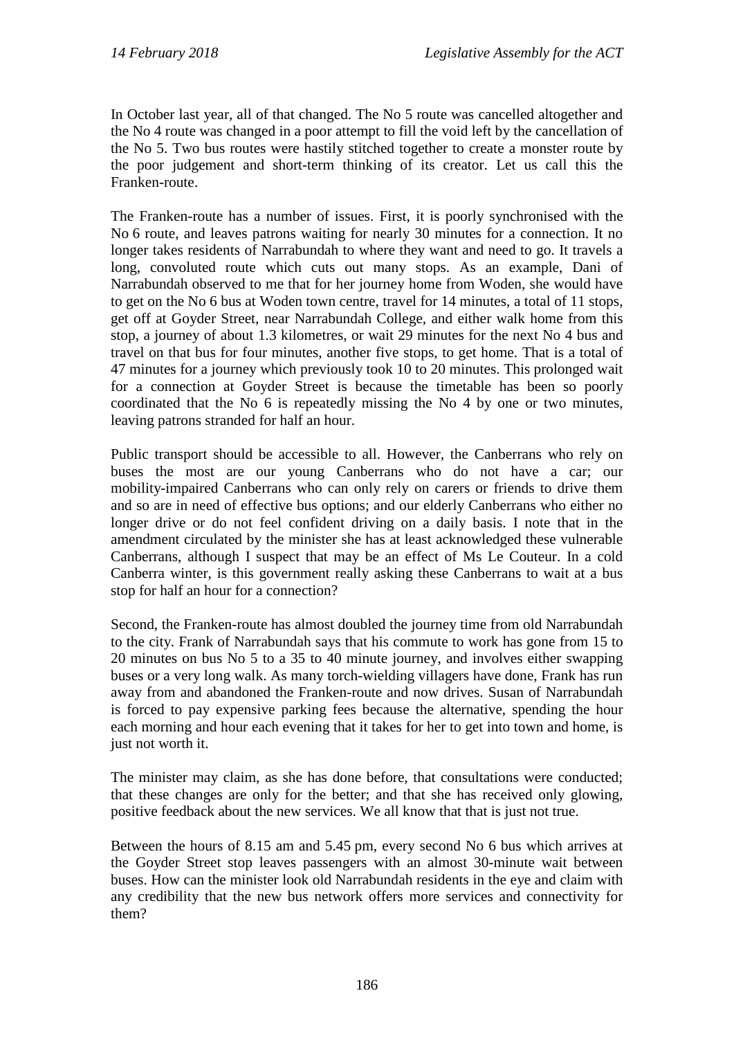In October last year, all of that changed. The No 5 route was cancelled altogether and the No 4 route was changed in a poor attempt to fill the void left by the cancellation of the No 5. Two bus routes were hastily stitched together to create a monster route by the poor judgement and short-term thinking of its creator. Let us call this the Franken-route.

The Franken-route has a number of issues. First, it is poorly synchronised with the No 6 route, and leaves patrons waiting for nearly 30 minutes for a connection. It no longer takes residents of Narrabundah to where they want and need to go. It travels a long, convoluted route which cuts out many stops. As an example, Dani of Narrabundah observed to me that for her journey home from Woden, she would have to get on the No 6 bus at Woden town centre, travel for 14 minutes, a total of 11 stops, get off at Goyder Street, near Narrabundah College, and either walk home from this stop, a journey of about 1.3 kilometres, or wait 29 minutes for the next No 4 bus and travel on that bus for four minutes, another five stops, to get home. That is a total of 47 minutes for a journey which previously took 10 to 20 minutes. This prolonged wait for a connection at Goyder Street is because the timetable has been so poorly coordinated that the No 6 is repeatedly missing the No 4 by one or two minutes, leaving patrons stranded for half an hour.

Public transport should be accessible to all. However, the Canberrans who rely on buses the most are our young Canberrans who do not have a car; our mobility-impaired Canberrans who can only rely on carers or friends to drive them and so are in need of effective bus options; and our elderly Canberrans who either no longer drive or do not feel confident driving on a daily basis. I note that in the amendment circulated by the minister she has at least acknowledged these vulnerable Canberrans, although I suspect that may be an effect of Ms Le Couteur. In a cold Canberra winter, is this government really asking these Canberrans to wait at a bus stop for half an hour for a connection?

Second, the Franken-route has almost doubled the journey time from old Narrabundah to the city. Frank of Narrabundah says that his commute to work has gone from 15 to 20 minutes on bus No 5 to a 35 to 40 minute journey, and involves either swapping buses or a very long walk. As many torch-wielding villagers have done, Frank has run away from and abandoned the Franken-route and now drives. Susan of Narrabundah is forced to pay expensive parking fees because the alternative, spending the hour each morning and hour each evening that it takes for her to get into town and home, is just not worth it.

The minister may claim, as she has done before, that consultations were conducted; that these changes are only for the better; and that she has received only glowing, positive feedback about the new services. We all know that that is just not true.

Between the hours of 8.15 am and 5.45 pm, every second No 6 bus which arrives at the Goyder Street stop leaves passengers with an almost 30-minute wait between buses. How can the minister look old Narrabundah residents in the eye and claim with any credibility that the new bus network offers more services and connectivity for them?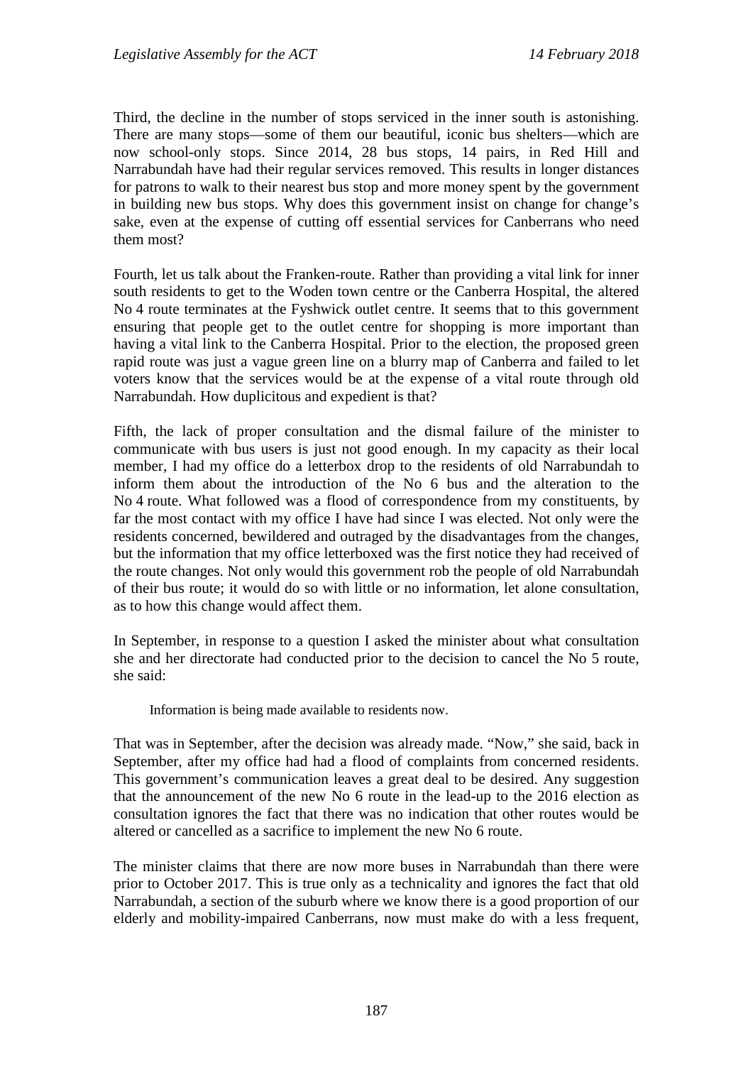Third, the decline in the number of stops serviced in the inner south is astonishing. There are many stops—some of them our beautiful, iconic bus shelters—which are now school-only stops. Since 2014, 28 bus stops, 14 pairs, in Red Hill and Narrabundah have had their regular services removed. This results in longer distances for patrons to walk to their nearest bus stop and more money spent by the government in building new bus stops. Why does this government insist on change for change's sake, even at the expense of cutting off essential services for Canberrans who need them most?

Fourth, let us talk about the Franken-route. Rather than providing a vital link for inner south residents to get to the Woden town centre or the Canberra Hospital, the altered No 4 route terminates at the Fyshwick outlet centre. It seems that to this government ensuring that people get to the outlet centre for shopping is more important than having a vital link to the Canberra Hospital. Prior to the election, the proposed green rapid route was just a vague green line on a blurry map of Canberra and failed to let voters know that the services would be at the expense of a vital route through old Narrabundah. How duplicitous and expedient is that?

Fifth, the lack of proper consultation and the dismal failure of the minister to communicate with bus users is just not good enough. In my capacity as their local member, I had my office do a letterbox drop to the residents of old Narrabundah to inform them about the introduction of the No 6 bus and the alteration to the No 4 route. What followed was a flood of correspondence from my constituents, by far the most contact with my office I have had since I was elected. Not only were the residents concerned, bewildered and outraged by the disadvantages from the changes, but the information that my office letterboxed was the first notice they had received of the route changes. Not only would this government rob the people of old Narrabundah of their bus route; it would do so with little or no information, let alone consultation, as to how this change would affect them.

In September, in response to a question I asked the minister about what consultation she and her directorate had conducted prior to the decision to cancel the No 5 route, she said:

> Information is being made available to residents now.

That was in September, after the decision was already made. "Now," she said, back in September, after my office had had a flood of complaints from concerned residents. This government's communication leaves a great deal to be desired. Any suggestion that the announcement of the new No 6 route in the lead-up to the 2016 election as consultation ignores the fact that there was no indication that other routes would be altered or cancelled as a sacrifice to implement the new No 6 route.

The minister claims that there are now more buses in Narrabundah than there were prior to October 2017. This is true only as a technicality and ignores the fact that old Narrabundah, a section of the suburb where we know there is a good proportion of our elderly and mobility-impaired Canberrans, now must make do with a less frequent,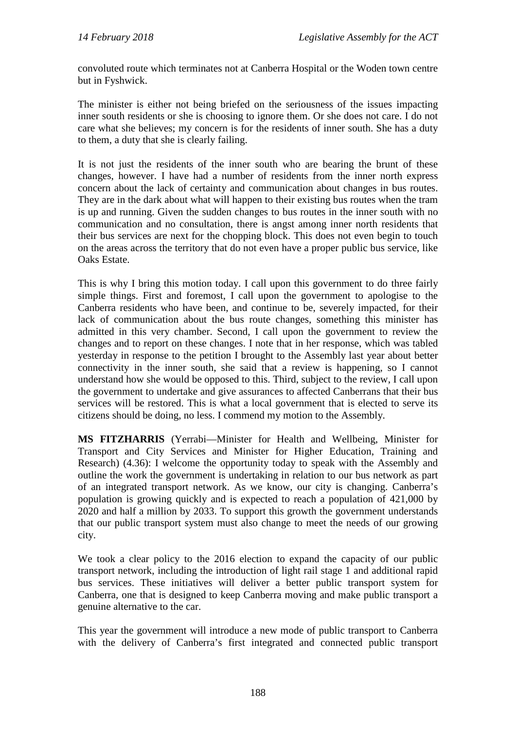convoluted route which terminates not at Canberra Hospital or the Woden town centre but in Fyshwick.

The minister is either not being briefed on the seriousness of the issues impacting inner south residents or she is choosing to ignore them. Or she does not care. I do not care what she believes; my concern is for the residents of inner south. She has a duty to them, a duty that she is clearly failing.

It is not just the residents of the inner south who are bearing the brunt of these changes, however. I have had a number of residents from the inner north express concern about the lack of certainty and communication about changes in bus routes. They are in the dark about what will happen to their existing bus routes when the tram is up and running. Given the sudden changes to bus routes in the inner south with no communication and no consultation, there is angst among inner north residents that their bus services are next for the chopping block. This does not even begin to touch on the areas across the territory that do not even have a proper public bus service, like Oaks Estate.

This is why I bring this motion today. I call upon this government to do three fairly simple things. First and foremost, I call upon the government to apologise to the Canberra residents who have been, and continue to be, severely impacted, for their lack of communication about the bus route changes, something this minister has admitted in this very chamber. Second, I call upon the government to review the changes and to report on these changes. I note that in her response, which was tabled yesterday in response to the petition I brought to the Assembly last year about better connectivity in the inner south, she said that a review is happening, so I cannot understand how she would be opposed to this. Third, subject to the review, I call upon the government to undertake and give assurances to affected Canberrans that their bus services will be restored. This is what a local government that is elected to serve its citizens should be doing, no less. I commend my motion to the Assembly.

**MS FITZHARRIS** (Yerrabi—Minister for Health and Wellbeing, Minister for Transport and City Services and Minister for Higher Education, Training and Research) (4.36): I welcome the opportunity today to speak with the Assembly and outline the work the government is undertaking in relation to our bus network as part of an integrated transport network. As we know, our city is changing. Canberra's population is growing quickly and is expected to reach a population of 421,000 by 2020 and half a million by 2033. To support this growth the government understands that our public transport system must also change to meet the needs of our growing city.

We took a clear policy to the 2016 election to expand the capacity of our public transport network, including the introduction of light rail stage 1 and additional rapid bus services. These initiatives will deliver a better public transport system for Canberra, one that is designed to keep Canberra moving and make public transport a genuine alternative to the car.

This year the government will introduce a new mode of public transport to Canberra with the delivery of Canberra's first integrated and connected public transport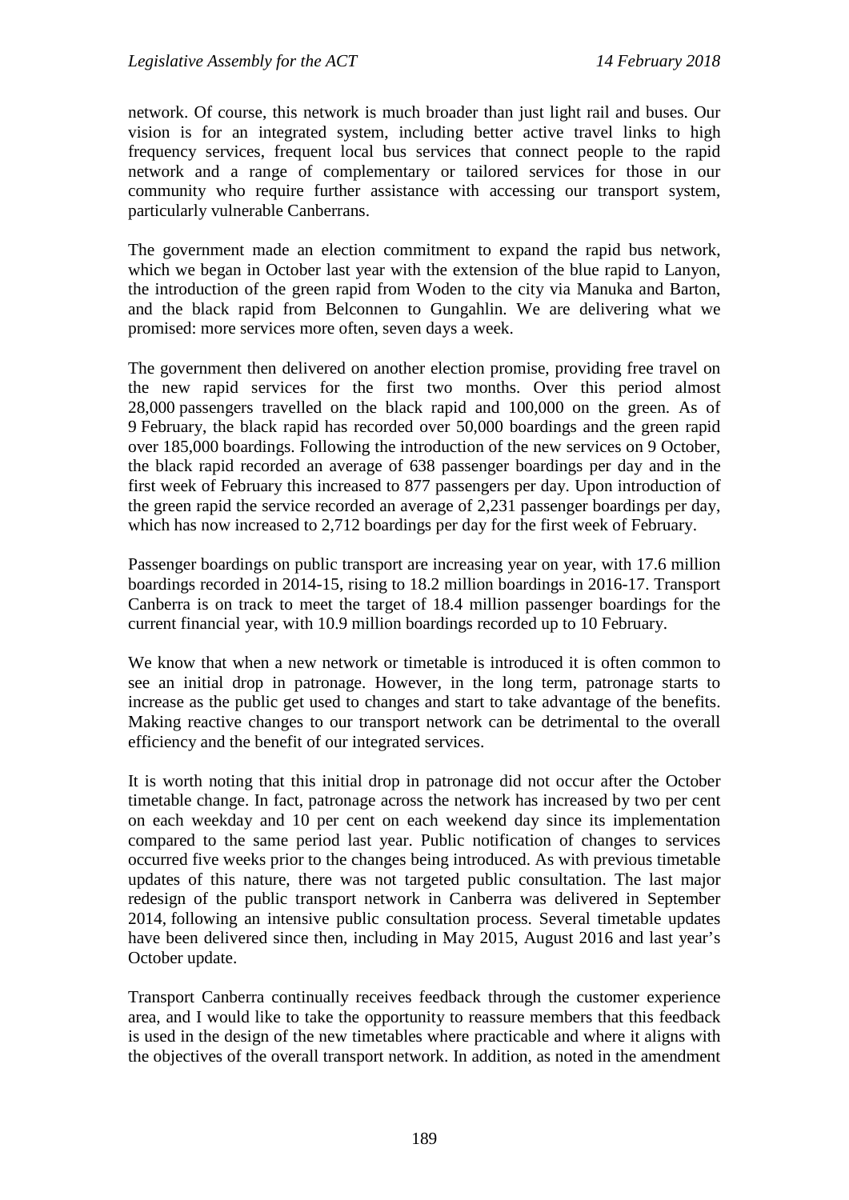network. Of course, this network is much broader than just light rail and buses. Our vision is for an integrated system, including better active travel links to high frequency services, frequent local bus services that connect people to the rapid network and a range of complementary or tailored services for those in our community who require further assistance with accessing our transport system, particularly vulnerable Canberrans.

The government made an election commitment to expand the rapid bus network, which we began in October last year with the extension of the blue rapid to Lanyon, the introduction of the green rapid from Woden to the city via Manuka and Barton, and the black rapid from Belconnen to Gungahlin. We are delivering what we promised: more services more often, seven days a week.

The government then delivered on another election promise, providing free travel on the new rapid services for the first two months. Over this period almost 28,000 passengers travelled on the black rapid and 100,000 on the green. As of 9 February, the black rapid has recorded over 50,000 boardings and the green rapid over 185,000 boardings. Following the introduction of the new services on 9 October, the black rapid recorded an average of 638 passenger boardings per day and in the first week of February this increased to 877 passengers per day. Upon introduction of the green rapid the service recorded an average of 2,231 passenger boardings per day, which has now increased to 2,712 boardings per day for the first week of February.

Passenger boardings on public transport are increasing year on year, with 17.6 million boardings recorded in 2014-15, rising to 18.2 million boardings in 2016-17. Transport Canberra is on track to meet the target of 18.4 million passenger boardings for the current financial year, with 10.9 million boardings recorded up to 10 February.

We know that when a new network or timetable is introduced it is often common to see an initial drop in patronage. However, in the long term, patronage starts to increase as the public get used to changes and start to take advantage of the benefits. Making reactive changes to our transport network can be detrimental to the overall efficiency and the benefit of our integrated services.

It is worth noting that this initial drop in patronage did not occur after the October timetable change. In fact, patronage across the network has increased by two per cent on each weekday and 10 per cent on each weekend day since its implementation compared to the same period last year. Public notification of changes to services occurred five weeks prior to the changes being introduced. As with previous timetable updates of this nature, there was not targeted public consultation. The last major redesign of the public transport network in Canberra was delivered in September 2014, following an intensive public consultation process. Several timetable updates have been delivered since then, including in May 2015, August 2016 and last year's October update.

Transport Canberra continually receives feedback through the customer experience area, and I would like to take the opportunity to reassure members that this feedback is used in the design of the new timetables where practicable and where it aligns with the objectives of the overall transport network. In addition, as noted in the amendment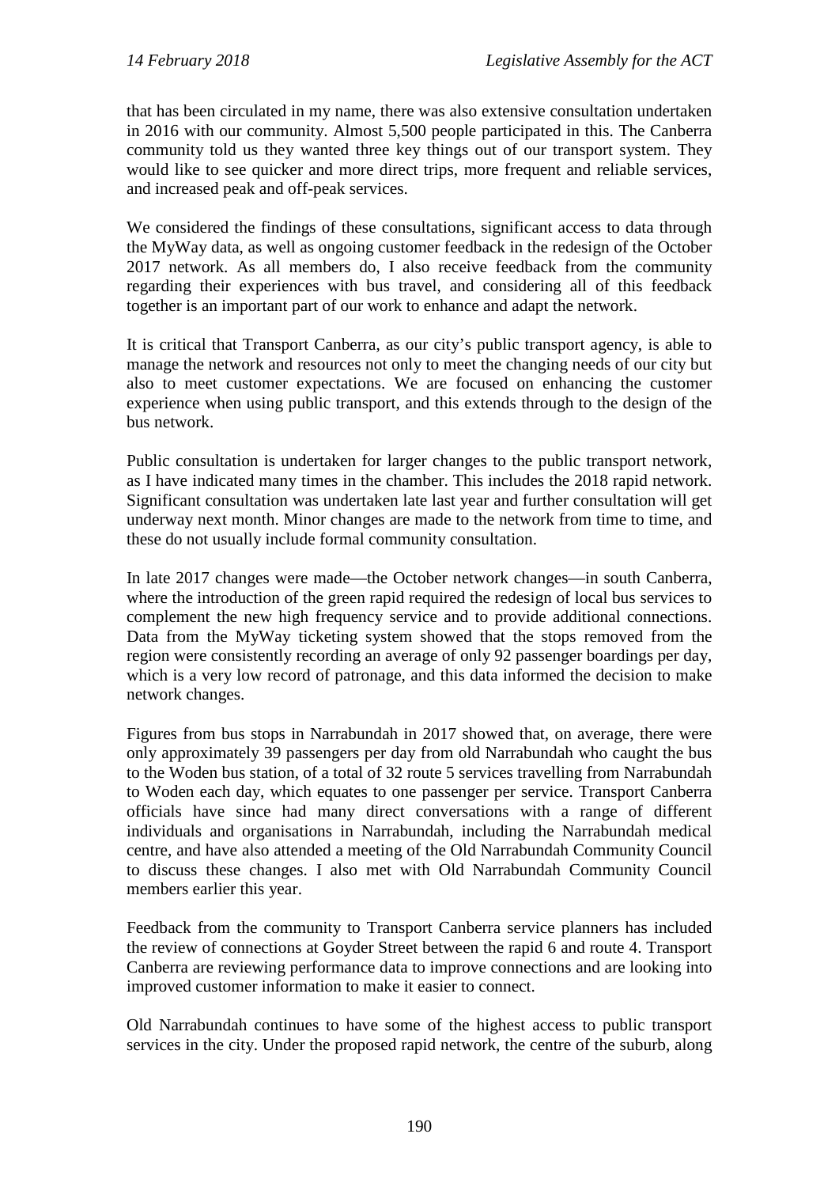that has been circulated in my name, there was also extensive consultation undertaken in 2016 with our community. Almost 5,500 people participated in this. The Canberra community told us they wanted three key things out of our transport system. They would like to see quicker and more direct trips, more frequent and reliable services, and increased peak and off-peak services.

We considered the findings of these consultations, significant access to data through the MyWay data, as well as ongoing customer feedback in the redesign of the October 2017 network. As all members do, I also receive feedback from the community regarding their experiences with bus travel, and considering all of this feedback together is an important part of our work to enhance and adapt the network.

It is critical that Transport Canberra, as our city's public transport agency, is able to manage the network and resources not only to meet the changing needs of our city but also to meet customer expectations. We are focused on enhancing the customer experience when using public transport, and this extends through to the design of the bus network.

Public consultation is undertaken for larger changes to the public transport network, as I have indicated many times in the chamber. This includes the 2018 rapid network. Significant consultation was undertaken late last year and further consultation will get underway next month. Minor changes are made to the network from time to time, and these do not usually include formal community consultation.

In late 2017 changes were made—the October network changes—in south Canberra, where the introduction of the green rapid required the redesign of local bus services to complement the new high frequency service and to provide additional connections. Data from the MyWay ticketing system showed that the stops removed from the region were consistently recording an average of only 92 passenger boardings per day, which is a very low record of patronage, and this data informed the decision to make network changes.

Figures from bus stops in Narrabundah in 2017 showed that, on average, there were only approximately 39 passengers per day from old Narrabundah who caught the bus to the Woden bus station, of a total of 32 route 5 services travelling from Narrabundah to Woden each day, which equates to one passenger per service. Transport Canberra officials have since had many direct conversations with a range of different individuals and organisations in Narrabundah, including the Narrabundah medical centre, and have also attended a meeting of the Old Narrabundah Community Council to discuss these changes. I also met with Old Narrabundah Community Council members earlier this year.

Feedback from the community to Transport Canberra service planners has included the review of connections at Goyder Street between the rapid 6 and route 4. Transport Canberra are reviewing performance data to improve connections and are looking into improved customer information to make it easier to connect.

Old Narrabundah continues to have some of the highest access to public transport services in the city. Under the proposed rapid network, the centre of the suburb, along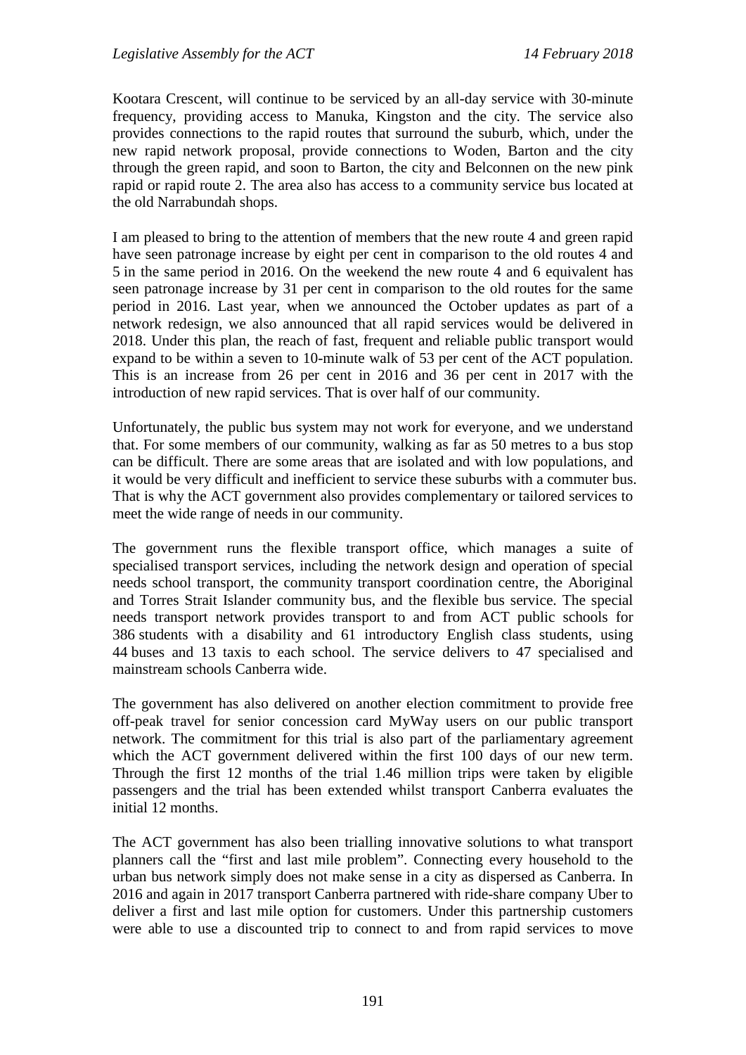Kootara Crescent, will continue to be serviced by an all-day service with 30-minute frequency, providing access to Manuka, Kingston and the city. The service also provides connections to the rapid routes that surround the suburb, which, under the new rapid network proposal, provide connections to Woden, Barton and the city through the green rapid, and soon to Barton, the city and Belconnen on the new pink rapid or rapid route 2. The area also has access to a community service bus located at the old Narrabundah shops.

I am pleased to bring to the attention of members that the new route 4 and green rapid have seen patronage increase by eight per cent in comparison to the old routes 4 and 5 in the same period in 2016. On the weekend the new route 4 and 6 equivalent has seen patronage increase by 31 per cent in comparison to the old routes for the same period in 2016. Last year, when we announced the October updates as part of a network redesign, we also announced that all rapid services would be delivered in 2018. Under this plan, the reach of fast, frequent and reliable public transport would expand to be within a seven to 10-minute walk of 53 per cent of the ACT population. This is an increase from 26 per cent in 2016 and 36 per cent in 2017 with the introduction of new rapid services. That is over half of our community.

Unfortunately, the public bus system may not work for everyone, and we understand that. For some members of our community, walking as far as 50 metres to a bus stop can be difficult. There are some areas that are isolated and with low populations, and it would be very difficult and inefficient to service these suburbs with a commuter bus. That is why the ACT government also provides complementary or tailored services to meet the wide range of needs in our community.

The government runs the flexible transport office, which manages a suite of specialised transport services, including the network design and operation of special needs school transport, the community transport coordination centre, the Aboriginal and Torres Strait Islander community bus, and the flexible bus service. The special needs transport network provides transport to and from ACT public schools for 386 students with a disability and 61 introductory English class students, using 44 buses and 13 taxis to each school. The service delivers to 47 specialised and mainstream schools Canberra wide.

The government has also delivered on another election commitment to provide free off-peak travel for senior concession card MyWay users on our public transport network. The commitment for this trial is also part of the parliamentary agreement which the ACT government delivered within the first 100 days of our new term. Through the first 12 months of the trial 1.46 million trips were taken by eligible passengers and the trial has been extended whilst transport Canberra evaluates the initial 12 months.

The ACT government has also been trialling innovative solutions to what transport planners call the "first and last mile problem". Connecting every household to the urban bus network simply does not make sense in a city as dispersed as Canberra. In 2016 and again in 2017 transport Canberra partnered with ride-share company Uber to deliver a first and last mile option for customers. Under this partnership customers were able to use a discounted trip to connect to and from rapid services to move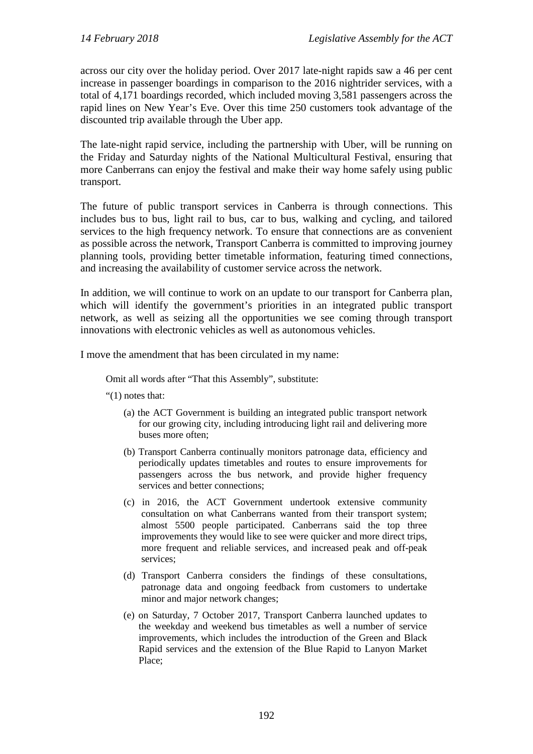across our city over the holiday period. Over 2017 late-night rapids saw a 46 per cent increase in passenger boardings in comparison to the 2016 nightrider services, with a total of 4,171 boardings recorded, which included moving 3,581 passengers across the rapid lines on New Year's Eve. Over this time 250 customers took advantage of the discounted trip available through the Uber app.

The late-night rapid service, including the partnership with Uber, will be running on the Friday and Saturday nights of the National Multicultural Festival, ensuring that more Canberrans can enjoy the festival and make their way home safely using public transport.

The future of public transport services in Canberra is through connections. This includes bus to bus, light rail to bus, car to bus, walking and cycling, and tailored services to the high frequency network. To ensure that connections are as convenient as possible across the network, Transport Canberra is committed to improving journey planning tools, providing better timetable information, featuring timed connections, and increasing the availability of customer service across the network.

In addition, we will continue to work on an update to our transport for Canberra plan, which will identify the government's priorities in an integrated public transport network, as well as seizing all the opportunities we see coming through transport innovations with electronic vehicles as well as autonomous vehicles.

I move the amendment that has been circulated in my name:

> Omit all words after "That this Assembly", substitute:
>
> "(1) notes that:
>
> (a) the ACT Government is building an integrated public transport network for our growing city, including introducing light rail and delivering more buses more often;
>
> (b) Transport Canberra continually monitors patronage data, efficiency and periodically updates timetables and routes to ensure improvements for passengers across the bus network, and provide higher frequency services and better connections;
>
> (c) in 2016, the ACT Government undertook extensive community consultation on what Canberrans wanted from their transport system; almost 5500 people participated. Canberrans said the top three improvements they would like to see were quicker and more direct trips, more frequent and reliable services, and increased peak and off-peak services;
>
> (d) Transport Canberra considers the findings of these consultations, patronage data and ongoing feedback from customers to undertake minor and major network changes;
>
> (e) on Saturday, 7 October 2017, Transport Canberra launched updates to the weekday and weekend bus timetables as well a number of service improvements, which includes the introduction of the Green and Black Rapid services and the extension of the Blue Rapid to Lanyon Market Place;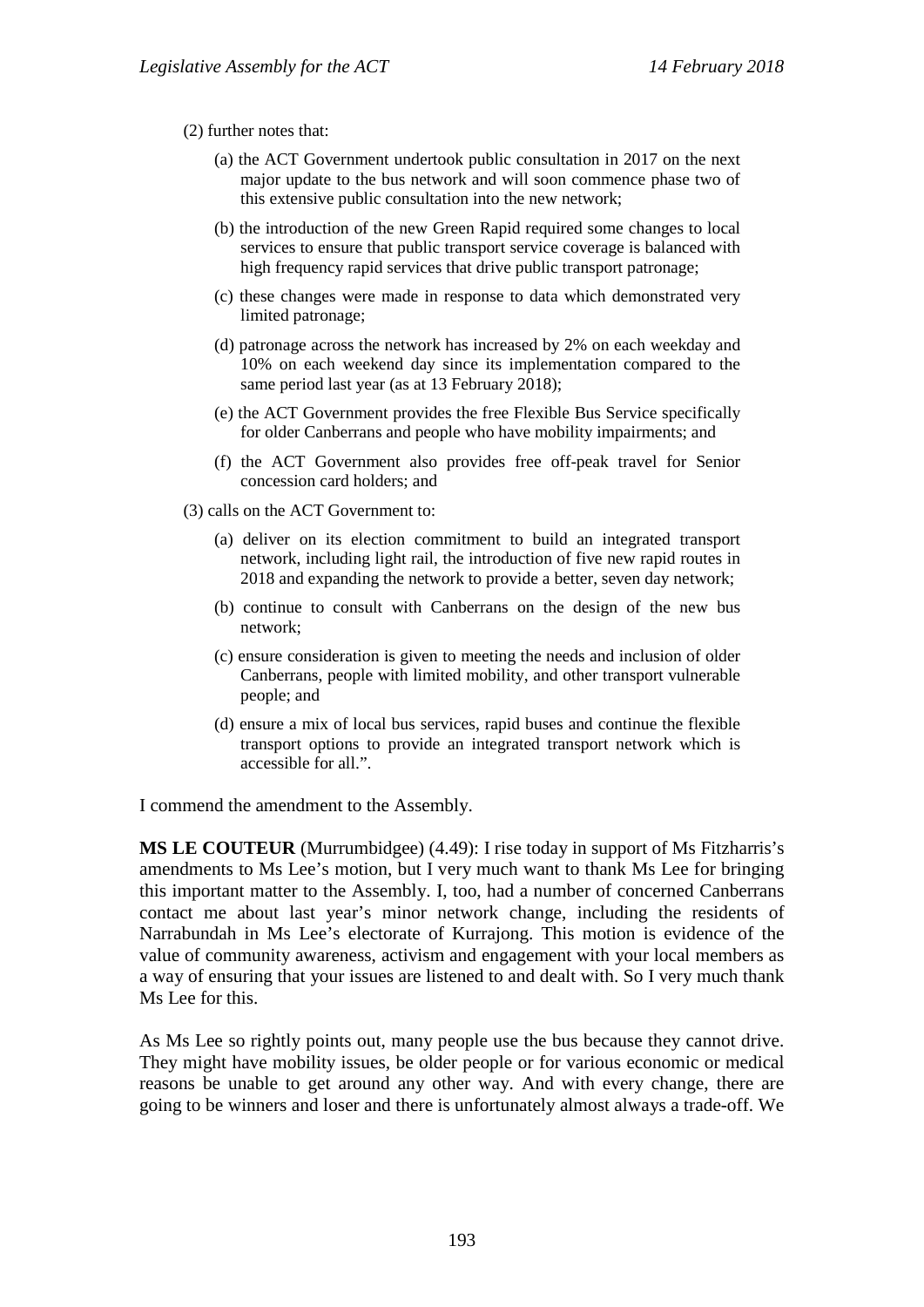(2) further notes that:

(a) the ACT Government undertook public consultation in 2017 on the next major update to the bus network and will soon commence phase two of this extensive public consultation into the new network;

(b) the introduction of the new Green Rapid required some changes to local services to ensure that public transport service coverage is balanced with high frequency rapid services that drive public transport patronage;

(c) these changes were made in response to data which demonstrated very limited patronage;

(d) patronage across the network has increased by 2% on each weekday and 10% on each weekend day since its implementation compared to the same period last year (as at 13 February 2018);

(e) the ACT Government provides the free Flexible Bus Service specifically for older Canberrans and people who have mobility impairments; and

(f) the ACT Government also provides free off-peak travel for Senior concession card holders; and

(3) calls on the ACT Government to:

(a) deliver on its election commitment to build an integrated transport network, including light rail, the introduction of five new rapid routes in 2018 and expanding the network to provide a better, seven day network;

(b) continue to consult with Canberrans on the design of the new bus network;

(c) ensure consideration is given to meeting the needs and inclusion of older Canberrans, people with limited mobility, and other transport vulnerable people; and

(d) ensure a mix of local bus services, rapid buses and continue the flexible transport options to provide an integrated transport network which is accessible for all.".

I commend the amendment to the Assembly.

**MS LE COUTEUR** (Murrumbidgee) (4.49): I rise today in support of Ms Fitzharris's amendments to Ms Lee's motion, but I very much want to thank Ms Lee for bringing this important matter to the Assembly. I, too, had a number of concerned Canberrans contact me about last year's minor network change, including the residents of Narrabundah in Ms Lee's electorate of Kurrajong. This motion is evidence of the value of community awareness, activism and engagement with your local members as a way of ensuring that your issues are listened to and dealt with. So I very much thank Ms Lee for this.

As Ms Lee so rightly points out, many people use the bus because they cannot drive. They might have mobility issues, be older people or for various economic or medical reasons be unable to get around any other way. And with every change, there are going to be winners and loser and there is unfortunately almost always a trade-off. We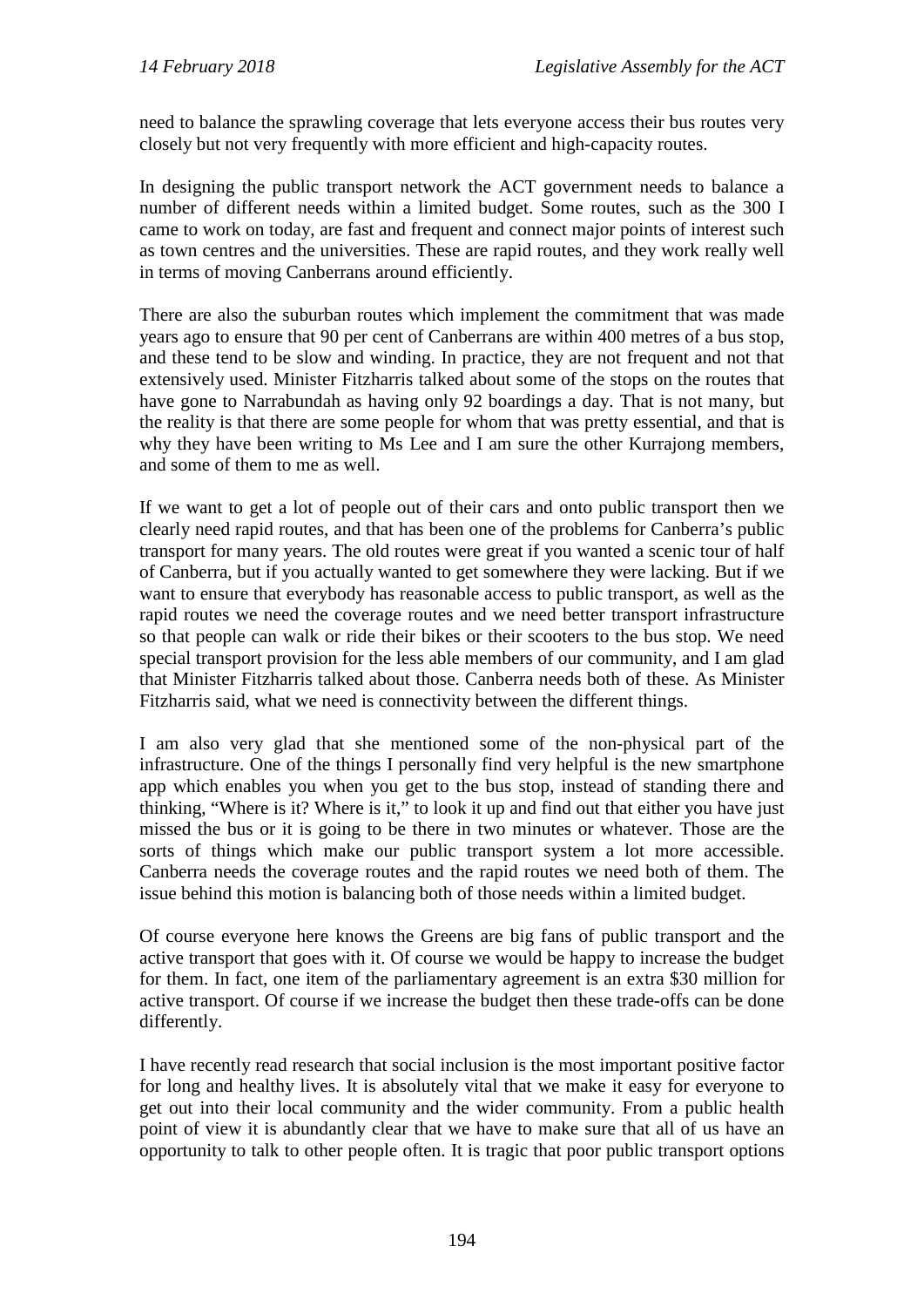need to balance the sprawling coverage that lets everyone access their bus routes very closely but not very frequently with more efficient and high-capacity routes.

In designing the public transport network the ACT government needs to balance a number of different needs within a limited budget. Some routes, such as the 300 I came to work on today, are fast and frequent and connect major points of interest such as town centres and the universities. These are rapid routes, and they work really well in terms of moving Canberrans around efficiently.

There are also the suburban routes which implement the commitment that was made years ago to ensure that 90 per cent of Canberrans are within 400 metres of a bus stop, and these tend to be slow and winding. In practice, they are not frequent and not that extensively used. Minister Fitzharris talked about some of the stops on the routes that have gone to Narrabundah as having only 92 boardings a day. That is not many, but the reality is that there are some people for whom that was pretty essential, and that is why they have been writing to Ms Lee and I am sure the other Kurrajong members, and some of them to me as well.

If we want to get a lot of people out of their cars and onto public transport then we clearly need rapid routes, and that has been one of the problems for Canberra's public transport for many years. The old routes were great if you wanted a scenic tour of half of Canberra, but if you actually wanted to get somewhere they were lacking. But if we want to ensure that everybody has reasonable access to public transport, as well as the rapid routes we need the coverage routes and we need better transport infrastructure so that people can walk or ride their bikes or their scooters to the bus stop. We need special transport provision for the less able members of our community, and I am glad that Minister Fitzharris talked about those. Canberra needs both of these. As Minister Fitzharris said, what we need is connectivity between the different things.

I am also very glad that she mentioned some of the non-physical part of the infrastructure. One of the things I personally find very helpful is the new smartphone app which enables you when you get to the bus stop, instead of standing there and thinking, "Where is it? Where is it," to look it up and find out that either you have just missed the bus or it is going to be there in two minutes or whatever. Those are the sorts of things which make our public transport system a lot more accessible. Canberra needs the coverage routes and the rapid routes we need both of them. The issue behind this motion is balancing both of those needs within a limited budget.

Of course everyone here knows the Greens are big fans of public transport and the active transport that goes with it. Of course we would be happy to increase the budget for them. In fact, one item of the parliamentary agreement is an extra $30 million for active transport. Of course if we increase the budget then these trade-offs can be done differently.

I have recently read research that social inclusion is the most important positive factor for long and healthy lives. It is absolutely vital that we make it easy for everyone to get out into their local community and the wider community. From a public health point of view it is abundantly clear that we have to make sure that all of us have an opportunity to talk to other people often. It is tragic that poor public transport options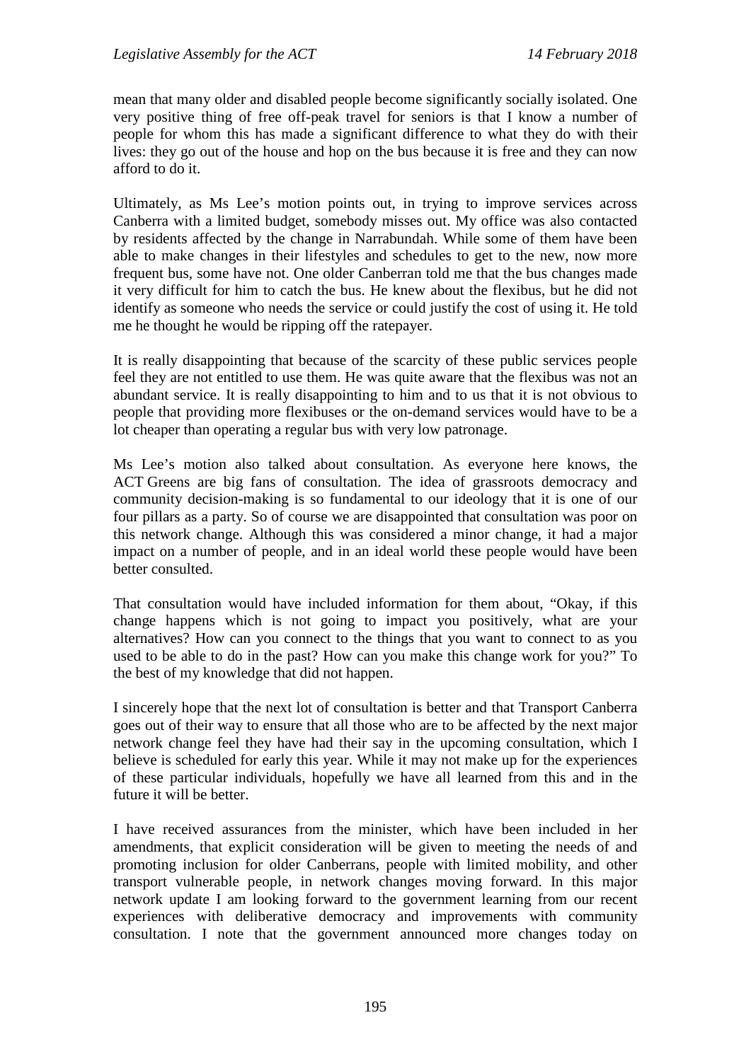mean that many older and disabled people become significantly socially isolated. One very positive thing of free off-peak travel for seniors is that I know a number of people for whom this has made a significant difference to what they do with their lives: they go out of the house and hop on the bus because it is free and they can now afford to do it.

Ultimately, as Ms Lee's motion points out, in trying to improve services across Canberra with a limited budget, somebody misses out. My office was also contacted by residents affected by the change in Narrabundah. While some of them have been able to make changes in their lifestyles and schedules to get to the new, now more frequent bus, some have not. One older Canberran told me that the bus changes made it very difficult for him to catch the bus. He knew about the flexibus, but he did not identify as someone who needs the service or could justify the cost of using it. He told me he thought he would be ripping off the ratepayer.

It is really disappointing that because of the scarcity of these public services people feel they are not entitled to use them. He was quite aware that the flexibus was not an abundant service. It is really disappointing to him and to us that it is not obvious to people that providing more flexibuses or the on-demand services would have to be a lot cheaper than operating a regular bus with very low patronage.

Ms Lee's motion also talked about consultation. As everyone here knows, the ACT Greens are big fans of consultation. The idea of grassroots democracy and community decision-making is so fundamental to our ideology that it is one of our four pillars as a party. So of course we are disappointed that consultation was poor on this network change. Although this was considered a minor change, it had a major impact on a number of people, and in an ideal world these people would have been better consulted.

That consultation would have included information for them about, "Okay, if this change happens which is not going to impact you positively, what are your alternatives? How can you connect to the things that you want to connect to as you used to be able to do in the past? How can you make this change work for you?" To the best of my knowledge that did not happen.

I sincerely hope that the next lot of consultation is better and that Transport Canberra goes out of their way to ensure that all those who are to be affected by the next major network change feel they have had their say in the upcoming consultation, which I believe is scheduled for early this year. While it may not make up for the experiences of these particular individuals, hopefully we have all learned from this and in the future it will be better.

I have received assurances from the minister, which have been included in her amendments, that explicit consideration will be given to meeting the needs of and promoting inclusion for older Canberrans, people with limited mobility, and other transport vulnerable people, in network changes moving forward. In this major network update I am looking forward to the government learning from our recent experiences with deliberative democracy and improvements with community consultation. I note that the government announced more changes today on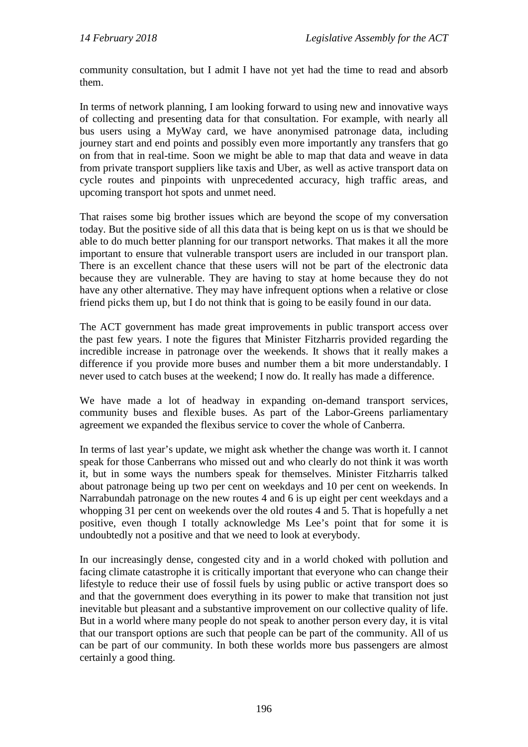community consultation, but I admit I have not yet had the time to read and absorb them.

In terms of network planning, I am looking forward to using new and innovative ways of collecting and presenting data for that consultation. For example, with nearly all bus users using a MyWay card, we have anonymised patronage data, including journey start and end points and possibly even more importantly any transfers that go on from that in real-time. Soon we might be able to map that data and weave in data from private transport suppliers like taxis and Uber, as well as active transport data on cycle routes and pinpoints with unprecedented accuracy, high traffic areas, and upcoming transport hot spots and unmet need.

That raises some big brother issues which are beyond the scope of my conversation today. But the positive side of all this data that is being kept on us is that we should be able to do much better planning for our transport networks. That makes it all the more important to ensure that vulnerable transport users are included in our transport plan. There is an excellent chance that these users will not be part of the electronic data because they are vulnerable. They are having to stay at home because they do not have any other alternative. They may have infrequent options when a relative or close friend picks them up, but I do not think that is going to be easily found in our data.

The ACT government has made great improvements in public transport access over the past few years. I note the figures that Minister Fitzharris provided regarding the incredible increase in patronage over the weekends. It shows that it really makes a difference if you provide more buses and number them a bit more understandably. I never used to catch buses at the weekend; I now do. It really has made a difference.

We have made a lot of headway in expanding on-demand transport services, community buses and flexible buses. As part of the Labor-Greens parliamentary agreement we expanded the flexibus service to cover the whole of Canberra.

In terms of last year's update, we might ask whether the change was worth it. I cannot speak for those Canberrans who missed out and who clearly do not think it was worth it, but in some ways the numbers speak for themselves. Minister Fitzharris talked about patronage being up two per cent on weekdays and 10 per cent on weekends. In Narrabundah patronage on the new routes 4 and 6 is up eight per cent weekdays and a whopping 31 per cent on weekends over the old routes 4 and 5. That is hopefully a net positive, even though I totally acknowledge Ms Lee's point that for some it is undoubtedly not a positive and that we need to look at everybody.

In our increasingly dense, congested city and in a world choked with pollution and facing climate catastrophe it is critically important that everyone who can change their lifestyle to reduce their use of fossil fuels by using public or active transport does so and that the government does everything in its power to make that transition not just inevitable but pleasant and a substantive improvement on our collective quality of life. But in a world where many people do not speak to another person every day, it is vital that our transport options are such that people can be part of the community. All of us can be part of our community. In both these worlds more bus passengers are almost certainly a good thing.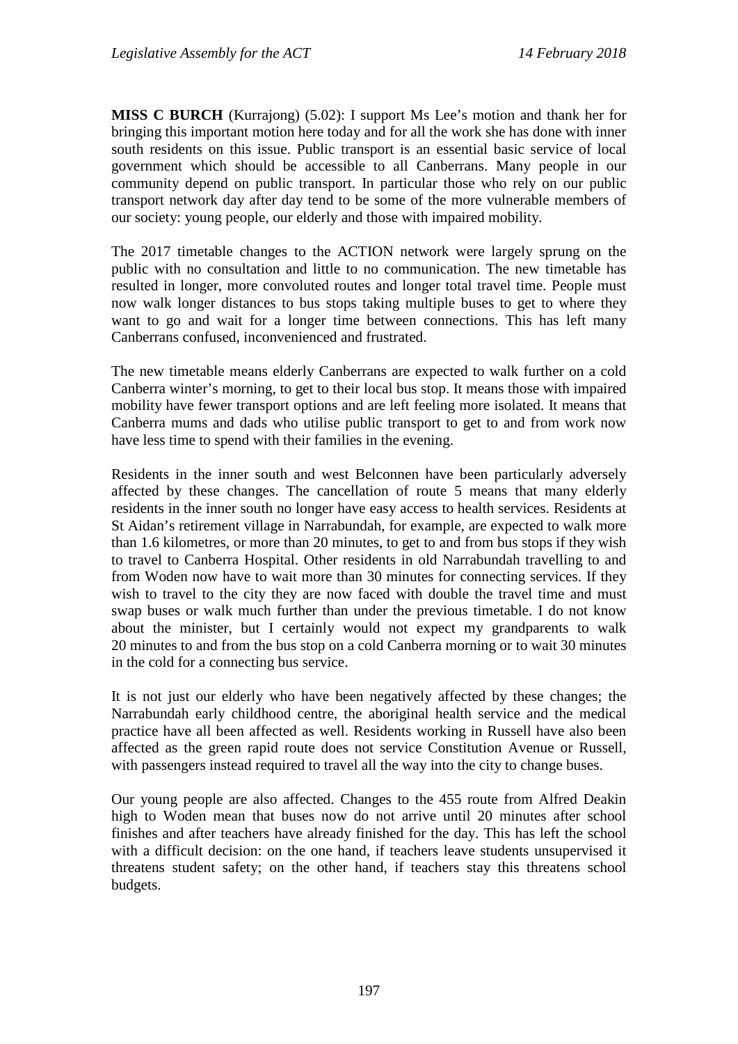**MISS C BURCH** (Kurrajong) (5.02): I support Ms Lee's motion and thank her for bringing this important motion here today and for all the work she has done with inner south residents on this issue. Public transport is an essential basic service of local government which should be accessible to all Canberrans. Many people in our community depend on public transport. In particular those who rely on our public transport network day after day tend to be some of the more vulnerable members of our society: young people, our elderly and those with impaired mobility.

The 2017 timetable changes to the ACTION network were largely sprung on the public with no consultation and little to no communication. The new timetable has resulted in longer, more convoluted routes and longer total travel time. People must now walk longer distances to bus stops taking multiple buses to get to where they want to go and wait for a longer time between connections. This has left many Canberrans confused, inconvenienced and frustrated.

The new timetable means elderly Canberrans are expected to walk further on a cold Canberra winter's morning, to get to their local bus stop. It means those with impaired mobility have fewer transport options and are left feeling more isolated. It means that Canberra mums and dads who utilise public transport to get to and from work now have less time to spend with their families in the evening.

Residents in the inner south and west Belconnen have been particularly adversely affected by these changes. The cancellation of route 5 means that many elderly residents in the inner south no longer have easy access to health services. Residents at St Aidan's retirement village in Narrabundah, for example, are expected to walk more than 1.6 kilometres, or more than 20 minutes, to get to and from bus stops if they wish to travel to Canberra Hospital. Other residents in old Narrabundah travelling to and from Woden now have to wait more than 30 minutes for connecting services. If they wish to travel to the city they are now faced with double the travel time and must swap buses or walk much further than under the previous timetable. I do not know about the minister, but I certainly would not expect my grandparents to walk 20 minutes to and from the bus stop on a cold Canberra morning or to wait 30 minutes in the cold for a connecting bus service.

It is not just our elderly who have been negatively affected by these changes; the Narrabundah early childhood centre, the aboriginal health service and the medical practice have all been affected as well. Residents working in Russell have also been affected as the green rapid route does not service Constitution Avenue or Russell, with passengers instead required to travel all the way into the city to change buses.

Our young people are also affected. Changes to the 455 route from Alfred Deakin high to Woden mean that buses now do not arrive until 20 minutes after school finishes and after teachers have already finished for the day. This has left the school with a difficult decision: on the one hand, if teachers leave students unsupervised it threatens student safety; on the other hand, if teachers stay this threatens school budgets.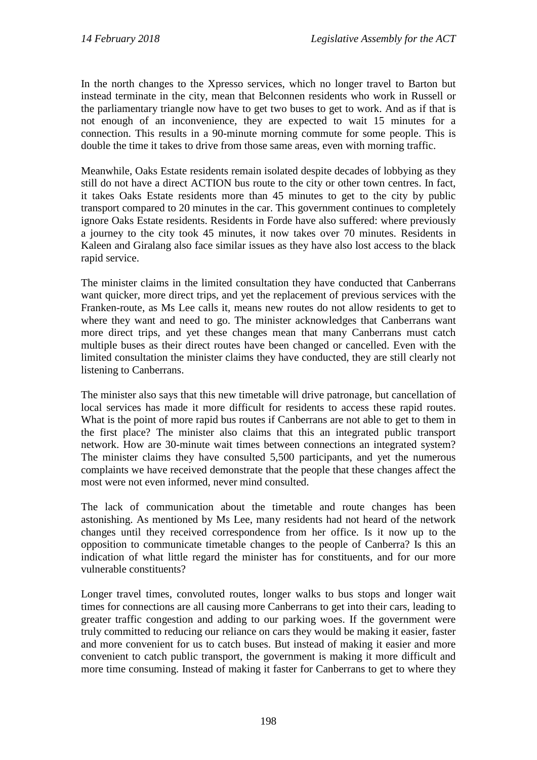In the north changes to the Xpresso services, which no longer travel to Barton but instead terminate in the city, mean that Belconnen residents who work in Russell or the parliamentary triangle now have to get two buses to get to work. And as if that is not enough of an inconvenience, they are expected to wait 15 minutes for a connection. This results in a 90-minute morning commute for some people. This is double the time it takes to drive from those same areas, even with morning traffic.

Meanwhile, Oaks Estate residents remain isolated despite decades of lobbying as they still do not have a direct ACTION bus route to the city or other town centres. In fact, it takes Oaks Estate residents more than 45 minutes to get to the city by public transport compared to 20 minutes in the car. This government continues to completely ignore Oaks Estate residents. Residents in Forde have also suffered: where previously a journey to the city took 45 minutes, it now takes over 70 minutes. Residents in Kaleen and Giralang also face similar issues as they have also lost access to the black rapid service.

The minister claims in the limited consultation they have conducted that Canberrans want quicker, more direct trips, and yet the replacement of previous services with the Franken-route, as Ms Lee calls it, means new routes do not allow residents to get to where they want and need to go. The minister acknowledges that Canberrans want more direct trips, and yet these changes mean that many Canberrans must catch multiple buses as their direct routes have been changed or cancelled. Even with the limited consultation the minister claims they have conducted, they are still clearly not listening to Canberrans.

The minister also says that this new timetable will drive patronage, but cancellation of local services has made it more difficult for residents to access these rapid routes. What is the point of more rapid bus routes if Canberrans are not able to get to them in the first place? The minister also claims that this an integrated public transport network. How are 30-minute wait times between connections an integrated system? The minister claims they have consulted 5,500 participants, and yet the numerous complaints we have received demonstrate that the people that these changes affect the most were not even informed, never mind consulted.

The lack of communication about the timetable and route changes has been astonishing. As mentioned by Ms Lee, many residents had not heard of the network changes until they received correspondence from her office. Is it now up to the opposition to communicate timetable changes to the people of Canberra? Is this an indication of what little regard the minister has for constituents, and for our more vulnerable constituents?

Longer travel times, convoluted routes, longer walks to bus stops and longer wait times for connections are all causing more Canberrans to get into their cars, leading to greater traffic congestion and adding to our parking woes. If the government were truly committed to reducing our reliance on cars they would be making it easier, faster and more convenient for us to catch buses. But instead of making it easier and more convenient to catch public transport, the government is making it more difficult and more time consuming. Instead of making it faster for Canberrans to get to where they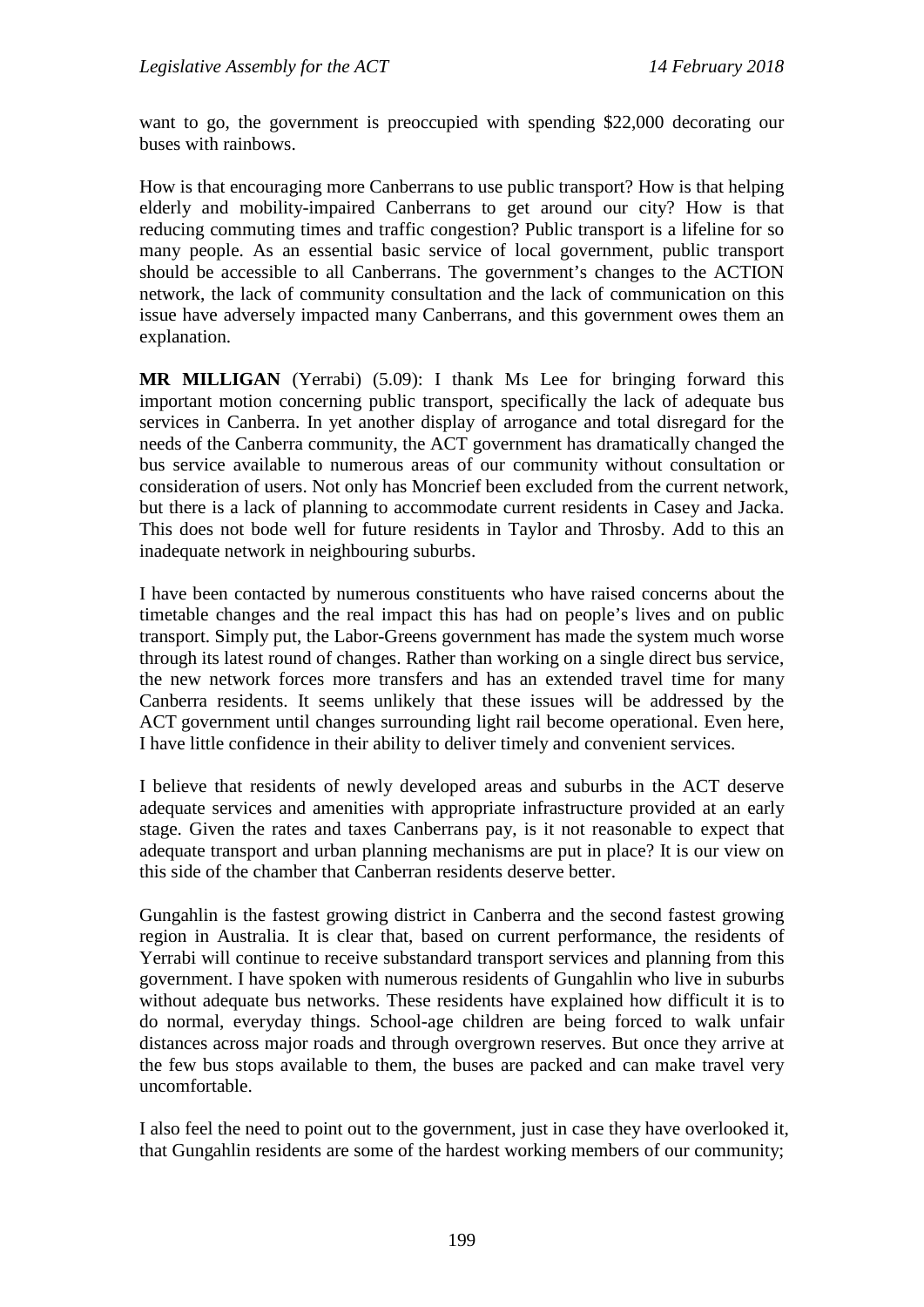want to go, the government is preoccupied with spending $22,000 decorating our buses with rainbows.

How is that encouraging more Canberrans to use public transport? How is that helping elderly and mobility-impaired Canberrans to get around our city? How is that reducing commuting times and traffic congestion? Public transport is a lifeline for so many people. As an essential basic service of local government, public transport should be accessible to all Canberrans. The government's changes to the ACTION network, the lack of community consultation and the lack of communication on this issue have adversely impacted many Canberrans, and this government owes them an explanation.

**MR MILLIGAN** (Yerrabi) (5.09): I thank Ms Lee for bringing forward this important motion concerning public transport, specifically the lack of adequate bus services in Canberra. In yet another display of arrogance and total disregard for the needs of the Canberra community, the ACT government has dramatically changed the bus service available to numerous areas of our community without consultation or consideration of users. Not only has Moncrief been excluded from the current network, but there is a lack of planning to accommodate current residents in Casey and Jacka. This does not bode well for future residents in Taylor and Throsby. Add to this an inadequate network in neighbouring suburbs.

I have been contacted by numerous constituents who have raised concerns about the timetable changes and the real impact this has had on people's lives and on public transport. Simply put, the Labor-Greens government has made the system much worse through its latest round of changes. Rather than working on a single direct bus service, the new network forces more transfers and has an extended travel time for many Canberra residents. It seems unlikely that these issues will be addressed by the ACT government until changes surrounding light rail become operational. Even here, I have little confidence in their ability to deliver timely and convenient services.

I believe that residents of newly developed areas and suburbs in the ACT deserve adequate services and amenities with appropriate infrastructure provided at an early stage. Given the rates and taxes Canberrans pay, is it not reasonable to expect that adequate transport and urban planning mechanisms are put in place? It is our view on this side of the chamber that Canberran residents deserve better.

Gungahlin is the fastest growing district in Canberra and the second fastest growing region in Australia. It is clear that, based on current performance, the residents of Yerrabi will continue to receive substandard transport services and planning from this government. I have spoken with numerous residents of Gungahlin who live in suburbs without adequate bus networks. These residents have explained how difficult it is to do normal, everyday things. School-age children are being forced to walk unfair distances across major roads and through overgrown reserves. But once they arrive at the few bus stops available to them, the buses are packed and can make travel very uncomfortable.

I also feel the need to point out to the government, just in case they have overlooked it, that Gungahlin residents are some of the hardest working members of our community;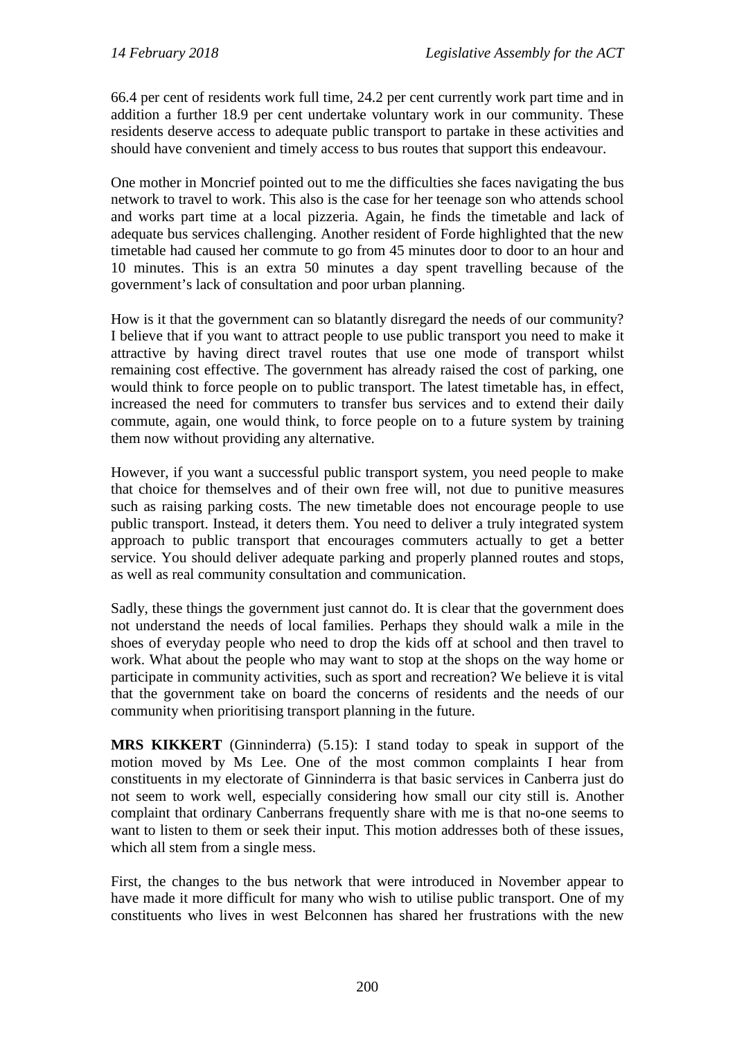66.4 per cent of residents work full time, 24.2 per cent currently work part time and in addition a further 18.9 per cent undertake voluntary work in our community. These residents deserve access to adequate public transport to partake in these activities and should have convenient and timely access to bus routes that support this endeavour.

One mother in Moncrief pointed out to me the difficulties she faces navigating the bus network to travel to work. This also is the case for her teenage son who attends school and works part time at a local pizzeria. Again, he finds the timetable and lack of adequate bus services challenging. Another resident of Forde highlighted that the new timetable had caused her commute to go from 45 minutes door to door to an hour and 10 minutes. This is an extra 50 minutes a day spent travelling because of the government's lack of consultation and poor urban planning.

How is it that the government can so blatantly disregard the needs of our community? I believe that if you want to attract people to use public transport you need to make it attractive by having direct travel routes that use one mode of transport whilst remaining cost effective. The government has already raised the cost of parking, one would think to force people on to public transport. The latest timetable has, in effect, increased the need for commuters to transfer bus services and to extend their daily commute, again, one would think, to force people on to a future system by training them now without providing any alternative.

However, if you want a successful public transport system, you need people to make that choice for themselves and of their own free will, not due to punitive measures such as raising parking costs. The new timetable does not encourage people to use public transport. Instead, it deters them. You need to deliver a truly integrated system approach to public transport that encourages commuters actually to get a better service. You should deliver adequate parking and properly planned routes and stops, as well as real community consultation and communication.

Sadly, these things the government just cannot do. It is clear that the government does not understand the needs of local families. Perhaps they should walk a mile in the shoes of everyday people who need to drop the kids off at school and then travel to work. What about the people who may want to stop at the shops on the way home or participate in community activities, such as sport and recreation? We believe it is vital that the government take on board the concerns of residents and the needs of our community when prioritising transport planning in the future.

**MRS KIKKERT** (Ginninderra) (5.15): I stand today to speak in support of the motion moved by Ms Lee. One of the most common complaints I hear from constituents in my electorate of Ginninderra is that basic services in Canberra just do not seem to work well, especially considering how small our city still is. Another complaint that ordinary Canberrans frequently share with me is that no-one seems to want to listen to them or seek their input. This motion addresses both of these issues, which all stem from a single mess.

First, the changes to the bus network that were introduced in November appear to have made it more difficult for many who wish to utilise public transport. One of my constituents who lives in west Belconnen has shared her frustrations with the new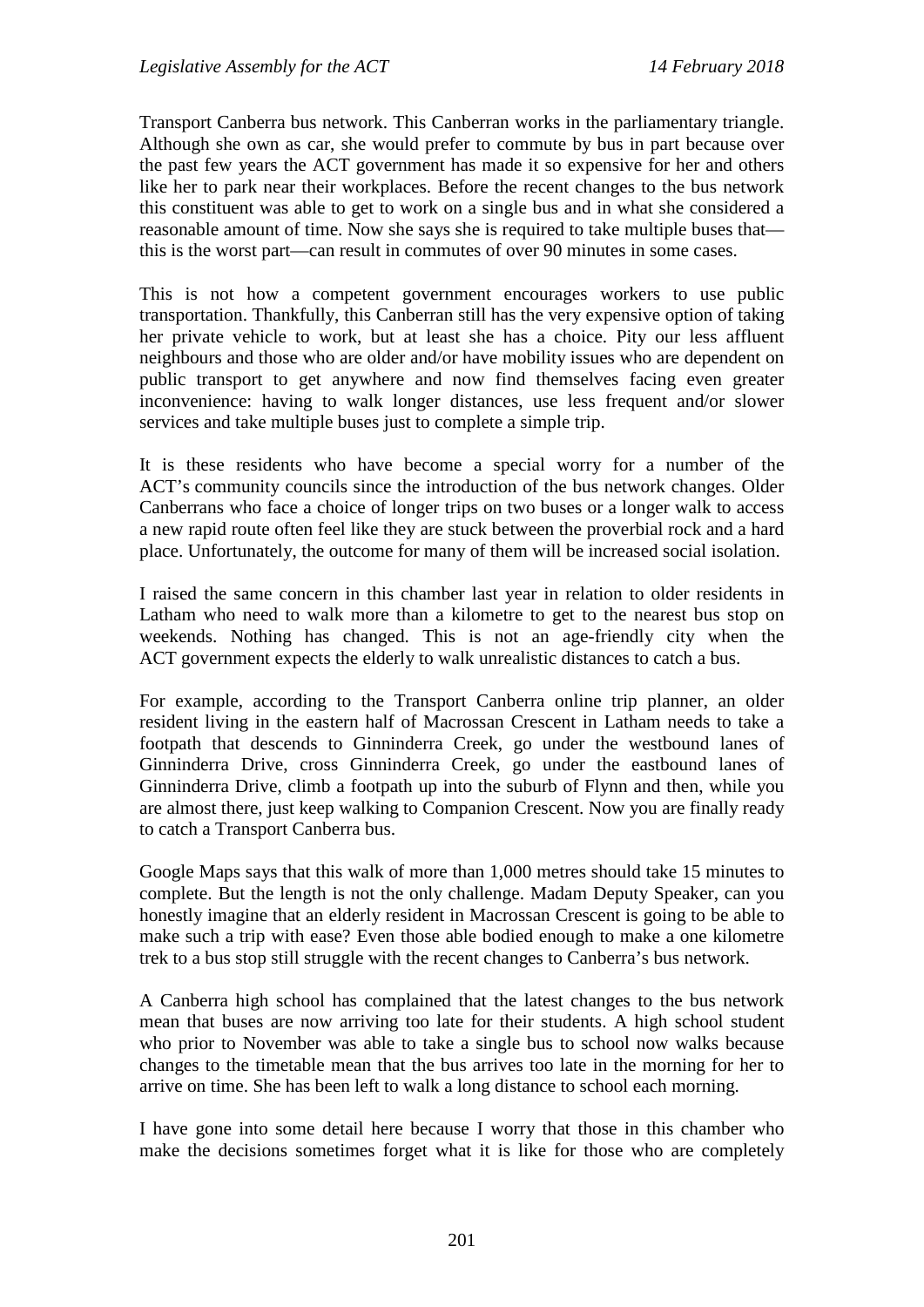Transport Canberra bus network. This Canberran works in the parliamentary triangle. Although she own as car, she would prefer to commute by bus in part because over the past few years the ACT government has made it so expensive for her and others like her to park near their workplaces. Before the recent changes to the bus network this constituent was able to get to work on a single bus and in what she considered a reasonable amount of time. Now she says she is required to take multiple buses that—this is the worst part—can result in commutes of over 90 minutes in some cases.

This is not how a competent government encourages workers to use public transportation. Thankfully, this Canberran still has the very expensive option of taking her private vehicle to work, but at least she has a choice. Pity our less affluent neighbours and those who are older and/or have mobility issues who are dependent on public transport to get anywhere and now find themselves facing even greater inconvenience: having to walk longer distances, use less frequent and/or slower services and take multiple buses just to complete a simple trip.

It is these residents who have become a special worry for a number of the ACT's community councils since the introduction of the bus network changes. Older Canberrans who face a choice of longer trips on two buses or a longer walk to access a new rapid route often feel like they are stuck between the proverbial rock and a hard place. Unfortunately, the outcome for many of them will be increased social isolation.

I raised the same concern in this chamber last year in relation to older residents in Latham who need to walk more than a kilometre to get to the nearest bus stop on weekends. Nothing has changed. This is not an age-friendly city when the ACT government expects the elderly to walk unrealistic distances to catch a bus.

For example, according to the Transport Canberra online trip planner, an older resident living in the eastern half of Macrossan Crescent in Latham needs to take a footpath that descends to Ginninderra Creek, go under the westbound lanes of Ginninderra Drive, cross Ginninderra Creek, go under the eastbound lanes of Ginninderra Drive, climb a footpath up into the suburb of Flynn and then, while you are almost there, just keep walking to Companion Crescent. Now you are finally ready to catch a Transport Canberra bus.

Google Maps says that this walk of more than 1,000 metres should take 15 minutes to complete. But the length is not the only challenge. Madam Deputy Speaker, can you honestly imagine that an elderly resident in Macrossan Crescent is going to be able to make such a trip with ease? Even those able bodied enough to make a one kilometre trek to a bus stop still struggle with the recent changes to Canberra's bus network.

A Canberra high school has complained that the latest changes to the bus network mean that buses are now arriving too late for their students. A high school student who prior to November was able to take a single bus to school now walks because changes to the timetable mean that the bus arrives too late in the morning for her to arrive on time. She has been left to walk a long distance to school each morning.

I have gone into some detail here because I worry that those in this chamber who make the decisions sometimes forget what it is like for those who are completely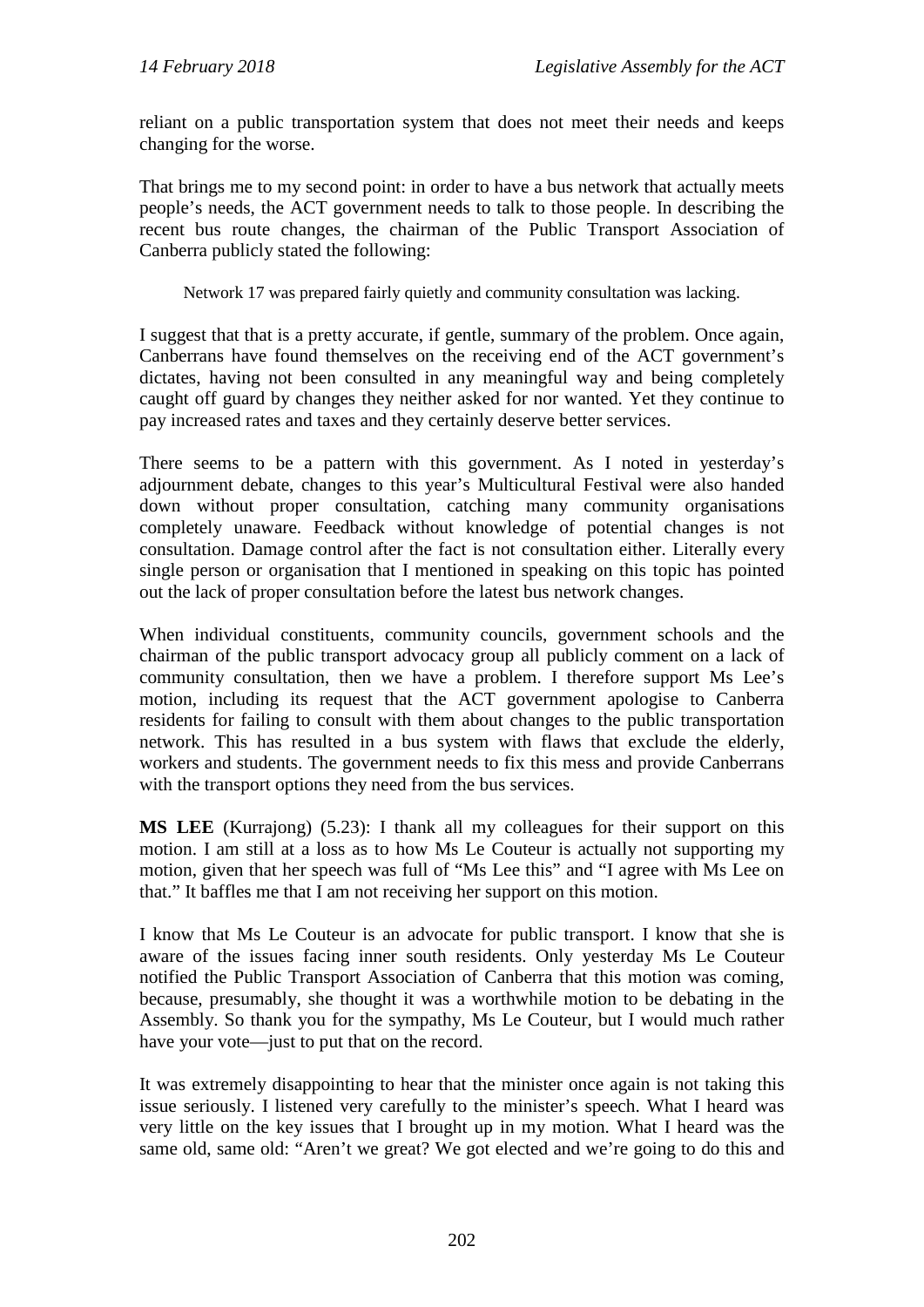reliant on a public transportation system that does not meet their needs and keeps changing for the worse.

That brings me to my second point: in order to have a bus network that actually meets people's needs, the ACT government needs to talk to those people. In describing the recent bus route changes, the chairman of the Public Transport Association of Canberra publicly stated the following:

> Network 17 was prepared fairly quietly and community consultation was lacking.

I suggest that that is a pretty accurate, if gentle, summary of the problem. Once again, Canberrans have found themselves on the receiving end of the ACT government's dictates, having not been consulted in any meaningful way and being completely caught off guard by changes they neither asked for nor wanted. Yet they continue to pay increased rates and taxes and they certainly deserve better services.

There seems to be a pattern with this government. As I noted in yesterday's adjournment debate, changes to this year's Multicultural Festival were also handed down without proper consultation, catching many community organisations completely unaware. Feedback without knowledge of potential changes is not consultation. Damage control after the fact is not consultation either. Literally every single person or organisation that I mentioned in speaking on this topic has pointed out the lack of proper consultation before the latest bus network changes.

When individual constituents, community councils, government schools and the chairman of the public transport advocacy group all publicly comment on a lack of community consultation, then we have a problem. I therefore support Ms Lee's motion, including its request that the ACT government apologise to Canberra residents for failing to consult with them about changes to the public transportation network. This has resulted in a bus system with flaws that exclude the elderly, workers and students. The government needs to fix this mess and provide Canberrans with the transport options they need from the bus services.

**MS LEE** (Kurrajong) (5.23): I thank all my colleagues for their support on this motion. I am still at a loss as to how Ms Le Couteur is actually not supporting my motion, given that her speech was full of "Ms Lee this" and "I agree with Ms Lee on that." It baffles me that I am not receiving her support on this motion.

I know that Ms Le Couteur is an advocate for public transport. I know that she is aware of the issues facing inner south residents. Only yesterday Ms Le Couteur notified the Public Transport Association of Canberra that this motion was coming, because, presumably, she thought it was a worthwhile motion to be debating in the Assembly. So thank you for the sympathy, Ms Le Couteur, but I would much rather have your vote—just to put that on the record.

It was extremely disappointing to hear that the minister once again is not taking this issue seriously. I listened very carefully to the minister's speech. What I heard was very little on the key issues that I brought up in my motion. What I heard was the same old, same old: "Aren't we great? We got elected and we're going to do this and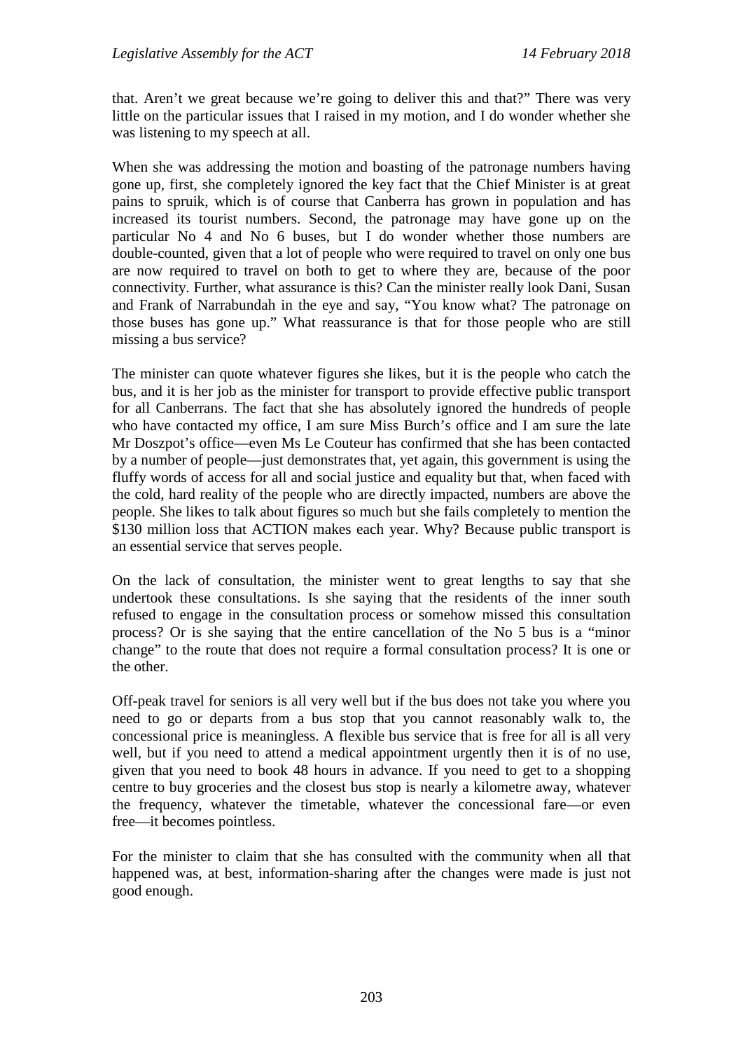that. Aren't we great because we're going to deliver this and that?" There was very little on the particular issues that I raised in my motion, and I do wonder whether she was listening to my speech at all.

When she was addressing the motion and boasting of the patronage numbers having gone up, first, she completely ignored the key fact that the Chief Minister is at great pains to spruik, which is of course that Canberra has grown in population and has increased its tourist numbers. Second, the patronage may have gone up on the particular No 4 and No 6 buses, but I do wonder whether those numbers are double-counted, given that a lot of people who were required to travel on only one bus are now required to travel on both to get to where they are, because of the poor connectivity. Further, what assurance is this? Can the minister really look Dani, Susan and Frank of Narrabundah in the eye and say, "You know what? The patronage on those buses has gone up." What reassurance is that for those people who are still missing a bus service?

The minister can quote whatever figures she likes, but it is the people who catch the bus, and it is her job as the minister for transport to provide effective public transport for all Canberrans. The fact that she has absolutely ignored the hundreds of people who have contacted my office, I am sure Miss Burch's office and I am sure the late Mr Doszpot's office—even Ms Le Couteur has confirmed that she has been contacted by a number of people—just demonstrates that, yet again, this government is using the fluffy words of access for all and social justice and equality but that, when faced with the cold, hard reality of the people who are directly impacted, numbers are above the people. She likes to talk about figures so much but she fails completely to mention the $130 million loss that ACTION makes each year. Why? Because public transport is an essential service that serves people.

On the lack of consultation, the minister went to great lengths to say that she undertook these consultations. Is she saying that the residents of the inner south refused to engage in the consultation process or somehow missed this consultation process? Or is she saying that the entire cancellation of the No 5 bus is a "minor change" to the route that does not require a formal consultation process? It is one or the other.

Off-peak travel for seniors is all very well but if the bus does not take you where you need to go or departs from a bus stop that you cannot reasonably walk to, the concessional price is meaningless. A flexible bus service that is free for all is all very well, but if you need to attend a medical appointment urgently then it is of no use, given that you need to book 48 hours in advance. If you need to get to a shopping centre to buy groceries and the closest bus stop is nearly a kilometre away, whatever the frequency, whatever the timetable, whatever the concessional fare—or even free—it becomes pointless.

For the minister to claim that she has consulted with the community when all that happened was, at best, information-sharing after the changes were made is just not good enough.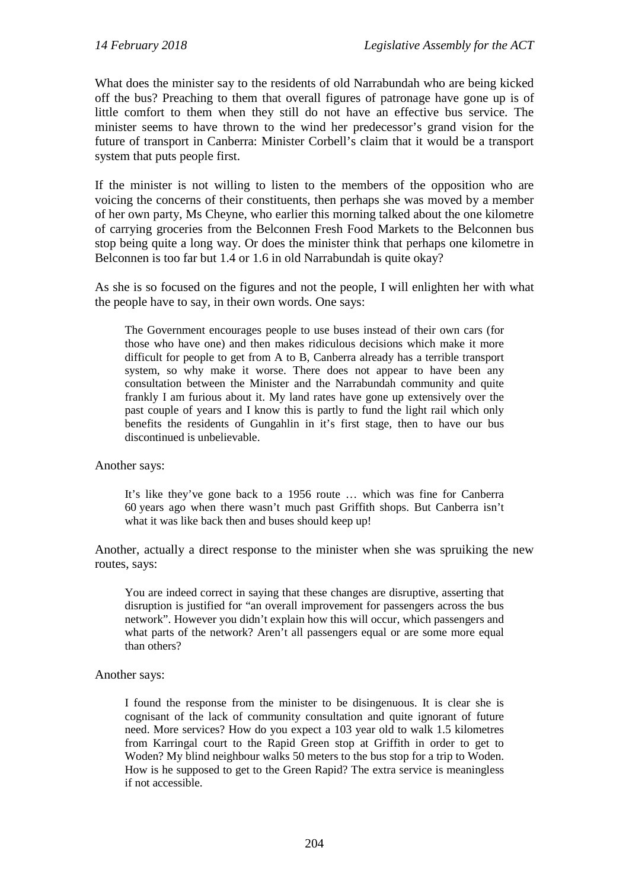What does the minister say to the residents of old Narrabundah who are being kicked off the bus? Preaching to them that overall figures of patronage have gone up is of little comfort to them when they still do not have an effective bus service. The minister seems to have thrown to the wind her predecessor's grand vision for the future of transport in Canberra: Minister Corbell's claim that it would be a transport system that puts people first.

If the minister is not willing to listen to the members of the opposition who are voicing the concerns of their constituents, then perhaps she was moved by a member of her own party, Ms Cheyne, who earlier this morning talked about the one kilometre of carrying groceries from the Belconnen Fresh Food Markets to the Belconnen bus stop being quite a long way. Or does the minister think that perhaps one kilometre in Belconnen is too far but 1.4 or 1.6 in old Narrabundah is quite okay?

As she is so focused on the figures and not the people, I will enlighten her with what the people have to say, in their own words. One says:

> The Government encourages people to use buses instead of their own cars (for those who have one) and then makes ridiculous decisions which make it more difficult for people to get from A to B, Canberra already has a terrible transport system, so why make it worse. There does not appear to have been any consultation between the Minister and the Narrabundah community and quite frankly I am furious about it. My land rates have gone up extensively over the past couple of years and I know this is partly to fund the light rail which only benefits the residents of Gungahlin in it's first stage, then to have our bus discontinued is unbelievable.

Another says:

> It's like they've gone back to a 1956 route … which was fine for Canberra 60 years ago when there wasn't much past Griffith shops. But Canberra isn't what it was like back then and buses should keep up!

Another, actually a direct response to the minister when she was spruiking the new routes, says:

> You are indeed correct in saying that these changes are disruptive, asserting that disruption is justified for "an overall improvement for passengers across the bus network". However you didn't explain how this will occur, which passengers and what parts of the network? Aren't all passengers equal or are some more equal than others?

Another says:

> I found the response from the minister to be disingenuous. It is clear she is cognisant of the lack of community consultation and quite ignorant of future need. More services? How do you expect a 103 year old to walk 1.5 kilometres from Karringal court to the Rapid Green stop at Griffith in order to get to Woden? My blind neighbour walks 50 meters to the bus stop for a trip to Woden. How is he supposed to get to the Green Rapid? The extra service is meaningless if not accessible.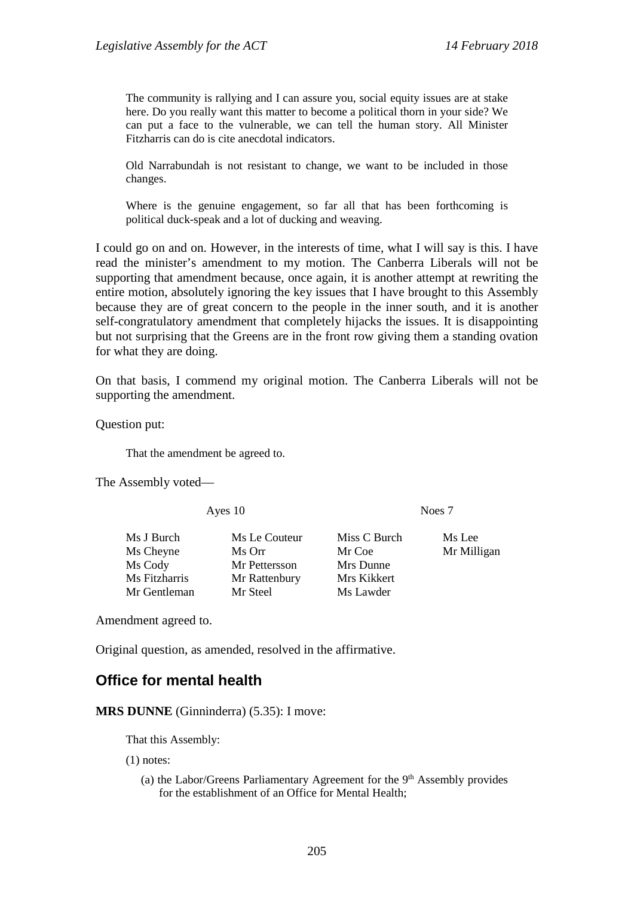> The community is rallying and I can assure you, social equity issues are at stake here. Do you really want this matter to become a political thorn in your side? We can put a face to the vulnerable, we can tell the human story. All Minister Fitzharris can do is cite anecdotal indicators.
>
> Old Narrabundah is not resistant to change, we want to be included in those changes.
>
> Where is the genuine engagement, so far all that has been forthcoming is political duck-speak and a lot of ducking and weaving.

I could go on and on. However, in the interests of time, what I will say is this. I have read the minister's amendment to my motion. The Canberra Liberals will not be supporting that amendment because, once again, it is another attempt at rewriting the entire motion, absolutely ignoring the key issues that I have brought to this Assembly because they are of great concern to the people in the inner south, and it is another self-congratulatory amendment that completely hijacks the issues. It is disappointing but not surprising that the Greens are in the front row giving them a standing ovation for what they are doing.

On that basis, I commend my original motion. The Canberra Liberals will not be supporting the amendment.

Question put:

> That the amendment be agreed to.

The Assembly voted—

| Ayes 10 | | Noes 7 | |
|---|---|---|---|
| Ms J Burch | Ms Le Couteur | Miss C Burch | Ms Lee |
| Ms Cheyne | Ms Orr | Mr Coe | Mr Milligan |
| Ms Cody | Mr Pettersson | Mrs Dunne | |
| Ms Fitzharris | Mr Rattenbury | Mrs Kikkert | |
| Mr Gentleman | Mr Steel | Ms Lawder | |

Amendment agreed to.

Original question, as amended, resolved in the affirmative.

## Office for mental health

**MRS DUNNE** (Ginninderra) (5.35): I move:

> That this Assembly:
>
> (1) notes:
>
> (a) the Labor/Greens Parliamentary Agreement for the 9th Assembly provides for the establishment of an Office for Mental Health;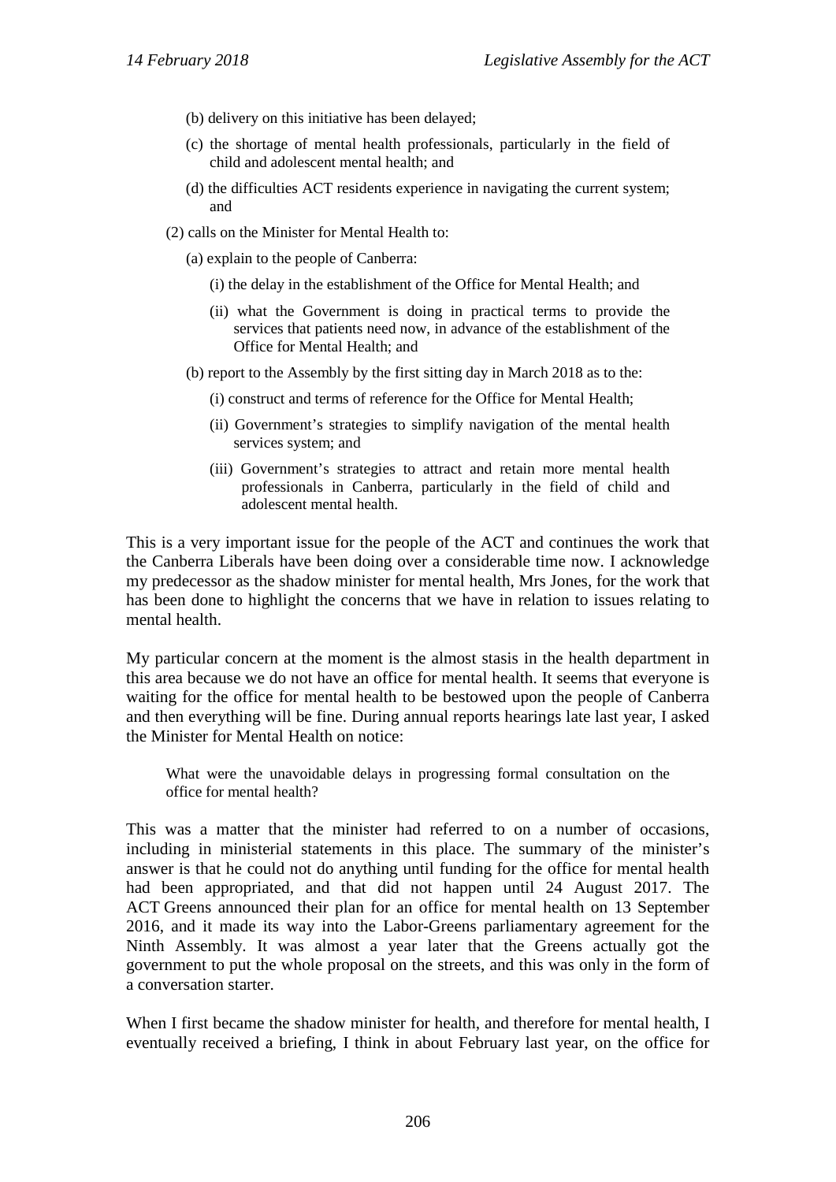(b) delivery on this initiative has been delayed;

(c) the shortage of mental health professionals, particularly in the field of child and adolescent mental health; and

(d) the difficulties ACT residents experience in navigating the current system; and

(2) calls on the Minister for Mental Health to:

(a) explain to the people of Canberra:

(i) the delay in the establishment of the Office for Mental Health; and

(ii) what the Government is doing in practical terms to provide the services that patients need now, in advance of the establishment of the Office for Mental Health; and

(b) report to the Assembly by the first sitting day in March 2018 as to the:

(i) construct and terms of reference for the Office for Mental Health;

(ii) Government's strategies to simplify navigation of the mental health services system; and

(iii) Government's strategies to attract and retain more mental health professionals in Canberra, particularly in the field of child and adolescent mental health.

This is a very important issue for the people of the ACT and continues the work that the Canberra Liberals have been doing over a considerable time now. I acknowledge my predecessor as the shadow minister for mental health, Mrs Jones, for the work that has been done to highlight the concerns that we have in relation to issues relating to mental health.

My particular concern at the moment is the almost stasis in the health department in this area because we do not have an office for mental health. It seems that everyone is waiting for the office for mental health to be bestowed upon the people of Canberra and then everything will be fine. During annual reports hearings late last year, I asked the Minister for Mental Health on notice:

> What were the unavoidable delays in progressing formal consultation on the office for mental health?

This was a matter that the minister had referred to on a number of occasions, including in ministerial statements in this place. The summary of the minister's answer is that he could not do anything until funding for the office for mental health had been appropriated, and that did not happen until 24 August 2017. The ACT Greens announced their plan for an office for mental health on 13 September 2016, and it made its way into the Labor-Greens parliamentary agreement for the Ninth Assembly. It was almost a year later that the Greens actually got the government to put the whole proposal on the streets, and this was only in the form of a conversation starter.

When I first became the shadow minister for health, and therefore for mental health, I eventually received a briefing, I think in about February last year, on the office for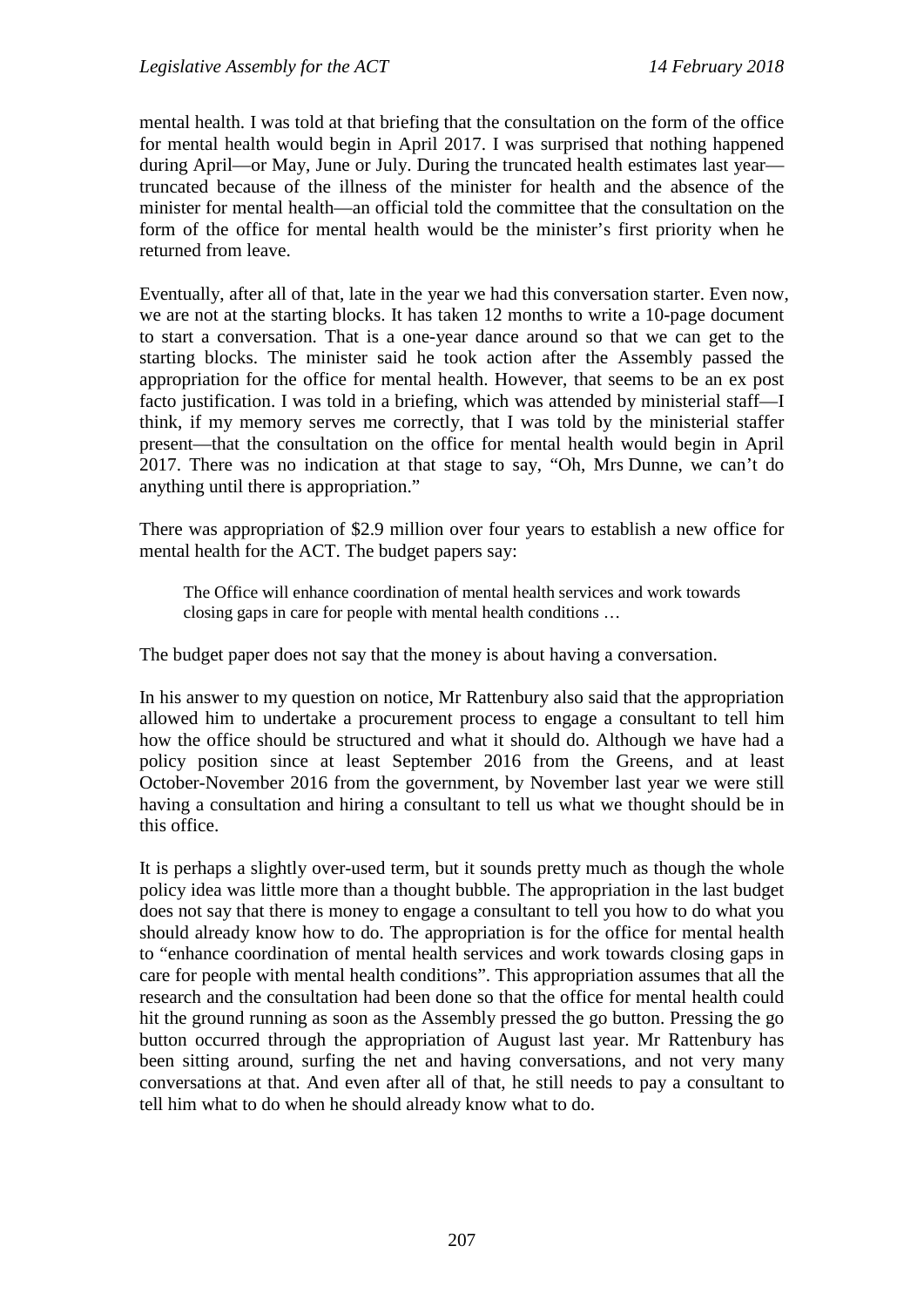mental health. I was told at that briefing that the consultation on the form of the office for mental health would begin in April 2017. I was surprised that nothing happened during April—or May, June or July. During the truncated health estimates last year—truncated because of the illness of the minister for health and the absence of the minister for mental health—an official told the committee that the consultation on the form of the office for mental health would be the minister's first priority when he returned from leave.

Eventually, after all of that, late in the year we had this conversation starter. Even now, we are not at the starting blocks. It has taken 12 months to write a 10-page document to start a conversation. That is a one-year dance around so that we can get to the starting blocks. The minister said he took action after the Assembly passed the appropriation for the office for mental health. However, that seems to be an ex post facto justification. I was told in a briefing, which was attended by ministerial staff—I think, if my memory serves me correctly, that I was told by the ministerial staffer present—that the consultation on the office for mental health would begin in April 2017. There was no indication at that stage to say, "Oh, Mrs Dunne, we can't do anything until there is appropriation."

There was appropriation of $2.9 million over four years to establish a new office for mental health for the ACT. The budget papers say:

> The Office will enhance coordination of mental health services and work towards closing gaps in care for people with mental health conditions …

The budget paper does not say that the money is about having a conversation.

In his answer to my question on notice, Mr Rattenbury also said that the appropriation allowed him to undertake a procurement process to engage a consultant to tell him how the office should be structured and what it should do. Although we have had a policy position since at least September 2016 from the Greens, and at least October-November 2016 from the government, by November last year we were still having a consultation and hiring a consultant to tell us what we thought should be in this office.

It is perhaps a slightly over-used term, but it sounds pretty much as though the whole policy idea was little more than a thought bubble. The appropriation in the last budget does not say that there is money to engage a consultant to tell you how to do what you should already know how to do. The appropriation is for the office for mental health to "enhance coordination of mental health services and work towards closing gaps in care for people with mental health conditions". This appropriation assumes that all the research and the consultation had been done so that the office for mental health could hit the ground running as soon as the Assembly pressed the go button. Pressing the go button occurred through the appropriation of August last year. Mr Rattenbury has been sitting around, surfing the net and having conversations, and not very many conversations at that. And even after all of that, he still needs to pay a consultant to tell him what to do when he should already know what to do.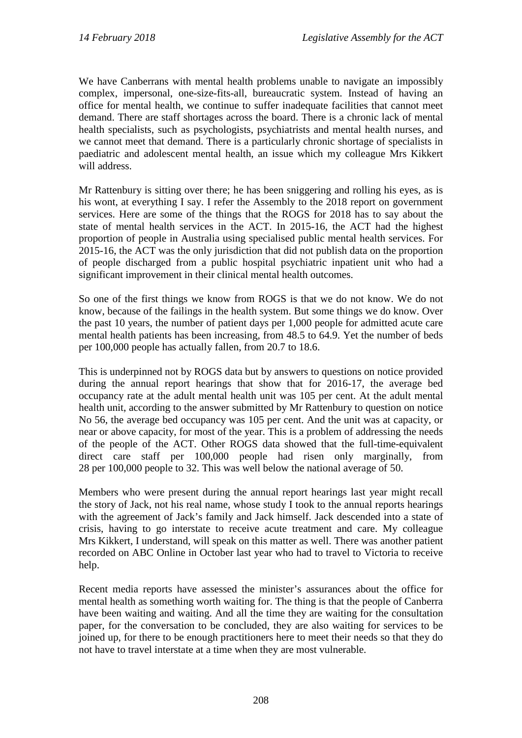We have Canberrans with mental health problems unable to navigate an impossibly complex, impersonal, one-size-fits-all, bureaucratic system. Instead of having an office for mental health, we continue to suffer inadequate facilities that cannot meet demand. There are staff shortages across the board. There is a chronic lack of mental health specialists, such as psychologists, psychiatrists and mental health nurses, and we cannot meet that demand. There is a particularly chronic shortage of specialists in paediatric and adolescent mental health, an issue which my colleague Mrs Kikkert will address.

Mr Rattenbury is sitting over there; he has been sniggering and rolling his eyes, as is his wont, at everything I say. I refer the Assembly to the 2018 report on government services. Here are some of the things that the ROGS for 2018 has to say about the state of mental health services in the ACT. In 2015-16, the ACT had the highest proportion of people in Australia using specialised public mental health services. For 2015-16, the ACT was the only jurisdiction that did not publish data on the proportion of people discharged from a public hospital psychiatric inpatient unit who had a significant improvement in their clinical mental health outcomes.

So one of the first things we know from ROGS is that we do not know. We do not know, because of the failings in the health system. But some things we do know. Over the past 10 years, the number of patient days per 1,000 people for admitted acute care mental health patients has been increasing, from 48.5 to 64.9. Yet the number of beds per 100,000 people has actually fallen, from 20.7 to 18.6.

This is underpinned not by ROGS data but by answers to questions on notice provided during the annual report hearings that show that for 2016-17, the average bed occupancy rate at the adult mental health unit was 105 per cent. At the adult mental health unit, according to the answer submitted by Mr Rattenbury to question on notice No 56, the average bed occupancy was 105 per cent. And the unit was at capacity, or near or above capacity, for most of the year. This is a problem of addressing the needs of the people of the ACT. Other ROGS data showed that the full-time-equivalent direct care staff per 100,000 people had risen only marginally, from 28 per 100,000 people to 32. This was well below the national average of 50.

Members who were present during the annual report hearings last year might recall the story of Jack, not his real name, whose study I took to the annual reports hearings with the agreement of Jack's family and Jack himself. Jack descended into a state of crisis, having to go interstate to receive acute treatment and care. My colleague Mrs Kikkert, I understand, will speak on this matter as well. There was another patient recorded on ABC Online in October last year who had to travel to Victoria to receive help.

Recent media reports have assessed the minister's assurances about the office for mental health as something worth waiting for. The thing is that the people of Canberra have been waiting and waiting. And all the time they are waiting for the consultation paper, for the conversation to be concluded, they are also waiting for services to be joined up, for there to be enough practitioners here to meet their needs so that they do not have to travel interstate at a time when they are most vulnerable.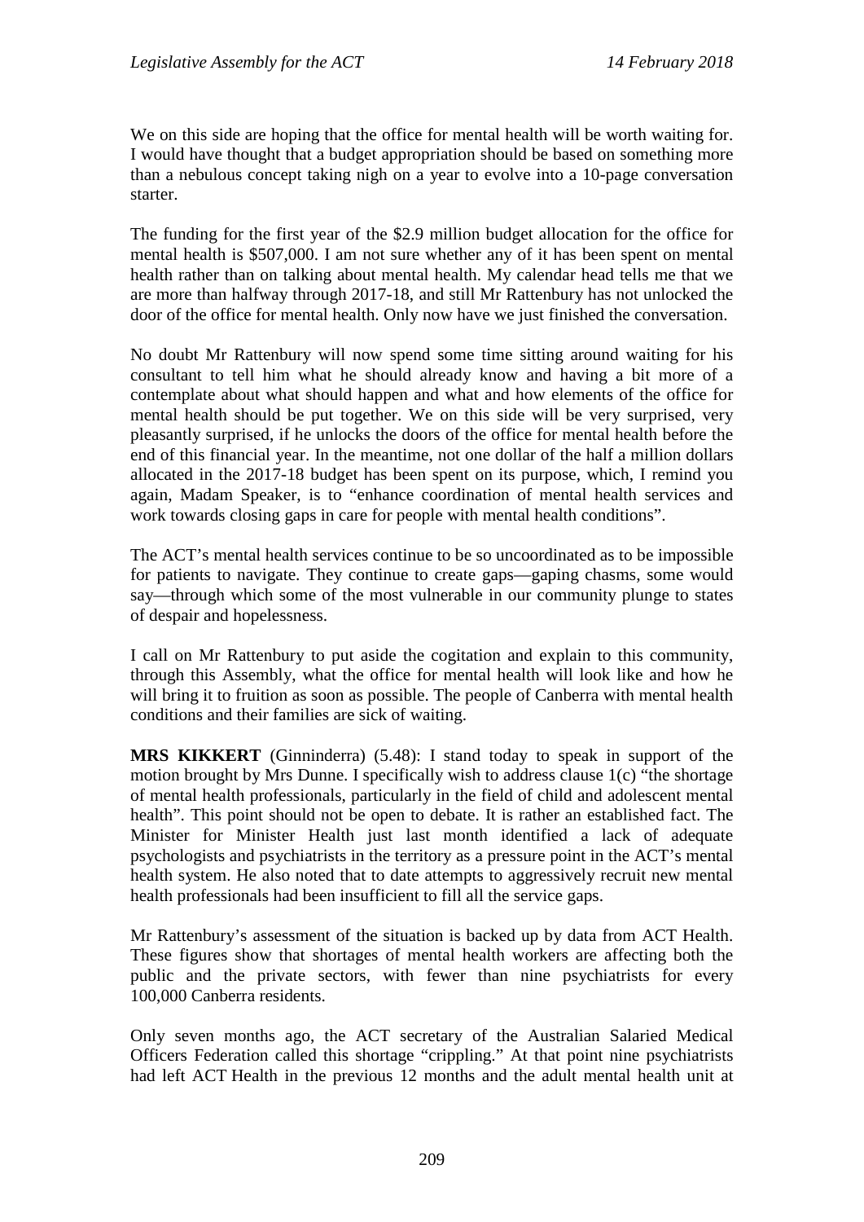We on this side are hoping that the office for mental health will be worth waiting for. I would have thought that a budget appropriation should be based on something more than a nebulous concept taking nigh on a year to evolve into a 10-page conversation starter.

The funding for the first year of the $2.9 million budget allocation for the office for mental health is $507,000. I am not sure whether any of it has been spent on mental health rather than on talking about mental health. My calendar head tells me that we are more than halfway through 2017-18, and still Mr Rattenbury has not unlocked the door of the office for mental health. Only now have we just finished the conversation.

No doubt Mr Rattenbury will now spend some time sitting around waiting for his consultant to tell him what he should already know and having a bit more of a contemplate about what should happen and what and how elements of the office for mental health should be put together. We on this side will be very surprised, very pleasantly surprised, if he unlocks the doors of the office for mental health before the end of this financial year. In the meantime, not one dollar of the half a million dollars allocated in the 2017-18 budget has been spent on its purpose, which, I remind you again, Madam Speaker, is to "enhance coordination of mental health services and work towards closing gaps in care for people with mental health conditions".

The ACT's mental health services continue to be so uncoordinated as to be impossible for patients to navigate. They continue to create gaps—gaping chasms, some would say—through which some of the most vulnerable in our community plunge to states of despair and hopelessness.

I call on Mr Rattenbury to put aside the cogitation and explain to this community, through this Assembly, what the office for mental health will look like and how he will bring it to fruition as soon as possible. The people of Canberra with mental health conditions and their families are sick of waiting.

**MRS KIKKERT** (Ginninderra) (5.48): I stand today to speak in support of the motion brought by Mrs Dunne. I specifically wish to address clause 1(c) "the shortage of mental health professionals, particularly in the field of child and adolescent mental health". This point should not be open to debate. It is rather an established fact. The Minister for Minister Health just last month identified a lack of adequate psychologists and psychiatrists in the territory as a pressure point in the ACT's mental health system. He also noted that to date attempts to aggressively recruit new mental health professionals had been insufficient to fill all the service gaps.

Mr Rattenbury's assessment of the situation is backed up by data from ACT Health. These figures show that shortages of mental health workers are affecting both the public and the private sectors, with fewer than nine psychiatrists for every 100,000 Canberra residents.

Only seven months ago, the ACT secretary of the Australian Salaried Medical Officers Federation called this shortage "crippling." At that point nine psychiatrists had left ACT Health in the previous 12 months and the adult mental health unit at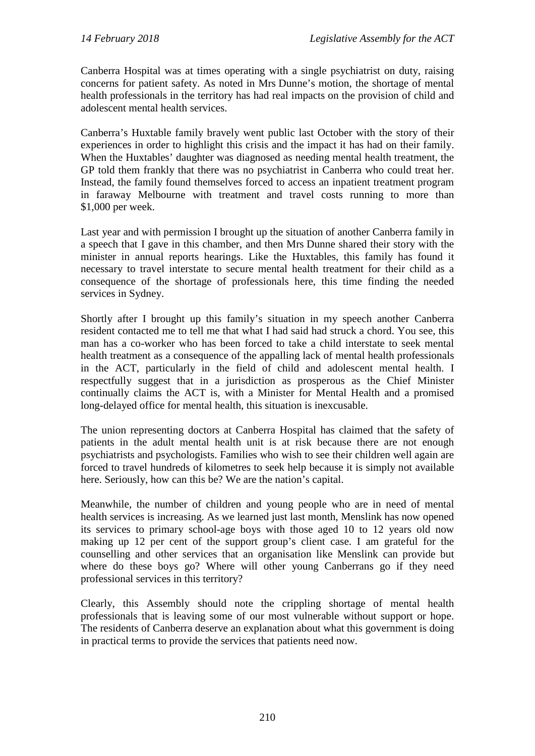Canberra Hospital was at times operating with a single psychiatrist on duty, raising concerns for patient safety. As noted in Mrs Dunne's motion, the shortage of mental health professionals in the territory has had real impacts on the provision of child and adolescent mental health services.

Canberra's Huxtable family bravely went public last October with the story of their experiences in order to highlight this crisis and the impact it has had on their family. When the Huxtables' daughter was diagnosed as needing mental health treatment, the GP told them frankly that there was no psychiatrist in Canberra who could treat her. Instead, the family found themselves forced to access an inpatient treatment program in faraway Melbourne with treatment and travel costs running to more than $1,000 per week.

Last year and with permission I brought up the situation of another Canberra family in a speech that I gave in this chamber, and then Mrs Dunne shared their story with the minister in annual reports hearings. Like the Huxtables, this family has found it necessary to travel interstate to secure mental health treatment for their child as a consequence of the shortage of professionals here, this time finding the needed services in Sydney.

Shortly after I brought up this family's situation in my speech another Canberra resident contacted me to tell me that what I had said had struck a chord. You see, this man has a co-worker who has been forced to take a child interstate to seek mental health treatment as a consequence of the appalling lack of mental health professionals in the ACT, particularly in the field of child and adolescent mental health. I respectfully suggest that in a jurisdiction as prosperous as the Chief Minister continually claims the ACT is, with a Minister for Mental Health and a promised long-delayed office for mental health, this situation is inexcusable.

The union representing doctors at Canberra Hospital has claimed that the safety of patients in the adult mental health unit is at risk because there are not enough psychiatrists and psychologists. Families who wish to see their children well again are forced to travel hundreds of kilometres to seek help because it is simply not available here. Seriously, how can this be? We are the nation's capital.

Meanwhile, the number of children and young people who are in need of mental health services is increasing. As we learned just last month, Menslink has now opened its services to primary school-age boys with those aged 10 to 12 years old now making up 12 per cent of the support group's client case. I am grateful for the counselling and other services that an organisation like Menslink can provide but where do these boys go? Where will other young Canberrans go if they need professional services in this territory?

Clearly, this Assembly should note the crippling shortage of mental health professionals that is leaving some of our most vulnerable without support or hope. The residents of Canberra deserve an explanation about what this government is doing in practical terms to provide the services that patients need now.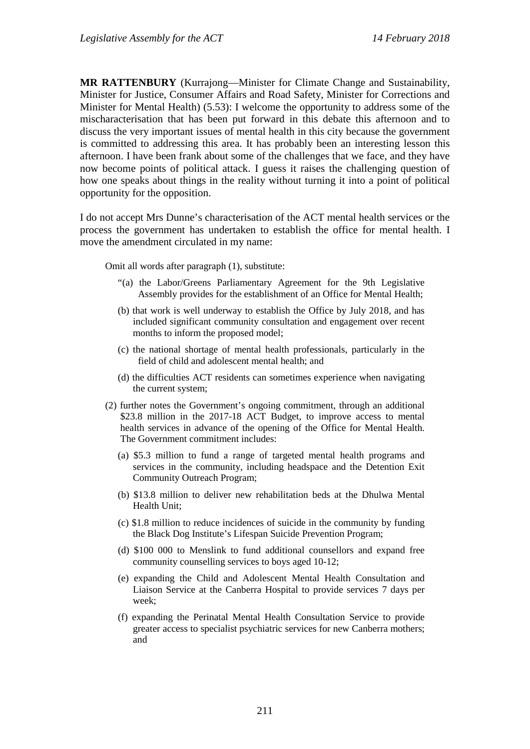**MR RATTENBURY** (Kurrajong—Minister for Climate Change and Sustainability, Minister for Justice, Consumer Affairs and Road Safety, Minister for Corrections and Minister for Mental Health) (5.53): I welcome the opportunity to address some of the mischaracterisation that has been put forward in this debate this afternoon and to discuss the very important issues of mental health in this city because the government is committed to addressing this area. It has probably been an interesting lesson this afternoon. I have been frank about some of the challenges that we face, and they have now become points of political attack. I guess it raises the challenging question of how one speaks about things in the reality without turning it into a point of political opportunity for the opposition.

I do not accept Mrs Dunne's characterisation of the ACT mental health services or the process the government has undertaken to establish the office for mental health. I move the amendment circulated in my name:

> Omit all words after paragraph (1), substitute:
>
> "(a) the Labor/Greens Parliamentary Agreement for the 9th Legislative Assembly provides for the establishment of an Office for Mental Health;
>
> (b) that work is well underway to establish the Office by July 2018, and has included significant community consultation and engagement over recent months to inform the proposed model;
>
> (c) the national shortage of mental health professionals, particularly in the field of child and adolescent mental health; and
>
> (d) the difficulties ACT residents can sometimes experience when navigating the current system;
>
> (2) further notes the Government's ongoing commitment, through an additional $23.8 million in the 2017-18 ACT Budget, to improve access to mental health services in advance of the opening of the Office for Mental Health. The Government commitment includes:
>
> (a) $5.3 million to fund a range of targeted mental health programs and services in the community, including headspace and the Detention Exit Community Outreach Program;
>
> (b) $13.8 million to deliver new rehabilitation beds at the Dhulwa Mental Health Unit;
>
> (c) $1.8 million to reduce incidences of suicide in the community by funding the Black Dog Institute's Lifespan Suicide Prevention Program;
>
> (d) $100 000 to Menslink to fund additional counsellors and expand free community counselling services to boys aged 10-12;
>
> (e) expanding the Child and Adolescent Mental Health Consultation and Liaison Service at the Canberra Hospital to provide services 7 days per week;
>
> (f) expanding the Perinatal Mental Health Consultation Service to provide greater access to specialist psychiatric services for new Canberra mothers; and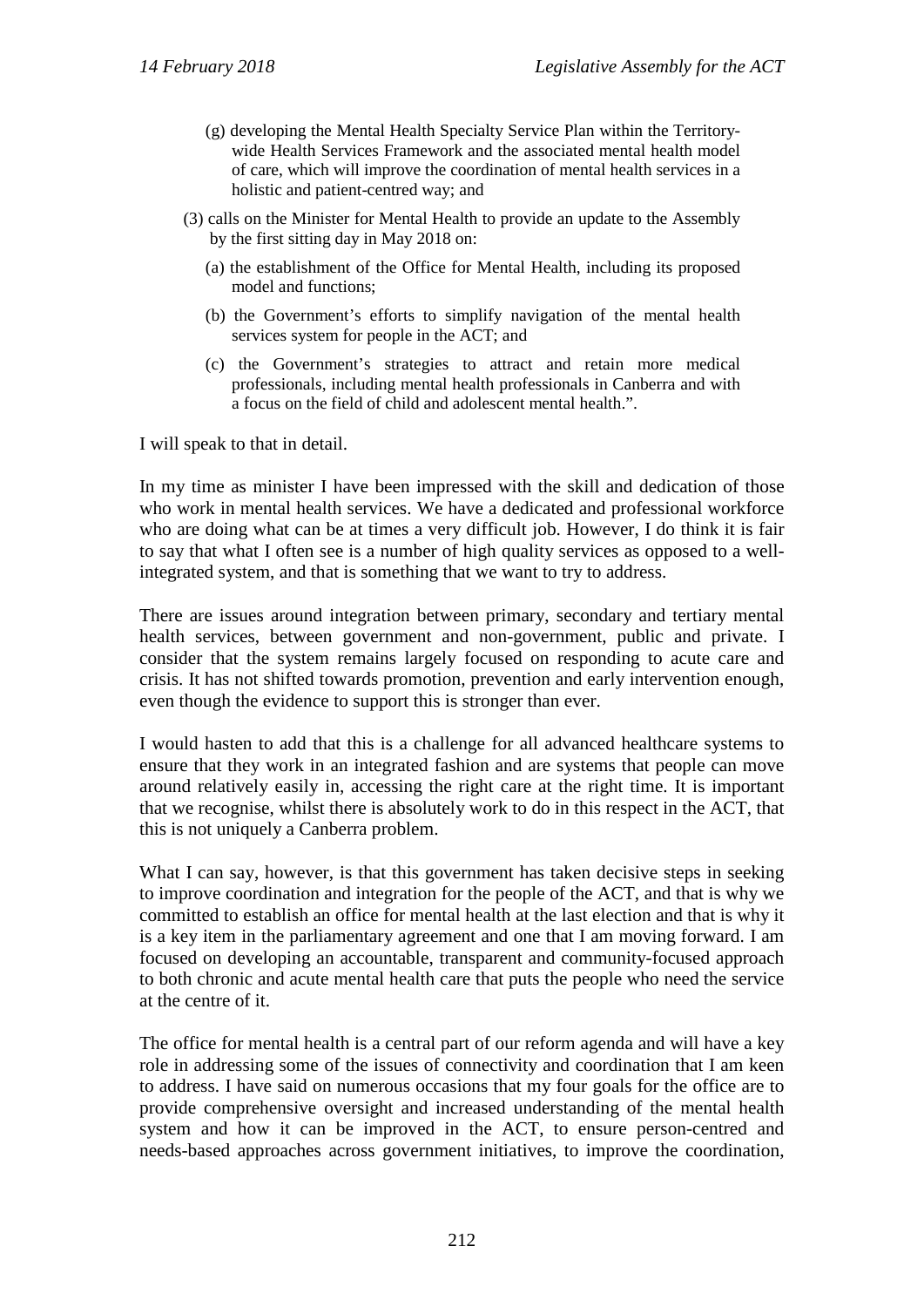(g) developing the Mental Health Specialty Service Plan within the Territory-wide Health Services Framework and the associated mental health model of care, which will improve the coordination of mental health services in a holistic and patient-centred way; and

(3) calls on the Minister for Mental Health to provide an update to the Assembly by the first sitting day in May 2018 on:

(a) the establishment of the Office for Mental Health, including its proposed model and functions;

(b) the Government's efforts to simplify navigation of the mental health services system for people in the ACT; and

(c) the Government's strategies to attract and retain more medical professionals, including mental health professionals in Canberra and with a focus on the field of child and adolescent mental health.".

I will speak to that in detail.

In my time as minister I have been impressed with the skill and dedication of those who work in mental health services. We have a dedicated and professional workforce who are doing what can be at times a very difficult job. However, I do think it is fair to say that what I often see is a number of high quality services as opposed to a well-integrated system, and that is something that we want to try to address.

There are issues around integration between primary, secondary and tertiary mental health services, between government and non-government, public and private. I consider that the system remains largely focused on responding to acute care and crisis. It has not shifted towards promotion, prevention and early intervention enough, even though the evidence to support this is stronger than ever.

I would hasten to add that this is a challenge for all advanced healthcare systems to ensure that they work in an integrated fashion and are systems that people can move around relatively easily in, accessing the right care at the right time. It is important that we recognise, whilst there is absolutely work to do in this respect in the ACT, that this is not uniquely a Canberra problem.

What I can say, however, is that this government has taken decisive steps in seeking to improve coordination and integration for the people of the ACT, and that is why we committed to establish an office for mental health at the last election and that is why it is a key item in the parliamentary agreement and one that I am moving forward. I am focused on developing an accountable, transparent and community-focused approach to both chronic and acute mental health care that puts the people who need the service at the centre of it.

The office for mental health is a central part of our reform agenda and will have a key role in addressing some of the issues of connectivity and coordination that I am keen to address. I have said on numerous occasions that my four goals for the office are to provide comprehensive oversight and increased understanding of the mental health system and how it can be improved in the ACT, to ensure person-centred and needs-based approaches across government initiatives, to improve the coordination,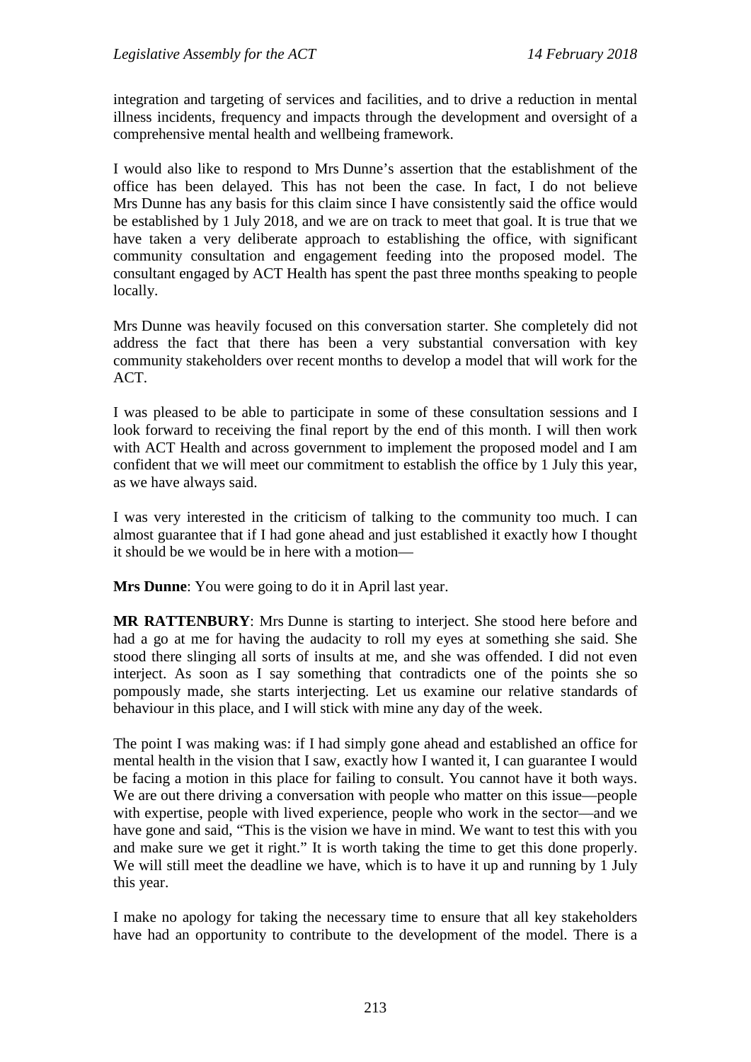integration and targeting of services and facilities, and to drive a reduction in mental illness incidents, frequency and impacts through the development and oversight of a comprehensive mental health and wellbeing framework.

I would also like to respond to Mrs Dunne's assertion that the establishment of the office has been delayed. This has not been the case. In fact, I do not believe Mrs Dunne has any basis for this claim since I have consistently said the office would be established by 1 July 2018, and we are on track to meet that goal. It is true that we have taken a very deliberate approach to establishing the office, with significant community consultation and engagement feeding into the proposed model. The consultant engaged by ACT Health has spent the past three months speaking to people locally.

Mrs Dunne was heavily focused on this conversation starter. She completely did not address the fact that there has been a very substantial conversation with key community stakeholders over recent months to develop a model that will work for the ACT.

I was pleased to be able to participate in some of these consultation sessions and I look forward to receiving the final report by the end of this month. I will then work with ACT Health and across government to implement the proposed model and I am confident that we will meet our commitment to establish the office by 1 July this year, as we have always said.

I was very interested in the criticism of talking to the community too much. I can almost guarantee that if I had gone ahead and just established it exactly how I thought it should be we would be in here with a motion—

**Mrs Dunne**: You were going to do it in April last year.

**MR RATTENBURY**: Mrs Dunne is starting to interject. She stood here before and had a go at me for having the audacity to roll my eyes at something she said. She stood there slinging all sorts of insults at me, and she was offended. I did not even interject. As soon as I say something that contradicts one of the points she so pompously made, she starts interjecting. Let us examine our relative standards of behaviour in this place, and I will stick with mine any day of the week.

The point I was making was: if I had simply gone ahead and established an office for mental health in the vision that I saw, exactly how I wanted it, I can guarantee I would be facing a motion in this place for failing to consult. You cannot have it both ways. We are out there driving a conversation with people who matter on this issue—people with expertise, people with lived experience, people who work in the sector—and we have gone and said, "This is the vision we have in mind. We want to test this with you and make sure we get it right." It is worth taking the time to get this done properly. We will still meet the deadline we have, which is to have it up and running by 1 July this year.

I make no apology for taking the necessary time to ensure that all key stakeholders have had an opportunity to contribute to the development of the model. There is a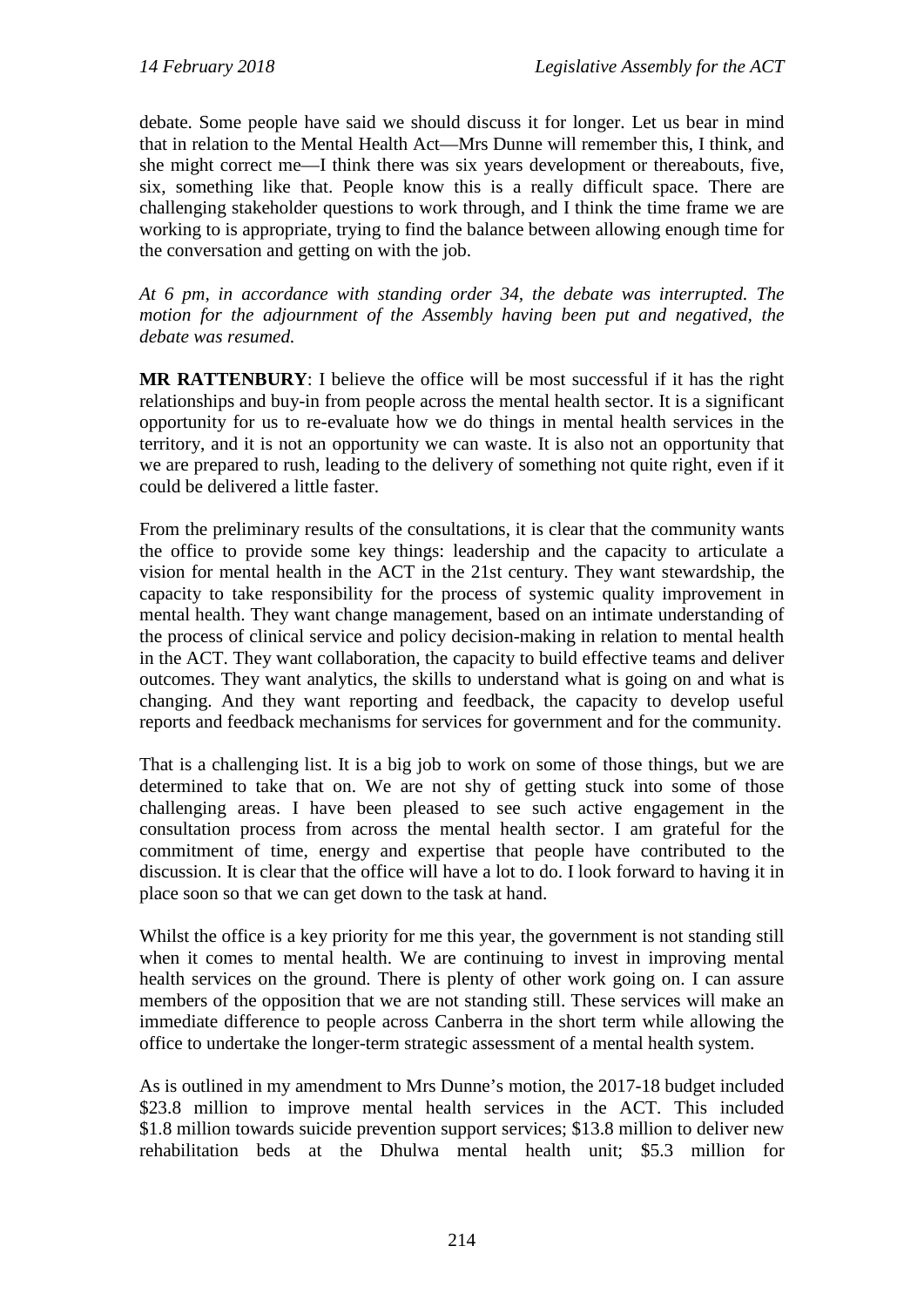debate. Some people have said we should discuss it for longer. Let us bear in mind that in relation to the Mental Health Act—Mrs Dunne will remember this, I think, and she might correct me—I think there was six years development or thereabouts, five, six, something like that. People know this is a really difficult space. There are challenging stakeholder questions to work through, and I think the time frame we are working to is appropriate, trying to find the balance between allowing enough time for the conversation and getting on with the job.

*At 6 pm, in accordance with standing order 34, the debate was interrupted. The motion for the adjournment of the Assembly having been put and negatived, the debate was resumed.*

**MR RATTENBURY**: I believe the office will be most successful if it has the right relationships and buy-in from people across the mental health sector. It is a significant opportunity for us to re-evaluate how we do things in mental health services in the territory, and it is not an opportunity we can waste. It is also not an opportunity that we are prepared to rush, leading to the delivery of something not quite right, even if it could be delivered a little faster.

From the preliminary results of the consultations, it is clear that the community wants the office to provide some key things: leadership and the capacity to articulate a vision for mental health in the ACT in the 21st century. They want stewardship, the capacity to take responsibility for the process of systemic quality improvement in mental health. They want change management, based on an intimate understanding of the process of clinical service and policy decision-making in relation to mental health in the ACT. They want collaboration, the capacity to build effective teams and deliver outcomes. They want analytics, the skills to understand what is going on and what is changing. And they want reporting and feedback, the capacity to develop useful reports and feedback mechanisms for services for government and for the community.

That is a challenging list. It is a big job to work on some of those things, but we are determined to take that on. We are not shy of getting stuck into some of those challenging areas. I have been pleased to see such active engagement in the consultation process from across the mental health sector. I am grateful for the commitment of time, energy and expertise that people have contributed to the discussion. It is clear that the office will have a lot to do. I look forward to having it in place soon so that we can get down to the task at hand.

Whilst the office is a key priority for me this year, the government is not standing still when it comes to mental health. We are continuing to invest in improving mental health services on the ground. There is plenty of other work going on. I can assure members of the opposition that we are not standing still. These services will make an immediate difference to people across Canberra in the short term while allowing the office to undertake the longer-term strategic assessment of a mental health system.

As is outlined in my amendment to Mrs Dunne's motion, the 2017-18 budget included \$23.8 million to improve mental health services in the ACT. This included \$1.8 million towards suicide prevention support services; \$13.8 million to deliver new rehabilitation beds at the Dhulwa mental health unit; \$5.3 million for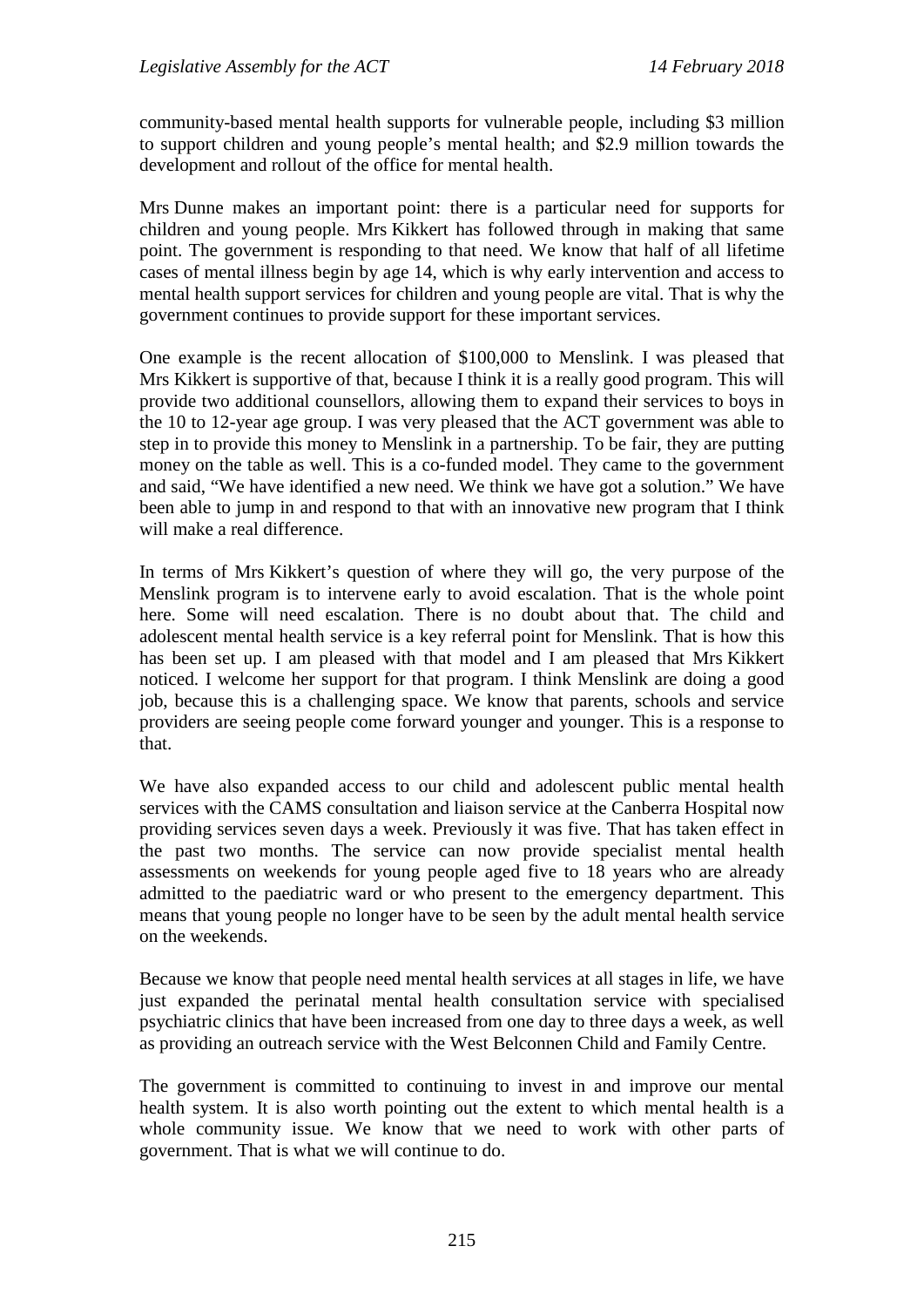community-based mental health supports for vulnerable people, including $3 million to support children and young people's mental health; and $2.9 million towards the development and rollout of the office for mental health.

Mrs Dunne makes an important point: there is a particular need for supports for children and young people. Mrs Kikkert has followed through in making that same point. The government is responding to that need. We know that half of all lifetime cases of mental illness begin by age 14, which is why early intervention and access to mental health support services for children and young people are vital. That is why the government continues to provide support for these important services.

One example is the recent allocation of $100,000 to Menslink. I was pleased that Mrs Kikkert is supportive of that, because I think it is a really good program. This will provide two additional counsellors, allowing them to expand their services to boys in the 10 to 12-year age group. I was very pleased that the ACT government was able to step in to provide this money to Menslink in a partnership. To be fair, they are putting money on the table as well. This is a co-funded model. They came to the government and said, "We have identified a new need. We think we have got a solution." We have been able to jump in and respond to that with an innovative new program that I think will make a real difference.

In terms of Mrs Kikkert's question of where they will go, the very purpose of the Menslink program is to intervene early to avoid escalation. That is the whole point here. Some will need escalation. There is no doubt about that. The child and adolescent mental health service is a key referral point for Menslink. That is how this has been set up. I am pleased with that model and I am pleased that Mrs Kikkert noticed. I welcome her support for that program. I think Menslink are doing a good job, because this is a challenging space. We know that parents, schools and service providers are seeing people come forward younger and younger. This is a response to that.

We have also expanded access to our child and adolescent public mental health services with the CAMS consultation and liaison service at the Canberra Hospital now providing services seven days a week. Previously it was five. That has taken effect in the past two months. The service can now provide specialist mental health assessments on weekends for young people aged five to 18 years who are already admitted to the paediatric ward or who present to the emergency department. This means that young people no longer have to be seen by the adult mental health service on the weekends.

Because we know that people need mental health services at all stages in life, we have just expanded the perinatal mental health consultation service with specialised psychiatric clinics that have been increased from one day to three days a week, as well as providing an outreach service with the West Belconnen Child and Family Centre.

The government is committed to continuing to invest in and improve our mental health system. It is also worth pointing out the extent to which mental health is a whole community issue. We know that we need to work with other parts of government. That is what we will continue to do.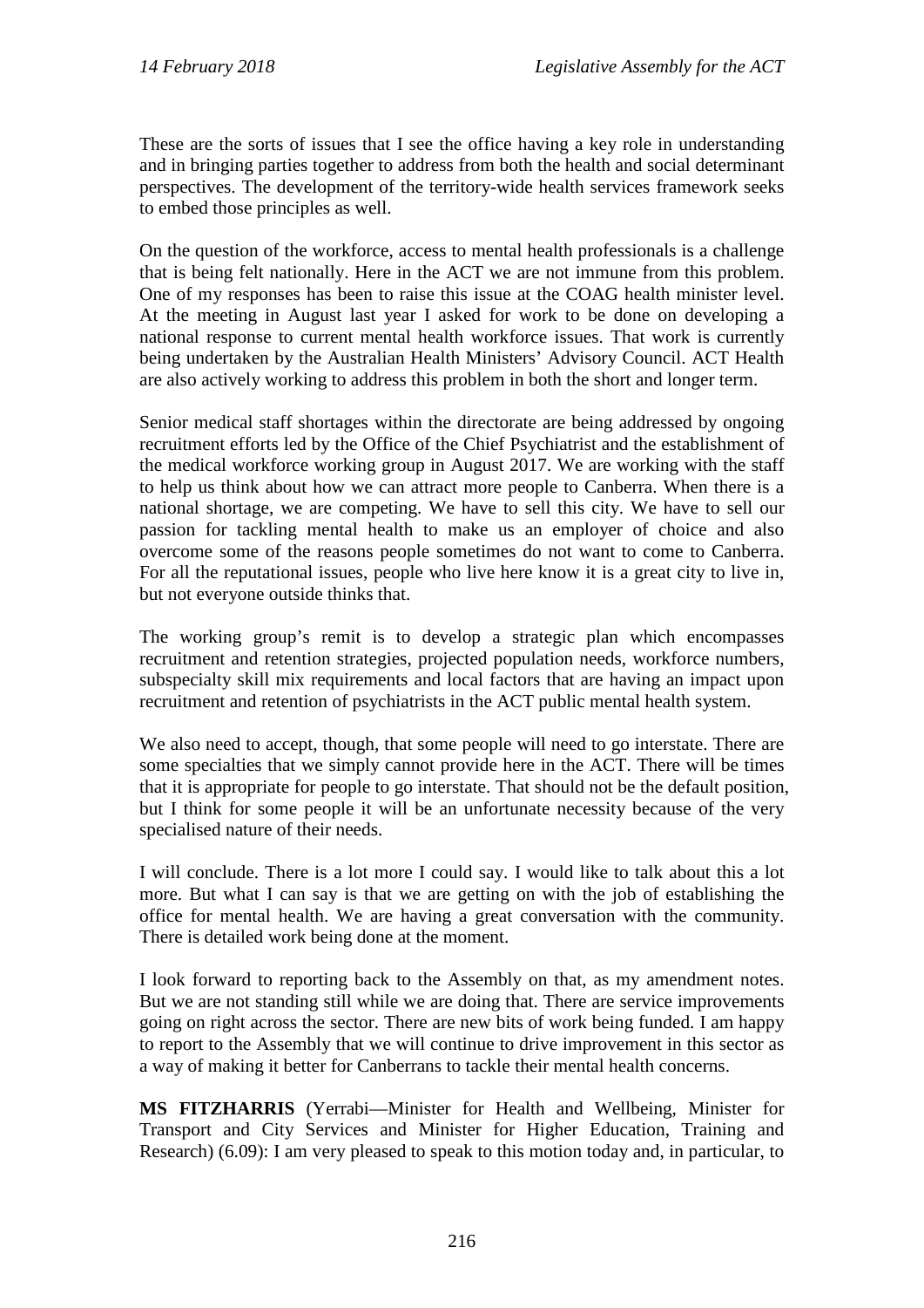These are the sorts of issues that I see the office having a key role in understanding and in bringing parties together to address from both the health and social determinant perspectives. The development of the territory-wide health services framework seeks to embed those principles as well.

On the question of the workforce, access to mental health professionals is a challenge that is being felt nationally. Here in the ACT we are not immune from this problem. One of my responses has been to raise this issue at the COAG health minister level. At the meeting in August last year I asked for work to be done on developing a national response to current mental health workforce issues. That work is currently being undertaken by the Australian Health Ministers' Advisory Council. ACT Health are also actively working to address this problem in both the short and longer term.

Senior medical staff shortages within the directorate are being addressed by ongoing recruitment efforts led by the Office of the Chief Psychiatrist and the establishment of the medical workforce working group in August 2017. We are working with the staff to help us think about how we can attract more people to Canberra. When there is a national shortage, we are competing. We have to sell this city. We have to sell our passion for tackling mental health to make us an employer of choice and also overcome some of the reasons people sometimes do not want to come to Canberra. For all the reputational issues, people who live here know it is a great city to live in, but not everyone outside thinks that.

The working group's remit is to develop a strategic plan which encompasses recruitment and retention strategies, projected population needs, workforce numbers, subspecialty skill mix requirements and local factors that are having an impact upon recruitment and retention of psychiatrists in the ACT public mental health system.

We also need to accept, though, that some people will need to go interstate. There are some specialties that we simply cannot provide here in the ACT. There will be times that it is appropriate for people to go interstate. That should not be the default position, but I think for some people it will be an unfortunate necessity because of the very specialised nature of their needs.

I will conclude. There is a lot more I could say. I would like to talk about this a lot more. But what I can say is that we are getting on with the job of establishing the office for mental health. We are having a great conversation with the community. There is detailed work being done at the moment.

I look forward to reporting back to the Assembly on that, as my amendment notes. But we are not standing still while we are doing that. There are service improvements going on right across the sector. There are new bits of work being funded. I am happy to report to the Assembly that we will continue to drive improvement in this sector as a way of making it better for Canberrans to tackle their mental health concerns.

**MS FITZHARRIS** (Yerrabi—Minister for Health and Wellbeing, Minister for Transport and City Services and Minister for Higher Education, Training and Research) (6.09): I am very pleased to speak to this motion today and, in particular, to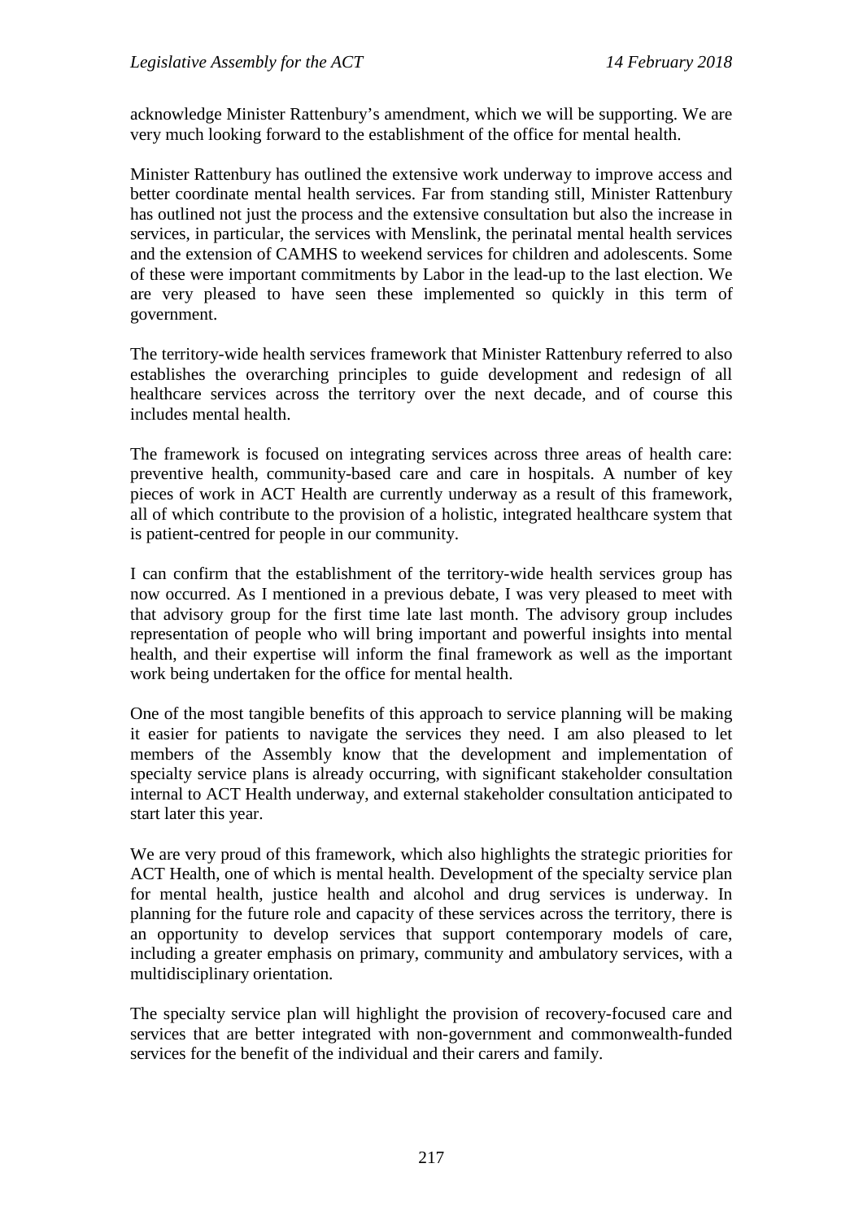acknowledge Minister Rattenbury's amendment, which we will be supporting. We are very much looking forward to the establishment of the office for mental health.

Minister Rattenbury has outlined the extensive work underway to improve access and better coordinate mental health services. Far from standing still, Minister Rattenbury has outlined not just the process and the extensive consultation but also the increase in services, in particular, the services with Menslink, the perinatal mental health services and the extension of CAMHS to weekend services for children and adolescents. Some of these were important commitments by Labor in the lead-up to the last election. We are very pleased to have seen these implemented so quickly in this term of government.

The territory-wide health services framework that Minister Rattenbury referred to also establishes the overarching principles to guide development and redesign of all healthcare services across the territory over the next decade, and of course this includes mental health.

The framework is focused on integrating services across three areas of health care: preventive health, community-based care and care in hospitals. A number of key pieces of work in ACT Health are currently underway as a result of this framework, all of which contribute to the provision of a holistic, integrated healthcare system that is patient-centred for people in our community.

I can confirm that the establishment of the territory-wide health services group has now occurred. As I mentioned in a previous debate, I was very pleased to meet with that advisory group for the first time late last month. The advisory group includes representation of people who will bring important and powerful insights into mental health, and their expertise will inform the final framework as well as the important work being undertaken for the office for mental health.

One of the most tangible benefits of this approach to service planning will be making it easier for patients to navigate the services they need. I am also pleased to let members of the Assembly know that the development and implementation of specialty service plans is already occurring, with significant stakeholder consultation internal to ACT Health underway, and external stakeholder consultation anticipated to start later this year.

We are very proud of this framework, which also highlights the strategic priorities for ACT Health, one of which is mental health. Development of the specialty service plan for mental health, justice health and alcohol and drug services is underway. In planning for the future role and capacity of these services across the territory, there is an opportunity to develop services that support contemporary models of care, including a greater emphasis on primary, community and ambulatory services, with a multidisciplinary orientation.

The specialty service plan will highlight the provision of recovery-focused care and services that are better integrated with non-government and commonwealth-funded services for the benefit of the individual and their carers and family.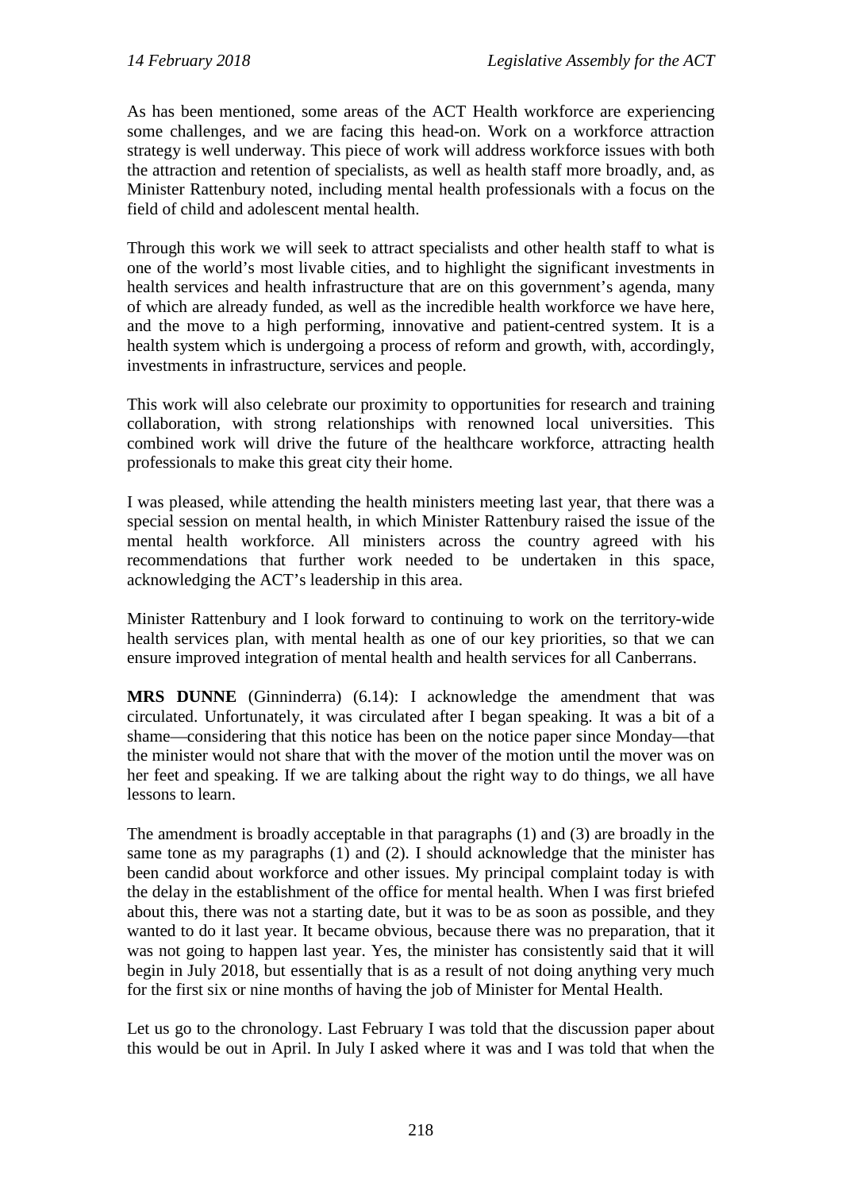As has been mentioned, some areas of the ACT Health workforce are experiencing some challenges, and we are facing this head-on. Work on a workforce attraction strategy is well underway. This piece of work will address workforce issues with both the attraction and retention of specialists, as well as health staff more broadly, and, as Minister Rattenbury noted, including mental health professionals with a focus on the field of child and adolescent mental health.

Through this work we will seek to attract specialists and other health staff to what is one of the world's most livable cities, and to highlight the significant investments in health services and health infrastructure that are on this government's agenda, many of which are already funded, as well as the incredible health workforce we have here, and the move to a high performing, innovative and patient-centred system. It is a health system which is undergoing a process of reform and growth, with, accordingly, investments in infrastructure, services and people.

This work will also celebrate our proximity to opportunities for research and training collaboration, with strong relationships with renowned local universities. This combined work will drive the future of the healthcare workforce, attracting health professionals to make this great city their home.

I was pleased, while attending the health ministers meeting last year, that there was a special session on mental health, in which Minister Rattenbury raised the issue of the mental health workforce. All ministers across the country agreed with his recommendations that further work needed to be undertaken in this space, acknowledging the ACT's leadership in this area.

Minister Rattenbury and I look forward to continuing to work on the territory-wide health services plan, with mental health as one of our key priorities, so that we can ensure improved integration of mental health and health services for all Canberrans.

**MRS DUNNE** (Ginninderra) (6.14): I acknowledge the amendment that was circulated. Unfortunately, it was circulated after I began speaking. It was a bit of a shame—considering that this notice has been on the notice paper since Monday—that the minister would not share that with the mover of the motion until the mover was on her feet and speaking. If we are talking about the right way to do things, we all have lessons to learn.

The amendment is broadly acceptable in that paragraphs (1) and (3) are broadly in the same tone as my paragraphs (1) and (2). I should acknowledge that the minister has been candid about workforce and other issues. My principal complaint today is with the delay in the establishment of the office for mental health. When I was first briefed about this, there was not a starting date, but it was to be as soon as possible, and they wanted to do it last year. It became obvious, because there was no preparation, that it was not going to happen last year. Yes, the minister has consistently said that it will begin in July 2018, but essentially that is as a result of not doing anything very much for the first six or nine months of having the job of Minister for Mental Health.

Let us go to the chronology. Last February I was told that the discussion paper about this would be out in April. In July I asked where it was and I was told that when the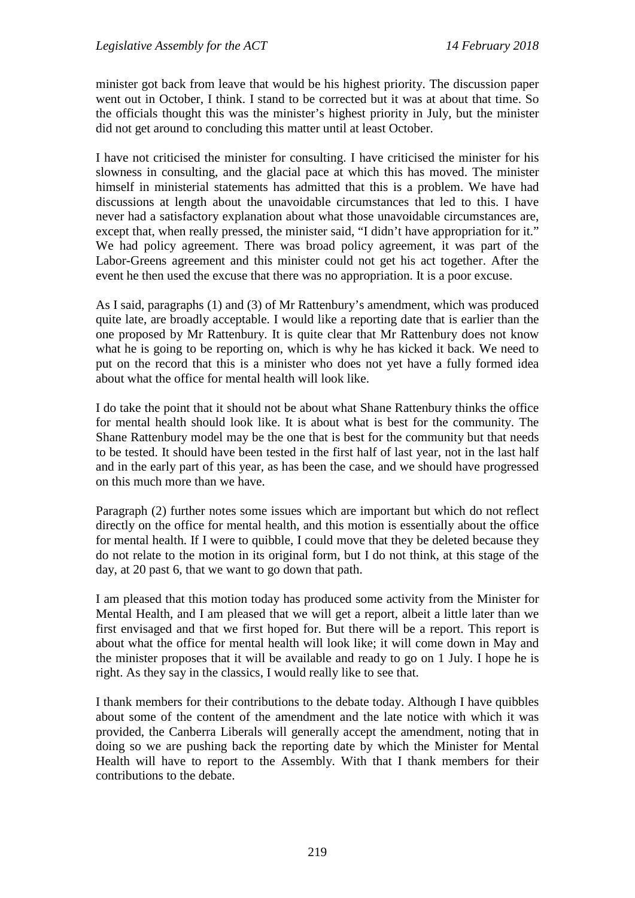minister got back from leave that would be his highest priority. The discussion paper went out in October, I think. I stand to be corrected but it was at about that time. So the officials thought this was the minister's highest priority in July, but the minister did not get around to concluding this matter until at least October.

I have not criticised the minister for consulting. I have criticised the minister for his slowness in consulting, and the glacial pace at which this has moved. The minister himself in ministerial statements has admitted that this is a problem. We have had discussions at length about the unavoidable circumstances that led to this. I have never had a satisfactory explanation about what those unavoidable circumstances are, except that, when really pressed, the minister said, "I didn't have appropriation for it." We had policy agreement. There was broad policy agreement, it was part of the Labor-Greens agreement and this minister could not get his act together. After the event he then used the excuse that there was no appropriation. It is a poor excuse.

As I said, paragraphs (1) and (3) of Mr Rattenbury's amendment, which was produced quite late, are broadly acceptable. I would like a reporting date that is earlier than the one proposed by Mr Rattenbury. It is quite clear that Mr Rattenbury does not know what he is going to be reporting on, which is why he has kicked it back. We need to put on the record that this is a minister who does not yet have a fully formed idea about what the office for mental health will look like.

I do take the point that it should not be about what Shane Rattenbury thinks the office for mental health should look like. It is about what is best for the community. The Shane Rattenbury model may be the one that is best for the community but that needs to be tested. It should have been tested in the first half of last year, not in the last half and in the early part of this year, as has been the case, and we should have progressed on this much more than we have.

Paragraph (2) further notes some issues which are important but which do not reflect directly on the office for mental health, and this motion is essentially about the office for mental health. If I were to quibble, I could move that they be deleted because they do not relate to the motion in its original form, but I do not think, at this stage of the day, at 20 past 6, that we want to go down that path.

I am pleased that this motion today has produced some activity from the Minister for Mental Health, and I am pleased that we will get a report, albeit a little later than we first envisaged and that we first hoped for. But there will be a report. This report is about what the office for mental health will look like; it will come down in May and the minister proposes that it will be available and ready to go on 1 July. I hope he is right. As they say in the classics, I would really like to see that.

I thank members for their contributions to the debate today. Although I have quibbles about some of the content of the amendment and the late notice with which it was provided, the Canberra Liberals will generally accept the amendment, noting that in doing so we are pushing back the reporting date by which the Minister for Mental Health will have to report to the Assembly. With that I thank members for their contributions to the debate.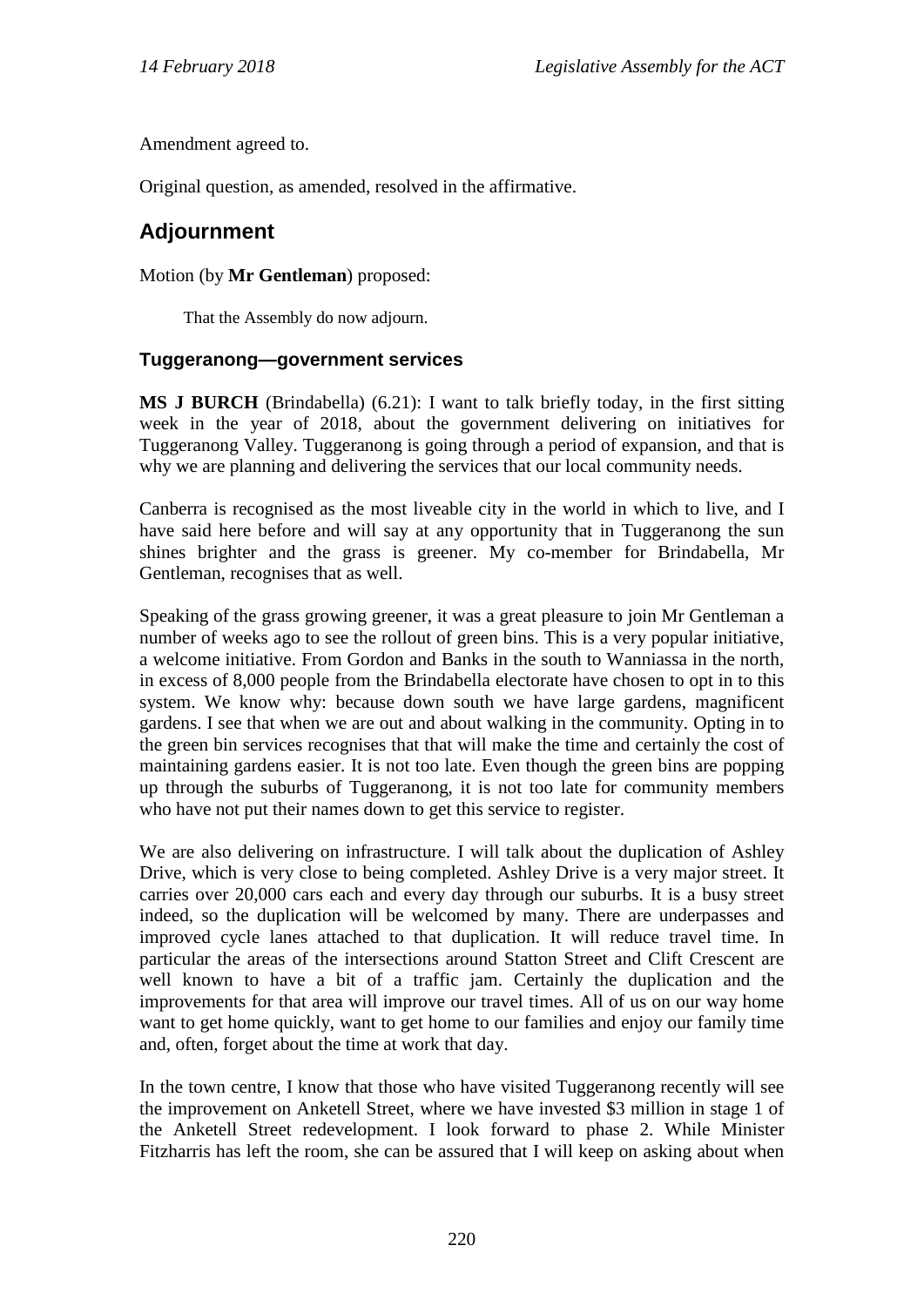Amendment agreed to.

Original question, as amended, resolved in the affirmative.

## Adjournment

Motion (by **Mr Gentleman**) proposed:

> That the Assembly do now adjourn.

### Tuggeranong—government services

**MS J BURCH** (Brindabella) (6.21): I want to talk briefly today, in the first sitting week in the year of 2018, about the government delivering on initiatives for Tuggeranong Valley. Tuggeranong is going through a period of expansion, and that is why we are planning and delivering the services that our local community needs.

Canberra is recognised as the most liveable city in the world in which to live, and I have said here before and will say at any opportunity that in Tuggeranong the sun shines brighter and the grass is greener. My co-member for Brindabella, Mr Gentleman, recognises that as well.

Speaking of the grass growing greener, it was a great pleasure to join Mr Gentleman a number of weeks ago to see the rollout of green bins. This is a very popular initiative, a welcome initiative. From Gordon and Banks in the south to Wanniassa in the north, in excess of 8,000 people from the Brindabella electorate have chosen to opt in to this system. We know why: because down south we have large gardens, magnificent gardens. I see that when we are out and about walking in the community. Opting in to the green bin services recognises that that will make the time and certainly the cost of maintaining gardens easier. It is not too late. Even though the green bins are popping up through the suburbs of Tuggeranong, it is not too late for community members who have not put their names down to get this service to register.

We are also delivering on infrastructure. I will talk about the duplication of Ashley Drive, which is very close to being completed. Ashley Drive is a very major street. It carries over 20,000 cars each and every day through our suburbs. It is a busy street indeed, so the duplication will be welcomed by many. There are underpasses and improved cycle lanes attached to that duplication. It will reduce travel time. In particular the areas of the intersections around Statton Street and Clift Crescent are well known to have a bit of a traffic jam. Certainly the duplication and the improvements for that area will improve our travel times. All of us on our way home want to get home quickly, want to get home to our families and enjoy our family time and, often, forget about the time at work that day.

In the town centre, I know that those who have visited Tuggeranong recently will see the improvement on Anketell Street, where we have invested $3 million in stage 1 of the Anketell Street redevelopment. I look forward to phase 2. While Minister Fitzharris has left the room, she can be assured that I will keep on asking about when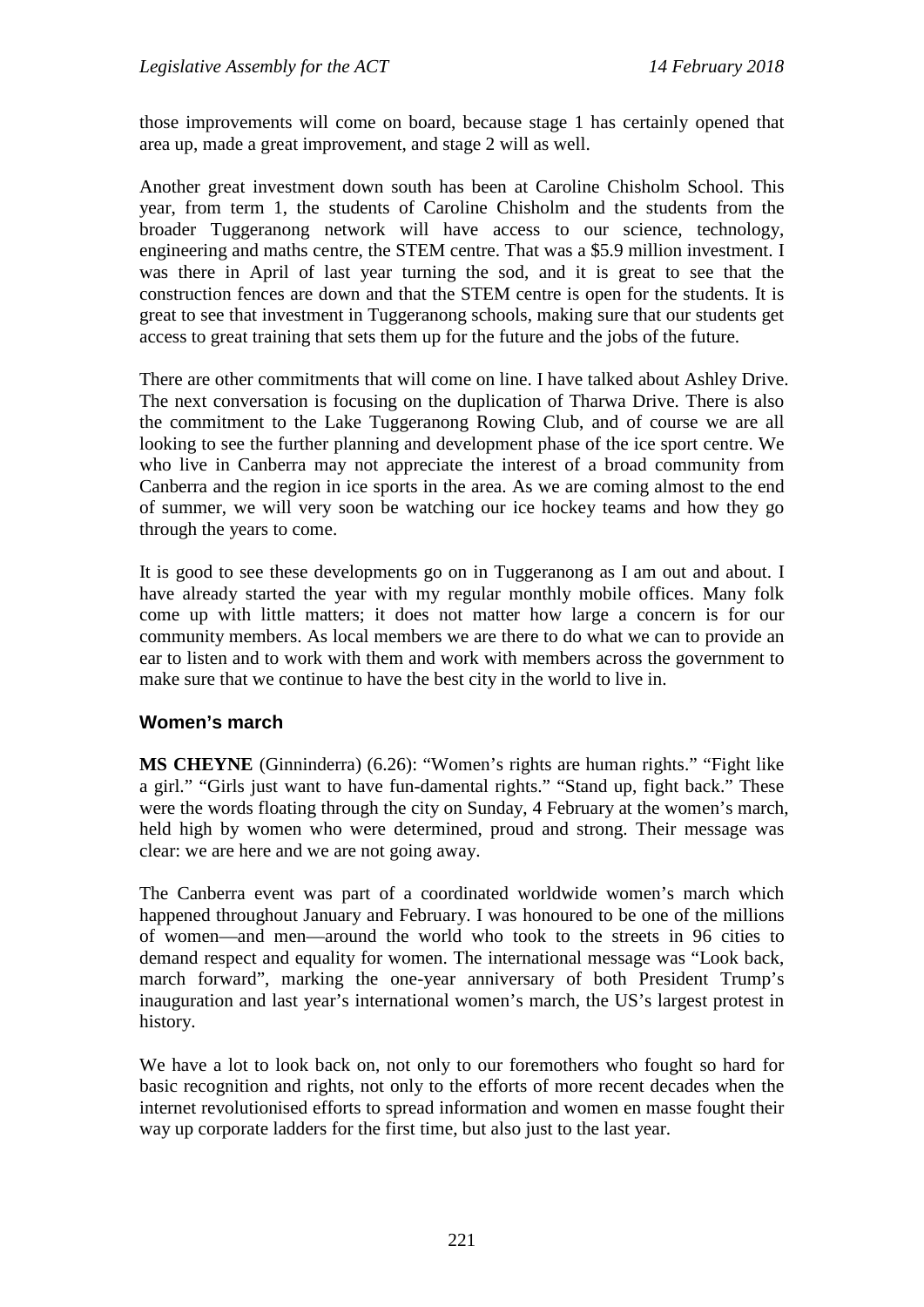those improvements will come on board, because stage 1 has certainly opened that area up, made a great improvement, and stage 2 will as well.

Another great investment down south has been at Caroline Chisholm School. This year, from term 1, the students of Caroline Chisholm and the students from the broader Tuggeranong network will have access to our science, technology, engineering and maths centre, the STEM centre. That was a $5.9 million investment. I was there in April of last year turning the sod, and it is great to see that the construction fences are down and that the STEM centre is open for the students. It is great to see that investment in Tuggeranong schools, making sure that our students get access to great training that sets them up for the future and the jobs of the future.

There are other commitments that will come on line. I have talked about Ashley Drive. The next conversation is focusing on the duplication of Tharwa Drive. There is also the commitment to the Lake Tuggeranong Rowing Club, and of course we are all looking to see the further planning and development phase of the ice sport centre. We who live in Canberra may not appreciate the interest of a broad community from Canberra and the region in ice sports in the area. As we are coming almost to the end of summer, we will very soon be watching our ice hockey teams and how they go through the years to come.

It is good to see these developments go on in Tuggeranong as I am out and about. I have already started the year with my regular monthly mobile offices. Many folk come up with little matters; it does not matter how large a concern is for our community members. As local members we are there to do what we can to provide an ear to listen and to work with them and work with members across the government to make sure that we continue to have the best city in the world to live in.

## Women's march

**MS CHEYNE** (Ginninderra) (6.26): "Women's rights are human rights." "Fight like a girl." "Girls just want to have fun-damental rights." "Stand up, fight back." These were the words floating through the city on Sunday, 4 February at the women's march, held high by women who were determined, proud and strong. Their message was clear: we are here and we are not going away.

The Canberra event was part of a coordinated worldwide women's march which happened throughout January and February. I was honoured to be one of the millions of women—and men—around the world who took to the streets in 96 cities to demand respect and equality for women. The international message was "Look back, march forward", marking the one-year anniversary of both President Trump's inauguration and last year's international women's march, the US's largest protest in history.

We have a lot to look back on, not only to our foremothers who fought so hard for basic recognition and rights, not only to the efforts of more recent decades when the internet revolutionised efforts to spread information and women en masse fought their way up corporate ladders for the first time, but also just to the last year.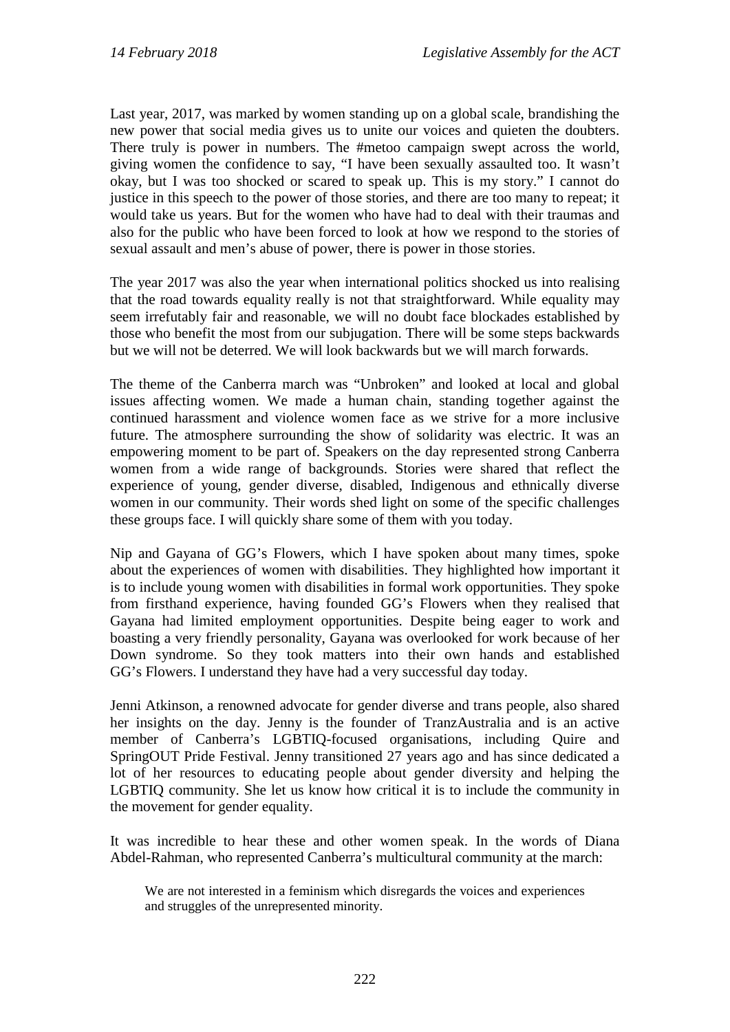Last year, 2017, was marked by women standing up on a global scale, brandishing the new power that social media gives us to unite our voices and quieten the doubters. There truly is power in numbers. The #metoo campaign swept across the world, giving women the confidence to say, "I have been sexually assaulted too. It wasn't okay, but I was too shocked or scared to speak up. This is my story." I cannot do justice in this speech to the power of those stories, and there are too many to repeat; it would take us years. But for the women who have had to deal with their traumas and also for the public who have been forced to look at how we respond to the stories of sexual assault and men's abuse of power, there is power in those stories.

The year 2017 was also the year when international politics shocked us into realising that the road towards equality really is not that straightforward. While equality may seem irrefutably fair and reasonable, we will no doubt face blockades established by those who benefit the most from our subjugation. There will be some steps backwards but we will not be deterred. We will look backwards but we will march forwards.

The theme of the Canberra march was "Unbroken" and looked at local and global issues affecting women. We made a human chain, standing together against the continued harassment and violence women face as we strive for a more inclusive future. The atmosphere surrounding the show of solidarity was electric. It was an empowering moment to be part of. Speakers on the day represented strong Canberra women from a wide range of backgrounds. Stories were shared that reflect the experience of young, gender diverse, disabled, Indigenous and ethnically diverse women in our community. Their words shed light on some of the specific challenges these groups face. I will quickly share some of them with you today.

Nip and Gayana of GG's Flowers, which I have spoken about many times, spoke about the experiences of women with disabilities. They highlighted how important it is to include young women with disabilities in formal work opportunities. They spoke from firsthand experience, having founded GG's Flowers when they realised that Gayana had limited employment opportunities. Despite being eager to work and boasting a very friendly personality, Gayana was overlooked for work because of her Down syndrome. So they took matters into their own hands and established GG's Flowers. I understand they have had a very successful day today.

Jenni Atkinson, a renowned advocate for gender diverse and trans people, also shared her insights on the day. Jenny is the founder of TranzAustralia and is an active member of Canberra's LGBTIQ-focused organisations, including Quire and SpringOUT Pride Festival. Jenny transitioned 27 years ago and has since dedicated a lot of her resources to educating people about gender diversity and helping the LGBTIQ community. She let us know how critical it is to include the community in the movement for gender equality.

It was incredible to hear these and other women speak. In the words of Diana Abdel-Rahman, who represented Canberra's multicultural community at the march:

> We are not interested in a feminism which disregards the voices and experiences and struggles of the unrepresented minority.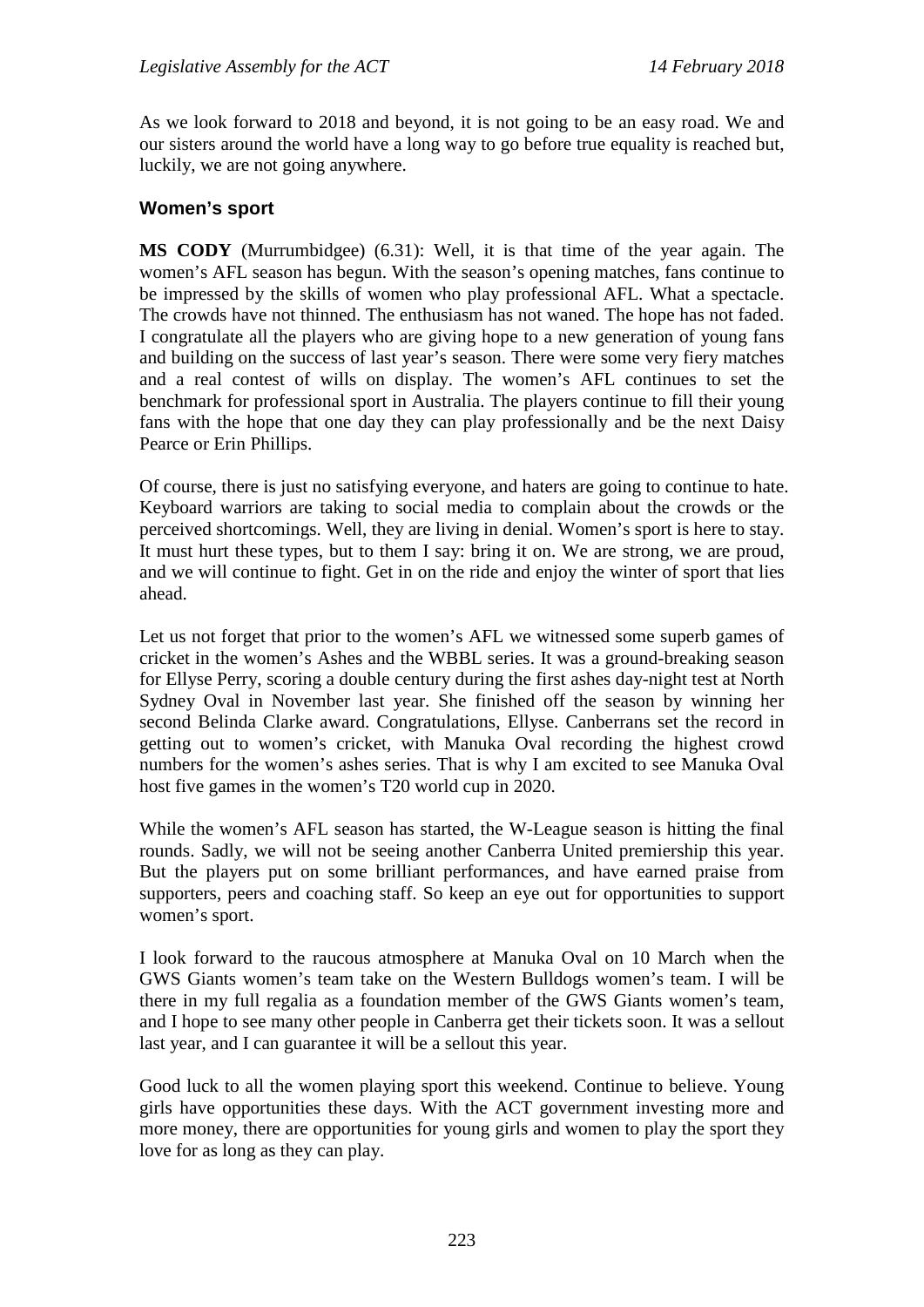As we look forward to 2018 and beyond, it is not going to be an easy road. We and our sisters around the world have a long way to go before true equality is reached but, luckily, we are not going anywhere.

### Women's sport

**MS CODY** (Murrumbidgee) (6.31): Well, it is that time of the year again. The women's AFL season has begun. With the season's opening matches, fans continue to be impressed by the skills of women who play professional AFL. What a spectacle. The crowds have not thinned. The enthusiasm has not waned. The hope has not faded. I congratulate all the players who are giving hope to a new generation of young fans and building on the success of last year's season. There were some very fiery matches and a real contest of wills on display. The women's AFL continues to set the benchmark for professional sport in Australia. The players continue to fill their young fans with the hope that one day they can play professionally and be the next Daisy Pearce or Erin Phillips.

Of course, there is just no satisfying everyone, and haters are going to continue to hate. Keyboard warriors are taking to social media to complain about the crowds or the perceived shortcomings. Well, they are living in denial. Women's sport is here to stay. It must hurt these types, but to them I say: bring it on. We are strong, we are proud, and we will continue to fight. Get in on the ride and enjoy the winter of sport that lies ahead.

Let us not forget that prior to the women's AFL we witnessed some superb games of cricket in the women's Ashes and the WBBL series. It was a ground-breaking season for Ellyse Perry, scoring a double century during the first ashes day-night test at North Sydney Oval in November last year. She finished off the season by winning her second Belinda Clarke award. Congratulations, Ellyse. Canberrans set the record in getting out to women's cricket, with Manuka Oval recording the highest crowd numbers for the women's ashes series. That is why I am excited to see Manuka Oval host five games in the women's T20 world cup in 2020.

While the women's AFL season has started, the W-League season is hitting the final rounds. Sadly, we will not be seeing another Canberra United premiership this year. But the players put on some brilliant performances, and have earned praise from supporters, peers and coaching staff. So keep an eye out for opportunities to support women's sport.

I look forward to the raucous atmosphere at Manuka Oval on 10 March when the GWS Giants women's team take on the Western Bulldogs women's team. I will be there in my full regalia as a foundation member of the GWS Giants women's team, and I hope to see many other people in Canberra get their tickets soon. It was a sellout last year, and I can guarantee it will be a sellout this year.

Good luck to all the women playing sport this weekend. Continue to believe. Young girls have opportunities these days. With the ACT government investing more and more money, there are opportunities for young girls and women to play the sport they love for as long as they can play.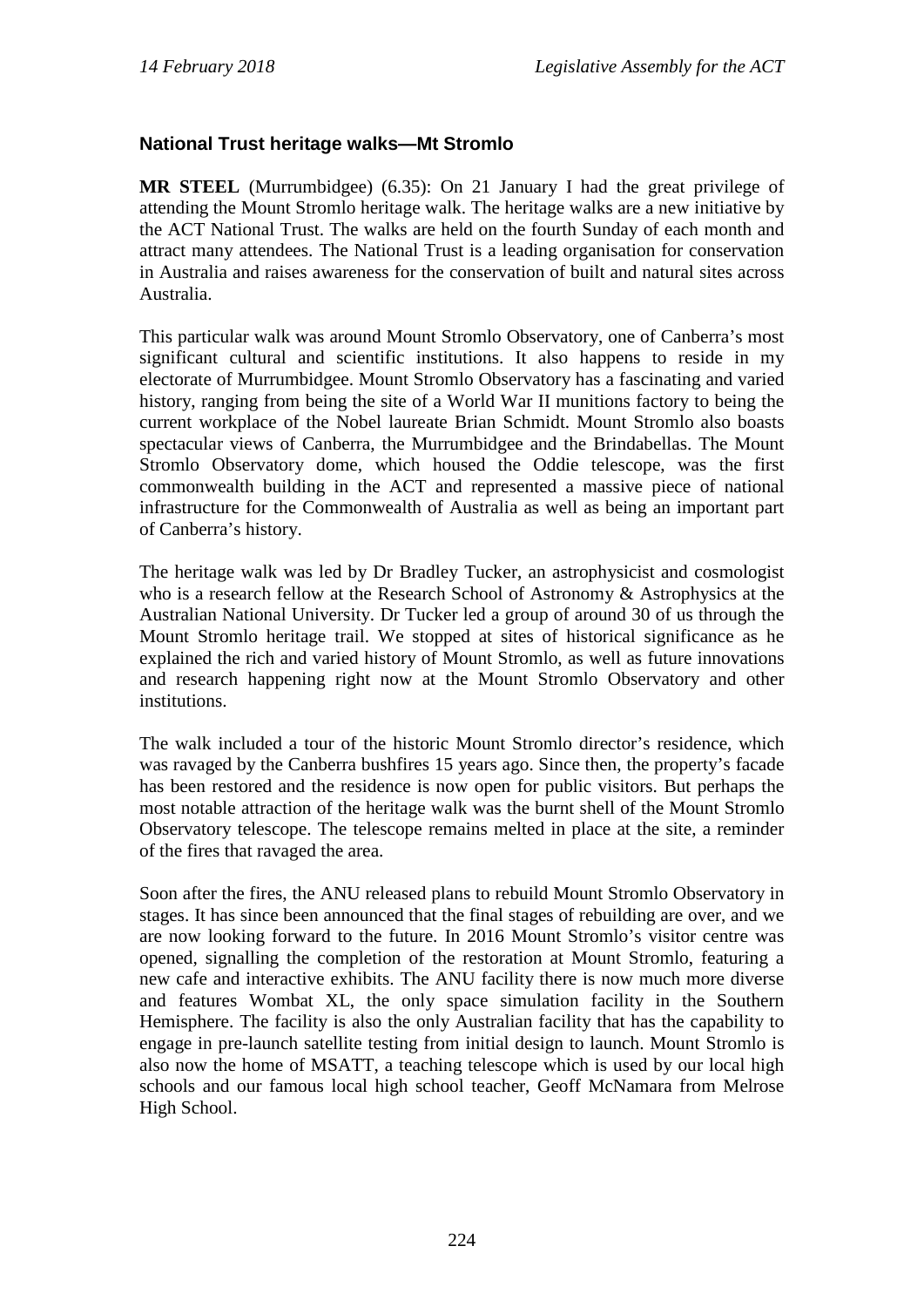### National Trust heritage walks—Mt Stromlo

**MR STEEL** (Murrumbidgee) (6.35): On 21 January I had the great privilege of attending the Mount Stromlo heritage walk. The heritage walks are a new initiative by the ACT National Trust. The walks are held on the fourth Sunday of each month and attract many attendees. The National Trust is a leading organisation for conservation in Australia and raises awareness for the conservation of built and natural sites across Australia.

This particular walk was around Mount Stromlo Observatory, one of Canberra's most significant cultural and scientific institutions. It also happens to reside in my electorate of Murrumbidgee. Mount Stromlo Observatory has a fascinating and varied history, ranging from being the site of a World War II munitions factory to being the current workplace of the Nobel laureate Brian Schmidt. Mount Stromlo also boasts spectacular views of Canberra, the Murrumbidgee and the Brindabellas. The Mount Stromlo Observatory dome, which housed the Oddie telescope, was the first commonwealth building in the ACT and represented a massive piece of national infrastructure for the Commonwealth of Australia as well as being an important part of Canberra's history.

The heritage walk was led by Dr Bradley Tucker, an astrophysicist and cosmologist who is a research fellow at the Research School of Astronomy & Astrophysics at the Australian National University. Dr Tucker led a group of around 30 of us through the Mount Stromlo heritage trail. We stopped at sites of historical significance as he explained the rich and varied history of Mount Stromlo, as well as future innovations and research happening right now at the Mount Stromlo Observatory and other institutions.

The walk included a tour of the historic Mount Stromlo director's residence, which was ravaged by the Canberra bushfires 15 years ago. Since then, the property's facade has been restored and the residence is now open for public visitors. But perhaps the most notable attraction of the heritage walk was the burnt shell of the Mount Stromlo Observatory telescope. The telescope remains melted in place at the site, a reminder of the fires that ravaged the area.

Soon after the fires, the ANU released plans to rebuild Mount Stromlo Observatory in stages. It has since been announced that the final stages of rebuilding are over, and we are now looking forward to the future. In 2016 Mount Stromlo's visitor centre was opened, signalling the completion of the restoration at Mount Stromlo, featuring a new cafe and interactive exhibits. The ANU facility there is now much more diverse and features Wombat XL, the only space simulation facility in the Southern Hemisphere. The facility is also the only Australian facility that has the capability to engage in pre-launch satellite testing from initial design to launch. Mount Stromlo is also now the home of MSATT, a teaching telescope which is used by our local high schools and our famous local high school teacher, Geoff McNamara from Melrose High School.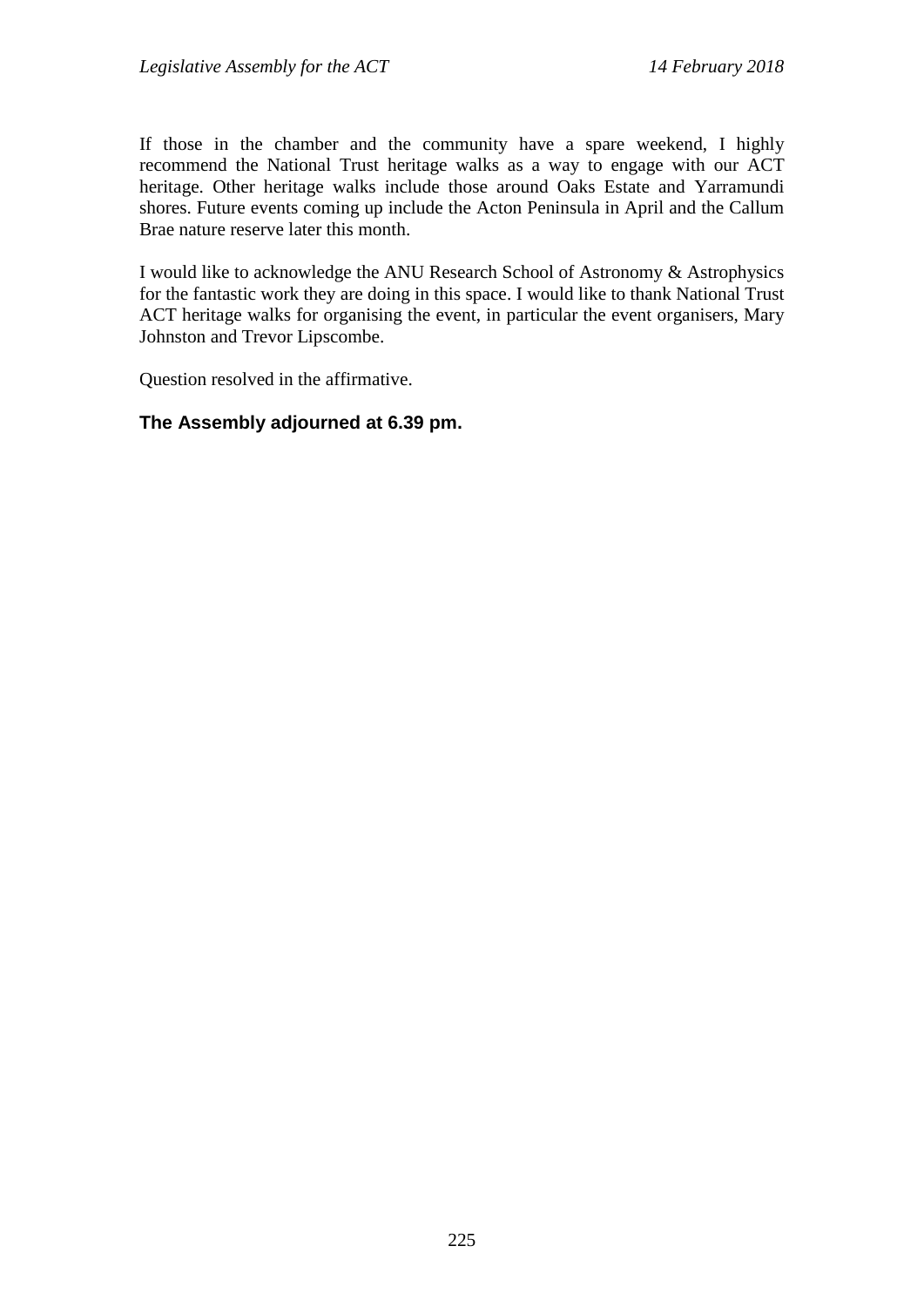If those in the chamber and the community have a spare weekend, I highly recommend the National Trust heritage walks as a way to engage with our ACT heritage. Other heritage walks include those around Oaks Estate and Yarramundi shores. Future events coming up include the Acton Peninsula in April and the Callum Brae nature reserve later this month.

I would like to acknowledge the ANU Research School of Astronomy & Astrophysics for the fantastic work they are doing in this space. I would like to thank National Trust ACT heritage walks for organising the event, in particular the event organisers, Mary Johnston and Trevor Lipscombe.

Question resolved in the affirmative.

**The Assembly adjourned at 6.39 pm.**